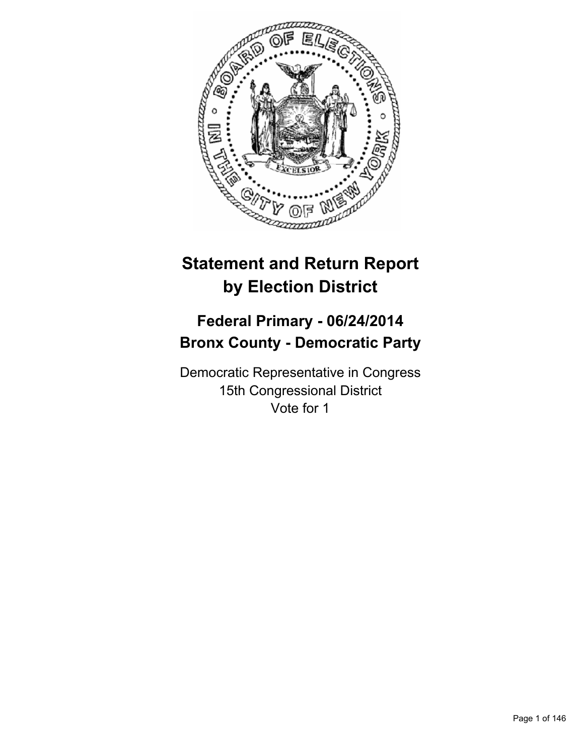# Statement and Return Report by Election District

## Federal Primary - 06/24/2014
## Bronx County - Democratic Party

Democratic Representative in Congress
15th Congressional District
Vote for 1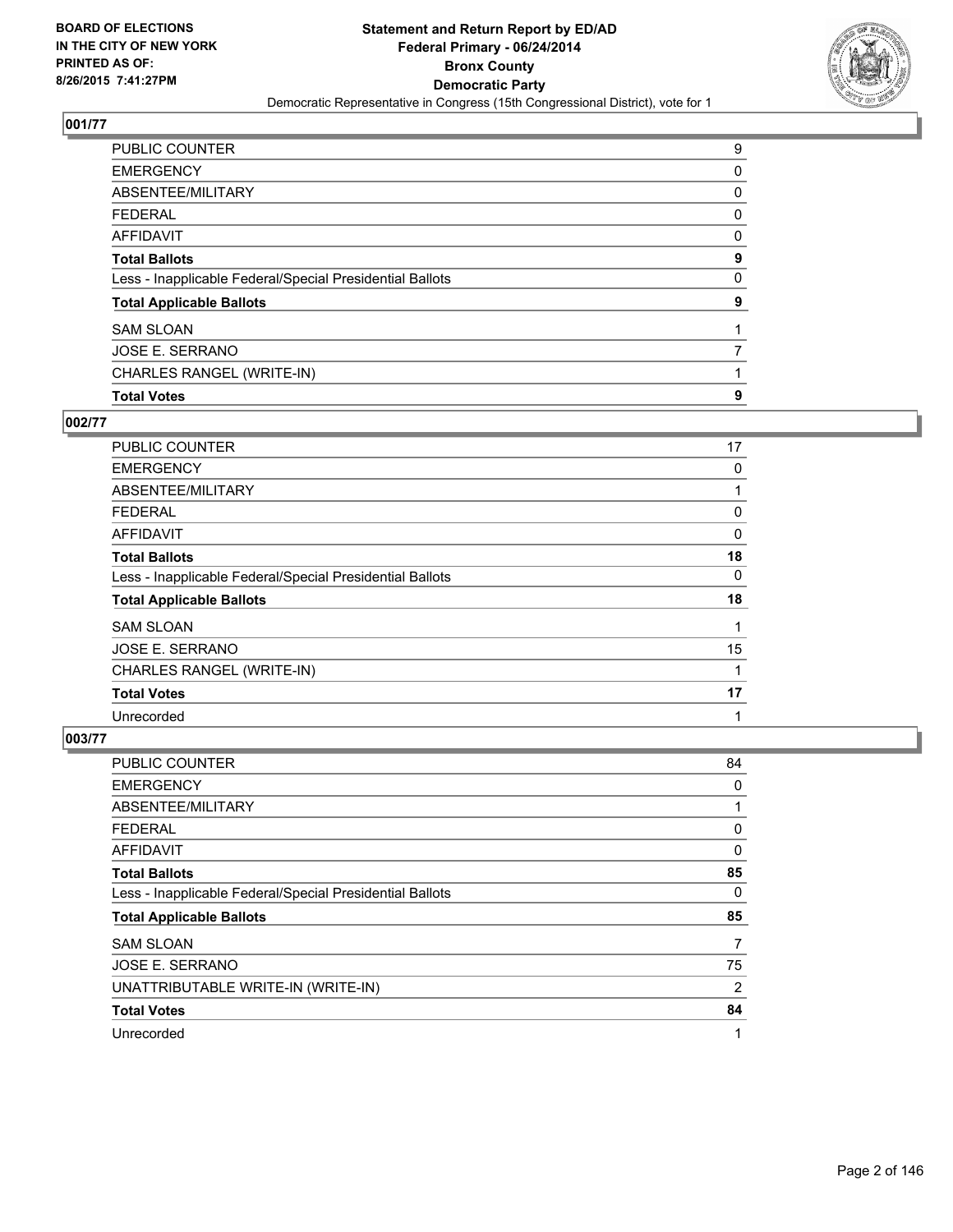**BOARD OF ELECTIONS IN THE CITY OF NEW YORK PRINTED AS OF: 8/26/2015 7:41:27PM**

**Statement and Return Report by ED/AD**
**Federal Primary - 06/24/2014**
**Bronx County**
**Democratic Party**
Democratic Representative in Congress (15th Congressional District), vote for 1

## 001/77

| | |
|---|---|
| PUBLIC COUNTER | 9 |
| EMERGENCY | 0 |
| ABSENTEE/MILITARY | 0 |
| FEDERAL | 0 |
| AFFIDAVIT | 0 |
| **Total Ballots** | **9** |
| Less - Inapplicable Federal/Special Presidential Ballots | 0 |
| **Total Applicable Ballots** | **9** |
| SAM SLOAN | 1 |
| JOSE E. SERRANO | 7 |
| CHARLES RANGEL (WRITE-IN) | 1 |
| **Total Votes** | **9** |

## 002/77

| | |
|---|---|
| PUBLIC COUNTER | 17 |
| EMERGENCY | 0 |
| ABSENTEE/MILITARY | 1 |
| FEDERAL | 0 |
| AFFIDAVIT | 0 |
| **Total Ballots** | **18** |
| Less - Inapplicable Federal/Special Presidential Ballots | 0 |
| **Total Applicable Ballots** | **18** |
| SAM SLOAN | 1 |
| JOSE E. SERRANO | 15 |
| CHARLES RANGEL (WRITE-IN) | 1 |
| **Total Votes** | **17** |
| Unrecorded | 1 |

## 003/77

| | |
|---|---|
| PUBLIC COUNTER | 84 |
| EMERGENCY | 0 |
| ABSENTEE/MILITARY | 1 |
| FEDERAL | 0 |
| AFFIDAVIT | 0 |
| **Total Ballots** | **85** |
| Less - Inapplicable Federal/Special Presidential Ballots | 0 |
| **Total Applicable Ballots** | **85** |
| SAM SLOAN | 7 |
| JOSE E. SERRANO | 75 |
| UNATTRIBUTABLE WRITE-IN (WRITE-IN) | 2 |
| **Total Votes** | **84** |
| Unrecorded | 1 |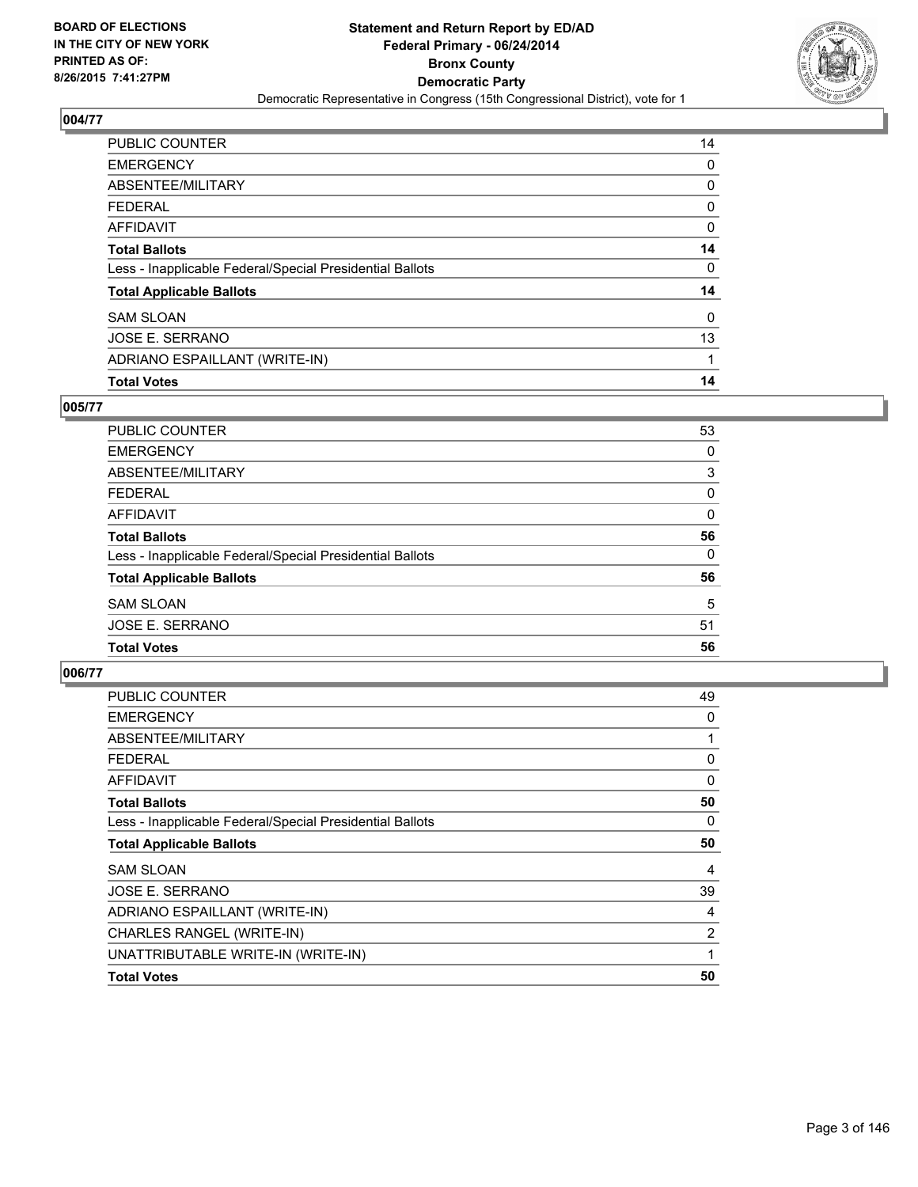BOARD OF ELECTIONS
IN THE CITY OF NEW YORK
PRINTED AS OF:
8/26/2015 7:41:27PM

**Statement and Return Report by ED/AD**
**Federal Primary - 06/24/2014**
**Bronx County**
**Democratic Party**
Democratic Representative in Congress (15th Congressional District), vote for 1

## 004/77

| | |
|---|---|
| PUBLIC COUNTER | 14 |
| EMERGENCY | 0 |
| ABSENTEE/MILITARY | 0 |
| FEDERAL | 0 |
| AFFIDAVIT | 0 |
| **Total Ballots** | **14** |
| Less - Inapplicable Federal/Special Presidential Ballots | 0 |
| **Total Applicable Ballots** | **14** |
| SAM SLOAN | 0 |
| JOSE E. SERRANO | 13 |
| ADRIANO ESPAILLANT (WRITE-IN) | 1 |
| **Total Votes** | **14** |

## 005/77

| | |
|---|---|
| PUBLIC COUNTER | 53 |
| EMERGENCY | 0 |
| ABSENTEE/MILITARY | 3 |
| FEDERAL | 0 |
| AFFIDAVIT | 0 |
| **Total Ballots** | **56** |
| Less - Inapplicable Federal/Special Presidential Ballots | 0 |
| **Total Applicable Ballots** | **56** |
| SAM SLOAN | 5 |
| JOSE E. SERRANO | 51 |
| **Total Votes** | **56** |

## 006/77

| | |
|---|---|
| PUBLIC COUNTER | 49 |
| EMERGENCY | 0 |
| ABSENTEE/MILITARY | 1 |
| FEDERAL | 0 |
| AFFIDAVIT | 0 |
| **Total Ballots** | **50** |
| Less - Inapplicable Federal/Special Presidential Ballots | 0 |
| **Total Applicable Ballots** | **50** |
| SAM SLOAN | 4 |
| JOSE E. SERRANO | 39 |
| ADRIANO ESPAILLANT (WRITE-IN) | 4 |
| CHARLES RANGEL (WRITE-IN) | 2 |
| UNATTRIBUTABLE WRITE-IN (WRITE-IN) | 1 |
| **Total Votes** | **50** |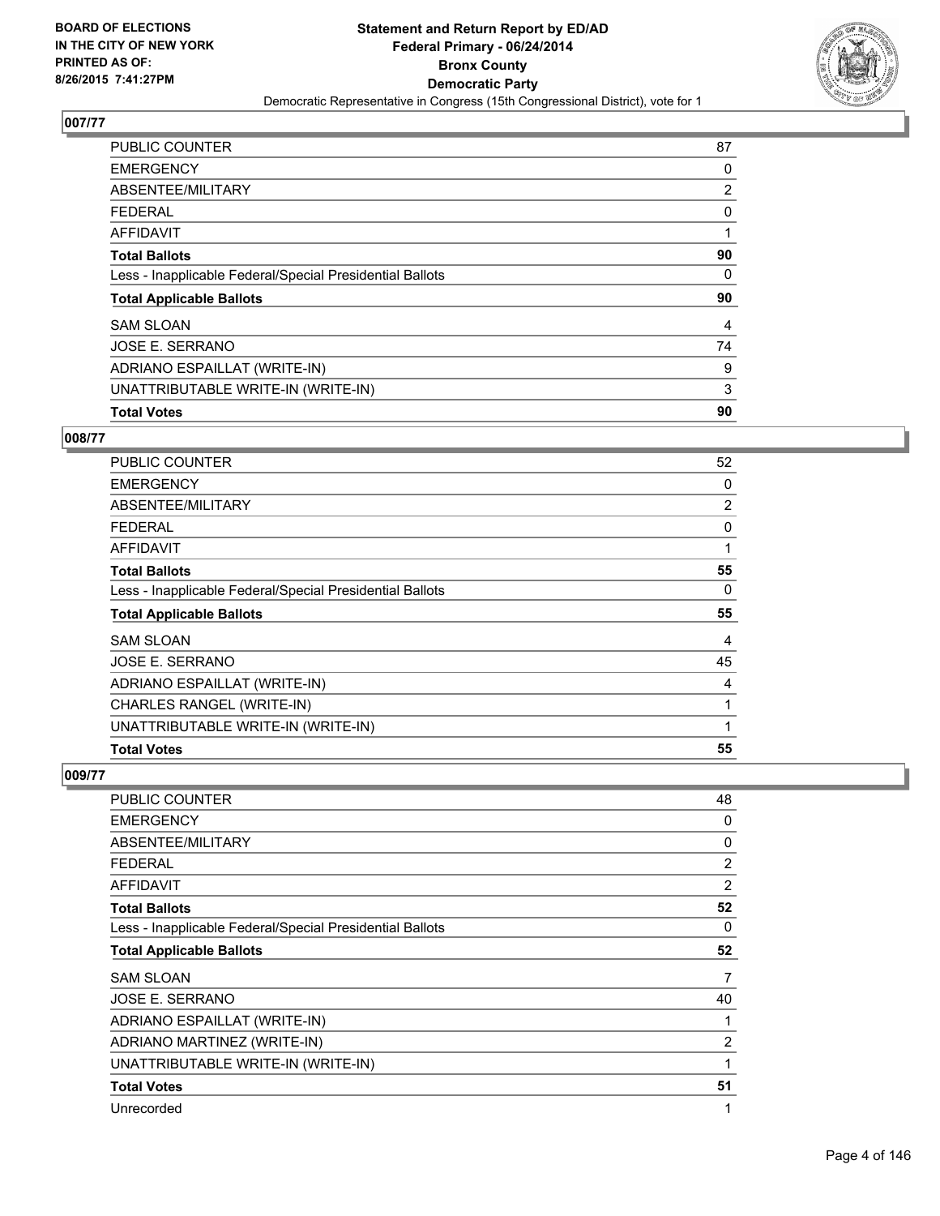BOARD OF ELECTIONS
IN THE CITY OF NEW YORK
PRINTED AS OF:
8/26/2015 7:41:27PM

**Statement and Return Report by ED/AD**
**Federal Primary - 06/24/2014**
**Bronx County**
**Democratic Party**
Democratic Representative in Congress (15th Congressional District), vote for 1

## 007/77

| | |
|---|---|
| PUBLIC COUNTER | 87 |
| EMERGENCY | 0 |
| ABSENTEE/MILITARY | 2 |
| FEDERAL | 0 |
| AFFIDAVIT | 1 |
| **Total Ballots** | **90** |
| Less - Inapplicable Federal/Special Presidential Ballots | 0 |
| **Total Applicable Ballots** | **90** |
| SAM SLOAN | 4 |
| JOSE E. SERRANO | 74 |
| ADRIANO ESPAILLAT (WRITE-IN) | 9 |
| UNATTRIBUTABLE WRITE-IN (WRITE-IN) | 3 |
| **Total Votes** | **90** |

## 008/77

| | |
|---|---|
| PUBLIC COUNTER | 52 |
| EMERGENCY | 0 |
| ABSENTEE/MILITARY | 2 |
| FEDERAL | 0 |
| AFFIDAVIT | 1 |
| **Total Ballots** | **55** |
| Less - Inapplicable Federal/Special Presidential Ballots | 0 |
| **Total Applicable Ballots** | **55** |
| SAM SLOAN | 4 |
| JOSE E. SERRANO | 45 |
| ADRIANO ESPAILLAT (WRITE-IN) | 4 |
| CHARLES RANGEL (WRITE-IN) | 1 |
| UNATTRIBUTABLE WRITE-IN (WRITE-IN) | 1 |
| **Total Votes** | **55** |

## 009/77

| | |
|---|---|
| PUBLIC COUNTER | 48 |
| EMERGENCY | 0 |
| ABSENTEE/MILITARY | 0 |
| FEDERAL | 2 |
| AFFIDAVIT | 2 |
| **Total Ballots** | **52** |
| Less - Inapplicable Federal/Special Presidential Ballots | 0 |
| **Total Applicable Ballots** | **52** |
| SAM SLOAN | 7 |
| JOSE E. SERRANO | 40 |
| ADRIANO ESPAILLAT (WRITE-IN) | 1 |
| ADRIANO MARTINEZ (WRITE-IN) | 2 |
| UNATTRIBUTABLE WRITE-IN (WRITE-IN) | 1 |
| **Total Votes** | **51** |
| Unrecorded | 1 |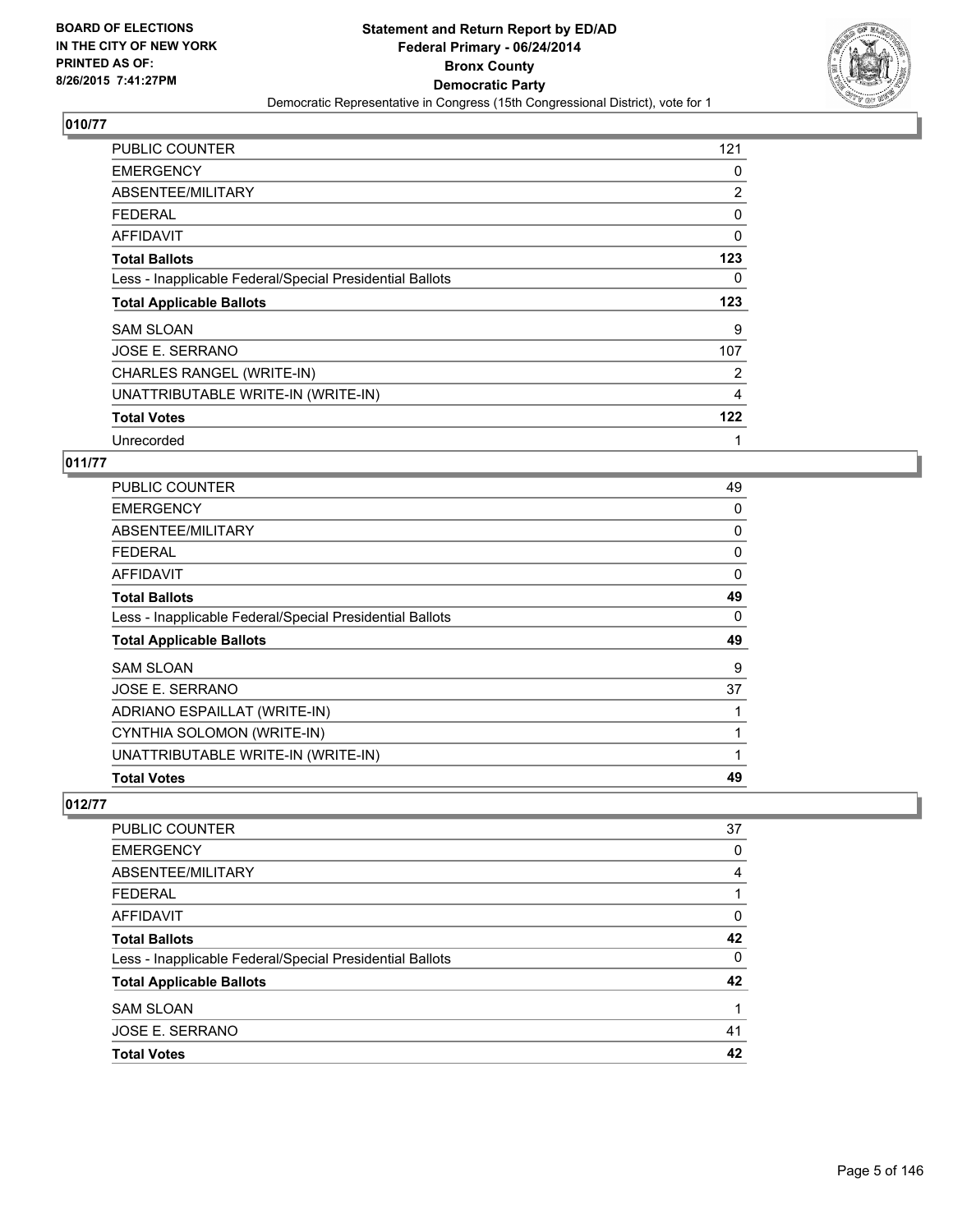**BOARD OF ELECTIONS IN THE CITY OF NEW YORK PRINTED AS OF: 8/26/2015 7:41:27PM**

**Statement and Return Report by ED/AD**
**Federal Primary - 06/24/2014**
**Bronx County**
**Democratic Party**
Democratic Representative in Congress (15th Congressional District), vote for 1

## 010/77

| | |
|---|---|
| PUBLIC COUNTER | 121 |
| EMERGENCY | 0 |
| ABSENTEE/MILITARY | 2 |
| FEDERAL | 0 |
| AFFIDAVIT | 0 |
| **Total Ballots** | **123** |
| Less - Inapplicable Federal/Special Presidential Ballots | 0 |
| **Total Applicable Ballots** | **123** |
| SAM SLOAN | 9 |
| JOSE E. SERRANO | 107 |
| CHARLES RANGEL (WRITE-IN) | 2 |
| UNATTRIBUTABLE WRITE-IN (WRITE-IN) | 4 |
| **Total Votes** | **122** |
| Unrecorded | 1 |

## 011/77

| | |
|---|---|
| PUBLIC COUNTER | 49 |
| EMERGENCY | 0 |
| ABSENTEE/MILITARY | 0 |
| FEDERAL | 0 |
| AFFIDAVIT | 0 |
| **Total Ballots** | **49** |
| Less - Inapplicable Federal/Special Presidential Ballots | 0 |
| **Total Applicable Ballots** | **49** |
| SAM SLOAN | 9 |
| JOSE E. SERRANO | 37 |
| ADRIANO ESPAILLAT (WRITE-IN) | 1 |
| CYNTHIA SOLOMON (WRITE-IN) | 1 |
| UNATTRIBUTABLE WRITE-IN (WRITE-IN) | 1 |
| **Total Votes** | **49** |

## 012/77

| | |
|---|---|
| PUBLIC COUNTER | 37 |
| EMERGENCY | 0 |
| ABSENTEE/MILITARY | 4 |
| FEDERAL | 1 |
| AFFIDAVIT | 0 |
| **Total Ballots** | **42** |
| Less - Inapplicable Federal/Special Presidential Ballots | 0 |
| **Total Applicable Ballots** | **42** |
| SAM SLOAN | 1 |
| JOSE E. SERRANO | 41 |
| **Total Votes** | **42** |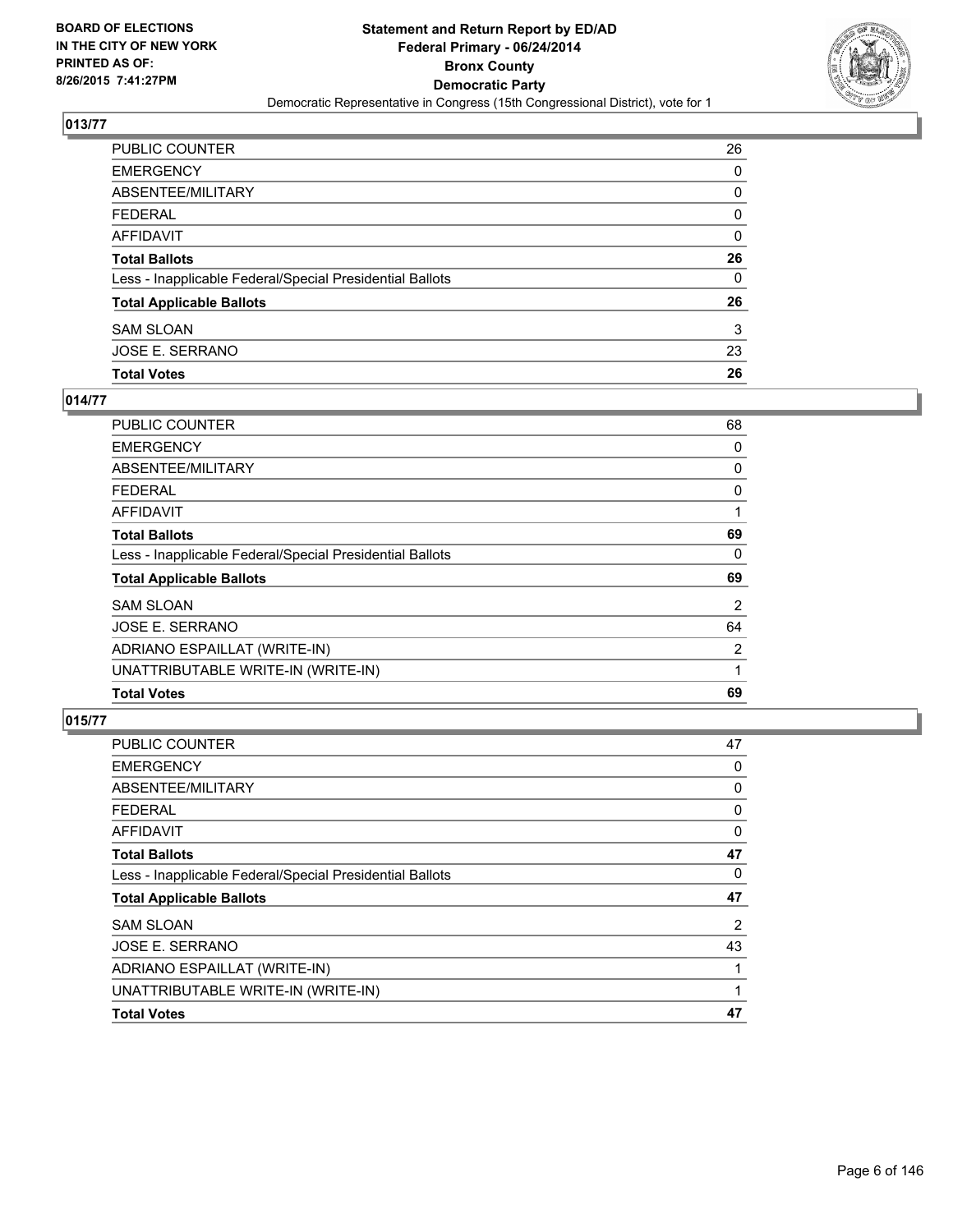**BOARD OF ELECTIONS IN THE CITY OF NEW YORK PRINTED AS OF: 8/26/2015 7:41:27PM**

**Statement and Return Report by ED/AD Federal Primary - 06/24/2014 Bronx County Democratic Party**

Democratic Representative in Congress (15th Congressional District), vote for 1

## 013/77

| | |
|---|---|
| PUBLIC COUNTER | 26 |
| EMERGENCY | 0 |
| ABSENTEE/MILITARY | 0 |
| FEDERAL | 0 |
| AFFIDAVIT | 0 |
| **Total Ballots** | **26** |
| Less - Inapplicable Federal/Special Presidential Ballots | 0 |
| **Total Applicable Ballots** | **26** |
| SAM SLOAN | 3 |
| JOSE E. SERRANO | 23 |
| **Total Votes** | **26** |

## 014/77

| | |
|---|---|
| PUBLIC COUNTER | 68 |
| EMERGENCY | 0 |
| ABSENTEE/MILITARY | 0 |
| FEDERAL | 0 |
| AFFIDAVIT | 1 |
| **Total Ballots** | **69** |
| Less - Inapplicable Federal/Special Presidential Ballots | 0 |
| **Total Applicable Ballots** | **69** |
| SAM SLOAN | 2 |
| JOSE E. SERRANO | 64 |
| ADRIANO ESPAILLAT (WRITE-IN) | 2 |
| UNATTRIBUTABLE WRITE-IN (WRITE-IN) | 1 |
| **Total Votes** | **69** |

## 015/77

| | |
|---|---|
| PUBLIC COUNTER | 47 |
| EMERGENCY | 0 |
| ABSENTEE/MILITARY | 0 |
| FEDERAL | 0 |
| AFFIDAVIT | 0 |
| **Total Ballots** | **47** |
| Less - Inapplicable Federal/Special Presidential Ballots | 0 |
| **Total Applicable Ballots** | **47** |
| SAM SLOAN | 2 |
| JOSE E. SERRANO | 43 |
| ADRIANO ESPAILLAT (WRITE-IN) | 1 |
| UNATTRIBUTABLE WRITE-IN (WRITE-IN) | 1 |
| **Total Votes** | **47** |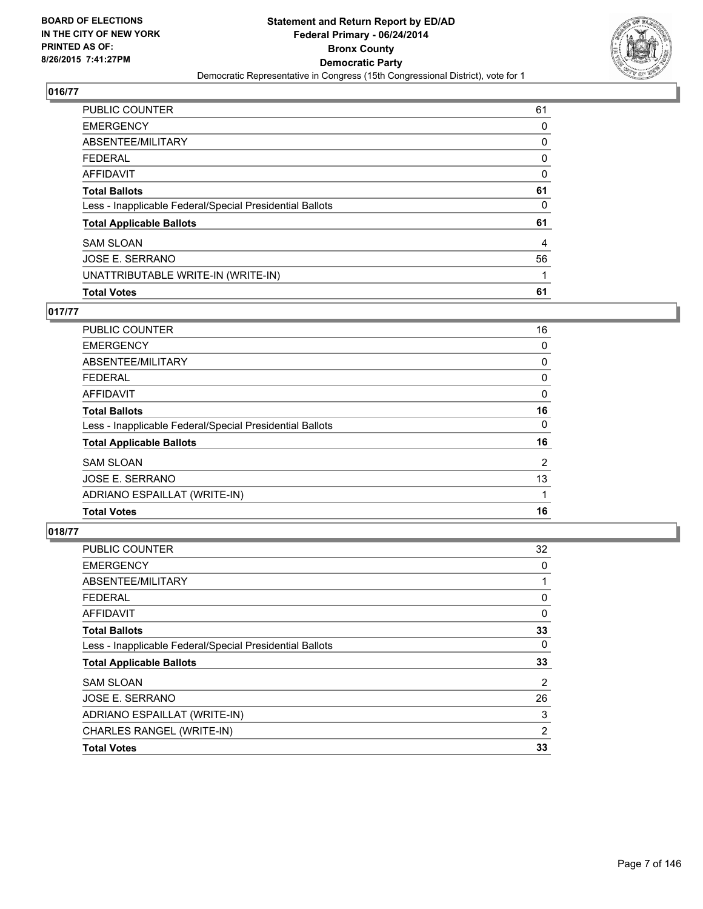**Statement and Return Report by ED/AD**
**Federal Primary - 06/24/2014**
**Bronx County**
**Democratic Party**
Democratic Representative in Congress (15th Congressional District), vote for 1

BOARD OF ELECTIONS
IN THE CITY OF NEW YORK
PRINTED AS OF:
8/26/2015 7:41:27PM

### 016/77

| | |
|---|---|
| PUBLIC COUNTER | 61 |
| EMERGENCY | 0 |
| ABSENTEE/MILITARY | 0 |
| FEDERAL | 0 |
| AFFIDAVIT | 0 |
| **Total Ballots** | **61** |
| Less - Inapplicable Federal/Special Presidential Ballots | 0 |
| **Total Applicable Ballots** | **61** |
| SAM SLOAN | 4 |
| JOSE E. SERRANO | 56 |
| UNATTRIBUTABLE WRITE-IN (WRITE-IN) | 1 |
| **Total Votes** | **61** |

### 017/77

| | |
|---|---|
| PUBLIC COUNTER | 16 |
| EMERGENCY | 0 |
| ABSENTEE/MILITARY | 0 |
| FEDERAL | 0 |
| AFFIDAVIT | 0 |
| **Total Ballots** | **16** |
| Less - Inapplicable Federal/Special Presidential Ballots | 0 |
| **Total Applicable Ballots** | **16** |
| SAM SLOAN | 2 |
| JOSE E. SERRANO | 13 |
| ADRIANO ESPAILLAT (WRITE-IN) | 1 |
| **Total Votes** | **16** |

### 018/77

| | |
|---|---|
| PUBLIC COUNTER | 32 |
| EMERGENCY | 0 |
| ABSENTEE/MILITARY | 1 |
| FEDERAL | 0 |
| AFFIDAVIT | 0 |
| **Total Ballots** | **33** |
| Less - Inapplicable Federal/Special Presidential Ballots | 0 |
| **Total Applicable Ballots** | **33** |
| SAM SLOAN | 2 |
| JOSE E. SERRANO | 26 |
| ADRIANO ESPAILLAT (WRITE-IN) | 3 |
| CHARLES RANGEL (WRITE-IN) | 2 |
| **Total Votes** | **33** |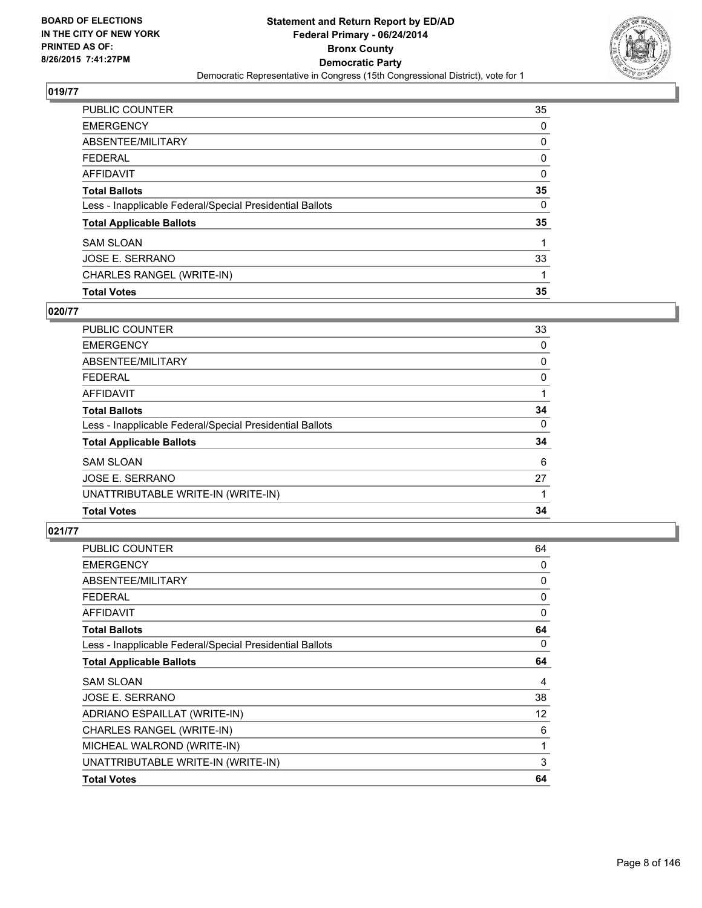**BOARD OF ELECTIONS IN THE CITY OF NEW YORK PRINTED AS OF: 8/26/2015 7:41:27PM**

**Statement and Return Report by ED/AD**
**Federal Primary - 06/24/2014**
**Bronx County**
**Democratic Party**
Democratic Representative in Congress (15th Congressional District), vote for 1

### 019/77

| | |
|---|---|
| PUBLIC COUNTER | 35 |
| EMERGENCY | 0 |
| ABSENTEE/MILITARY | 0 |
| FEDERAL | 0 |
| AFFIDAVIT | 0 |
| **Total Ballots** | **35** |
| Less - Inapplicable Federal/Special Presidential Ballots | 0 |
| **Total Applicable Ballots** | **35** |
| SAM SLOAN | 1 |
| JOSE E. SERRANO | 33 |
| CHARLES RANGEL (WRITE-IN) | 1 |
| **Total Votes** | **35** |

### 020/77

| | |
|---|---|
| PUBLIC COUNTER | 33 |
| EMERGENCY | 0 |
| ABSENTEE/MILITARY | 0 |
| FEDERAL | 0 |
| AFFIDAVIT | 1 |
| **Total Ballots** | **34** |
| Less - Inapplicable Federal/Special Presidential Ballots | 0 |
| **Total Applicable Ballots** | **34** |
| SAM SLOAN | 6 |
| JOSE E. SERRANO | 27 |
| UNATTRIBUTABLE WRITE-IN (WRITE-IN) | 1 |
| **Total Votes** | **34** |

### 021/77

| | |
|---|---|
| PUBLIC COUNTER | 64 |
| EMERGENCY | 0 |
| ABSENTEE/MILITARY | 0 |
| FEDERAL | 0 |
| AFFIDAVIT | 0 |
| **Total Ballots** | **64** |
| Less - Inapplicable Federal/Special Presidential Ballots | 0 |
| **Total Applicable Ballots** | **64** |
| SAM SLOAN | 4 |
| JOSE E. SERRANO | 38 |
| ADRIANO ESPAILLAT (WRITE-IN) | 12 |
| CHARLES RANGEL (WRITE-IN) | 6 |
| MICHEAL WALROND (WRITE-IN) | 1 |
| UNATTRIBUTABLE WRITE-IN (WRITE-IN) | 3 |
| **Total Votes** | **64** |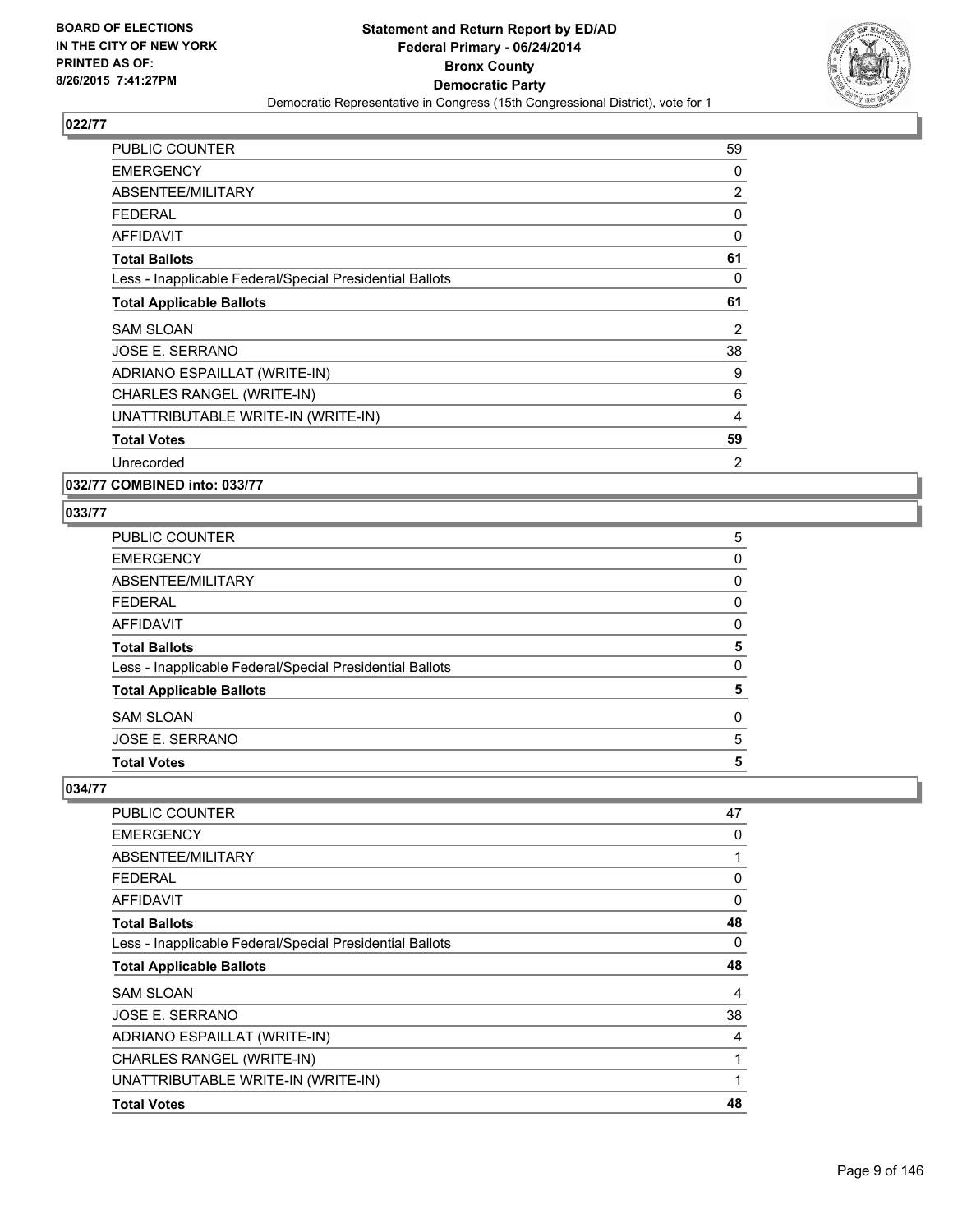### 022/77

| | |
|---|---|
| PUBLIC COUNTER | 59 |
| EMERGENCY | 0 |
| ABSENTEE/MILITARY | 2 |
| FEDERAL | 0 |
| AFFIDAVIT | 0 |
| **Total Ballots** | **61** |
| Less - Inapplicable Federal/Special Presidential Ballots | 0 |
| **Total Applicable Ballots** | **61** |
| SAM SLOAN | 2 |
| JOSE E. SERRANO | 38 |
| ADRIANO ESPAILLAT (WRITE-IN) | 9 |
| CHARLES RANGEL (WRITE-IN) | 6 |
| UNATTRIBUTABLE WRITE-IN (WRITE-IN) | 4 |
| **Total Votes** | **59** |
| Unrecorded | 2 |

### 032/77 COMBINED into: 033/77

### 033/77

| | |
|---|---|
| PUBLIC COUNTER | 5 |
| EMERGENCY | 0 |
| ABSENTEE/MILITARY | 0 |
| FEDERAL | 0 |
| AFFIDAVIT | 0 |
| **Total Ballots** | **5** |
| Less - Inapplicable Federal/Special Presidential Ballots | 0 |
| **Total Applicable Ballots** | **5** |
| SAM SLOAN | 0 |
| JOSE E. SERRANO | 5 |
| **Total Votes** | **5** |

### 034/77

| | |
|---|---|
| PUBLIC COUNTER | 47 |
| EMERGENCY | 0 |
| ABSENTEE/MILITARY | 1 |
| FEDERAL | 0 |
| AFFIDAVIT | 0 |
| **Total Ballots** | **48** |
| Less - Inapplicable Federal/Special Presidential Ballots | 0 |
| **Total Applicable Ballots** | **48** |
| SAM SLOAN | 4 |
| JOSE E. SERRANO | 38 |
| ADRIANO ESPAILLAT (WRITE-IN) | 4 |
| CHARLES RANGEL (WRITE-IN) | 1 |
| UNATTRIBUTABLE WRITE-IN (WRITE-IN) | 1 |
| **Total Votes** | **48** |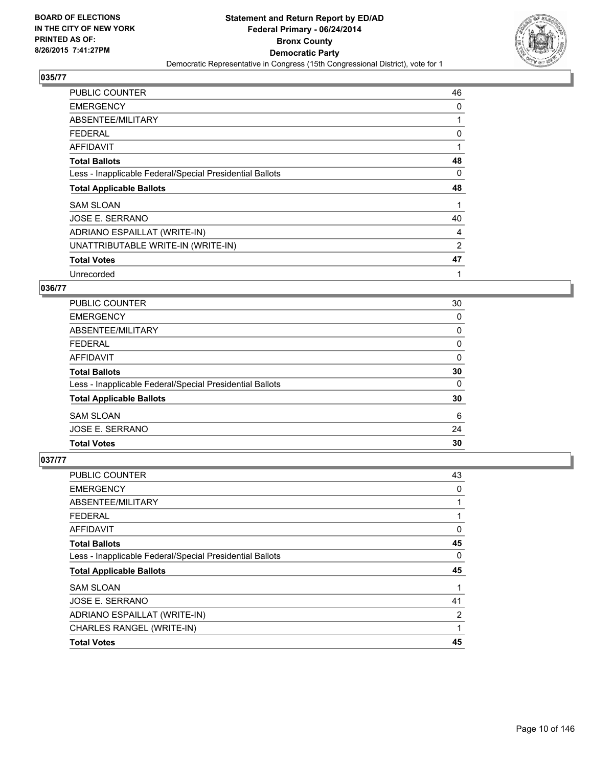BOARD OF ELECTIONS
IN THE CITY OF NEW YORK
PRINTED AS OF:
8/26/2015 7:41:27PM

**Statement and Return Report by ED/AD**
**Federal Primary - 06/24/2014**
**Bronx County**
**Democratic Party**
Democratic Representative in Congress (15th Congressional District), vote for 1

### 035/77

| | |
|---|---|
| PUBLIC COUNTER | 46 |
| EMERGENCY | 0 |
| ABSENTEE/MILITARY | 1 |
| FEDERAL | 0 |
| AFFIDAVIT | 1 |
| **Total Ballots** | **48** |
| Less - Inapplicable Federal/Special Presidential Ballots | 0 |
| **Total Applicable Ballots** | **48** |
| SAM SLOAN | 1 |
| JOSE E. SERRANO | 40 |
| ADRIANO ESPAILLAT (WRITE-IN) | 4 |
| UNATTRIBUTABLE WRITE-IN (WRITE-IN) | 2 |
| **Total Votes** | **47** |
| Unrecorded | 1 |

### 036/77

| | |
|---|---|
| PUBLIC COUNTER | 30 |
| EMERGENCY | 0 |
| ABSENTEE/MILITARY | 0 |
| FEDERAL | 0 |
| AFFIDAVIT | 0 |
| **Total Ballots** | **30** |
| Less - Inapplicable Federal/Special Presidential Ballots | 0 |
| **Total Applicable Ballots** | **30** |
| SAM SLOAN | 6 |
| JOSE E. SERRANO | 24 |
| **Total Votes** | **30** |

### 037/77

| | |
|---|---|
| PUBLIC COUNTER | 43 |
| EMERGENCY | 0 |
| ABSENTEE/MILITARY | 1 |
| FEDERAL | 1 |
| AFFIDAVIT | 0 |
| **Total Ballots** | **45** |
| Less - Inapplicable Federal/Special Presidential Ballots | 0 |
| **Total Applicable Ballots** | **45** |
| SAM SLOAN | 1 |
| JOSE E. SERRANO | 41 |
| ADRIANO ESPAILLAT (WRITE-IN) | 2 |
| CHARLES RANGEL (WRITE-IN) | 1 |
| **Total Votes** | **45** |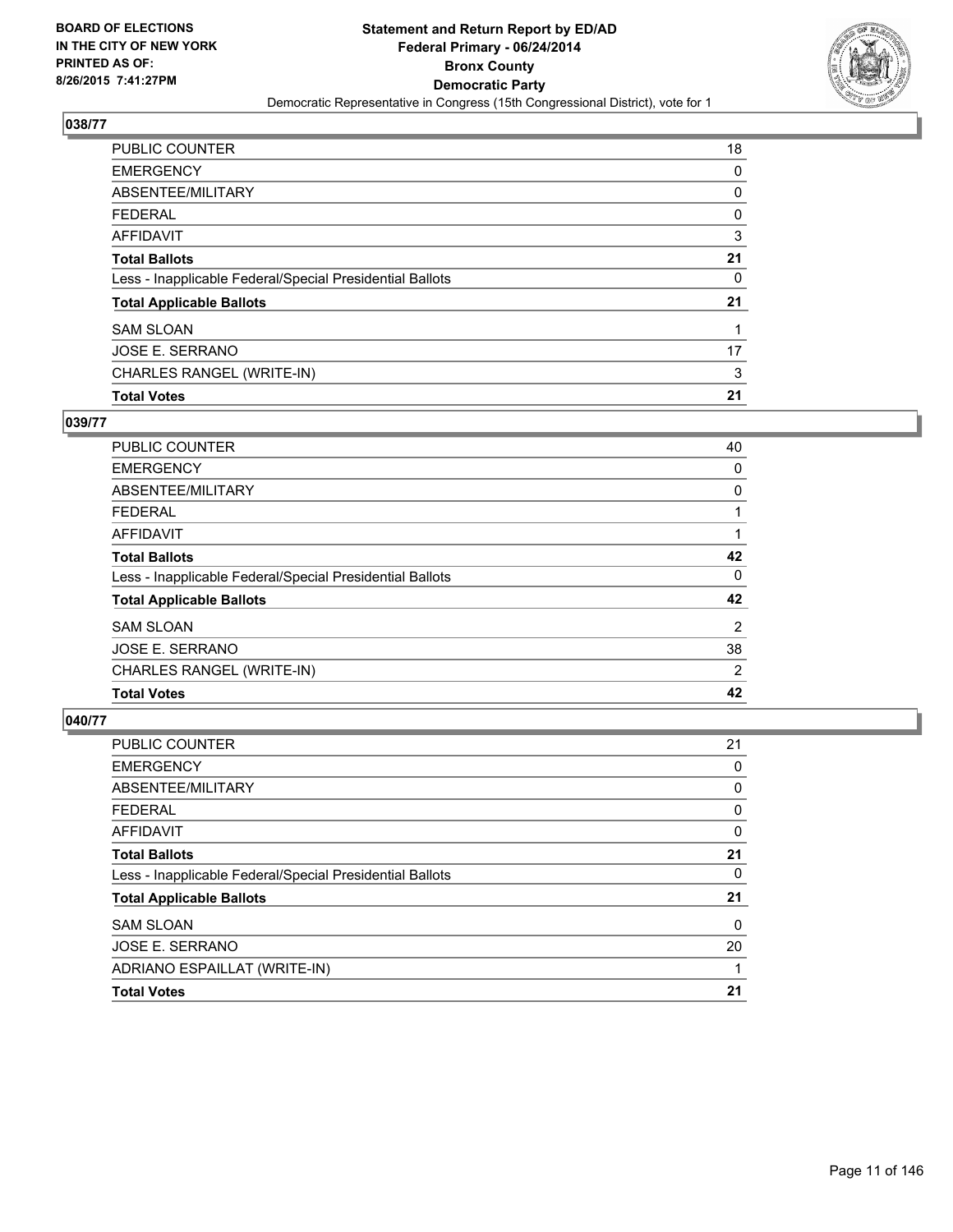**BOARD OF ELECTIONS IN THE CITY OF NEW YORK PRINTED AS OF: 8/26/2015 7:41:27PM**

**Statement and Return Report by ED/AD**
**Federal Primary - 06/24/2014**
**Bronx County**
**Democratic Party**
Democratic Representative in Congress (15th Congressional District), vote for 1

### 038/77

| | |
|---|---|
| PUBLIC COUNTER | 18 |
| EMERGENCY | 0 |
| ABSENTEE/MILITARY | 0 |
| FEDERAL | 0 |
| AFFIDAVIT | 3 |
| **Total Ballots** | **21** |
| Less - Inapplicable Federal/Special Presidential Ballots | 0 |
| **Total Applicable Ballots** | **21** |
| SAM SLOAN | 1 |
| JOSE E. SERRANO | 17 |
| CHARLES RANGEL (WRITE-IN) | 3 |
| **Total Votes** | **21** |

### 039/77

| | |
|---|---|
| PUBLIC COUNTER | 40 |
| EMERGENCY | 0 |
| ABSENTEE/MILITARY | 0 |
| FEDERAL | 1 |
| AFFIDAVIT | 1 |
| **Total Ballots** | **42** |
| Less - Inapplicable Federal/Special Presidential Ballots | 0 |
| **Total Applicable Ballots** | **42** |
| SAM SLOAN | 2 |
| JOSE E. SERRANO | 38 |
| CHARLES RANGEL (WRITE-IN) | 2 |
| **Total Votes** | **42** |

### 040/77

| | |
|---|---|
| PUBLIC COUNTER | 21 |
| EMERGENCY | 0 |
| ABSENTEE/MILITARY | 0 |
| FEDERAL | 0 |
| AFFIDAVIT | 0 |
| **Total Ballots** | **21** |
| Less - Inapplicable Federal/Special Presidential Ballots | 0 |
| **Total Applicable Ballots** | **21** |
| SAM SLOAN | 0 |
| JOSE E. SERRANO | 20 |
| ADRIANO ESPAILLAT (WRITE-IN) | 1 |
| **Total Votes** | **21** |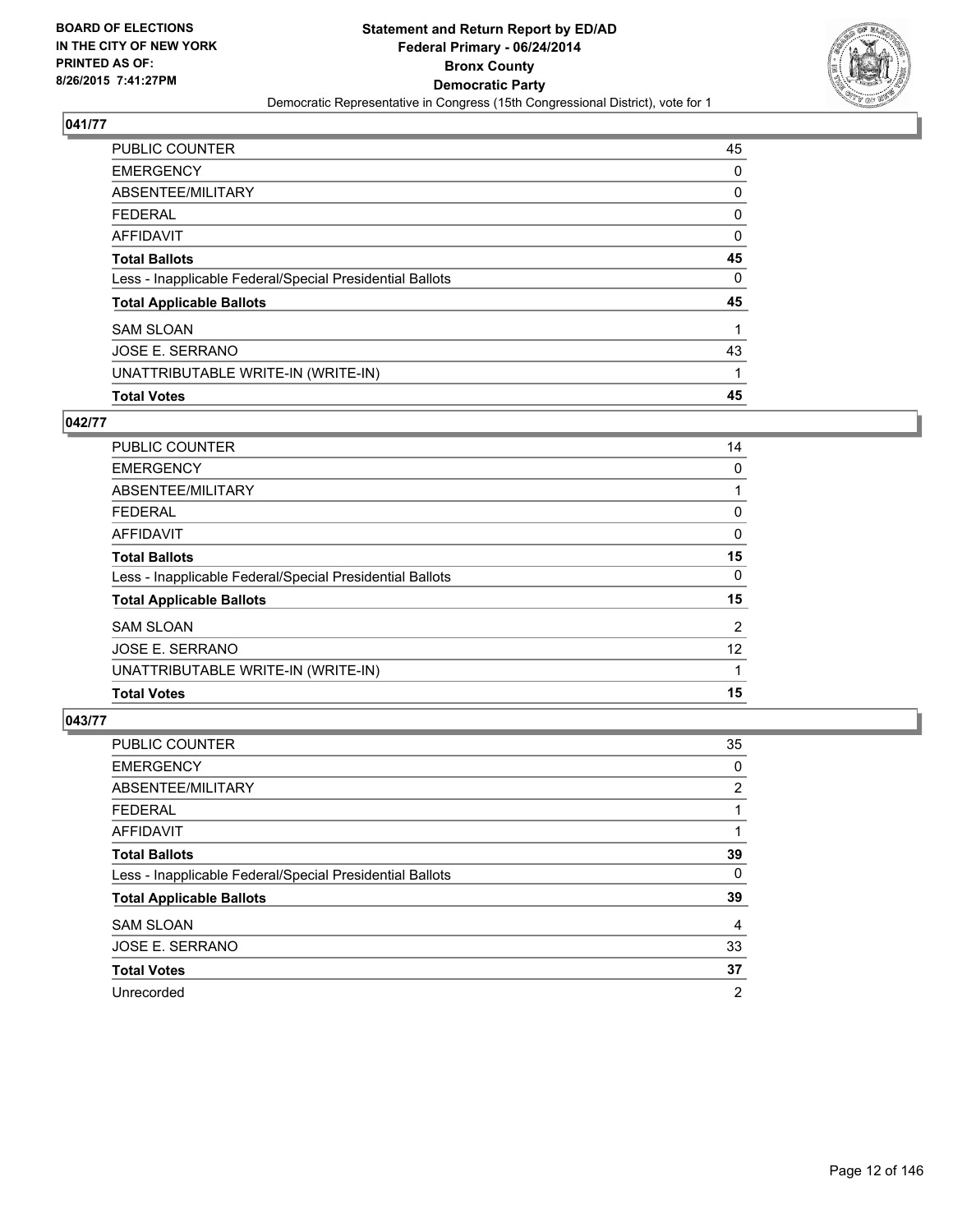## 041/77

| | |
|---|---|
| PUBLIC COUNTER | 45 |
| EMERGENCY | 0 |
| ABSENTEE/MILITARY | 0 |
| FEDERAL | 0 |
| AFFIDAVIT | 0 |
| **Total Ballots** | **45** |
| Less - Inapplicable Federal/Special Presidential Ballots | 0 |
| **Total Applicable Ballots** | **45** |
| SAM SLOAN | 1 |
| JOSE E. SERRANO | 43 |
| UNATTRIBUTABLE WRITE-IN (WRITE-IN) | 1 |
| **Total Votes** | **45** |

## 042/77

| | |
|---|---|
| PUBLIC COUNTER | 14 |
| EMERGENCY | 0 |
| ABSENTEE/MILITARY | 1 |
| FEDERAL | 0 |
| AFFIDAVIT | 0 |
| **Total Ballots** | **15** |
| Less - Inapplicable Federal/Special Presidential Ballots | 0 |
| **Total Applicable Ballots** | **15** |
| SAM SLOAN | 2 |
| JOSE E. SERRANO | 12 |
| UNATTRIBUTABLE WRITE-IN (WRITE-IN) | 1 |
| **Total Votes** | **15** |

## 043/77

| | |
|---|---|
| PUBLIC COUNTER | 35 |
| EMERGENCY | 0 |
| ABSENTEE/MILITARY | 2 |
| FEDERAL | 1 |
| AFFIDAVIT | 1 |
| **Total Ballots** | **39** |
| Less - Inapplicable Federal/Special Presidential Ballots | 0 |
| **Total Applicable Ballots** | **39** |
| SAM SLOAN | 4 |
| JOSE E. SERRANO | 33 |
| **Total Votes** | **37** |
| Unrecorded | 2 |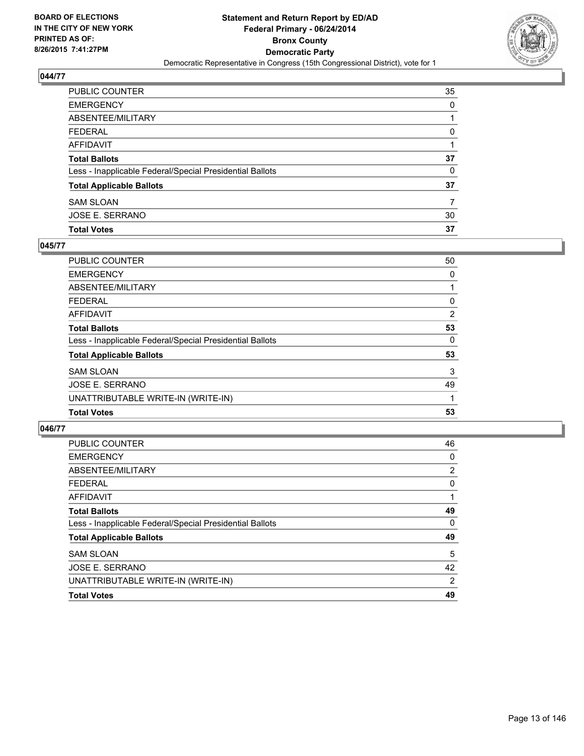## 044/77

| | |
|---|---|
| PUBLIC COUNTER | 35 |
| EMERGENCY | 0 |
| ABSENTEE/MILITARY | 1 |
| FEDERAL | 0 |
| AFFIDAVIT | 1 |
| **Total Ballots** | **37** |
| Less - Inapplicable Federal/Special Presidential Ballots | 0 |
| **Total Applicable Ballots** | **37** |
| SAM SLOAN | 7 |
| JOSE E. SERRANO | 30 |
| **Total Votes** | **37** |

## 045/77

| | |
|---|---|
| PUBLIC COUNTER | 50 |
| EMERGENCY | 0 |
| ABSENTEE/MILITARY | 1 |
| FEDERAL | 0 |
| AFFIDAVIT | 2 |
| **Total Ballots** | **53** |
| Less - Inapplicable Federal/Special Presidential Ballots | 0 |
| **Total Applicable Ballots** | **53** |
| SAM SLOAN | 3 |
| JOSE E. SERRANO | 49 |
| UNATTRIBUTABLE WRITE-IN (WRITE-IN) | 1 |
| **Total Votes** | **53** |

## 046/77

| | |
|---|---|
| PUBLIC COUNTER | 46 |
| EMERGENCY | 0 |
| ABSENTEE/MILITARY | 2 |
| FEDERAL | 0 |
| AFFIDAVIT | 1 |
| **Total Ballots** | **49** |
| Less - Inapplicable Federal/Special Presidential Ballots | 0 |
| **Total Applicable Ballots** | **49** |
| SAM SLOAN | 5 |
| JOSE E. SERRANO | 42 |
| UNATTRIBUTABLE WRITE-IN (WRITE-IN) | 2 |
| **Total Votes** | **49** |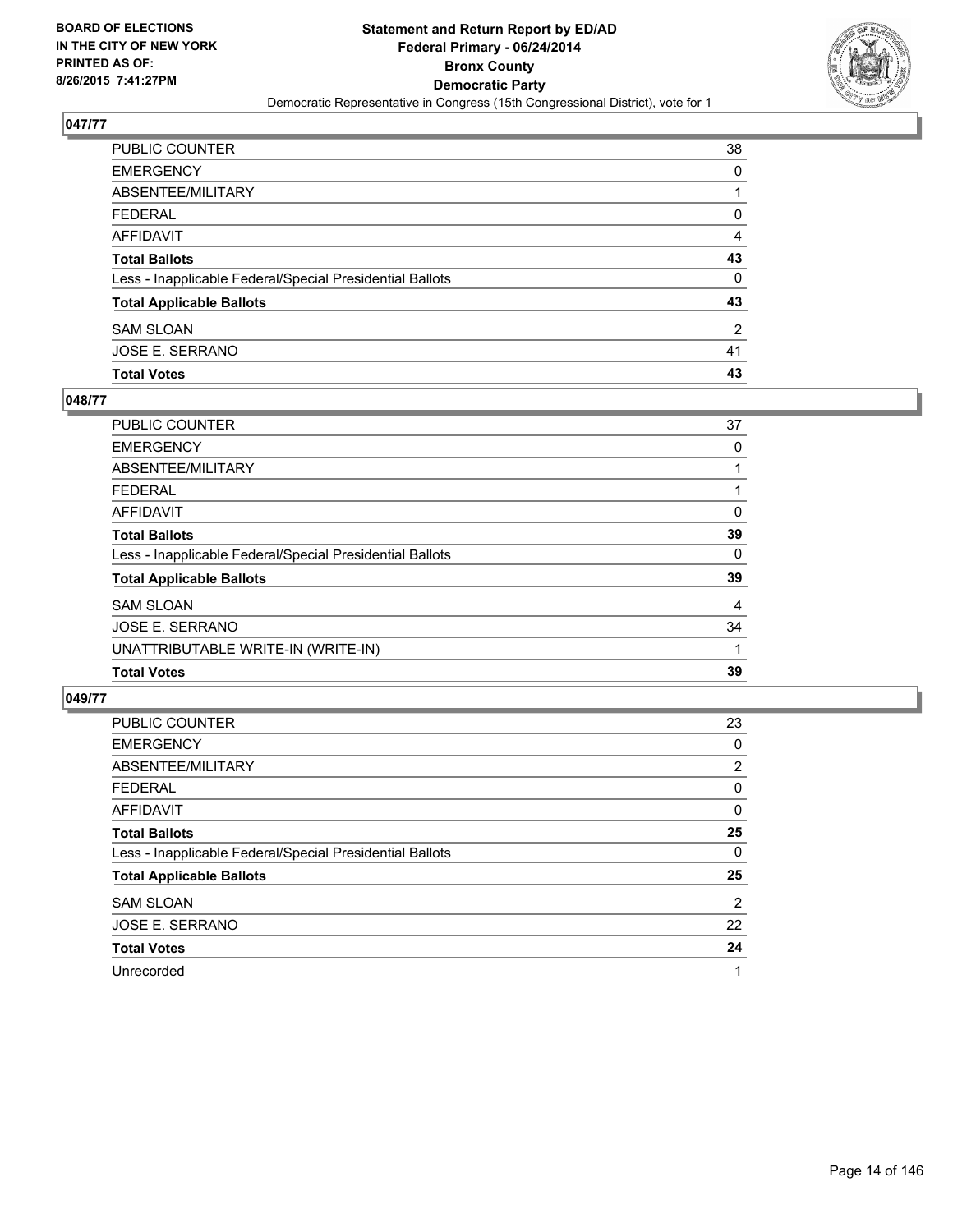**BOARD OF ELECTIONS IN THE CITY OF NEW YORK PRINTED AS OF: 8/26/2015 7:41:27PM**

**Statement and Return Report by ED/AD**
**Federal Primary - 06/24/2014**
**Bronx County**
**Democratic Party**
Democratic Representative in Congress (15th Congressional District), vote for 1

## 047/77

| | |
|---|---|
| PUBLIC COUNTER | 38 |
| EMERGENCY | 0 |
| ABSENTEE/MILITARY | 1 |
| FEDERAL | 0 |
| AFFIDAVIT | 4 |
| **Total Ballots** | **43** |
| Less - Inapplicable Federal/Special Presidential Ballots | 0 |
| **Total Applicable Ballots** | **43** |
| SAM SLOAN | 2 |
| JOSE E. SERRANO | 41 |
| **Total Votes** | **43** |

## 048/77

| | |
|---|---|
| PUBLIC COUNTER | 37 |
| EMERGENCY | 0 |
| ABSENTEE/MILITARY | 1 |
| FEDERAL | 1 |
| AFFIDAVIT | 0 |
| **Total Ballots** | **39** |
| Less - Inapplicable Federal/Special Presidential Ballots | 0 |
| **Total Applicable Ballots** | **39** |
| SAM SLOAN | 4 |
| JOSE E. SERRANO | 34 |
| UNATTRIBUTABLE WRITE-IN (WRITE-IN) | 1 |
| **Total Votes** | **39** |

## 049/77

| | |
|---|---|
| PUBLIC COUNTER | 23 |
| EMERGENCY | 0 |
| ABSENTEE/MILITARY | 2 |
| FEDERAL | 0 |
| AFFIDAVIT | 0 |
| **Total Ballots** | **25** |
| Less - Inapplicable Federal/Special Presidential Ballots | 0 |
| **Total Applicable Ballots** | **25** |
| SAM SLOAN | 2 |
| JOSE E. SERRANO | 22 |
| **Total Votes** | **24** |
| Unrecorded | 1 |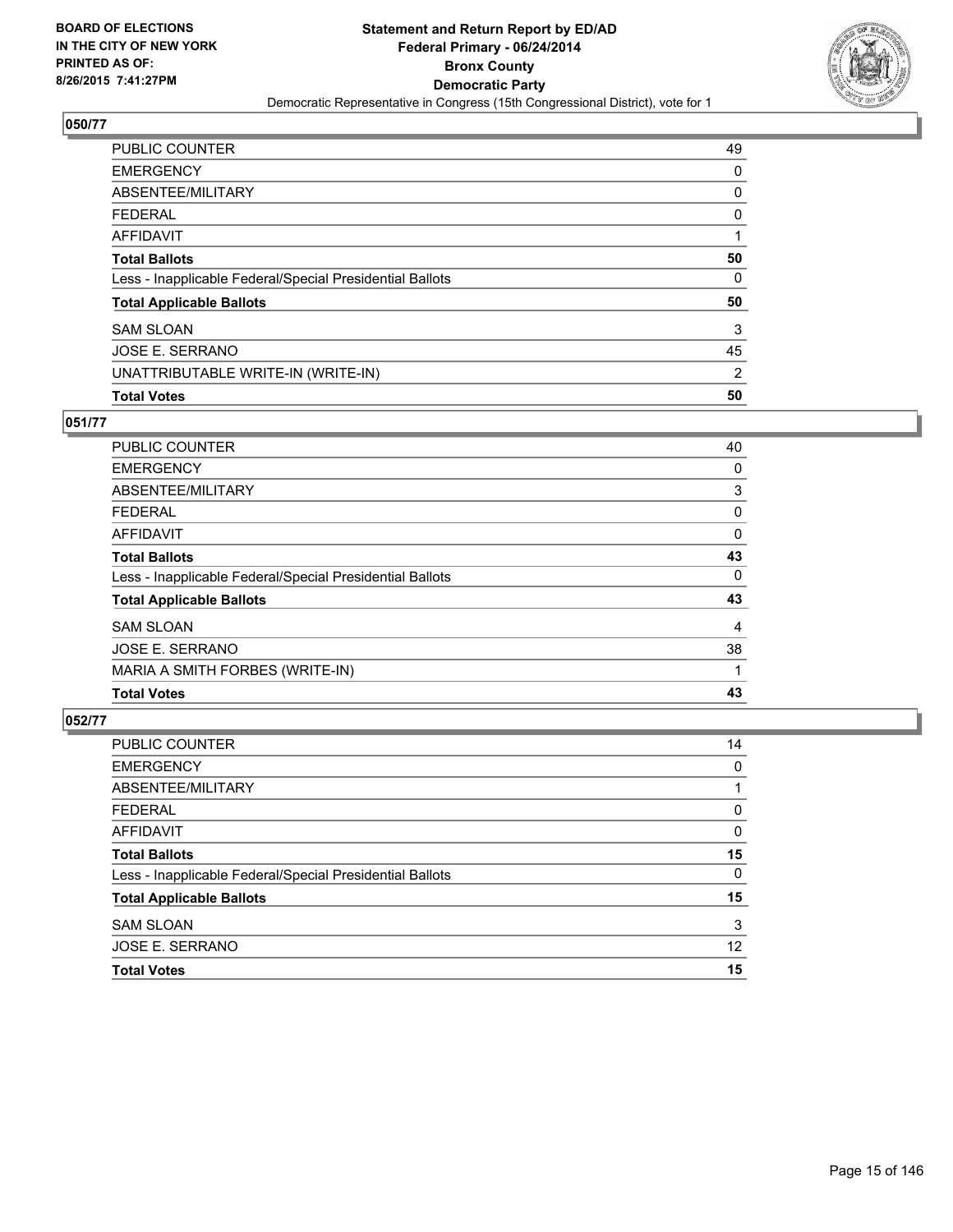BOARD OF ELECTIONS
IN THE CITY OF NEW YORK
PRINTED AS OF:
8/26/2015 7:41:27PM

# Statement and Return Report by ED/AD
## Federal Primary - 06/24/2014
## Bronx County
## Democratic Party
Democratic Representative in Congress (15th Congressional District), vote for 1

### 050/77

| | |
|---|---|
| PUBLIC COUNTER | 49 |
| EMERGENCY | 0 |
| ABSENTEE/MILITARY | 0 |
| FEDERAL | 0 |
| AFFIDAVIT | 1 |
| **Total Ballots** | **50** |
| Less - Inapplicable Federal/Special Presidential Ballots | 0 |
| **Total Applicable Ballots** | **50** |
| SAM SLOAN | 3 |
| JOSE E. SERRANO | 45 |
| UNATTRIBUTABLE WRITE-IN (WRITE-IN) | 2 |
| **Total Votes** | **50** |

### 051/77

| | |
|---|---|
| PUBLIC COUNTER | 40 |
| EMERGENCY | 0 |
| ABSENTEE/MILITARY | 3 |
| FEDERAL | 0 |
| AFFIDAVIT | 0 |
| **Total Ballots** | **43** |
| Less - Inapplicable Federal/Special Presidential Ballots | 0 |
| **Total Applicable Ballots** | **43** |
| SAM SLOAN | 4 |
| JOSE E. SERRANO | 38 |
| MARIA A SMITH FORBES (WRITE-IN) | 1 |
| **Total Votes** | **43** |

### 052/77

| | |
|---|---|
| PUBLIC COUNTER | 14 |
| EMERGENCY | 0 |
| ABSENTEE/MILITARY | 1 |
| FEDERAL | 0 |
| AFFIDAVIT | 0 |
| **Total Ballots** | **15** |
| Less - Inapplicable Federal/Special Presidential Ballots | 0 |
| **Total Applicable Ballots** | **15** |
| SAM SLOAN | 3 |
| JOSE E. SERRANO | 12 |
| **Total Votes** | **15** |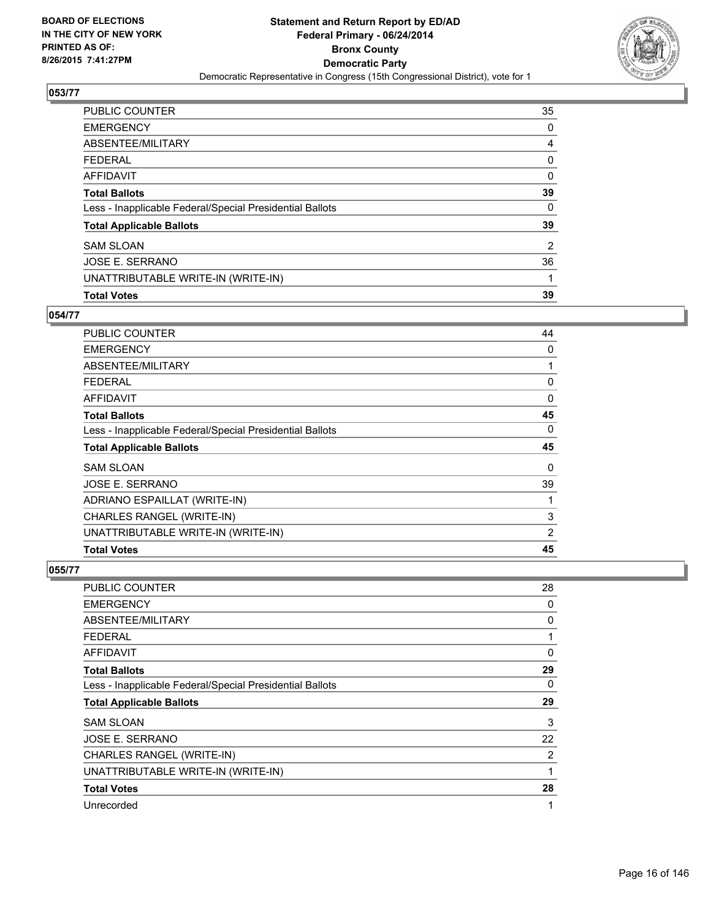## 053/77

| | |
|---|---|
| PUBLIC COUNTER | 35 |
| EMERGENCY | 0 |
| ABSENTEE/MILITARY | 4 |
| FEDERAL | 0 |
| AFFIDAVIT | 0 |
| **Total Ballots** | **39** |
| Less - Inapplicable Federal/Special Presidential Ballots | 0 |
| **Total Applicable Ballots** | **39** |
| SAM SLOAN | 2 |
| JOSE E. SERRANO | 36 |
| UNATTRIBUTABLE WRITE-IN (WRITE-IN) | 1 |
| **Total Votes** | **39** |

## 054/77

| | |
|---|---|
| PUBLIC COUNTER | 44 |
| EMERGENCY | 0 |
| ABSENTEE/MILITARY | 1 |
| FEDERAL | 0 |
| AFFIDAVIT | 0 |
| **Total Ballots** | **45** |
| Less - Inapplicable Federal/Special Presidential Ballots | 0 |
| **Total Applicable Ballots** | **45** |
| SAM SLOAN | 0 |
| JOSE E. SERRANO | 39 |
| ADRIANO ESPAILLAT (WRITE-IN) | 1 |
| CHARLES RANGEL (WRITE-IN) | 3 |
| UNATTRIBUTABLE WRITE-IN (WRITE-IN) | 2 |
| **Total Votes** | **45** |

## 055/77

| | |
|---|---|
| PUBLIC COUNTER | 28 |
| EMERGENCY | 0 |
| ABSENTEE/MILITARY | 0 |
| FEDERAL | 1 |
| AFFIDAVIT | 0 |
| **Total Ballots** | **29** |
| Less - Inapplicable Federal/Special Presidential Ballots | 0 |
| **Total Applicable Ballots** | **29** |
| SAM SLOAN | 3 |
| JOSE E. SERRANO | 22 |
| CHARLES RANGEL (WRITE-IN) | 2 |
| UNATTRIBUTABLE WRITE-IN (WRITE-IN) | 1 |
| **Total Votes** | **28** |
| Unrecorded | 1 |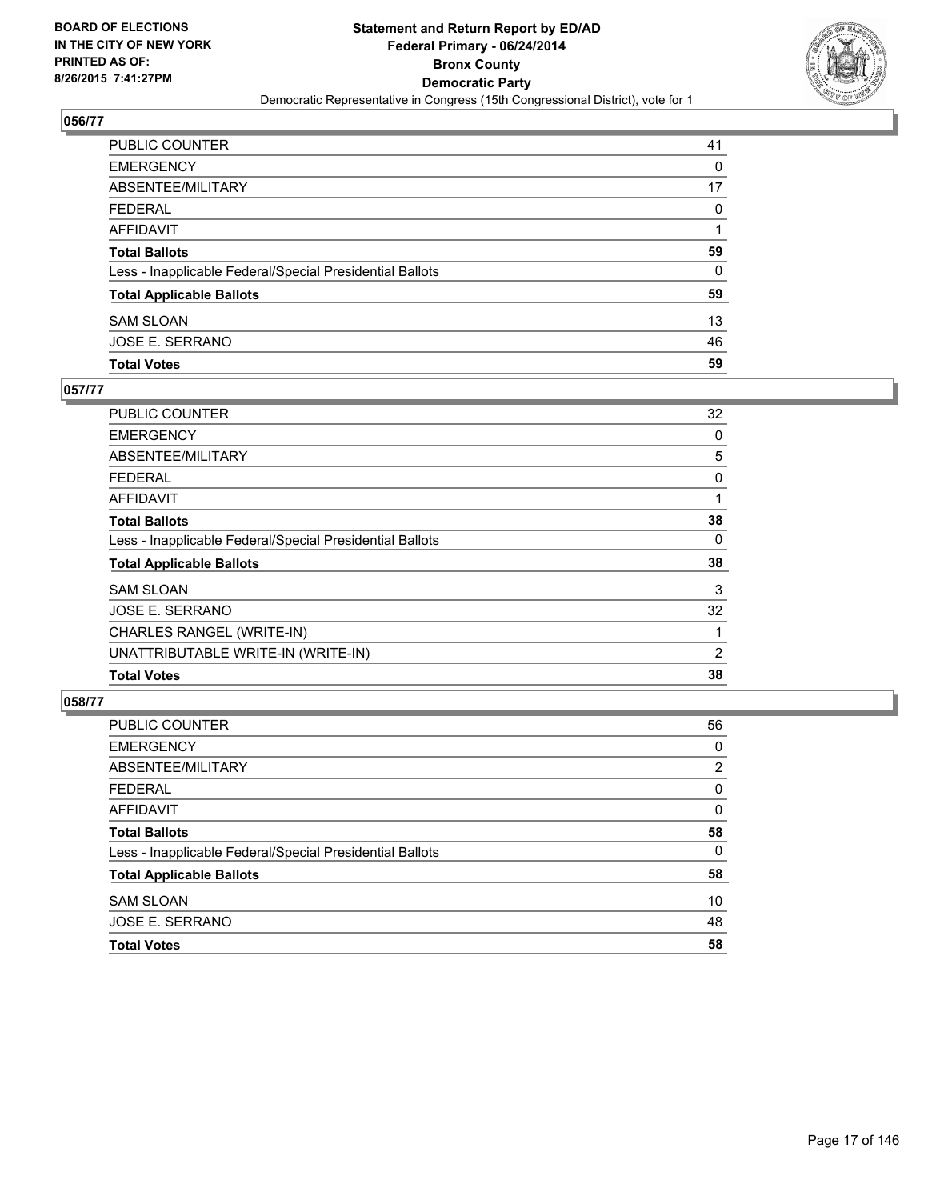## 056/77

| | |
|---|---|
| PUBLIC COUNTER | 41 |
| EMERGENCY | 0 |
| ABSENTEE/MILITARY | 17 |
| FEDERAL | 0 |
| AFFIDAVIT | 1 |
| **Total Ballots** | **59** |
| Less - Inapplicable Federal/Special Presidential Ballots | 0 |
| **Total Applicable Ballots** | **59** |
| SAM SLOAN | 13 |
| JOSE E. SERRANO | 46 |
| **Total Votes** | **59** |

## 057/77

| | |
|---|---|
| PUBLIC COUNTER | 32 |
| EMERGENCY | 0 |
| ABSENTEE/MILITARY | 5 |
| FEDERAL | 0 |
| AFFIDAVIT | 1 |
| **Total Ballots** | **38** |
| Less - Inapplicable Federal/Special Presidential Ballots | 0 |
| **Total Applicable Ballots** | **38** |
| SAM SLOAN | 3 |
| JOSE E. SERRANO | 32 |
| CHARLES RANGEL (WRITE-IN) | 1 |
| UNATTRIBUTABLE WRITE-IN (WRITE-IN) | 2 |
| **Total Votes** | **38** |

## 058/77

| | |
|---|---|
| PUBLIC COUNTER | 56 |
| EMERGENCY | 0 |
| ABSENTEE/MILITARY | 2 |
| FEDERAL | 0 |
| AFFIDAVIT | 0 |
| **Total Ballots** | **58** |
| Less - Inapplicable Federal/Special Presidential Ballots | 0 |
| **Total Applicable Ballots** | **58** |
| SAM SLOAN | 10 |
| JOSE E. SERRANO | 48 |
| **Total Votes** | **58** |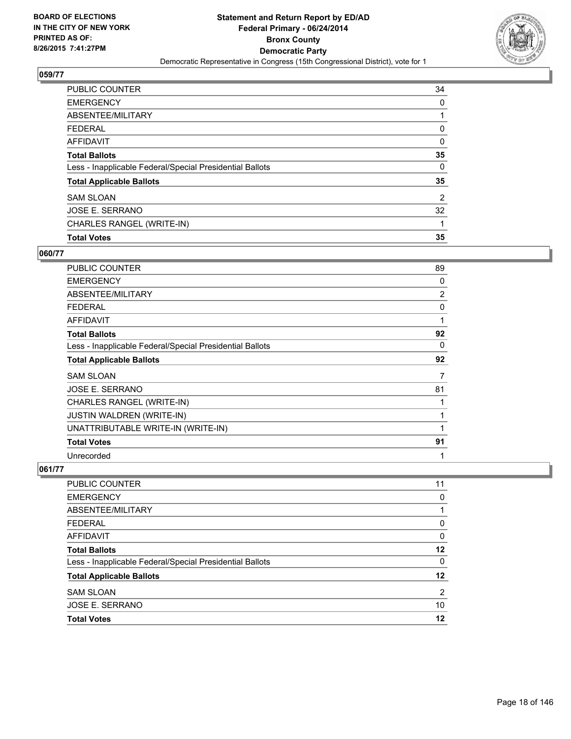BOARD OF ELECTIONS
IN THE CITY OF NEW YORK
PRINTED AS OF:
8/26/2015 7:41:27PM

**Statement and Return Report by ED/AD**
**Federal Primary - 06/24/2014**
**Bronx County**
**Democratic Party**
Democratic Representative in Congress (15th Congressional District), vote for 1

### 059/77

| | |
|---|---|
| PUBLIC COUNTER | 34 |
| EMERGENCY | 0 |
| ABSENTEE/MILITARY | 1 |
| FEDERAL | 0 |
| AFFIDAVIT | 0 |
| **Total Ballots** | **35** |
| Less - Inapplicable Federal/Special Presidential Ballots | 0 |
| **Total Applicable Ballots** | **35** |
| SAM SLOAN | 2 |
| JOSE E. SERRANO | 32 |
| CHARLES RANGEL (WRITE-IN) | 1 |
| **Total Votes** | **35** |

### 060/77

| | |
|---|---|
| PUBLIC COUNTER | 89 |
| EMERGENCY | 0 |
| ABSENTEE/MILITARY | 2 |
| FEDERAL | 0 |
| AFFIDAVIT | 1 |
| **Total Ballots** | **92** |
| Less - Inapplicable Federal/Special Presidential Ballots | 0 |
| **Total Applicable Ballots** | **92** |
| SAM SLOAN | 7 |
| JOSE E. SERRANO | 81 |
| CHARLES RANGEL (WRITE-IN) | 1 |
| JUSTIN WALDREN (WRITE-IN) | 1 |
| UNATTRIBUTABLE WRITE-IN (WRITE-IN) | 1 |
| **Total Votes** | **91** |
| Unrecorded | 1 |

### 061/77

| | |
|---|---|
| PUBLIC COUNTER | 11 |
| EMERGENCY | 0 |
| ABSENTEE/MILITARY | 1 |
| FEDERAL | 0 |
| AFFIDAVIT | 0 |
| **Total Ballots** | **12** |
| Less - Inapplicable Federal/Special Presidential Ballots | 0 |
| **Total Applicable Ballots** | **12** |
| SAM SLOAN | 2 |
| JOSE E. SERRANO | 10 |
| **Total Votes** | **12** |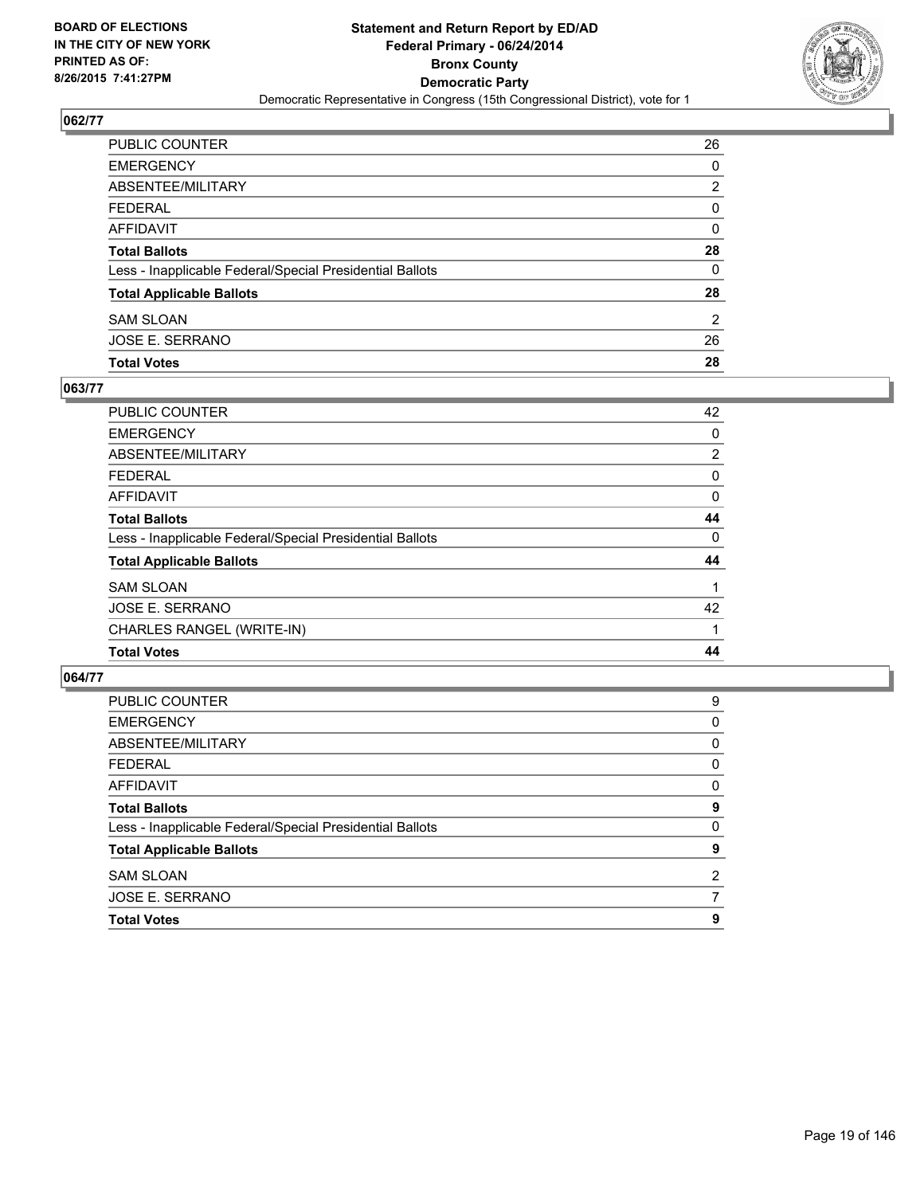**BOARD OF ELECTIONS IN THE CITY OF NEW YORK PRINTED AS OF: 8/26/2015 7:41:27PM**

**Statement and Return Report by ED/AD Federal Primary - 06/24/2014 Bronx County Democratic Party**

Democratic Representative in Congress (15th Congressional District), vote for 1

## 062/77

| | |
|---|---|
| PUBLIC COUNTER | 26 |
| EMERGENCY | 0 |
| ABSENTEE/MILITARY | 2 |
| FEDERAL | 0 |
| AFFIDAVIT | 0 |
| **Total Ballots** | **28** |
| Less - Inapplicable Federal/Special Presidential Ballots | 0 |
| **Total Applicable Ballots** | **28** |
| SAM SLOAN | 2 |
| JOSE E. SERRANO | 26 |
| **Total Votes** | **28** |

## 063/77

| | |
|---|---|
| PUBLIC COUNTER | 42 |
| EMERGENCY | 0 |
| ABSENTEE/MILITARY | 2 |
| FEDERAL | 0 |
| AFFIDAVIT | 0 |
| **Total Ballots** | **44** |
| Less - Inapplicable Federal/Special Presidential Ballots | 0 |
| **Total Applicable Ballots** | **44** |
| SAM SLOAN | 1 |
| JOSE E. SERRANO | 42 |
| CHARLES RANGEL (WRITE-IN) | 1 |
| **Total Votes** | **44** |

## 064/77

| | |
|---|---|
| PUBLIC COUNTER | 9 |
| EMERGENCY | 0 |
| ABSENTEE/MILITARY | 0 |
| FEDERAL | 0 |
| AFFIDAVIT | 0 |
| **Total Ballots** | **9** |
| Less - Inapplicable Federal/Special Presidential Ballots | 0 |
| **Total Applicable Ballots** | **9** |
| SAM SLOAN | 2 |
| JOSE E. SERRANO | 7 |
| **Total Votes** | **9** |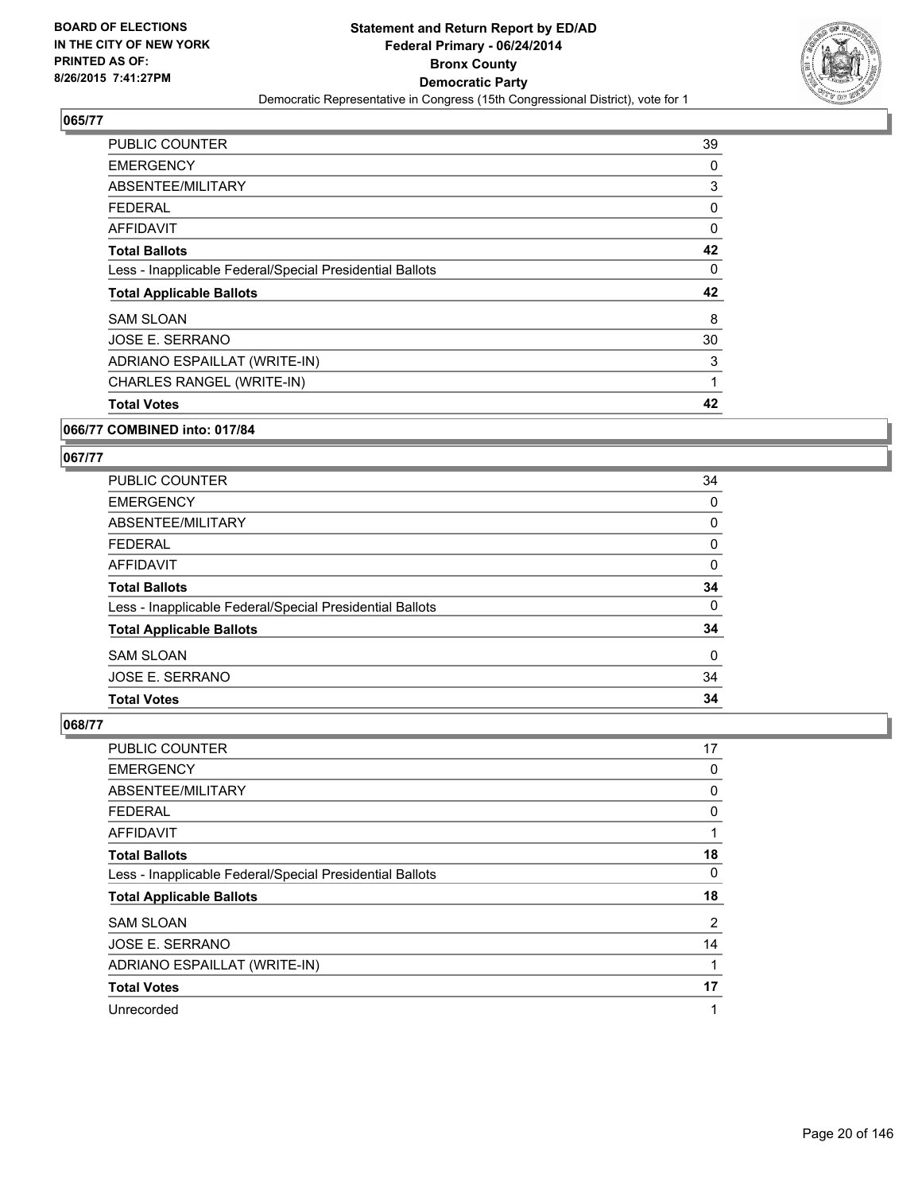**BOARD OF ELECTIONS IN THE CITY OF NEW YORK PRINTED AS OF: 8/26/2015 7:41:27PM**

**Statement and Return Report by ED/AD**
**Federal Primary - 06/24/2014**
**Bronx County**
**Democratic Party**
Democratic Representative in Congress (15th Congressional District), vote for 1

## 065/77

| | |
|---|---|
| PUBLIC COUNTER | 39 |
| EMERGENCY | 0 |
| ABSENTEE/MILITARY | 3 |
| FEDERAL | 0 |
| AFFIDAVIT | 0 |
| **Total Ballots** | **42** |
| Less - Inapplicable Federal/Special Presidential Ballots | 0 |
| **Total Applicable Ballots** | **42** |
| SAM SLOAN | 8 |
| JOSE E. SERRANO | 30 |
| ADRIANO ESPAILLAT (WRITE-IN) | 3 |
| CHARLES RANGEL (WRITE-IN) | 1 |
| **Total Votes** | **42** |

## 066/77 COMBINED into: 017/84

## 067/77

| | |
|---|---|
| PUBLIC COUNTER | 34 |
| EMERGENCY | 0 |
| ABSENTEE/MILITARY | 0 |
| FEDERAL | 0 |
| AFFIDAVIT | 0 |
| **Total Ballots** | **34** |
| Less - Inapplicable Federal/Special Presidential Ballots | 0 |
| **Total Applicable Ballots** | **34** |
| SAM SLOAN | 0 |
| JOSE E. SERRANO | 34 |
| **Total Votes** | **34** |

## 068/77

| | |
|---|---|
| PUBLIC COUNTER | 17 |
| EMERGENCY | 0 |
| ABSENTEE/MILITARY | 0 |
| FEDERAL | 0 |
| AFFIDAVIT | 1 |
| **Total Ballots** | **18** |
| Less - Inapplicable Federal/Special Presidential Ballots | 0 |
| **Total Applicable Ballots** | **18** |
| SAM SLOAN | 2 |
| JOSE E. SERRANO | 14 |
| ADRIANO ESPAILLAT (WRITE-IN) | 1 |
| **Total Votes** | **17** |
| Unrecorded | 1 |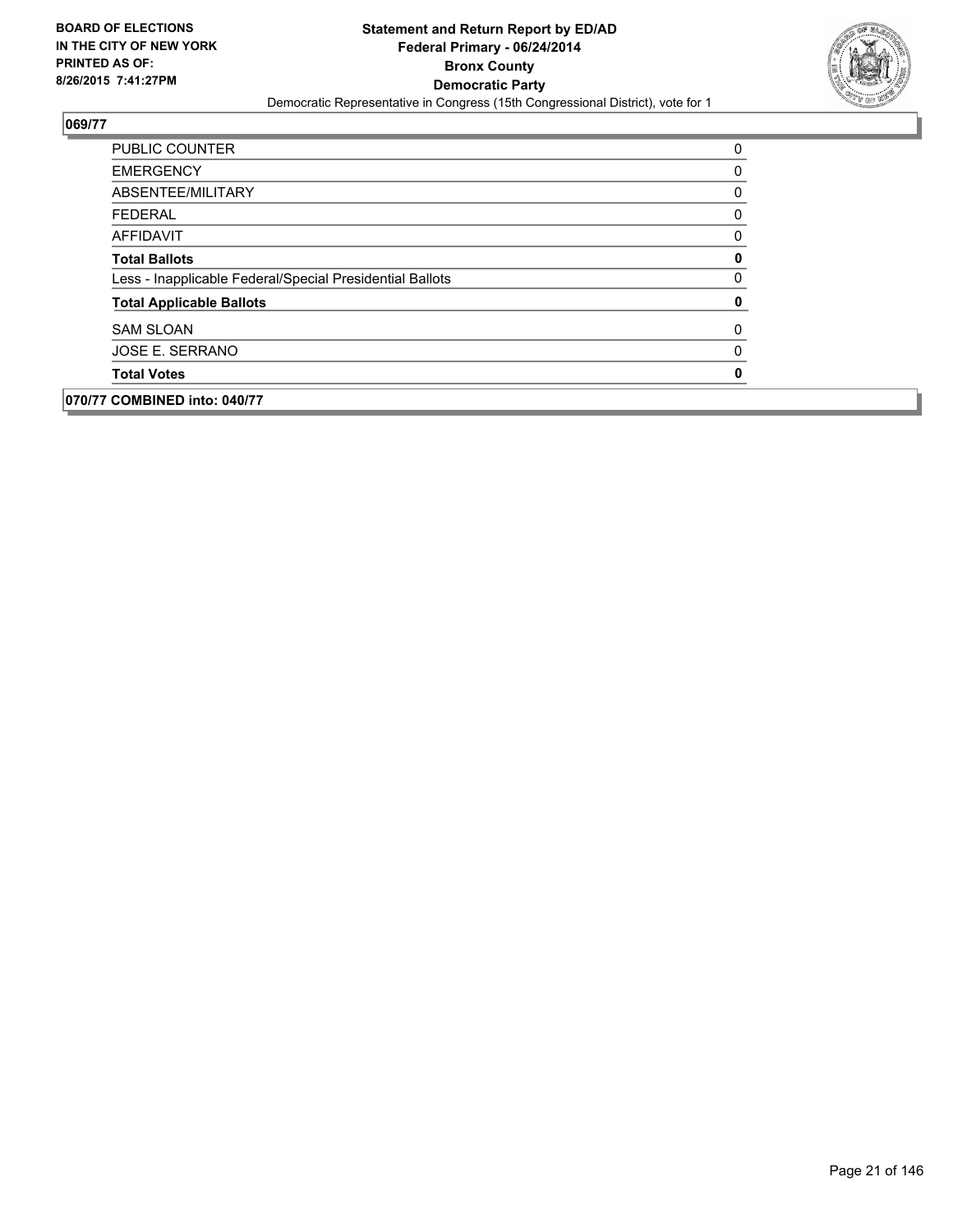**BOARD OF ELECTIONS IN THE CITY OF NEW YORK PRINTED AS OF: 8/26/2015 7:41:27PM**

**Statement and Return Report by ED/AD**
**Federal Primary - 06/24/2014**
**Bronx County**
**Democratic Party**
Democratic Representative in Congress (15th Congressional District), vote for 1

**069/77**

| | |
|---|---|
| PUBLIC COUNTER | 0 |
| EMERGENCY | 0 |
| ABSENTEE/MILITARY | 0 |
| FEDERAL | 0 |
| AFFIDAVIT | 0 |
| **Total Ballots** | **0** |
| Less - Inapplicable Federal/Special Presidential Ballots | 0 |
| **Total Applicable Ballots** | **0** |
| SAM SLOAN | 0 |
| JOSE E. SERRANO | 0 |
| **Total Votes** | **0** |

**070/77 COMBINED into: 040/77**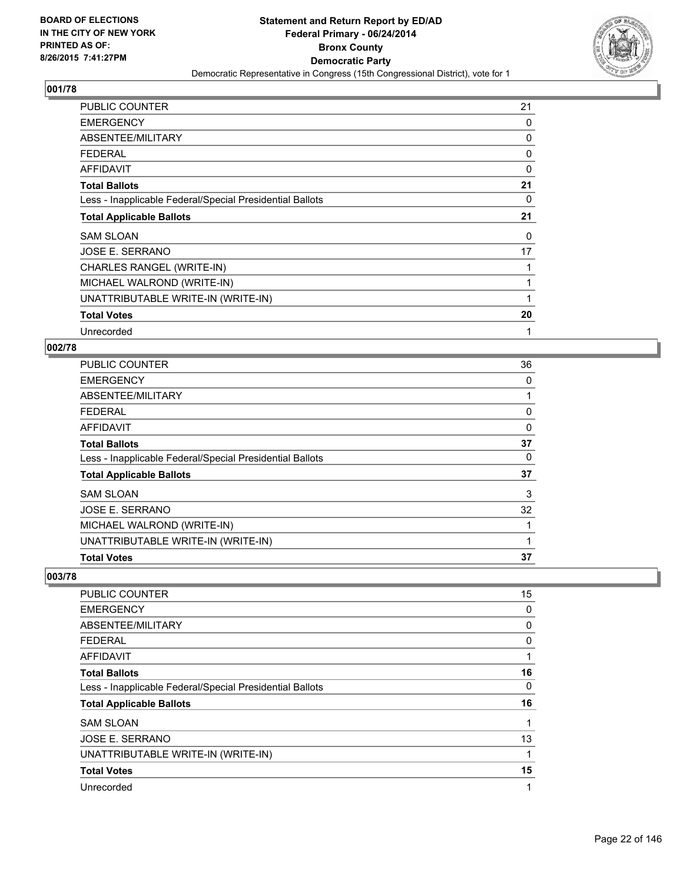BOARD OF ELECTIONS
IN THE CITY OF NEW YORK
PRINTED AS OF:
8/26/2015 7:41:27PM

**Statement and Return Report by ED/AD**
**Federal Primary - 06/24/2014**
**Bronx County**
**Democratic Party**
Democratic Representative in Congress (15th Congressional District), vote for 1

### 001/78

| | |
|---|---|
| PUBLIC COUNTER | 21 |
| EMERGENCY | 0 |
| ABSENTEE/MILITARY | 0 |
| FEDERAL | 0 |
| AFFIDAVIT | 0 |
| **Total Ballots** | **21** |
| Less - Inapplicable Federal/Special Presidential Ballots | 0 |
| **Total Applicable Ballots** | **21** |
| SAM SLOAN | 0 |
| JOSE E. SERRANO | 17 |
| CHARLES RANGEL (WRITE-IN) | 1 |
| MICHAEL WALROND (WRITE-IN) | 1 |
| UNATTRIBUTABLE WRITE-IN (WRITE-IN) | 1 |
| **Total Votes** | **20** |
| Unrecorded | 1 |

### 002/78

| | |
|---|---|
| PUBLIC COUNTER | 36 |
| EMERGENCY | 0 |
| ABSENTEE/MILITARY | 1 |
| FEDERAL | 0 |
| AFFIDAVIT | 0 |
| **Total Ballots** | **37** |
| Less - Inapplicable Federal/Special Presidential Ballots | 0 |
| **Total Applicable Ballots** | **37** |
| SAM SLOAN | 3 |
| JOSE E. SERRANO | 32 |
| MICHAEL WALROND (WRITE-IN) | 1 |
| UNATTRIBUTABLE WRITE-IN (WRITE-IN) | 1 |
| **Total Votes** | **37** |

### 003/78

| | |
|---|---|
| PUBLIC COUNTER | 15 |
| EMERGENCY | 0 |
| ABSENTEE/MILITARY | 0 |
| FEDERAL | 0 |
| AFFIDAVIT | 1 |
| **Total Ballots** | **16** |
| Less - Inapplicable Federal/Special Presidential Ballots | 0 |
| **Total Applicable Ballots** | **16** |
| SAM SLOAN | 1 |
| JOSE E. SERRANO | 13 |
| UNATTRIBUTABLE WRITE-IN (WRITE-IN) | 1 |
| **Total Votes** | **15** |
| Unrecorded | 1 |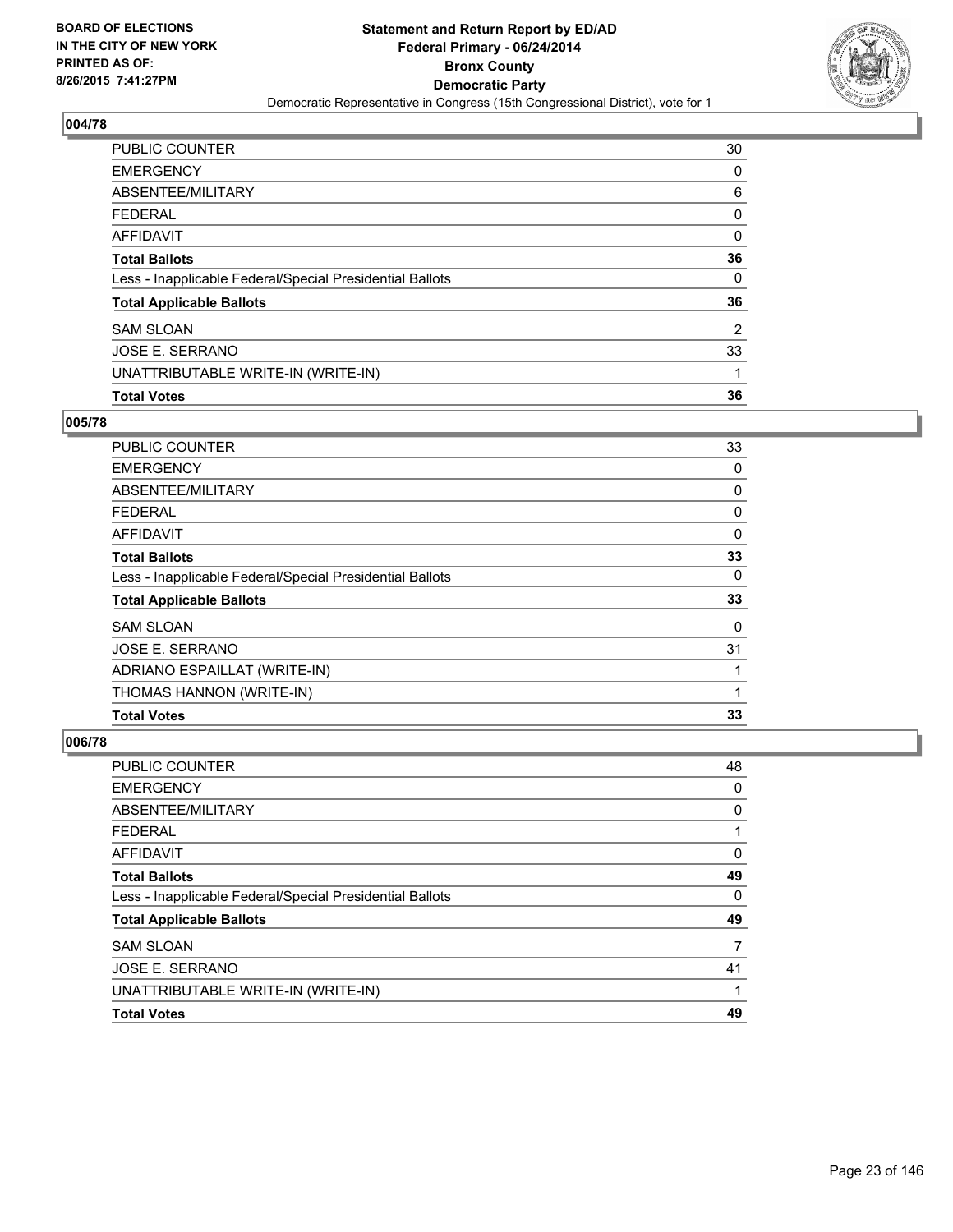BOARD OF ELECTIONS
IN THE CITY OF NEW YORK
PRINTED AS OF:
8/26/2015 7:41:27PM

**Statement and Return Report by ED/AD**
**Federal Primary - 06/24/2014**
**Bronx County**
**Democratic Party**
Democratic Representative in Congress (15th Congressional District), vote for 1

## 004/78

| | |
|---|---|
| PUBLIC COUNTER | 30 |
| EMERGENCY | 0 |
| ABSENTEE/MILITARY | 6 |
| FEDERAL | 0 |
| AFFIDAVIT | 0 |
| **Total Ballots** | **36** |
| Less - Inapplicable Federal/Special Presidential Ballots | 0 |
| **Total Applicable Ballots** | **36** |
| SAM SLOAN | 2 |
| JOSE E. SERRANO | 33 |
| UNATTRIBUTABLE WRITE-IN (WRITE-IN) | 1 |
| **Total Votes** | **36** |

## 005/78

| | |
|---|---|
| PUBLIC COUNTER | 33 |
| EMERGENCY | 0 |
| ABSENTEE/MILITARY | 0 |
| FEDERAL | 0 |
| AFFIDAVIT | 0 |
| **Total Ballots** | **33** |
| Less - Inapplicable Federal/Special Presidential Ballots | 0 |
| **Total Applicable Ballots** | **33** |
| SAM SLOAN | 0 |
| JOSE E. SERRANO | 31 |
| ADRIANO ESPAILLAT (WRITE-IN) | 1 |
| THOMAS HANNON (WRITE-IN) | 1 |
| **Total Votes** | **33** |

## 006/78

| | |
|---|---|
| PUBLIC COUNTER | 48 |
| EMERGENCY | 0 |
| ABSENTEE/MILITARY | 0 |
| FEDERAL | 1 |
| AFFIDAVIT | 0 |
| **Total Ballots** | **49** |
| Less - Inapplicable Federal/Special Presidential Ballots | 0 |
| **Total Applicable Ballots** | **49** |
| SAM SLOAN | 7 |
| JOSE E. SERRANO | 41 |
| UNATTRIBUTABLE WRITE-IN (WRITE-IN) | 1 |
| **Total Votes** | **49** |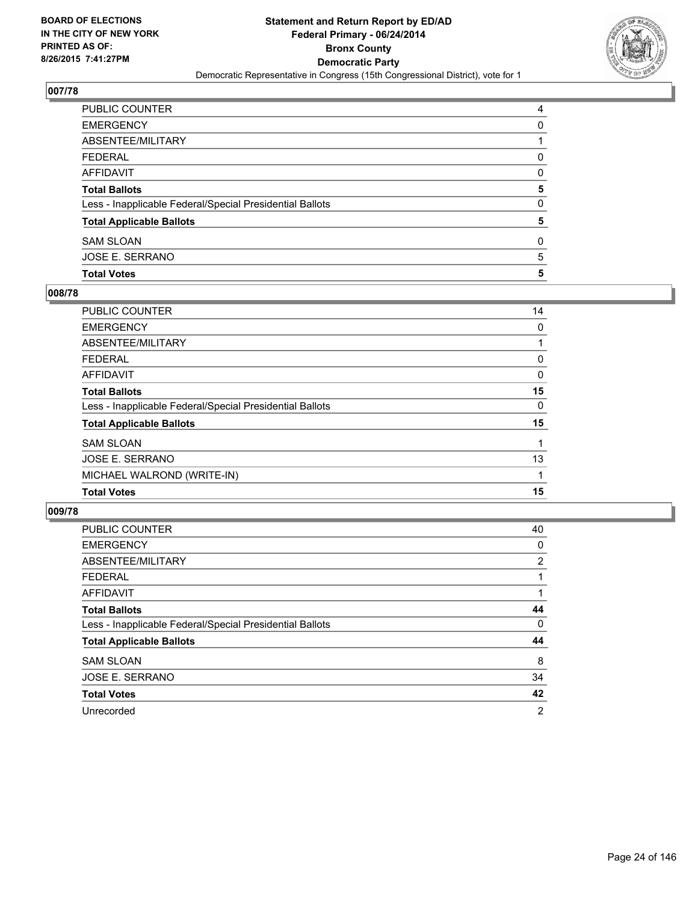BOARD OF ELECTIONS
IN THE CITY OF NEW YORK
PRINTED AS OF:
8/26/2015 7:41:27PM

**Statement and Return Report by ED/AD**
**Federal Primary - 06/24/2014**
**Bronx County**
**Democratic Party**
Democratic Representative in Congress (15th Congressional District), vote for 1

## 007/78

| | |
|---|---|
| PUBLIC COUNTER | 4 |
| EMERGENCY | 0 |
| ABSENTEE/MILITARY | 1 |
| FEDERAL | 0 |
| AFFIDAVIT | 0 |
| **Total Ballots** | **5** |
| Less - Inapplicable Federal/Special Presidential Ballots | 0 |
| **Total Applicable Ballots** | **5** |
| SAM SLOAN | 0 |
| JOSE E. SERRANO | 5 |
| **Total Votes** | **5** |

## 008/78

| | |
|---|---|
| PUBLIC COUNTER | 14 |
| EMERGENCY | 0 |
| ABSENTEE/MILITARY | 1 |
| FEDERAL | 0 |
| AFFIDAVIT | 0 |
| **Total Ballots** | **15** |
| Less - Inapplicable Federal/Special Presidential Ballots | 0 |
| **Total Applicable Ballots** | **15** |
| SAM SLOAN | 1 |
| JOSE E. SERRANO | 13 |
| MICHAEL WALROND (WRITE-IN) | 1 |
| **Total Votes** | **15** |

## 009/78

| | |
|---|---|
| PUBLIC COUNTER | 40 |
| EMERGENCY | 0 |
| ABSENTEE/MILITARY | 2 |
| FEDERAL | 1 |
| AFFIDAVIT | 1 |
| **Total Ballots** | **44** |
| Less - Inapplicable Federal/Special Presidential Ballots | 0 |
| **Total Applicable Ballots** | **44** |
| SAM SLOAN | 8 |
| JOSE E. SERRANO | 34 |
| **Total Votes** | **42** |
| Unrecorded | 2 |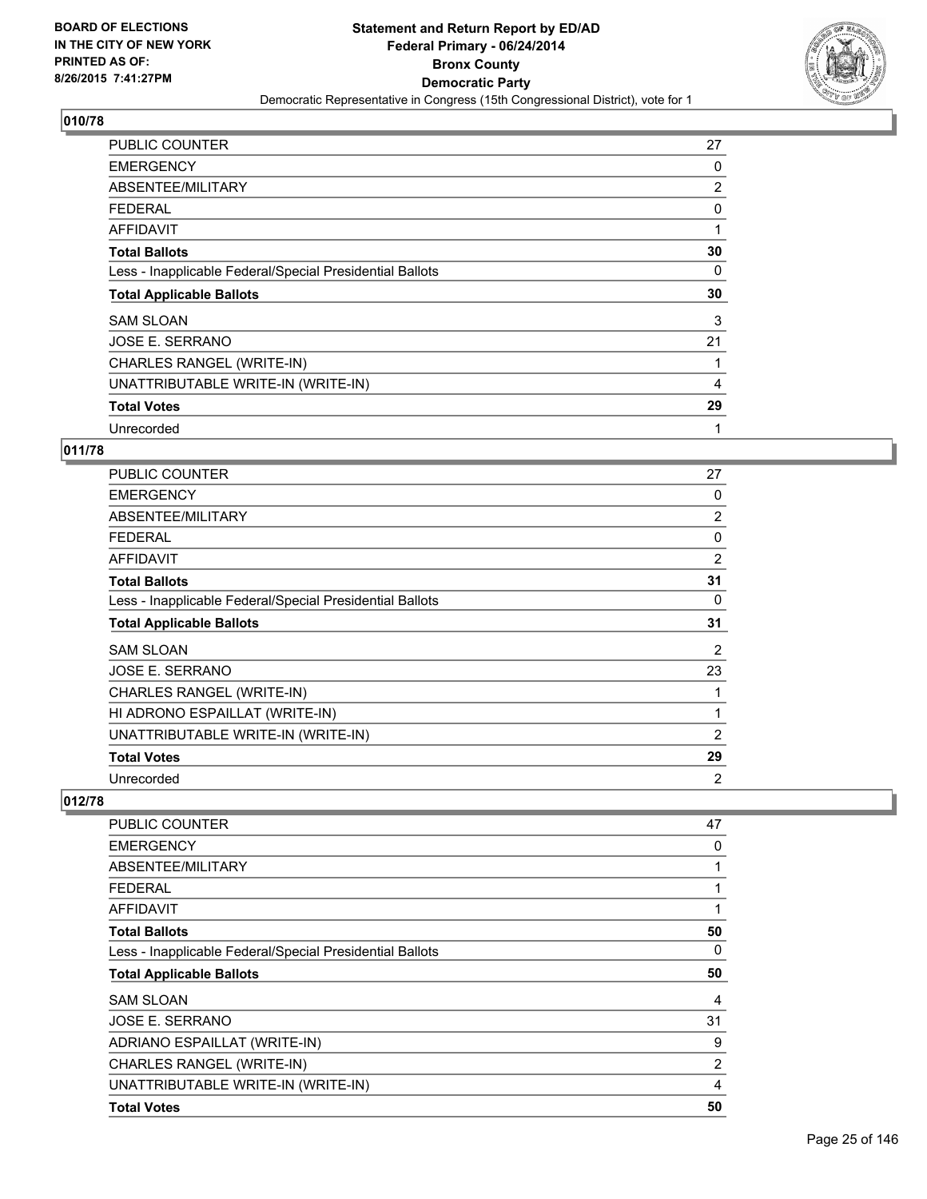## 010/78

| | |
|---|---|
| PUBLIC COUNTER | 27 |
| EMERGENCY | 0 |
| ABSENTEE/MILITARY | 2 |
| FEDERAL | 0 |
| AFFIDAVIT | 1 |
| **Total Ballots** | **30** |
| Less - Inapplicable Federal/Special Presidential Ballots | 0 |
| **Total Applicable Ballots** | **30** |
| SAM SLOAN | 3 |
| JOSE E. SERRANO | 21 |
| CHARLES RANGEL (WRITE-IN) | 1 |
| UNATTRIBUTABLE WRITE-IN (WRITE-IN) | 4 |
| **Total Votes** | **29** |
| Unrecorded | 1 |

## 011/78

| | |
|---|---|
| PUBLIC COUNTER | 27 |
| EMERGENCY | 0 |
| ABSENTEE/MILITARY | 2 |
| FEDERAL | 0 |
| AFFIDAVIT | 2 |
| **Total Ballots** | **31** |
| Less - Inapplicable Federal/Special Presidential Ballots | 0 |
| **Total Applicable Ballots** | **31** |
| SAM SLOAN | 2 |
| JOSE E. SERRANO | 23 |
| CHARLES RANGEL (WRITE-IN) | 1 |
| HI ADRONO ESPAILLAT (WRITE-IN) | 1 |
| UNATTRIBUTABLE WRITE-IN (WRITE-IN) | 2 |
| **Total Votes** | **29** |
| Unrecorded | 2 |

## 012/78

| | |
|---|---|
| PUBLIC COUNTER | 47 |
| EMERGENCY | 0 |
| ABSENTEE/MILITARY | 1 |
| FEDERAL | 1 |
| AFFIDAVIT | 1 |
| **Total Ballots** | **50** |
| Less - Inapplicable Federal/Special Presidential Ballots | 0 |
| **Total Applicable Ballots** | **50** |
| SAM SLOAN | 4 |
| JOSE E. SERRANO | 31 |
| ADRIANO ESPAILLAT (WRITE-IN) | 9 |
| CHARLES RANGEL (WRITE-IN) | 2 |
| UNATTRIBUTABLE WRITE-IN (WRITE-IN) | 4 |
| **Total Votes** | **50** |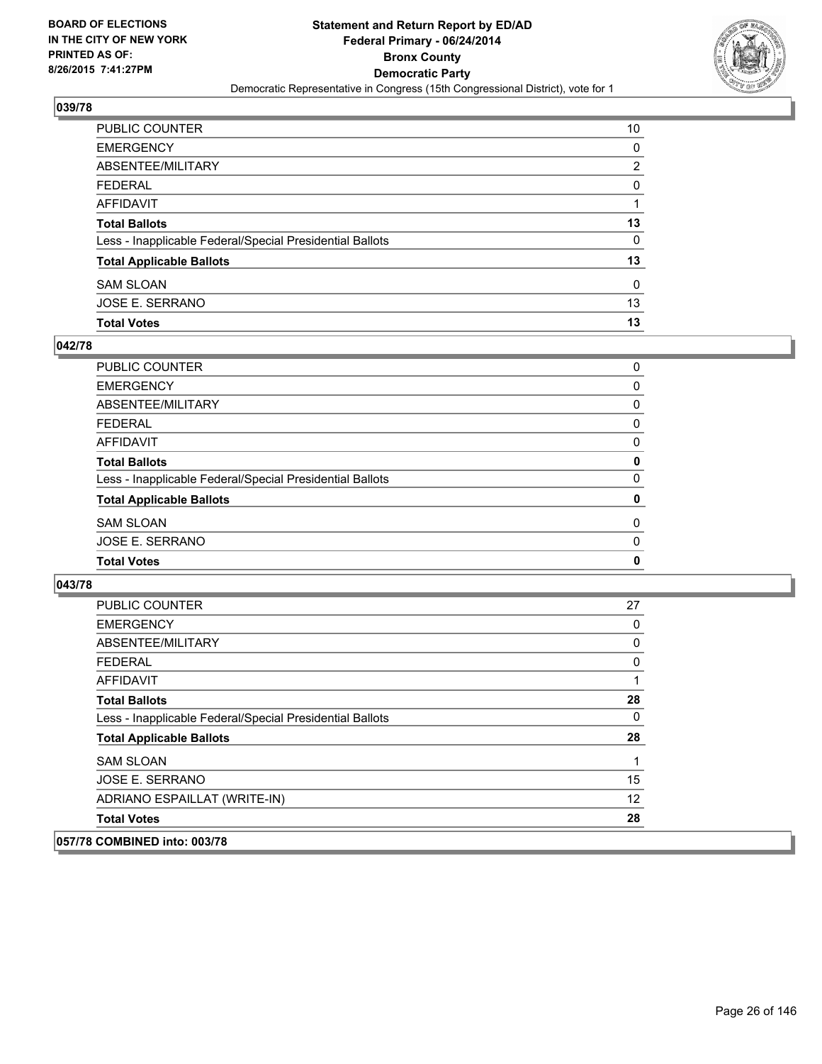BOARD OF ELECTIONS
IN THE CITY OF NEW YORK
PRINTED AS OF:
8/26/2015 7:41:27PM

**Statement and Return Report by ED/AD**
**Federal Primary - 06/24/2014**
**Bronx County**
**Democratic Party**
Democratic Representative in Congress (15th Congressional District), vote for 1

## 039/78

| | |
|---|---|
| PUBLIC COUNTER | 10 |
| EMERGENCY | 0 |
| ABSENTEE/MILITARY | 2 |
| FEDERAL | 0 |
| AFFIDAVIT | 1 |
| **Total Ballots** | **13** |
| Less - Inapplicable Federal/Special Presidential Ballots | 0 |
| **Total Applicable Ballots** | **13** |
| SAM SLOAN | 0 |
| JOSE E. SERRANO | 13 |
| **Total Votes** | **13** |

## 042/78

| | |
|---|---|
| PUBLIC COUNTER | 0 |
| EMERGENCY | 0 |
| ABSENTEE/MILITARY | 0 |
| FEDERAL | 0 |
| AFFIDAVIT | 0 |
| **Total Ballots** | **0** |
| Less - Inapplicable Federal/Special Presidential Ballots | 0 |
| **Total Applicable Ballots** | **0** |
| SAM SLOAN | 0 |
| JOSE E. SERRANO | 0 |
| **Total Votes** | **0** |

## 043/78

| | |
|---|---|
| PUBLIC COUNTER | 27 |
| EMERGENCY | 0 |
| ABSENTEE/MILITARY | 0 |
| FEDERAL | 0 |
| AFFIDAVIT | 1 |
| **Total Ballots** | **28** |
| Less - Inapplicable Federal/Special Presidential Ballots | 0 |
| **Total Applicable Ballots** | **28** |
| SAM SLOAN | 1 |
| JOSE E. SERRANO | 15 |
| ADRIANO ESPAILLAT (WRITE-IN) | 12 |
| **Total Votes** | **28** |

## 057/78 COMBINED into: 003/78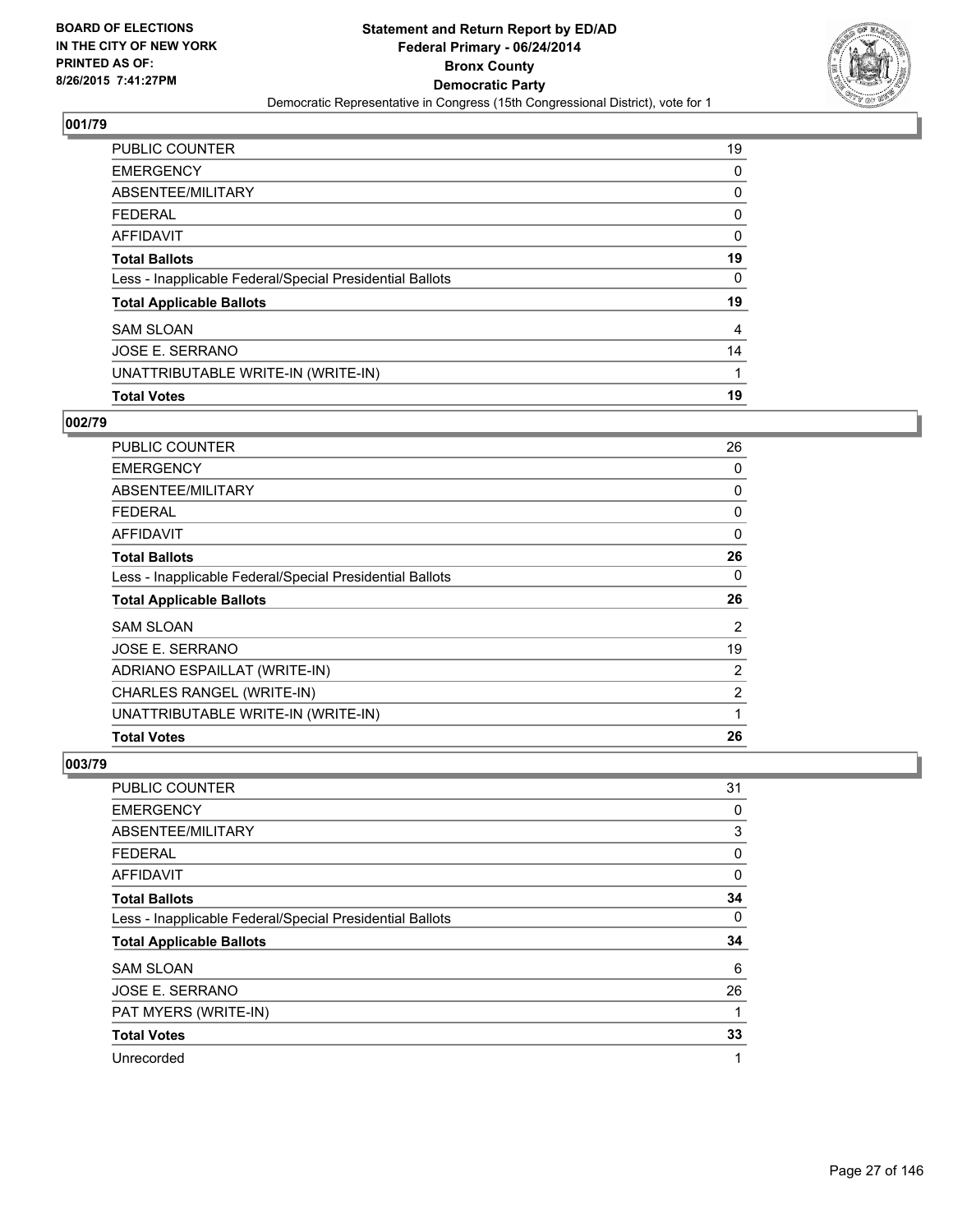BOARD OF ELECTIONS
IN THE CITY OF NEW YORK
PRINTED AS OF:
8/26/2015 7:41:27PM

**Statement and Return Report by ED/AD**
**Federal Primary - 06/24/2014**
**Bronx County**
**Democratic Party**
Democratic Representative in Congress (15th Congressional District), vote for 1

## 001/79

| | |
|---|---|
| PUBLIC COUNTER | 19 |
| EMERGENCY | 0 |
| ABSENTEE/MILITARY | 0 |
| FEDERAL | 0 |
| AFFIDAVIT | 0 |
| **Total Ballots** | **19** |
| Less - Inapplicable Federal/Special Presidential Ballots | 0 |
| **Total Applicable Ballots** | **19** |
| SAM SLOAN | 4 |
| JOSE E. SERRANO | 14 |
| UNATTRIBUTABLE WRITE-IN (WRITE-IN) | 1 |
| **Total Votes** | **19** |

## 002/79

| | |
|---|---|
| PUBLIC COUNTER | 26 |
| EMERGENCY | 0 |
| ABSENTEE/MILITARY | 0 |
| FEDERAL | 0 |
| AFFIDAVIT | 0 |
| **Total Ballots** | **26** |
| Less - Inapplicable Federal/Special Presidential Ballots | 0 |
| **Total Applicable Ballots** | **26** |
| SAM SLOAN | 2 |
| JOSE E. SERRANO | 19 |
| ADRIANO ESPAILLAT (WRITE-IN) | 2 |
| CHARLES RANGEL (WRITE-IN) | 2 |
| UNATTRIBUTABLE WRITE-IN (WRITE-IN) | 1 |
| **Total Votes** | **26** |

## 003/79

| | |
|---|---|
| PUBLIC COUNTER | 31 |
| EMERGENCY | 0 |
| ABSENTEE/MILITARY | 3 |
| FEDERAL | 0 |
| AFFIDAVIT | 0 |
| **Total Ballots** | **34** |
| Less - Inapplicable Federal/Special Presidential Ballots | 0 |
| **Total Applicable Ballots** | **34** |
| SAM SLOAN | 6 |
| JOSE E. SERRANO | 26 |
| PAT MYERS (WRITE-IN) | 1 |
| **Total Votes** | **33** |
| Unrecorded | 1 |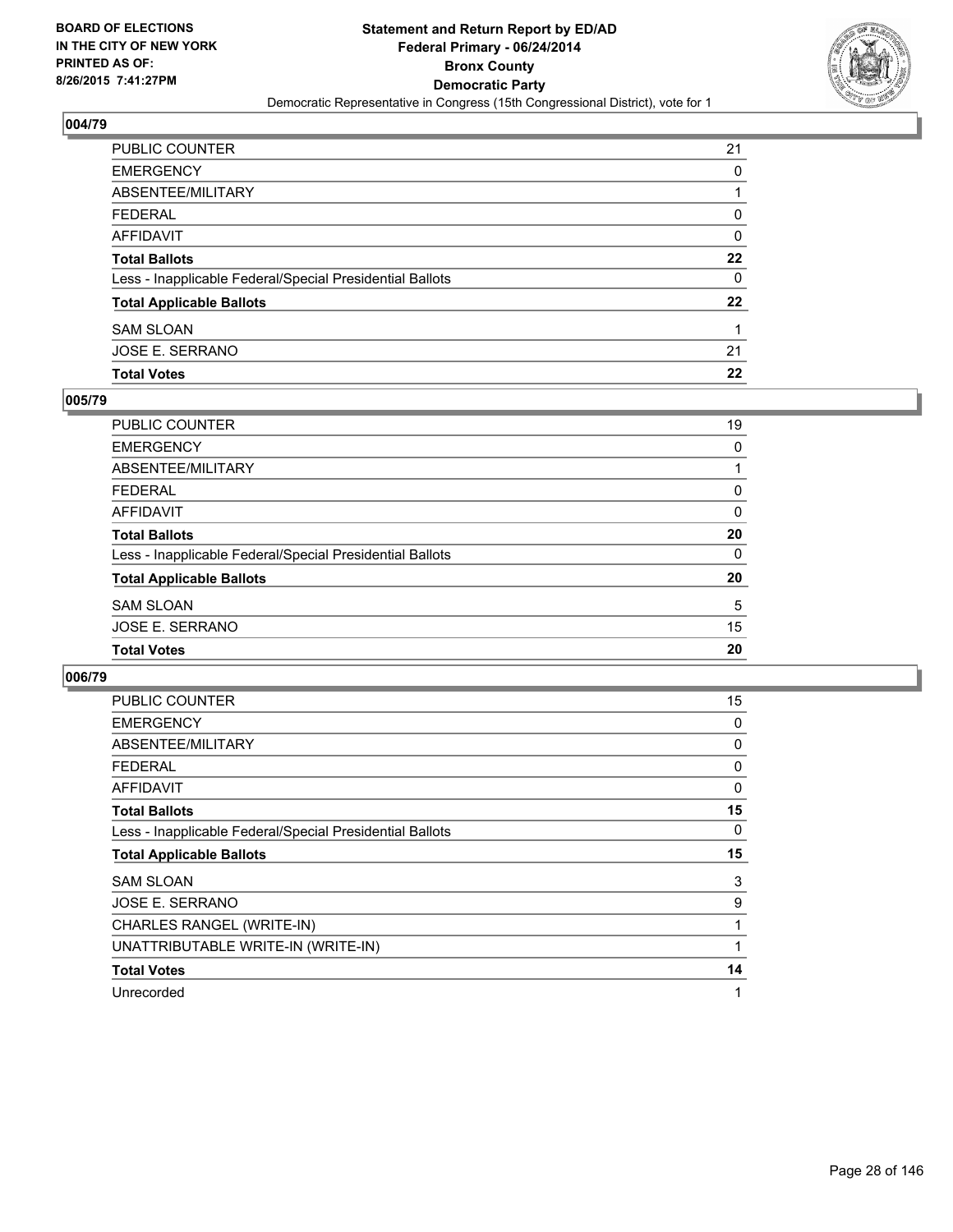BOARD OF ELECTIONS
IN THE CITY OF NEW YORK
PRINTED AS OF:
8/26/2015 7:41:27PM

**Statement and Return Report by ED/AD**
**Federal Primary - 06/24/2014**
**Bronx County**
**Democratic Party**
Democratic Representative in Congress (15th Congressional District), vote for 1

## 004/79

| | |
|---|---|
| PUBLIC COUNTER | 21 |
| EMERGENCY | 0 |
| ABSENTEE/MILITARY | 1 |
| FEDERAL | 0 |
| AFFIDAVIT | 0 |
| **Total Ballots** | **22** |
| Less - Inapplicable Federal/Special Presidential Ballots | 0 |
| **Total Applicable Ballots** | **22** |
| SAM SLOAN | 1 |
| JOSE E. SERRANO | 21 |
| **Total Votes** | **22** |

## 005/79

| | |
|---|---|
| PUBLIC COUNTER | 19 |
| EMERGENCY | 0 |
| ABSENTEE/MILITARY | 1 |
| FEDERAL | 0 |
| AFFIDAVIT | 0 |
| **Total Ballots** | **20** |
| Less - Inapplicable Federal/Special Presidential Ballots | 0 |
| **Total Applicable Ballots** | **20** |
| SAM SLOAN | 5 |
| JOSE E. SERRANO | 15 |
| **Total Votes** | **20** |

## 006/79

| | |
|---|---|
| PUBLIC COUNTER | 15 |
| EMERGENCY | 0 |
| ABSENTEE/MILITARY | 0 |
| FEDERAL | 0 |
| AFFIDAVIT | 0 |
| **Total Ballots** | **15** |
| Less - Inapplicable Federal/Special Presidential Ballots | 0 |
| **Total Applicable Ballots** | **15** |
| SAM SLOAN | 3 |
| JOSE E. SERRANO | 9 |
| CHARLES RANGEL (WRITE-IN) | 1 |
| UNATTRIBUTABLE WRITE-IN (WRITE-IN) | 1 |
| **Total Votes** | **14** |
| Unrecorded | 1 |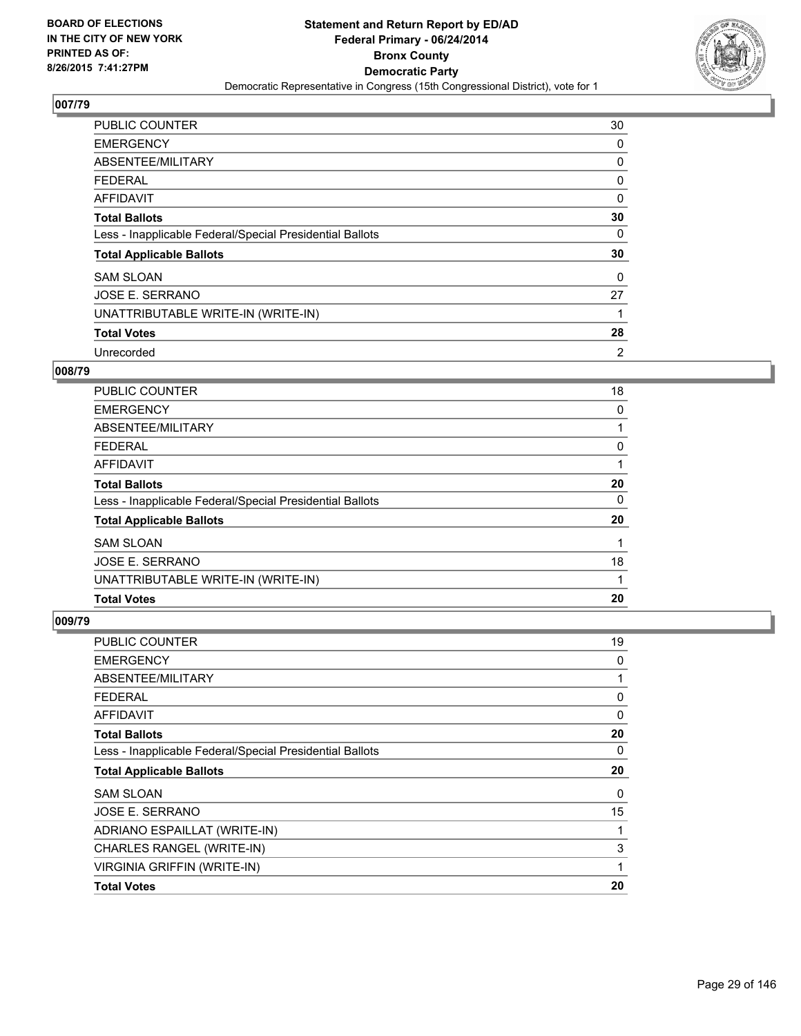## 007/79

| | |
|---|---|
| PUBLIC COUNTER | 30 |
| EMERGENCY | 0 |
| ABSENTEE/MILITARY | 0 |
| FEDERAL | 0 |
| AFFIDAVIT | 0 |
| **Total Ballots** | **30** |
| Less - Inapplicable Federal/Special Presidential Ballots | 0 |
| **Total Applicable Ballots** | **30** |
| SAM SLOAN | 0 |
| JOSE E. SERRANO | 27 |
| UNATTRIBUTABLE WRITE-IN (WRITE-IN) | 1 |
| **Total Votes** | **28** |
| Unrecorded | 2 |

## 008/79

| | |
|---|---|
| PUBLIC COUNTER | 18 |
| EMERGENCY | 0 |
| ABSENTEE/MILITARY | 1 |
| FEDERAL | 0 |
| AFFIDAVIT | 1 |
| **Total Ballots** | **20** |
| Less - Inapplicable Federal/Special Presidential Ballots | 0 |
| **Total Applicable Ballots** | **20** |
| SAM SLOAN | 1 |
| JOSE E. SERRANO | 18 |
| UNATTRIBUTABLE WRITE-IN (WRITE-IN) | 1 |
| **Total Votes** | **20** |

## 009/79

| | |
|---|---|
| PUBLIC COUNTER | 19 |
| EMERGENCY | 0 |
| ABSENTEE/MILITARY | 1 |
| FEDERAL | 0 |
| AFFIDAVIT | 0 |
| **Total Ballots** | **20** |
| Less - Inapplicable Federal/Special Presidential Ballots | 0 |
| **Total Applicable Ballots** | **20** |
| SAM SLOAN | 0 |
| JOSE E. SERRANO | 15 |
| ADRIANO ESPAILLAT (WRITE-IN) | 1 |
| CHARLES RANGEL (WRITE-IN) | 3 |
| VIRGINIA GRIFFIN (WRITE-IN) | 1 |
| **Total Votes** | **20** |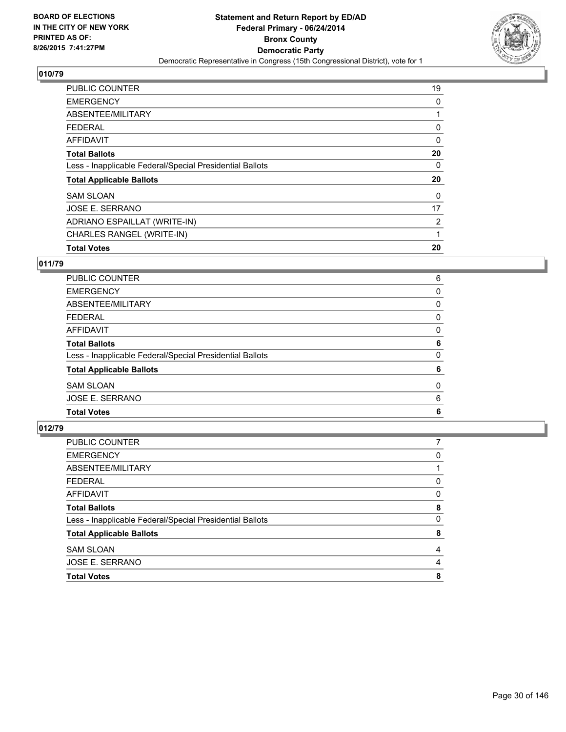**BOARD OF ELECTIONS IN THE CITY OF NEW YORK PRINTED AS OF: 8/26/2015 7:41:27PM**

**Statement and Return Report by ED/AD**
**Federal Primary - 06/24/2014**
**Bronx County**
**Democratic Party**
Democratic Representative in Congress (15th Congressional District), vote for 1

## 010/79

| | |
|---|---|
| PUBLIC COUNTER | 19 |
| EMERGENCY | 0 |
| ABSENTEE/MILITARY | 1 |
| FEDERAL | 0 |
| AFFIDAVIT | 0 |
| **Total Ballots** | **20** |
| Less - Inapplicable Federal/Special Presidential Ballots | 0 |
| **Total Applicable Ballots** | **20** |
| SAM SLOAN | 0 |
| JOSE E. SERRANO | 17 |
| ADRIANO ESPAILLAT (WRITE-IN) | 2 |
| CHARLES RANGEL (WRITE-IN) | 1 |
| **Total Votes** | **20** |

## 011/79

| | |
|---|---|
| PUBLIC COUNTER | 6 |
| EMERGENCY | 0 |
| ABSENTEE/MILITARY | 0 |
| FEDERAL | 0 |
| AFFIDAVIT | 0 |
| **Total Ballots** | **6** |
| Less - Inapplicable Federal/Special Presidential Ballots | 0 |
| **Total Applicable Ballots** | **6** |
| SAM SLOAN | 0 |
| JOSE E. SERRANO | 6 |
| **Total Votes** | **6** |

## 012/79

| | |
|---|---|
| PUBLIC COUNTER | 7 |
| EMERGENCY | 0 |
| ABSENTEE/MILITARY | 1 |
| FEDERAL | 0 |
| AFFIDAVIT | 0 |
| **Total Ballots** | **8** |
| Less - Inapplicable Federal/Special Presidential Ballots | 0 |
| **Total Applicable Ballots** | **8** |
| SAM SLOAN | 4 |
| JOSE E. SERRANO | 4 |
| **Total Votes** | **8** |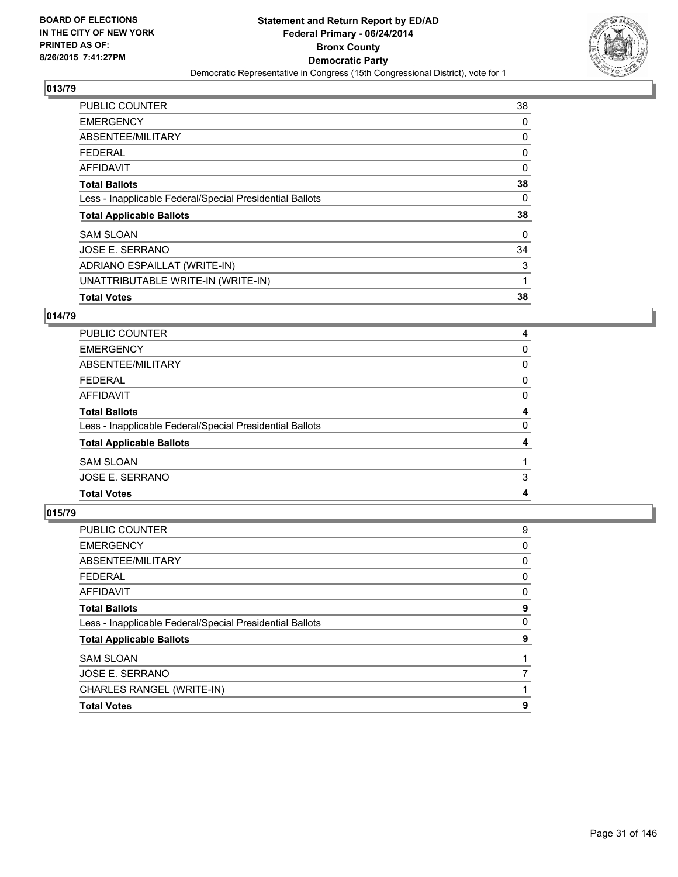## 013/79

| | |
|---|---|
| PUBLIC COUNTER | 38 |
| EMERGENCY | 0 |
| ABSENTEE/MILITARY | 0 |
| FEDERAL | 0 |
| AFFIDAVIT | 0 |
| **Total Ballots** | **38** |
| Less - Inapplicable Federal/Special Presidential Ballots | 0 |
| **Total Applicable Ballots** | **38** |
| SAM SLOAN | 0 |
| JOSE E. SERRANO | 34 |
| ADRIANO ESPAILLAT (WRITE-IN) | 3 |
| UNATTRIBUTABLE WRITE-IN (WRITE-IN) | 1 |
| **Total Votes** | **38** |

## 014/79

| | |
|---|---|
| PUBLIC COUNTER | 4 |
| EMERGENCY | 0 |
| ABSENTEE/MILITARY | 0 |
| FEDERAL | 0 |
| AFFIDAVIT | 0 |
| **Total Ballots** | **4** |
| Less - Inapplicable Federal/Special Presidential Ballots | 0 |
| **Total Applicable Ballots** | **4** |
| SAM SLOAN | 1 |
| JOSE E. SERRANO | 3 |
| **Total Votes** | **4** |

## 015/79

| | |
|---|---|
| PUBLIC COUNTER | 9 |
| EMERGENCY | 0 |
| ABSENTEE/MILITARY | 0 |
| FEDERAL | 0 |
| AFFIDAVIT | 0 |
| **Total Ballots** | **9** |
| Less - Inapplicable Federal/Special Presidential Ballots | 0 |
| **Total Applicable Ballots** | **9** |
| SAM SLOAN | 1 |
| JOSE E. SERRANO | 7 |
| CHARLES RANGEL (WRITE-IN) | 1 |
| **Total Votes** | **9** |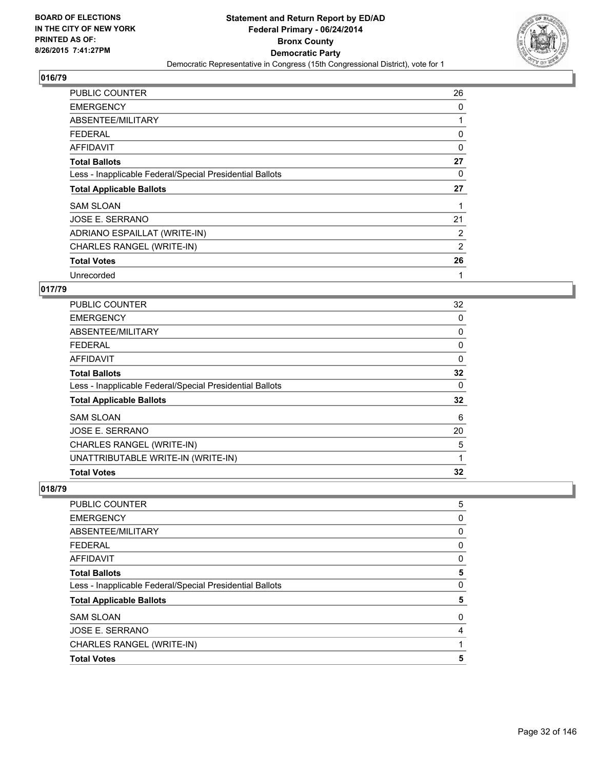**BOARD OF ELECTIONS**
**IN THE CITY OF NEW YORK**
**PRINTED AS OF:**
**8/26/2015 7:41:27PM**

**Statement and Return Report by ED/AD**
**Federal Primary - 06/24/2014**
**Bronx County**
**Democratic Party**
Democratic Representative in Congress (15th Congressional District), vote for 1

## 016/79

| | |
|---|---|
| PUBLIC COUNTER | 26 |
| EMERGENCY | 0 |
| ABSENTEE/MILITARY | 1 |
| FEDERAL | 0 |
| AFFIDAVIT | 0 |
| **Total Ballots** | **27** |
| Less - Inapplicable Federal/Special Presidential Ballots | 0 |
| **Total Applicable Ballots** | **27** |
| SAM SLOAN | 1 |
| JOSE E. SERRANO | 21 |
| ADRIANO ESPAILLAT (WRITE-IN) | 2 |
| CHARLES RANGEL (WRITE-IN) | 2 |
| **Total Votes** | **26** |
| Unrecorded | 1 |

## 017/79

| | |
|---|---|
| PUBLIC COUNTER | 32 |
| EMERGENCY | 0 |
| ABSENTEE/MILITARY | 0 |
| FEDERAL | 0 |
| AFFIDAVIT | 0 |
| **Total Ballots** | **32** |
| Less - Inapplicable Federal/Special Presidential Ballots | 0 |
| **Total Applicable Ballots** | **32** |
| SAM SLOAN | 6 |
| JOSE E. SERRANO | 20 |
| CHARLES RANGEL (WRITE-IN) | 5 |
| UNATTRIBUTABLE WRITE-IN (WRITE-IN) | 1 |
| **Total Votes** | **32** |

## 018/79

| | |
|---|---|
| PUBLIC COUNTER | 5 |
| EMERGENCY | 0 |
| ABSENTEE/MILITARY | 0 |
| FEDERAL | 0 |
| AFFIDAVIT | 0 |
| **Total Ballots** | **5** |
| Less - Inapplicable Federal/Special Presidential Ballots | 0 |
| **Total Applicable Ballots** | **5** |
| SAM SLOAN | 0 |
| JOSE E. SERRANO | 4 |
| CHARLES RANGEL (WRITE-IN) | 1 |
| **Total Votes** | **5** |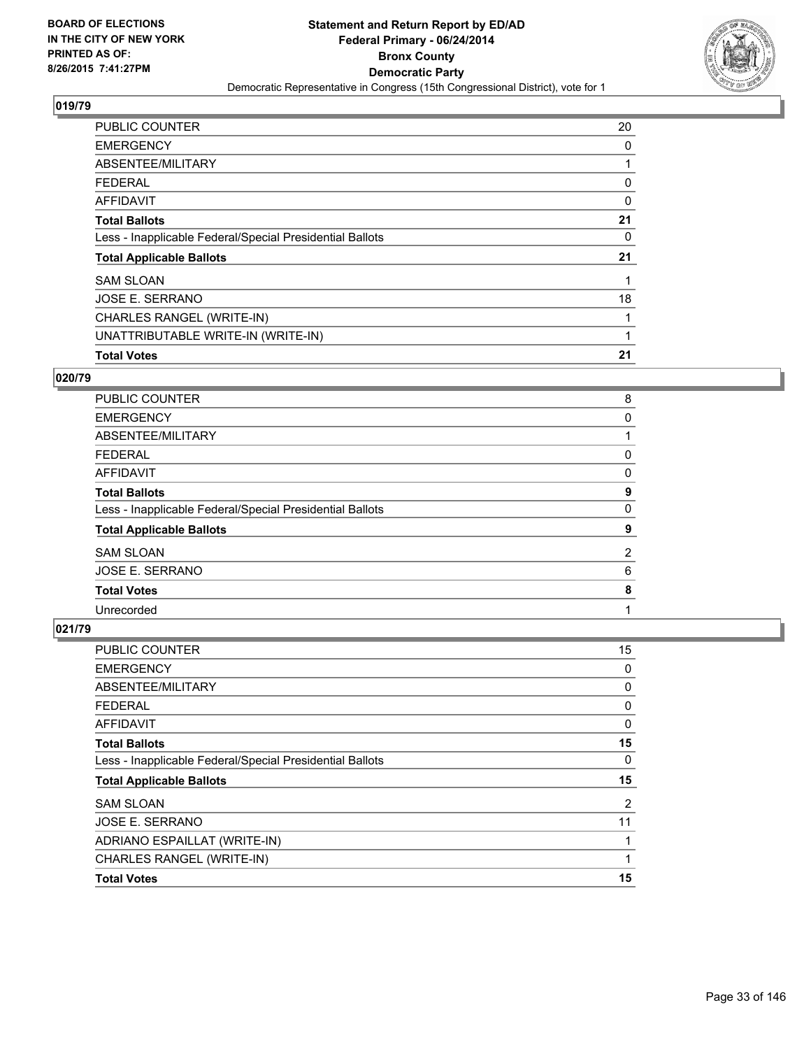**BOARD OF ELECTIONS IN THE CITY OF NEW YORK PRINTED AS OF: 8/26/2015 7:41:27PM**

**Statement and Return Report by ED/AD**
**Federal Primary - 06/24/2014**
**Bronx County**
**Democratic Party**
Democratic Representative in Congress (15th Congressional District), vote for 1

## 019/79

| | |
|---|---|
| PUBLIC COUNTER | 20 |
| EMERGENCY | 0 |
| ABSENTEE/MILITARY | 1 |
| FEDERAL | 0 |
| AFFIDAVIT | 0 |
| **Total Ballots** | **21** |
| Less - Inapplicable Federal/Special Presidential Ballots | 0 |
| **Total Applicable Ballots** | **21** |
| SAM SLOAN | 1 |
| JOSE E. SERRANO | 18 |
| CHARLES RANGEL (WRITE-IN) | 1 |
| UNATTRIBUTABLE WRITE-IN (WRITE-IN) | 1 |
| **Total Votes** | **21** |

## 020/79

| | |
|---|---|
| PUBLIC COUNTER | 8 |
| EMERGENCY | 0 |
| ABSENTEE/MILITARY | 1 |
| FEDERAL | 0 |
| AFFIDAVIT | 0 |
| **Total Ballots** | **9** |
| Less - Inapplicable Federal/Special Presidential Ballots | 0 |
| **Total Applicable Ballots** | **9** |
| SAM SLOAN | 2 |
| JOSE E. SERRANO | 6 |
| **Total Votes** | **8** |
| Unrecorded | 1 |

## 021/79

| | |
|---|---|
| PUBLIC COUNTER | 15 |
| EMERGENCY | 0 |
| ABSENTEE/MILITARY | 0 |
| FEDERAL | 0 |
| AFFIDAVIT | 0 |
| **Total Ballots** | **15** |
| Less - Inapplicable Federal/Special Presidential Ballots | 0 |
| **Total Applicable Ballots** | **15** |
| SAM SLOAN | 2 |
| JOSE E. SERRANO | 11 |
| ADRIANO ESPAILLAT (WRITE-IN) | 1 |
| CHARLES RANGEL (WRITE-IN) | 1 |
| **Total Votes** | **15** |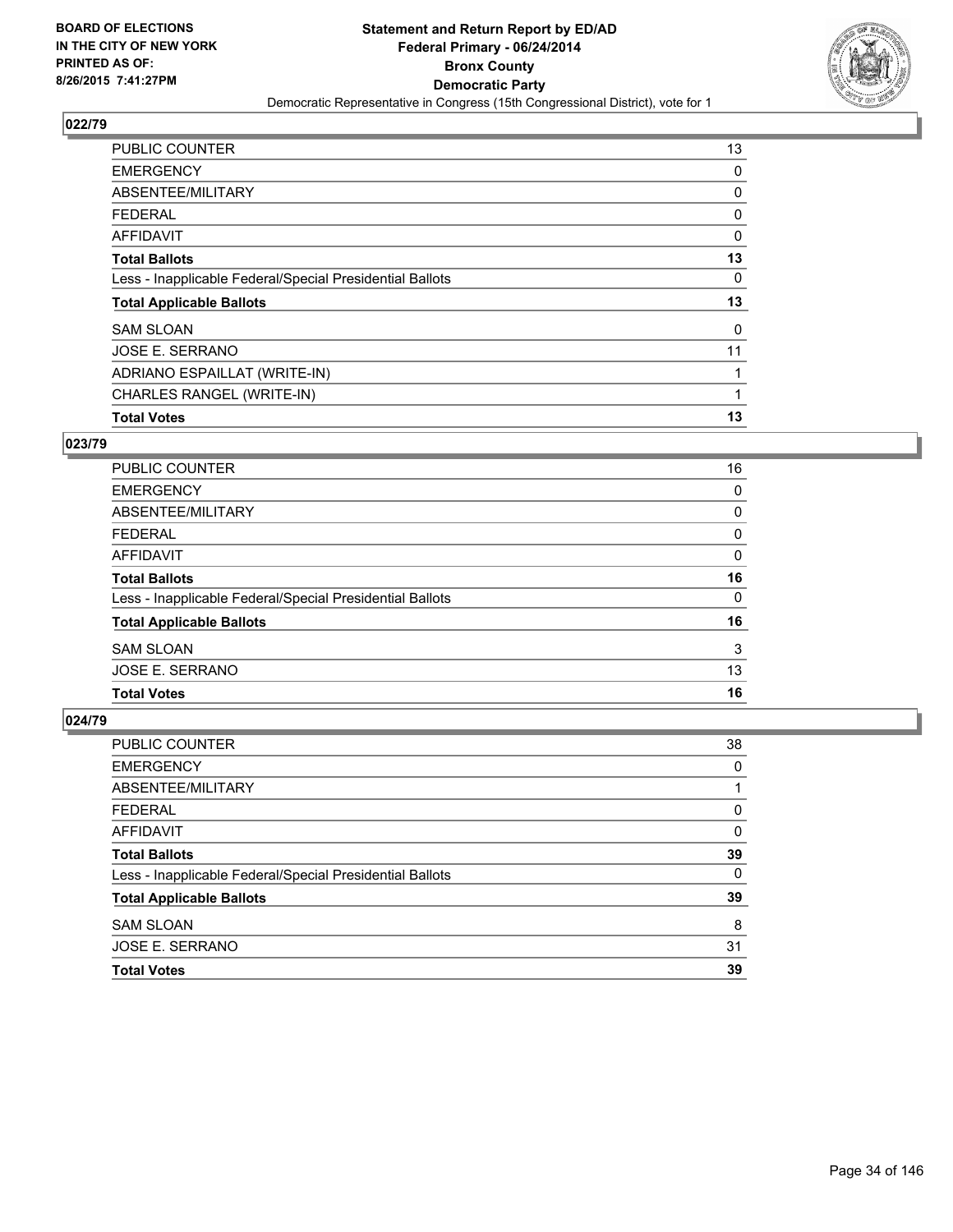**BOARD OF ELECTIONS IN THE CITY OF NEW YORK PRINTED AS OF: 8/26/2015 7:41:27PM**

**Statement and Return Report by ED/AD**
**Federal Primary - 06/24/2014**
**Bronx County**
**Democratic Party**
Democratic Representative in Congress (15th Congressional District), vote for 1

## 022/79

| | |
|---|---|
| PUBLIC COUNTER | 13 |
| EMERGENCY | 0 |
| ABSENTEE/MILITARY | 0 |
| FEDERAL | 0 |
| AFFIDAVIT | 0 |
| **Total Ballots** | **13** |
| Less - Inapplicable Federal/Special Presidential Ballots | 0 |
| **Total Applicable Ballots** | **13** |
| SAM SLOAN | 0 |
| JOSE E. SERRANO | 11 |
| ADRIANO ESPAILLAT (WRITE-IN) | 1 |
| CHARLES RANGEL (WRITE-IN) | 1 |
| **Total Votes** | **13** |

## 023/79

| | |
|---|---|
| PUBLIC COUNTER | 16 |
| EMERGENCY | 0 |
| ABSENTEE/MILITARY | 0 |
| FEDERAL | 0 |
| AFFIDAVIT | 0 |
| **Total Ballots** | **16** |
| Less - Inapplicable Federal/Special Presidential Ballots | 0 |
| **Total Applicable Ballots** | **16** |
| SAM SLOAN | 3 |
| JOSE E. SERRANO | 13 |
| **Total Votes** | **16** |

## 024/79

| | |
|---|---|
| PUBLIC COUNTER | 38 |
| EMERGENCY | 0 |
| ABSENTEE/MILITARY | 1 |
| FEDERAL | 0 |
| AFFIDAVIT | 0 |
| **Total Ballots** | **39** |
| Less - Inapplicable Federal/Special Presidential Ballots | 0 |
| **Total Applicable Ballots** | **39** |
| SAM SLOAN | 8 |
| JOSE E. SERRANO | 31 |
| **Total Votes** | **39** |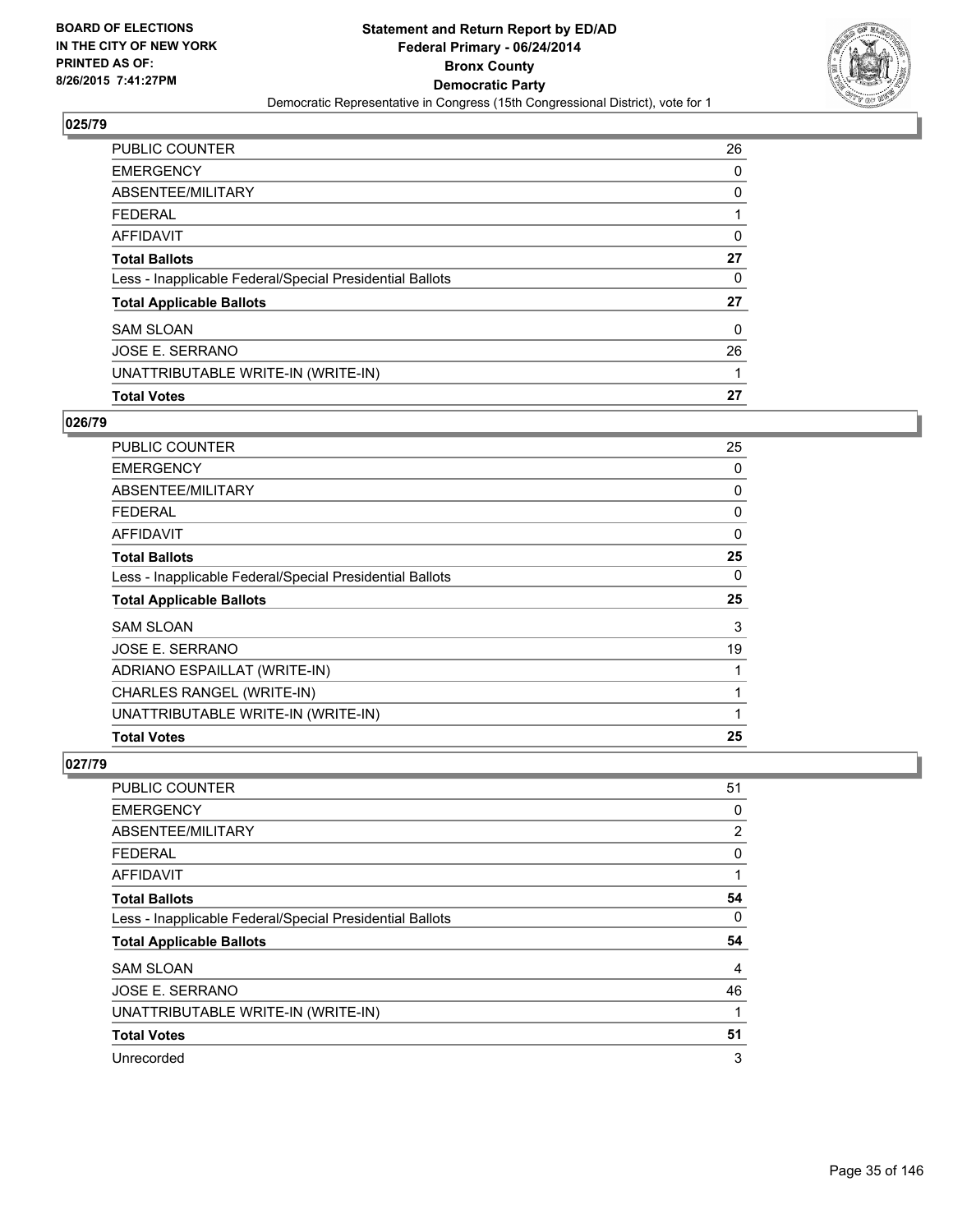BOARD OF ELECTIONS
IN THE CITY OF NEW YORK
PRINTED AS OF:
8/26/2015 7:41:27PM

**Statement and Return Report by ED/AD**
**Federal Primary - 06/24/2014**
**Bronx County**
**Democratic Party**
Democratic Representative in Congress (15th Congressional District), vote for 1

### 025/79

| | |
|---|---|
| PUBLIC COUNTER | 26 |
| EMERGENCY | 0 |
| ABSENTEE/MILITARY | 0 |
| FEDERAL | 1 |
| AFFIDAVIT | 0 |
| **Total Ballots** | **27** |
| Less - Inapplicable Federal/Special Presidential Ballots | 0 |
| **Total Applicable Ballots** | **27** |
| SAM SLOAN | 0 |
| JOSE E. SERRANO | 26 |
| UNATTRIBUTABLE WRITE-IN (WRITE-IN) | 1 |
| **Total Votes** | **27** |

### 026/79

| | |
|---|---|
| PUBLIC COUNTER | 25 |
| EMERGENCY | 0 |
| ABSENTEE/MILITARY | 0 |
| FEDERAL | 0 |
| AFFIDAVIT | 0 |
| **Total Ballots** | **25** |
| Less - Inapplicable Federal/Special Presidential Ballots | 0 |
| **Total Applicable Ballots** | **25** |
| SAM SLOAN | 3 |
| JOSE E. SERRANO | 19 |
| ADRIANO ESPAILLAT (WRITE-IN) | 1 |
| CHARLES RANGEL (WRITE-IN) | 1 |
| UNATTRIBUTABLE WRITE-IN (WRITE-IN) | 1 |
| **Total Votes** | **25** |

### 027/79

| | |
|---|---|
| PUBLIC COUNTER | 51 |
| EMERGENCY | 0 |
| ABSENTEE/MILITARY | 2 |
| FEDERAL | 0 |
| AFFIDAVIT | 1 |
| **Total Ballots** | **54** |
| Less - Inapplicable Federal/Special Presidential Ballots | 0 |
| **Total Applicable Ballots** | **54** |
| SAM SLOAN | 4 |
| JOSE E. SERRANO | 46 |
| UNATTRIBUTABLE WRITE-IN (WRITE-IN) | 1 |
| **Total Votes** | **51** |
| Unrecorded | 3 |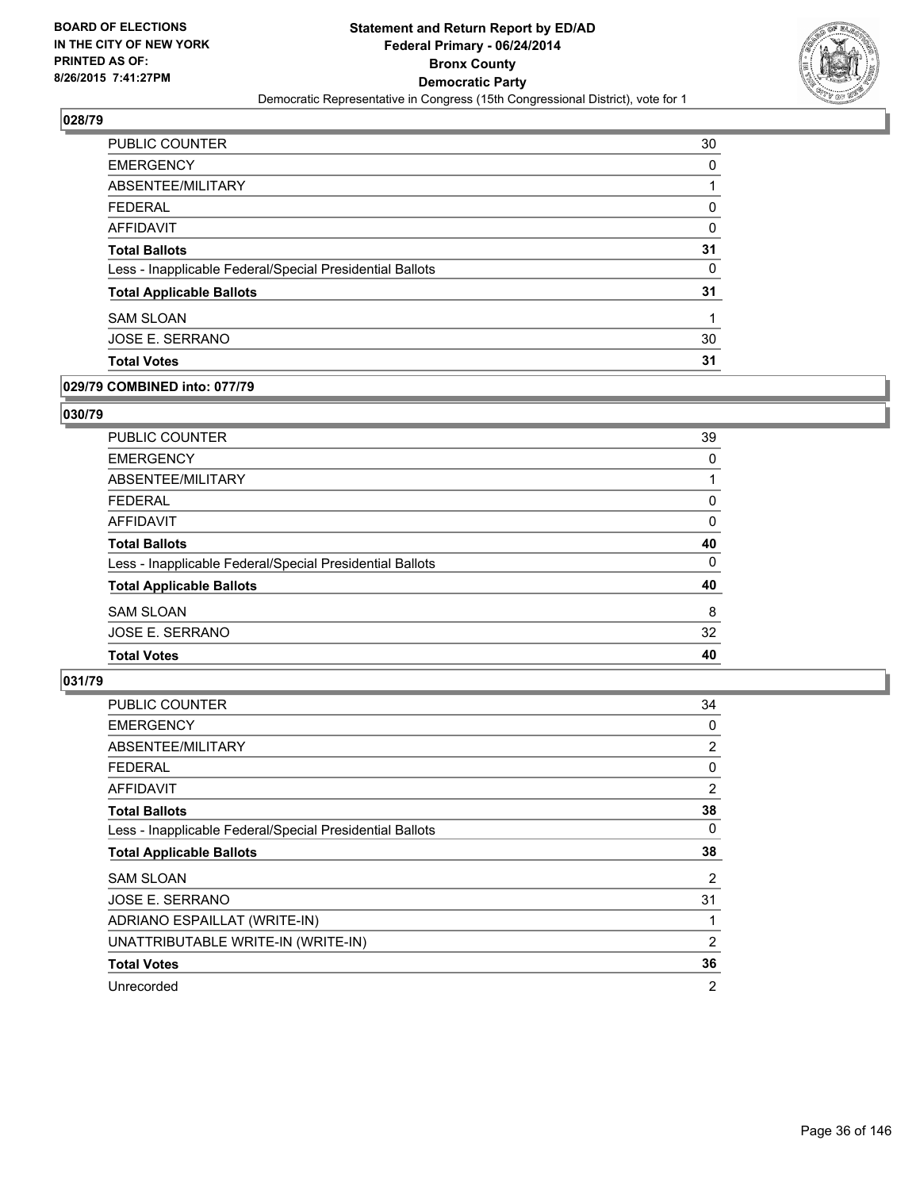**BOARD OF ELECTIONS IN THE CITY OF NEW YORK PRINTED AS OF: 8/26/2015 7:41:27PM**

**Statement and Return Report by ED/AD Federal Primary - 06/24/2014 Bronx County Democratic Party**

Democratic Representative in Congress (15th Congressional District), vote for 1

### 028/79

| | |
|---|---|
| PUBLIC COUNTER | 30 |
| EMERGENCY | 0 |
| ABSENTEE/MILITARY | 1 |
| FEDERAL | 0 |
| AFFIDAVIT | 0 |
| **Total Ballots** | **31** |
| Less - Inapplicable Federal/Special Presidential Ballots | 0 |
| **Total Applicable Ballots** | **31** |
| SAM SLOAN | 1 |
| JOSE E. SERRANO | 30 |
| **Total Votes** | **31** |

### 029/79 COMBINED into: 077/79

### 030/79

| | |
|---|---|
| PUBLIC COUNTER | 39 |
| EMERGENCY | 0 |
| ABSENTEE/MILITARY | 1 |
| FEDERAL | 0 |
| AFFIDAVIT | 0 |
| **Total Ballots** | **40** |
| Less - Inapplicable Federal/Special Presidential Ballots | 0 |
| **Total Applicable Ballots** | **40** |
| SAM SLOAN | 8 |
| JOSE E. SERRANO | 32 |
| **Total Votes** | **40** |

### 031/79

| | |
|---|---|
| PUBLIC COUNTER | 34 |
| EMERGENCY | 0 |
| ABSENTEE/MILITARY | 2 |
| FEDERAL | 0 |
| AFFIDAVIT | 2 |
| **Total Ballots** | **38** |
| Less - Inapplicable Federal/Special Presidential Ballots | 0 |
| **Total Applicable Ballots** | **38** |
| SAM SLOAN | 2 |
| JOSE E. SERRANO | 31 |
| ADRIANO ESPAILLAT (WRITE-IN) | 1 |
| UNATTRIBUTABLE WRITE-IN (WRITE-IN) | 2 |
| **Total Votes** | **36** |
| Unrecorded | 2 |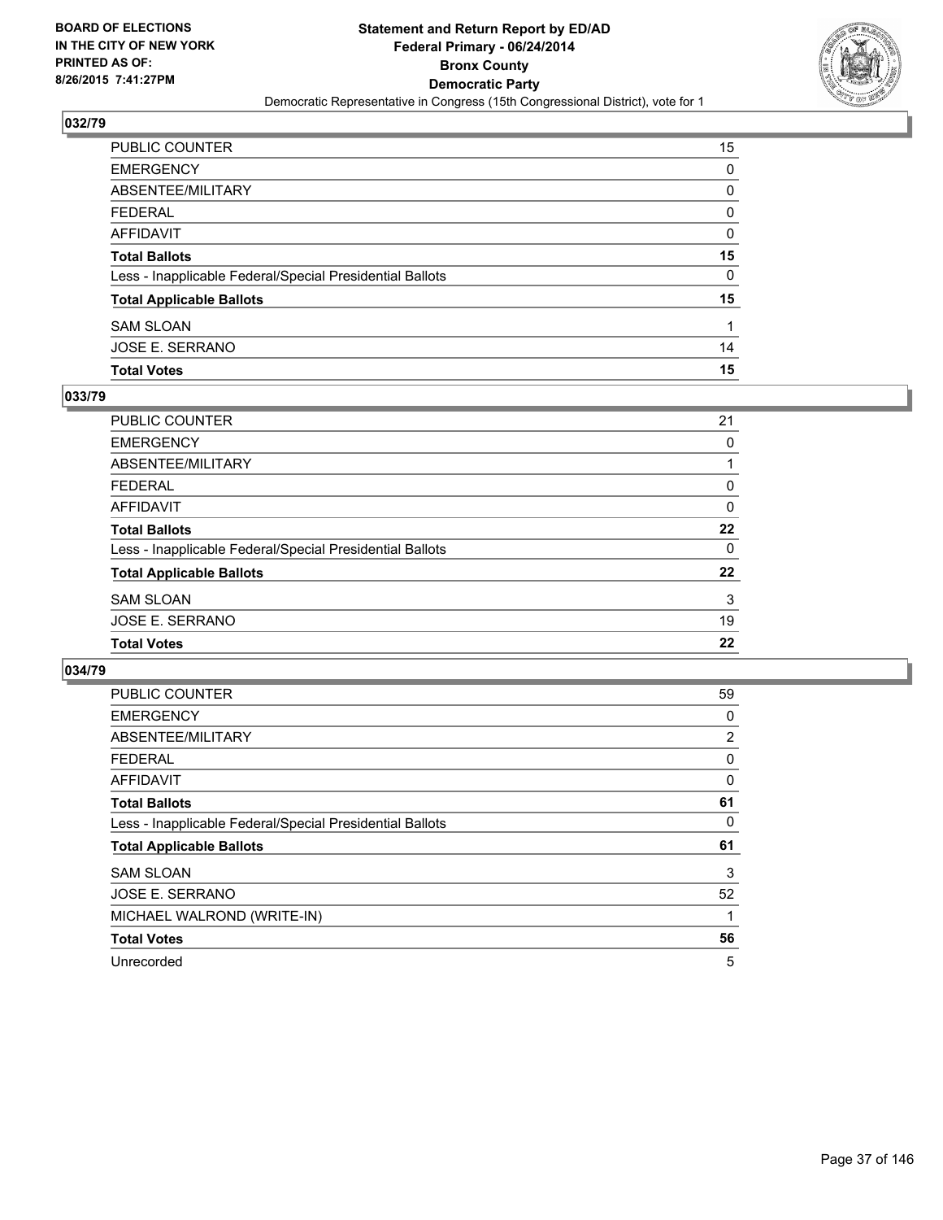**Statement and Return Report by ED/AD**
**Federal Primary - 06/24/2014**
**Bronx County**
**Democratic Party**
Democratic Representative in Congress (15th Congressional District), vote for 1

BOARD OF ELECTIONS
IN THE CITY OF NEW YORK
PRINTED AS OF:
8/26/2015 7:41:27PM

## 032/79

| | |
|---|---|
| PUBLIC COUNTER | 15 |
| EMERGENCY | 0 |
| ABSENTEE/MILITARY | 0 |
| FEDERAL | 0 |
| AFFIDAVIT | 0 |
| **Total Ballots** | **15** |
| Less - Inapplicable Federal/Special Presidential Ballots | 0 |
| **Total Applicable Ballots** | **15** |
| SAM SLOAN | 1 |
| JOSE E. SERRANO | 14 |
| **Total Votes** | **15** |

## 033/79

| | |
|---|---|
| PUBLIC COUNTER | 21 |
| EMERGENCY | 0 |
| ABSENTEE/MILITARY | 1 |
| FEDERAL | 0 |
| AFFIDAVIT | 0 |
| **Total Ballots** | **22** |
| Less - Inapplicable Federal/Special Presidential Ballots | 0 |
| **Total Applicable Ballots** | **22** |
| SAM SLOAN | 3 |
| JOSE E. SERRANO | 19 |
| **Total Votes** | **22** |

## 034/79

| | |
|---|---|
| PUBLIC COUNTER | 59 |
| EMERGENCY | 0 |
| ABSENTEE/MILITARY | 2 |
| FEDERAL | 0 |
| AFFIDAVIT | 0 |
| **Total Ballots** | **61** |
| Less - Inapplicable Federal/Special Presidential Ballots | 0 |
| **Total Applicable Ballots** | **61** |
| SAM SLOAN | 3 |
| JOSE E. SERRANO | 52 |
| MICHAEL WALROND (WRITE-IN) | 1 |
| **Total Votes** | **56** |
| Unrecorded | 5 |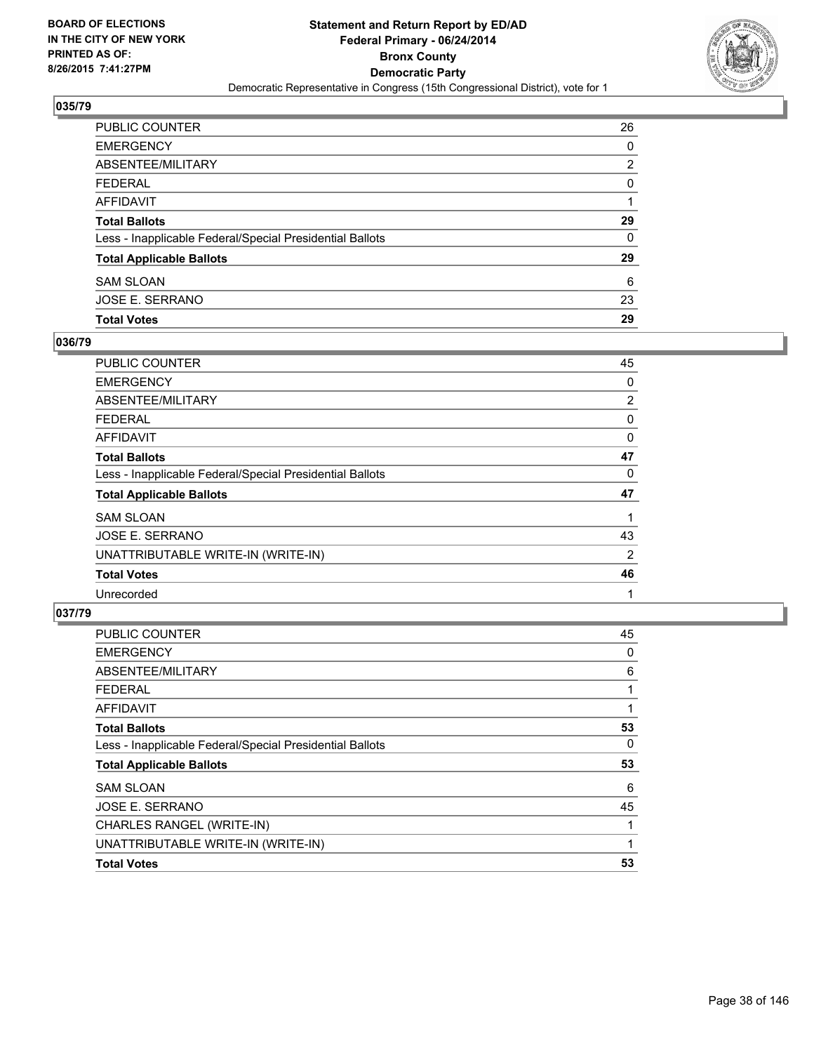**Statement and Return Report by ED/AD**
**Federal Primary - 06/24/2014**
**Bronx County**
**Democratic Party**
Democratic Representative in Congress (15th Congressional District), vote for 1

BOARD OF ELECTIONS
IN THE CITY OF NEW YORK
PRINTED AS OF:
8/26/2015 7:41:27PM

## 035/79

| | |
|---|---|
| PUBLIC COUNTER | 26 |
| EMERGENCY | 0 |
| ABSENTEE/MILITARY | 2 |
| FEDERAL | 0 |
| AFFIDAVIT | 1 |
| **Total Ballots** | **29** |
| Less - Inapplicable Federal/Special Presidential Ballots | 0 |
| **Total Applicable Ballots** | **29** |
| SAM SLOAN | 6 |
| JOSE E. SERRANO | 23 |
| **Total Votes** | **29** |

## 036/79

| | |
|---|---|
| PUBLIC COUNTER | 45 |
| EMERGENCY | 0 |
| ABSENTEE/MILITARY | 2 |
| FEDERAL | 0 |
| AFFIDAVIT | 0 |
| **Total Ballots** | **47** |
| Less - Inapplicable Federal/Special Presidential Ballots | 0 |
| **Total Applicable Ballots** | **47** |
| SAM SLOAN | 1 |
| JOSE E. SERRANO | 43 |
| UNATTRIBUTABLE WRITE-IN (WRITE-IN) | 2 |
| **Total Votes** | **46** |
| Unrecorded | 1 |

## 037/79

| | |
|---|---|
| PUBLIC COUNTER | 45 |
| EMERGENCY | 0 |
| ABSENTEE/MILITARY | 6 |
| FEDERAL | 1 |
| AFFIDAVIT | 1 |
| **Total Ballots** | **53** |
| Less - Inapplicable Federal/Special Presidential Ballots | 0 |
| **Total Applicable Ballots** | **53** |
| SAM SLOAN | 6 |
| JOSE E. SERRANO | 45 |
| CHARLES RANGEL (WRITE-IN) | 1 |
| UNATTRIBUTABLE WRITE-IN (WRITE-IN) | 1 |
| **Total Votes** | **53** |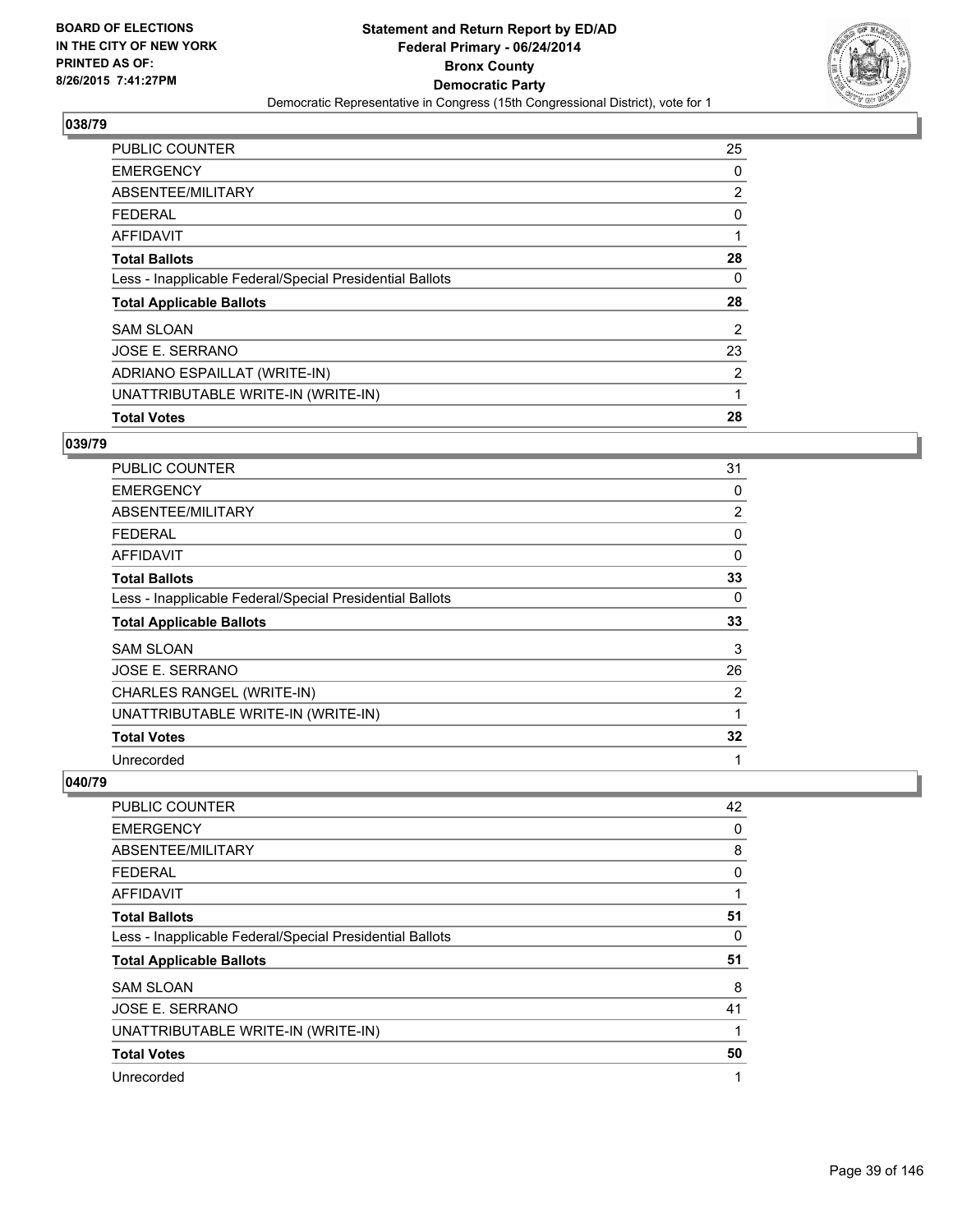## 038/79

| | |
|---|---|
| PUBLIC COUNTER | 25 |
| EMERGENCY | 0 |
| ABSENTEE/MILITARY | 2 |
| FEDERAL | 0 |
| AFFIDAVIT | 1 |
| **Total Ballots** | **28** |
| Less - Inapplicable Federal/Special Presidential Ballots | 0 |
| **Total Applicable Ballots** | **28** |
| SAM SLOAN | 2 |
| JOSE E. SERRANO | 23 |
| ADRIANO ESPAILLAT (WRITE-IN) | 2 |
| UNATTRIBUTABLE WRITE-IN (WRITE-IN) | 1 |
| **Total Votes** | **28** |

## 039/79

| | |
|---|---|
| PUBLIC COUNTER | 31 |
| EMERGENCY | 0 |
| ABSENTEE/MILITARY | 2 |
| FEDERAL | 0 |
| AFFIDAVIT | 0 |
| **Total Ballots** | **33** |
| Less - Inapplicable Federal/Special Presidential Ballots | 0 |
| **Total Applicable Ballots** | **33** |
| SAM SLOAN | 3 |
| JOSE E. SERRANO | 26 |
| CHARLES RANGEL (WRITE-IN) | 2 |
| UNATTRIBUTABLE WRITE-IN (WRITE-IN) | 1 |
| **Total Votes** | **32** |
| Unrecorded | 1 |

## 040/79

| | |
|---|---|
| PUBLIC COUNTER | 42 |
| EMERGENCY | 0 |
| ABSENTEE/MILITARY | 8 |
| FEDERAL | 0 |
| AFFIDAVIT | 1 |
| **Total Ballots** | **51** |
| Less - Inapplicable Federal/Special Presidential Ballots | 0 |
| **Total Applicable Ballots** | **51** |
| SAM SLOAN | 8 |
| JOSE E. SERRANO | 41 |
| UNATTRIBUTABLE WRITE-IN (WRITE-IN) | 1 |
| **Total Votes** | **50** |
| Unrecorded | 1 |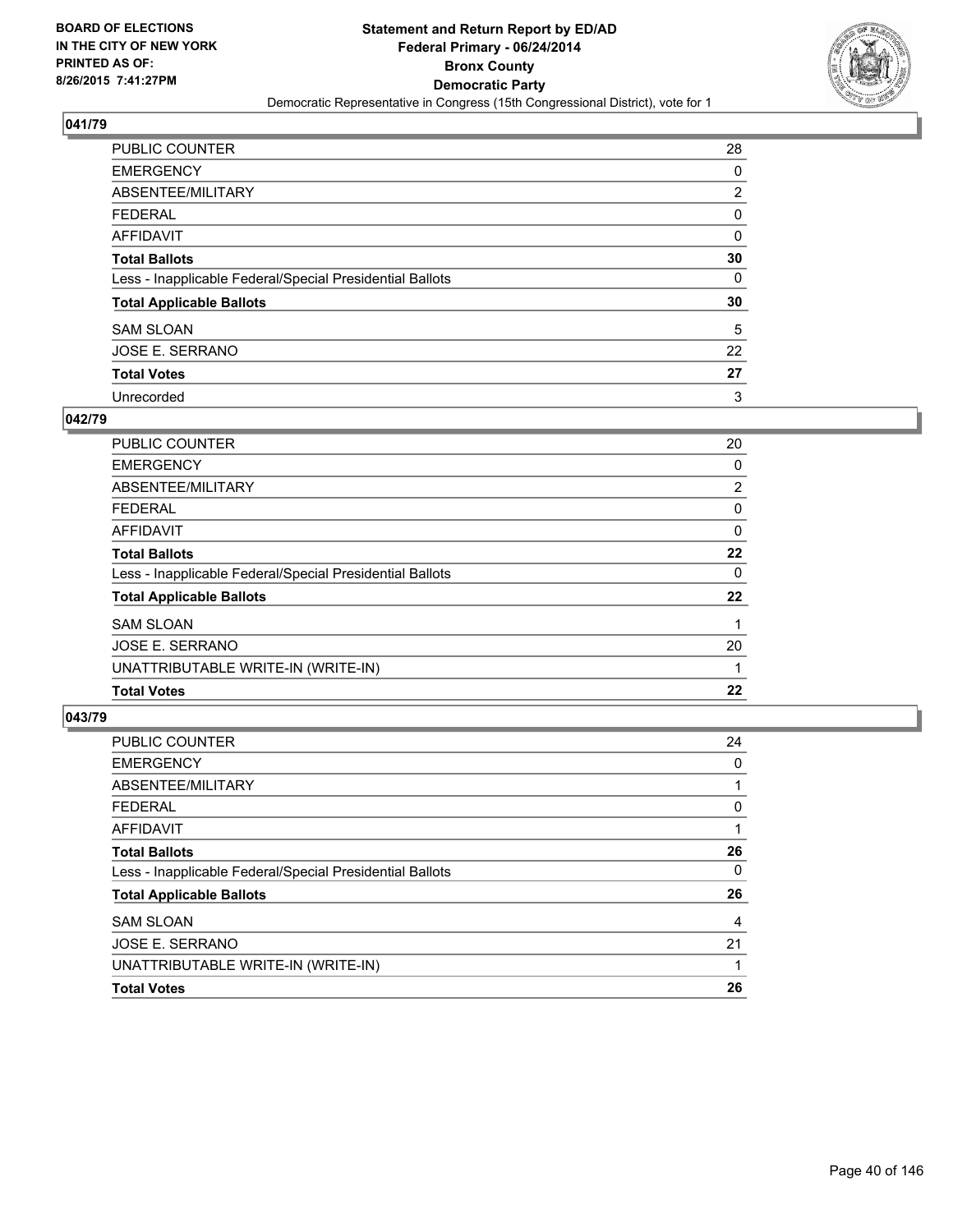# Statement and Return Report by ED/AD
## Federal Primary - 06/24/2014
## Bronx County
## Democratic Party
### Democratic Representative in Congress (15th Congressional District), vote for 1

BOARD OF ELECTIONS
IN THE CITY OF NEW YORK
PRINTED AS OF:
8/26/2015 7:41:27PM

**041/79**

| | |
|---|---|
| PUBLIC COUNTER | 28 |
| EMERGENCY | 0 |
| ABSENTEE/MILITARY | 2 |
| FEDERAL | 0 |
| AFFIDAVIT | 0 |
| **Total Ballots** | **30** |
| Less - Inapplicable Federal/Special Presidential Ballots | 0 |
| **Total Applicable Ballots** | **30** |
| SAM SLOAN | 5 |
| JOSE E. SERRANO | 22 |
| **Total Votes** | **27** |
| Unrecorded | 3 |

**042/79**

| | |
|---|---|
| PUBLIC COUNTER | 20 |
| EMERGENCY | 0 |
| ABSENTEE/MILITARY | 2 |
| FEDERAL | 0 |
| AFFIDAVIT | 0 |
| **Total Ballots** | **22** |
| Less - Inapplicable Federal/Special Presidential Ballots | 0 |
| **Total Applicable Ballots** | **22** |
| SAM SLOAN | 1 |
| JOSE E. SERRANO | 20 |
| UNATTRIBUTABLE WRITE-IN (WRITE-IN) | 1 |
| **Total Votes** | **22** |

**043/79**

| | |
|---|---|
| PUBLIC COUNTER | 24 |
| EMERGENCY | 0 |
| ABSENTEE/MILITARY | 1 |
| FEDERAL | 0 |
| AFFIDAVIT | 1 |
| **Total Ballots** | **26** |
| Less - Inapplicable Federal/Special Presidential Ballots | 0 |
| **Total Applicable Ballots** | **26** |
| SAM SLOAN | 4 |
| JOSE E. SERRANO | 21 |
| UNATTRIBUTABLE WRITE-IN (WRITE-IN) | 1 |
| **Total Votes** | **26** |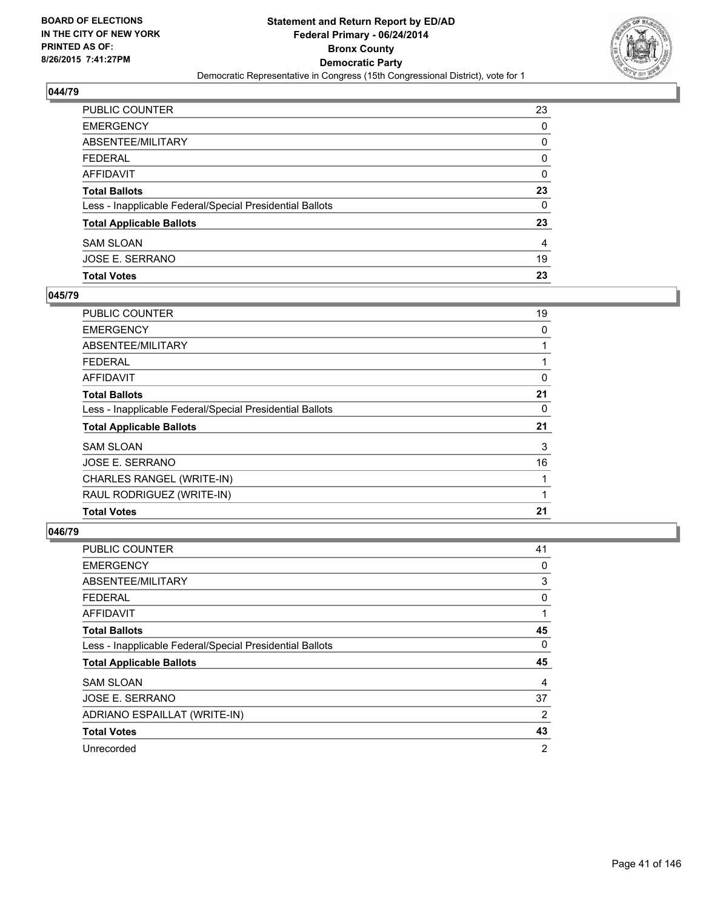BOARD OF ELECTIONS
IN THE CITY OF NEW YORK
PRINTED AS OF:
8/26/2015 7:41:27PM

**Statement and Return Report by ED/AD**
**Federal Primary - 06/24/2014**
**Bronx County**
**Democratic Party**
Democratic Representative in Congress (15th Congressional District), vote for 1

### 044/79

| | |
|---|---|
| PUBLIC COUNTER | 23 |
| EMERGENCY | 0 |
| ABSENTEE/MILITARY | 0 |
| FEDERAL | 0 |
| AFFIDAVIT | 0 |
| **Total Ballots** | **23** |
| Less - Inapplicable Federal/Special Presidential Ballots | 0 |
| **Total Applicable Ballots** | **23** |
| SAM SLOAN | 4 |
| JOSE E. SERRANO | 19 |
| **Total Votes** | **23** |

### 045/79

| | |
|---|---|
| PUBLIC COUNTER | 19 |
| EMERGENCY | 0 |
| ABSENTEE/MILITARY | 1 |
| FEDERAL | 1 |
| AFFIDAVIT | 0 |
| **Total Ballots** | **21** |
| Less - Inapplicable Federal/Special Presidential Ballots | 0 |
| **Total Applicable Ballots** | **21** |
| SAM SLOAN | 3 |
| JOSE E. SERRANO | 16 |
| CHARLES RANGEL (WRITE-IN) | 1 |
| RAUL RODRIGUEZ (WRITE-IN) | 1 |
| **Total Votes** | **21** |

### 046/79

| | |
|---|---|
| PUBLIC COUNTER | 41 |
| EMERGENCY | 0 |
| ABSENTEE/MILITARY | 3 |
| FEDERAL | 0 |
| AFFIDAVIT | 1 |
| **Total Ballots** | **45** |
| Less - Inapplicable Federal/Special Presidential Ballots | 0 |
| **Total Applicable Ballots** | **45** |
| SAM SLOAN | 4 |
| JOSE E. SERRANO | 37 |
| ADRIANO ESPAILLAT (WRITE-IN) | 2 |
| **Total Votes** | **43** |
| Unrecorded | 2 |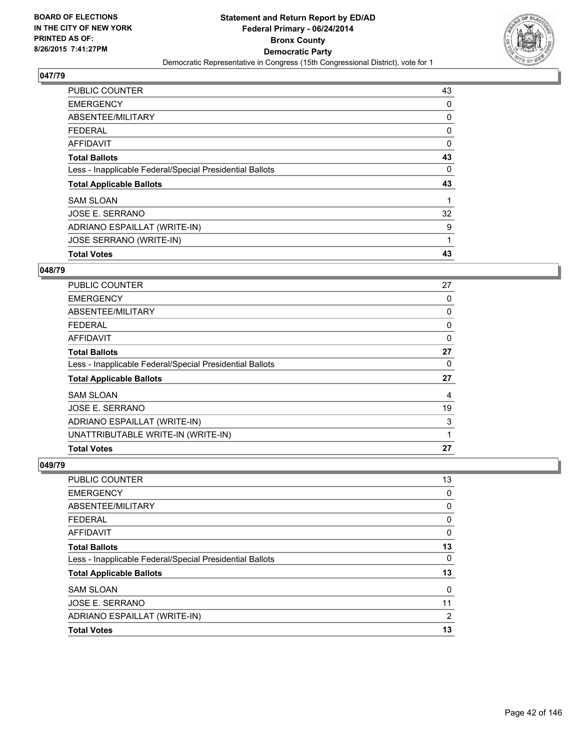BOARD OF ELECTIONS
IN THE CITY OF NEW YORK
PRINTED AS OF:
8/26/2015 7:41:27PM

**Statement and Return Report by ED/AD**
**Federal Primary - 06/24/2014**
**Bronx County**
**Democratic Party**
Democratic Representative in Congress (15th Congressional District), vote for 1

### 047/79

| | |
|---|---|
| PUBLIC COUNTER | 43 |
| EMERGENCY | 0 |
| ABSENTEE/MILITARY | 0 |
| FEDERAL | 0 |
| AFFIDAVIT | 0 |
| **Total Ballots** | **43** |
| Less - Inapplicable Federal/Special Presidential Ballots | 0 |
| **Total Applicable Ballots** | **43** |
| SAM SLOAN | 1 |
| JOSE E. SERRANO | 32 |
| ADRIANO ESPAILLAT (WRITE-IN) | 9 |
| JOSE SERRANO (WRITE-IN) | 1 |
| **Total Votes** | **43** |

### 048/79

| | |
|---|---|
| PUBLIC COUNTER | 27 |
| EMERGENCY | 0 |
| ABSENTEE/MILITARY | 0 |
| FEDERAL | 0 |
| AFFIDAVIT | 0 |
| **Total Ballots** | **27** |
| Less - Inapplicable Federal/Special Presidential Ballots | 0 |
| **Total Applicable Ballots** | **27** |
| SAM SLOAN | 4 |
| JOSE E. SERRANO | 19 |
| ADRIANO ESPAILLAT (WRITE-IN) | 3 |
| UNATTRIBUTABLE WRITE-IN (WRITE-IN) | 1 |
| **Total Votes** | **27** |

### 049/79

| | |
|---|---|
| PUBLIC COUNTER | 13 |
| EMERGENCY | 0 |
| ABSENTEE/MILITARY | 0 |
| FEDERAL | 0 |
| AFFIDAVIT | 0 |
| **Total Ballots** | **13** |
| Less - Inapplicable Federal/Special Presidential Ballots | 0 |
| **Total Applicable Ballots** | **13** |
| SAM SLOAN | 0 |
| JOSE E. SERRANO | 11 |
| ADRIANO ESPAILLAT (WRITE-IN) | 2 |
| **Total Votes** | **13** |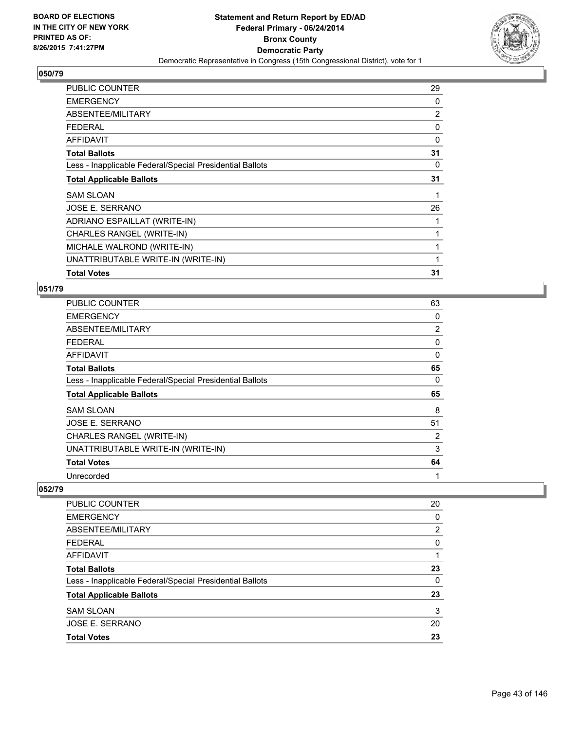**BOARD OF ELECTIONS IN THE CITY OF NEW YORK PRINTED AS OF: 8/26/2015 7:41:27PM**

**Statement and Return Report by ED/AD**
**Federal Primary - 06/24/2014**
**Bronx County**
**Democratic Party**
Democratic Representative in Congress (15th Congressional District), vote for 1

## 050/79

| | |
|---|---|
| PUBLIC COUNTER | 29 |
| EMERGENCY | 0 |
| ABSENTEE/MILITARY | 2 |
| FEDERAL | 0 |
| AFFIDAVIT | 0 |
| **Total Ballots** | **31** |
| Less - Inapplicable Federal/Special Presidential Ballots | 0 |
| **Total Applicable Ballots** | **31** |
| SAM SLOAN | 1 |
| JOSE E. SERRANO | 26 |
| ADRIANO ESPAILLAT (WRITE-IN) | 1 |
| CHARLES RANGEL (WRITE-IN) | 1 |
| MICHALE WALROND (WRITE-IN) | 1 |
| UNATTRIBUTABLE WRITE-IN (WRITE-IN) | 1 |
| **Total Votes** | **31** |

## 051/79

| | |
|---|---|
| PUBLIC COUNTER | 63 |
| EMERGENCY | 0 |
| ABSENTEE/MILITARY | 2 |
| FEDERAL | 0 |
| AFFIDAVIT | 0 |
| **Total Ballots** | **65** |
| Less - Inapplicable Federal/Special Presidential Ballots | 0 |
| **Total Applicable Ballots** | **65** |
| SAM SLOAN | 8 |
| JOSE E. SERRANO | 51 |
| CHARLES RANGEL (WRITE-IN) | 2 |
| UNATTRIBUTABLE WRITE-IN (WRITE-IN) | 3 |
| **Total Votes** | **64** |
| Unrecorded | 1 |

## 052/79

| | |
|---|---|
| PUBLIC COUNTER | 20 |
| EMERGENCY | 0 |
| ABSENTEE/MILITARY | 2 |
| FEDERAL | 0 |
| AFFIDAVIT | 1 |
| **Total Ballots** | **23** |
| Less - Inapplicable Federal/Special Presidential Ballots | 0 |
| **Total Applicable Ballots** | **23** |
| SAM SLOAN | 3 |
| JOSE E. SERRANO | 20 |
| **Total Votes** | **23** |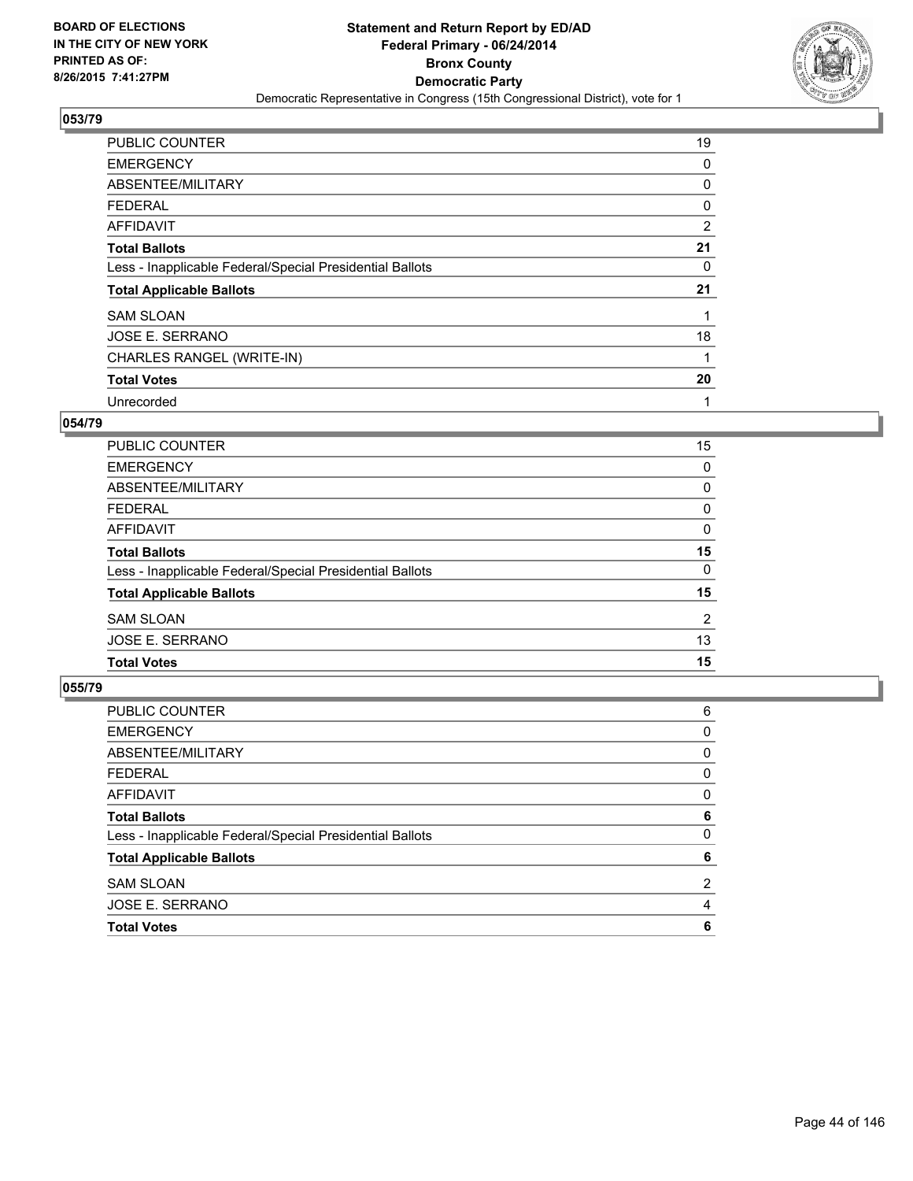**BOARD OF ELECTIONS IN THE CITY OF NEW YORK PRINTED AS OF: 8/26/2015 7:41:27PM**

# Statement and Return Report by ED/AD
## Federal Primary - 06/24/2014
## Bronx County
## Democratic Party
### Democratic Representative in Congress (15th Congressional District), vote for 1

### 053/79

| | |
|---|---|
| PUBLIC COUNTER | 19 |
| EMERGENCY | 0 |
| ABSENTEE/MILITARY | 0 |
| FEDERAL | 0 |
| AFFIDAVIT | 2 |
| **Total Ballots** | **21** |
| Less - Inapplicable Federal/Special Presidential Ballots | 0 |
| **Total Applicable Ballots** | **21** |
| SAM SLOAN | 1 |
| JOSE E. SERRANO | 18 |
| CHARLES RANGEL (WRITE-IN) | 1 |
| **Total Votes** | **20** |
| Unrecorded | 1 |

### 054/79

| | |
|---|---|
| PUBLIC COUNTER | 15 |
| EMERGENCY | 0 |
| ABSENTEE/MILITARY | 0 |
| FEDERAL | 0 |
| AFFIDAVIT | 0 |
| **Total Ballots** | **15** |
| Less - Inapplicable Federal/Special Presidential Ballots | 0 |
| **Total Applicable Ballots** | **15** |
| SAM SLOAN | 2 |
| JOSE E. SERRANO | 13 |
| **Total Votes** | **15** |

### 055/79

| | |
|---|---|
| PUBLIC COUNTER | 6 |
| EMERGENCY | 0 |
| ABSENTEE/MILITARY | 0 |
| FEDERAL | 0 |
| AFFIDAVIT | 0 |
| **Total Ballots** | **6** |
| Less - Inapplicable Federal/Special Presidential Ballots | 0 |
| **Total Applicable Ballots** | **6** |
| SAM SLOAN | 2 |
| JOSE E. SERRANO | 4 |
| **Total Votes** | **6** |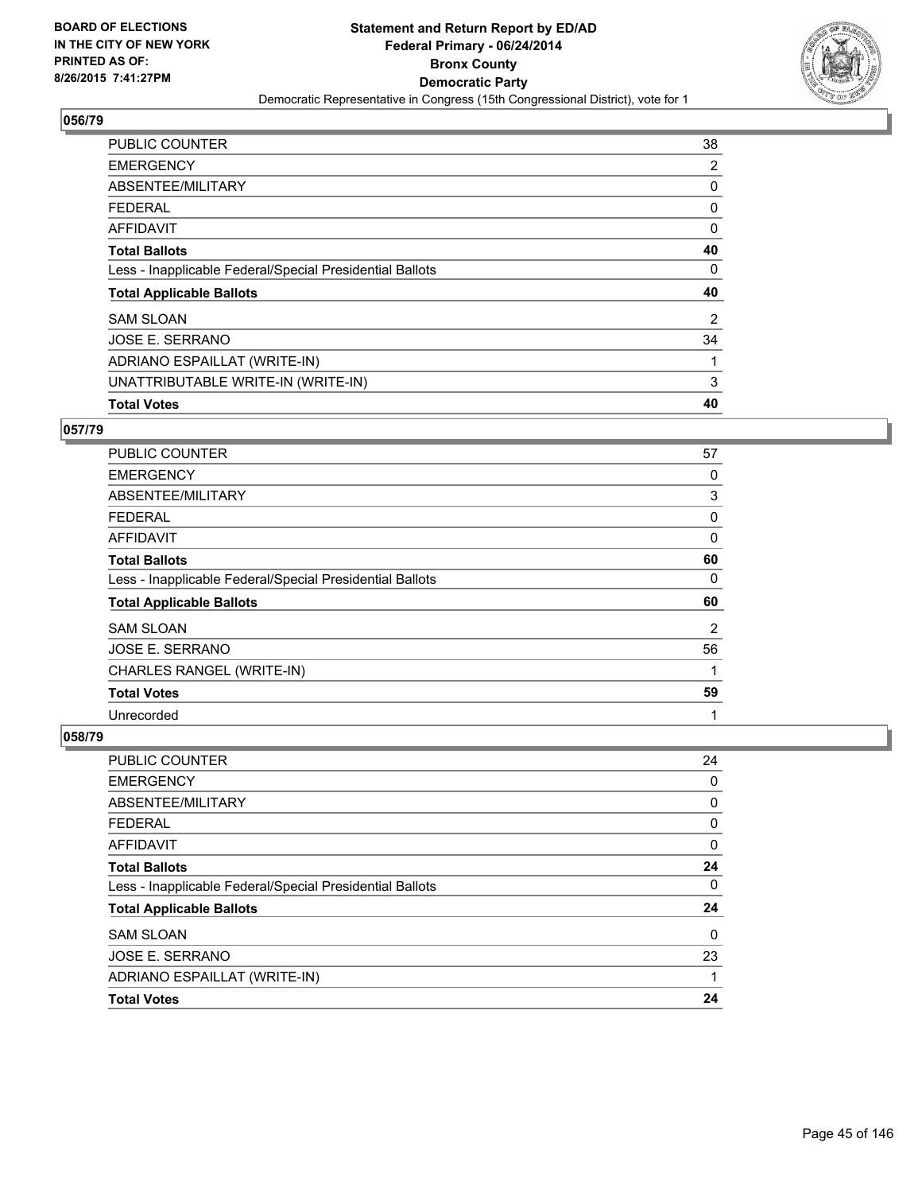**BOARD OF ELECTIONS IN THE CITY OF NEW YORK PRINTED AS OF: 8/26/2015 7:41:27PM**

**Statement and Return Report by ED/AD**
**Federal Primary - 06/24/2014**
**Bronx County**
**Democratic Party**
Democratic Representative in Congress (15th Congressional District), vote for 1

## 056/79

| | |
|---|---|
| PUBLIC COUNTER | 38 |
| EMERGENCY | 2 |
| ABSENTEE/MILITARY | 0 |
| FEDERAL | 0 |
| AFFIDAVIT | 0 |
| **Total Ballots** | **40** |
| Less - Inapplicable Federal/Special Presidential Ballots | 0 |
| **Total Applicable Ballots** | **40** |
| SAM SLOAN | 2 |
| JOSE E. SERRANO | 34 |
| ADRIANO ESPAILLAT (WRITE-IN) | 1 |
| UNATTRIBUTABLE WRITE-IN (WRITE-IN) | 3 |
| **Total Votes** | **40** |

## 057/79

| | |
|---|---|
| PUBLIC COUNTER | 57 |
| EMERGENCY | 0 |
| ABSENTEE/MILITARY | 3 |
| FEDERAL | 0 |
| AFFIDAVIT | 0 |
| **Total Ballots** | **60** |
| Less - Inapplicable Federal/Special Presidential Ballots | 0 |
| **Total Applicable Ballots** | **60** |
| SAM SLOAN | 2 |
| JOSE E. SERRANO | 56 |
| CHARLES RANGEL (WRITE-IN) | 1 |
| **Total Votes** | **59** |
| Unrecorded | 1 |

## 058/79

| | |
|---|---|
| PUBLIC COUNTER | 24 |
| EMERGENCY | 0 |
| ABSENTEE/MILITARY | 0 |
| FEDERAL | 0 |
| AFFIDAVIT | 0 |
| **Total Ballots** | **24** |
| Less - Inapplicable Federal/Special Presidential Ballots | 0 |
| **Total Applicable Ballots** | **24** |
| SAM SLOAN | 0 |
| JOSE E. SERRANO | 23 |
| ADRIANO ESPAILLAT (WRITE-IN) | 1 |
| **Total Votes** | **24** |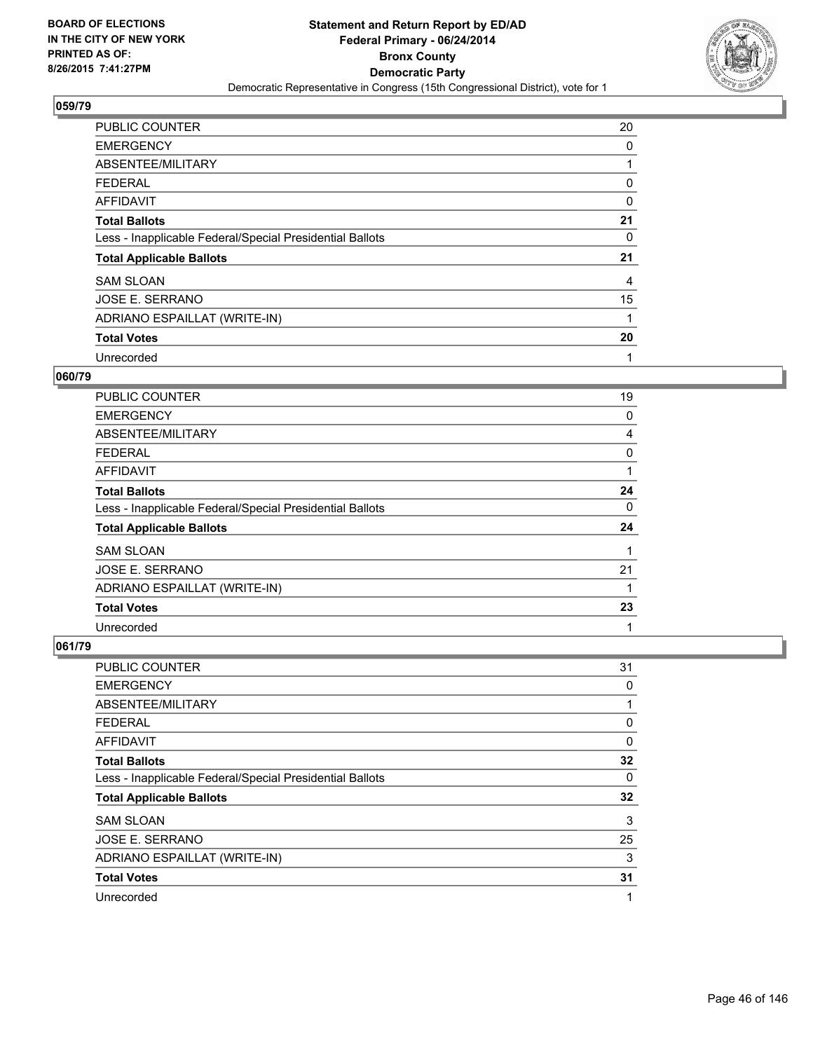**BOARD OF ELECTIONS IN THE CITY OF NEW YORK PRINTED AS OF: 8/26/2015 7:41:27PM**

# Statement and Return Report by ED/AD
## Federal Primary - 06/24/2014
## Bronx County
## Democratic Party
### Democratic Representative in Congress (15th Congressional District), vote for 1

### 059/79

| | |
|---|---|
| PUBLIC COUNTER | 20 |
| EMERGENCY | 0 |
| ABSENTEE/MILITARY | 1 |
| FEDERAL | 0 |
| AFFIDAVIT | 0 |
| **Total Ballots** | **21** |
| Less - Inapplicable Federal/Special Presidential Ballots | 0 |
| **Total Applicable Ballots** | **21** |
| SAM SLOAN | 4 |
| JOSE E. SERRANO | 15 |
| ADRIANO ESPAILLAT (WRITE-IN) | 1 |
| **Total Votes** | **20** |
| Unrecorded | 1 |

### 060/79

| | |
|---|---|
| PUBLIC COUNTER | 19 |
| EMERGENCY | 0 |
| ABSENTEE/MILITARY | 4 |
| FEDERAL | 0 |
| AFFIDAVIT | 1 |
| **Total Ballots** | **24** |
| Less - Inapplicable Federal/Special Presidential Ballots | 0 |
| **Total Applicable Ballots** | **24** |
| SAM SLOAN | 1 |
| JOSE E. SERRANO | 21 |
| ADRIANO ESPAILLAT (WRITE-IN) | 1 |
| **Total Votes** | **23** |
| Unrecorded | 1 |

### 061/79

| | |
|---|---|
| PUBLIC COUNTER | 31 |
| EMERGENCY | 0 |
| ABSENTEE/MILITARY | 1 |
| FEDERAL | 0 |
| AFFIDAVIT | 0 |
| **Total Ballots** | **32** |
| Less - Inapplicable Federal/Special Presidential Ballots | 0 |
| **Total Applicable Ballots** | **32** |
| SAM SLOAN | 3 |
| JOSE E. SERRANO | 25 |
| ADRIANO ESPAILLAT (WRITE-IN) | 3 |
| **Total Votes** | **31** |
| Unrecorded | 1 |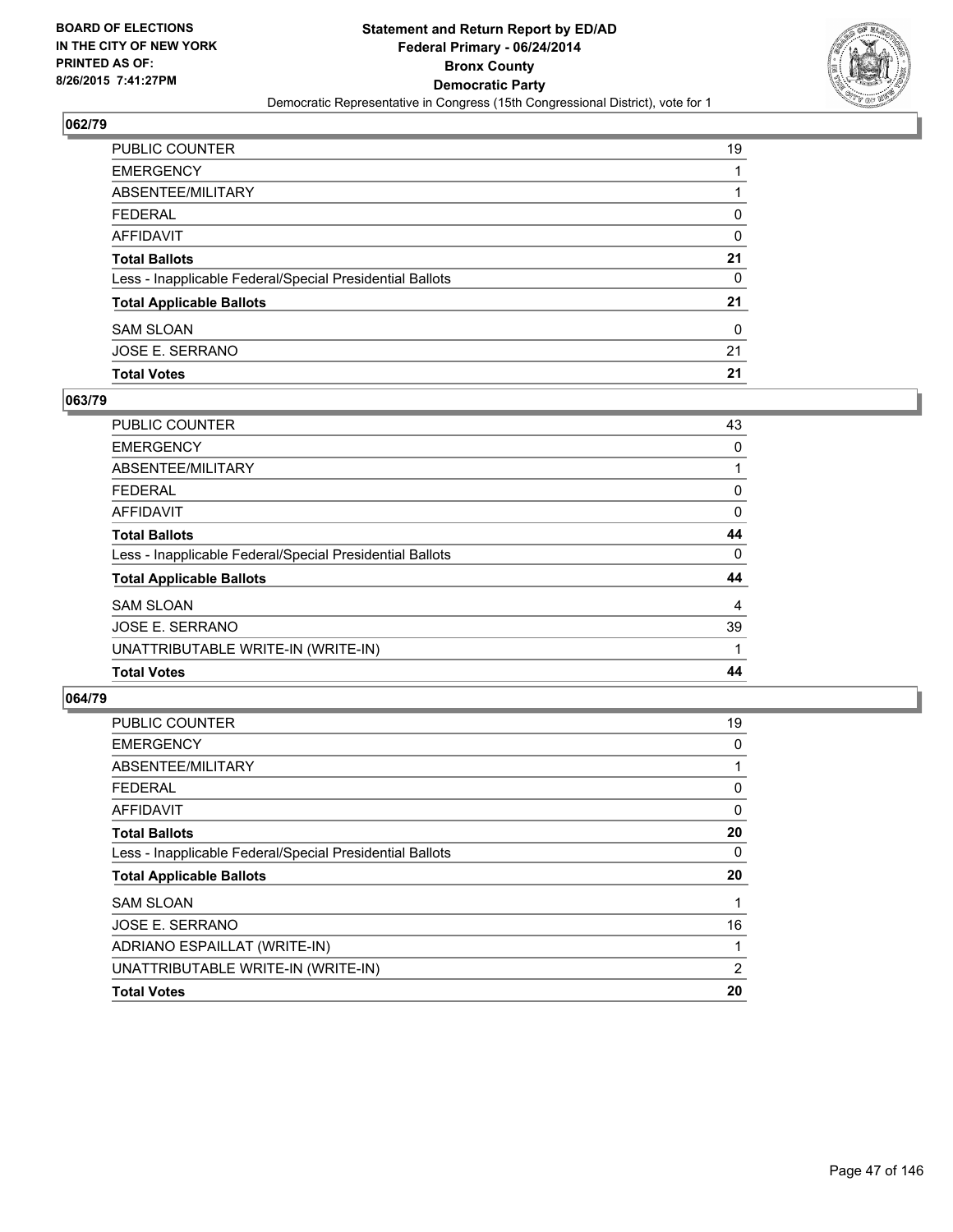BOARD OF ELECTIONS
IN THE CITY OF NEW YORK
PRINTED AS OF:
8/26/2015 7:41:27PM

**Statement and Return Report by ED/AD**
**Federal Primary - 06/24/2014**
**Bronx County**
**Democratic Party**
Democratic Representative in Congress (15th Congressional District), vote for 1

## 062/79

| | |
|---|---|
| PUBLIC COUNTER | 19 |
| EMERGENCY | 1 |
| ABSENTEE/MILITARY | 1 |
| FEDERAL | 0 |
| AFFIDAVIT | 0 |
| **Total Ballots** | **21** |
| Less - Inapplicable Federal/Special Presidential Ballots | 0 |
| **Total Applicable Ballots** | **21** |
| SAM SLOAN | 0 |
| JOSE E. SERRANO | 21 |
| **Total Votes** | **21** |

## 063/79

| | |
|---|---|
| PUBLIC COUNTER | 43 |
| EMERGENCY | 0 |
| ABSENTEE/MILITARY | 1 |
| FEDERAL | 0 |
| AFFIDAVIT | 0 |
| **Total Ballots** | **44** |
| Less - Inapplicable Federal/Special Presidential Ballots | 0 |
| **Total Applicable Ballots** | **44** |
| SAM SLOAN | 4 |
| JOSE E. SERRANO | 39 |
| UNATTRIBUTABLE WRITE-IN (WRITE-IN) | 1 |
| **Total Votes** | **44** |

## 064/79

| | |
|---|---|
| PUBLIC COUNTER | 19 |
| EMERGENCY | 0 |
| ABSENTEE/MILITARY | 1 |
| FEDERAL | 0 |
| AFFIDAVIT | 0 |
| **Total Ballots** | **20** |
| Less - Inapplicable Federal/Special Presidential Ballots | 0 |
| **Total Applicable Ballots** | **20** |
| SAM SLOAN | 1 |
| JOSE E. SERRANO | 16 |
| ADRIANO ESPAILLAT (WRITE-IN) | 1 |
| UNATTRIBUTABLE WRITE-IN (WRITE-IN) | 2 |
| **Total Votes** | **20** |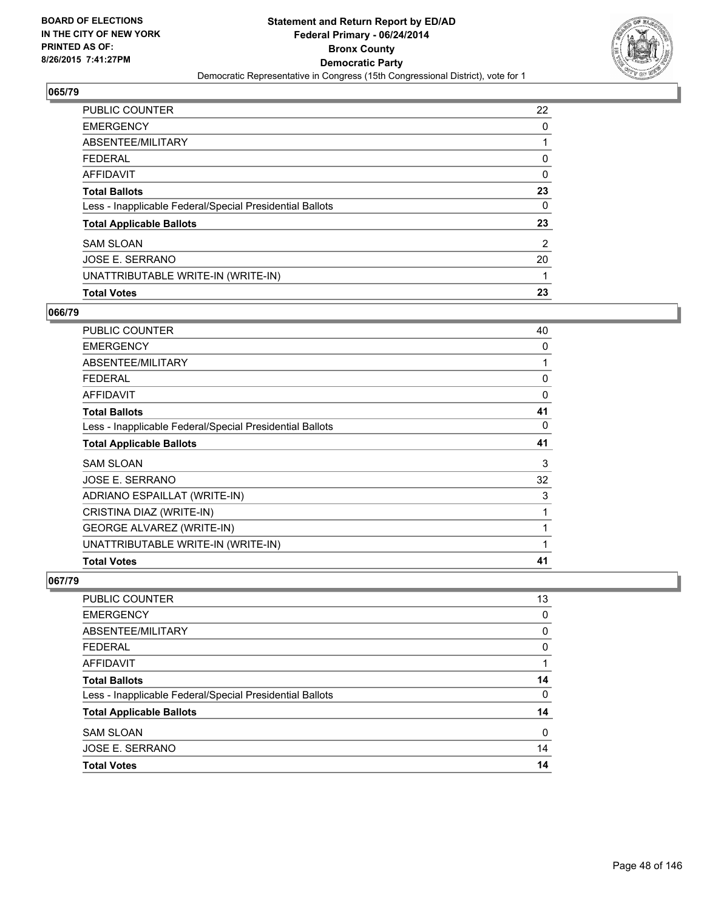BOARD OF ELECTIONS
IN THE CITY OF NEW YORK
PRINTED AS OF:
8/26/2015 7:41:27PM

# Statement and Return Report by ED/AD
## Federal Primary - 06/24/2014
## Bronx County
## Democratic Party
### Democratic Representative in Congress (15th Congressional District), vote for 1

**065/79**

| | |
|---|---|
| PUBLIC COUNTER | 22 |
| EMERGENCY | 0 |
| ABSENTEE/MILITARY | 1 |
| FEDERAL | 0 |
| AFFIDAVIT | 0 |
| **Total Ballots** | **23** |
| Less - Inapplicable Federal/Special Presidential Ballots | 0 |
| **Total Applicable Ballots** | **23** |
| SAM SLOAN | 2 |
| JOSE E. SERRANO | 20 |
| UNATTRIBUTABLE WRITE-IN (WRITE-IN) | 1 |
| **Total Votes** | **23** |

**066/79**

| | |
|---|---|
| PUBLIC COUNTER | 40 |
| EMERGENCY | 0 |
| ABSENTEE/MILITARY | 1 |
| FEDERAL | 0 |
| AFFIDAVIT | 0 |
| **Total Ballots** | **41** |
| Less - Inapplicable Federal/Special Presidential Ballots | 0 |
| **Total Applicable Ballots** | **41** |
| SAM SLOAN | 3 |
| JOSE E. SERRANO | 32 |
| ADRIANO ESPAILLAT (WRITE-IN) | 3 |
| CRISTINA DIAZ (WRITE-IN) | 1 |
| GEORGE ALVAREZ (WRITE-IN) | 1 |
| UNATTRIBUTABLE WRITE-IN (WRITE-IN) | 1 |
| **Total Votes** | **41** |

**067/79**

| | |
|---|---|
| PUBLIC COUNTER | 13 |
| EMERGENCY | 0 |
| ABSENTEE/MILITARY | 0 |
| FEDERAL | 0 |
| AFFIDAVIT | 1 |
| **Total Ballots** | **14** |
| Less - Inapplicable Federal/Special Presidential Ballots | 0 |
| **Total Applicable Ballots** | **14** |
| SAM SLOAN | 0 |
| JOSE E. SERRANO | 14 |
| **Total Votes** | **14** |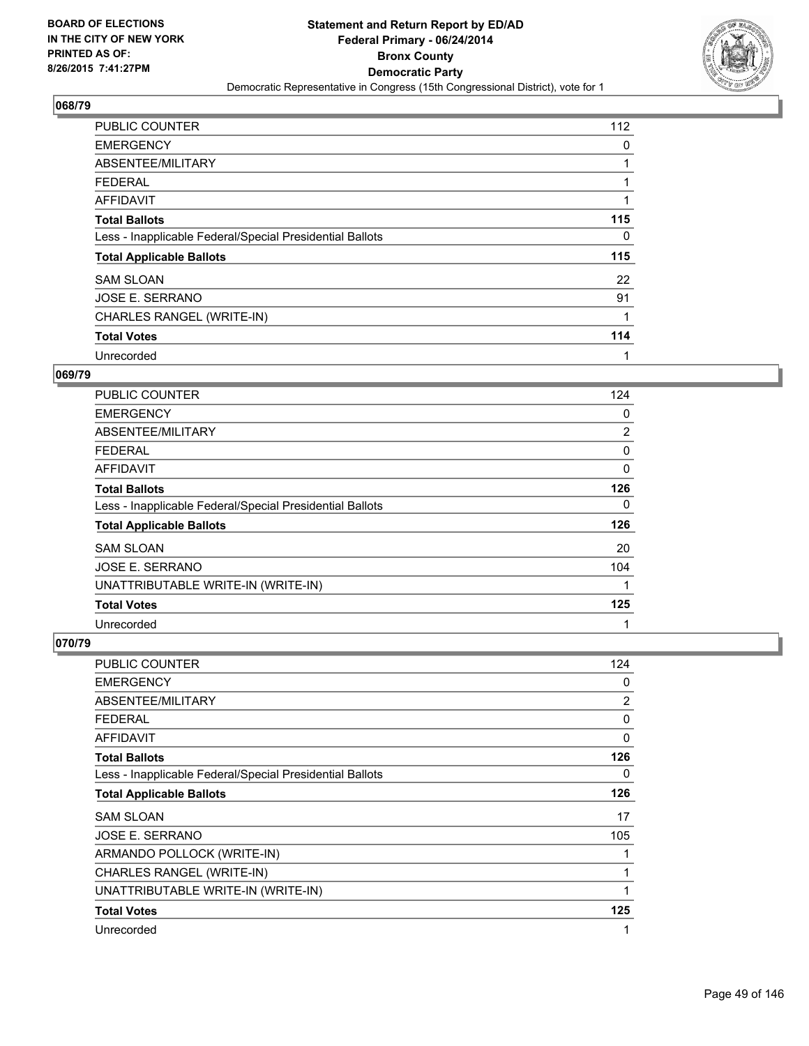BOARD OF ELECTIONS
IN THE CITY OF NEW YORK
PRINTED AS OF:
8/26/2015 7:41:27PM

**Statement and Return Report by ED/AD**
**Federal Primary - 06/24/2014**
**Bronx County**
**Democratic Party**
Democratic Representative in Congress (15th Congressional District), vote for 1

## 068/79

| | |
|---|---|
| PUBLIC COUNTER | 112 |
| EMERGENCY | 0 |
| ABSENTEE/MILITARY | 1 |
| FEDERAL | 1 |
| AFFIDAVIT | 1 |
| **Total Ballots** | **115** |
| Less - Inapplicable Federal/Special Presidential Ballots | 0 |
| **Total Applicable Ballots** | **115** |
| SAM SLOAN | 22 |
| JOSE E. SERRANO | 91 |
| CHARLES RANGEL (WRITE-IN) | 1 |
| **Total Votes** | **114** |
| Unrecorded | 1 |

## 069/79

| | |
|---|---|
| PUBLIC COUNTER | 124 |
| EMERGENCY | 0 |
| ABSENTEE/MILITARY | 2 |
| FEDERAL | 0 |
| AFFIDAVIT | 0 |
| **Total Ballots** | **126** |
| Less - Inapplicable Federal/Special Presidential Ballots | 0 |
| **Total Applicable Ballots** | **126** |
| SAM SLOAN | 20 |
| JOSE E. SERRANO | 104 |
| UNATTRIBUTABLE WRITE-IN (WRITE-IN) | 1 |
| **Total Votes** | **125** |
| Unrecorded | 1 |

## 070/79

| | |
|---|---|
| PUBLIC COUNTER | 124 |
| EMERGENCY | 0 |
| ABSENTEE/MILITARY | 2 |
| FEDERAL | 0 |
| AFFIDAVIT | 0 |
| **Total Ballots** | **126** |
| Less - Inapplicable Federal/Special Presidential Ballots | 0 |
| **Total Applicable Ballots** | **126** |
| SAM SLOAN | 17 |
| JOSE E. SERRANO | 105 |
| ARMANDO POLLOCK (WRITE-IN) | 1 |
| CHARLES RANGEL (WRITE-IN) | 1 |
| UNATTRIBUTABLE WRITE-IN (WRITE-IN) | 1 |
| **Total Votes** | **125** |
| Unrecorded | 1 |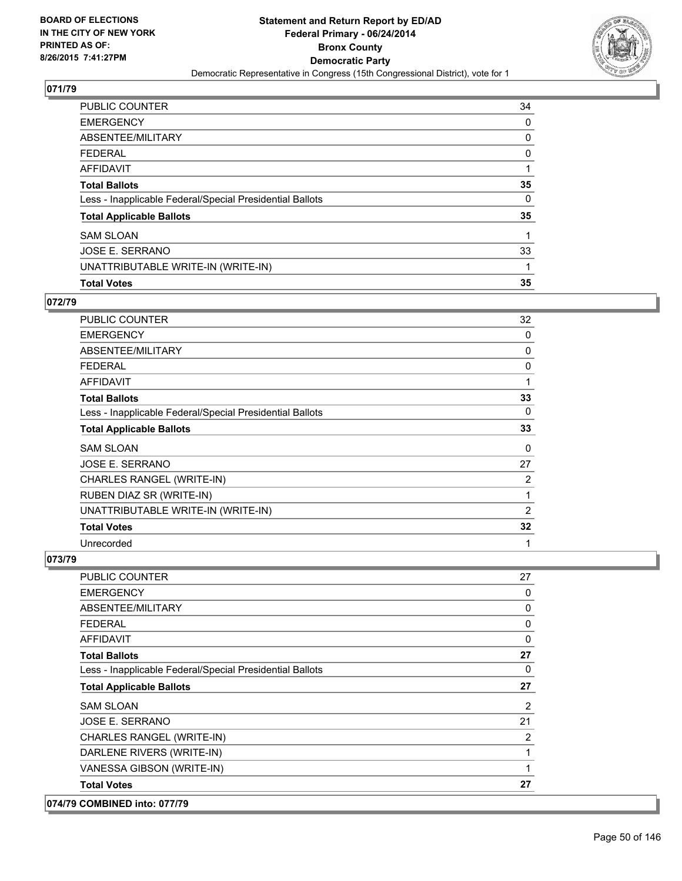## 071/79

| | |
|---|---|
| PUBLIC COUNTER | 34 |
| EMERGENCY | 0 |
| ABSENTEE/MILITARY | 0 |
| FEDERAL | 0 |
| AFFIDAVIT | 1 |
| **Total Ballots** | **35** |
| Less - Inapplicable Federal/Special Presidential Ballots | 0 |
| **Total Applicable Ballots** | **35** |
| SAM SLOAN | 1 |
| JOSE E. SERRANO | 33 |
| UNATTRIBUTABLE WRITE-IN (WRITE-IN) | 1 |
| **Total Votes** | **35** |

## 072/79

| | |
|---|---|
| PUBLIC COUNTER | 32 |
| EMERGENCY | 0 |
| ABSENTEE/MILITARY | 0 |
| FEDERAL | 0 |
| AFFIDAVIT | 1 |
| **Total Ballots** | **33** |
| Less - Inapplicable Federal/Special Presidential Ballots | 0 |
| **Total Applicable Ballots** | **33** |
| SAM SLOAN | 0 |
| JOSE E. SERRANO | 27 |
| CHARLES RANGEL (WRITE-IN) | 2 |
| RUBEN DIAZ SR (WRITE-IN) | 1 |
| UNATTRIBUTABLE WRITE-IN (WRITE-IN) | 2 |
| **Total Votes** | **32** |
| Unrecorded | 1 |

## 073/79

| | |
|---|---|
| PUBLIC COUNTER | 27 |
| EMERGENCY | 0 |
| ABSENTEE/MILITARY | 0 |
| FEDERAL | 0 |
| AFFIDAVIT | 0 |
| **Total Ballots** | **27** |
| Less - Inapplicable Federal/Special Presidential Ballots | 0 |
| **Total Applicable Ballots** | **27** |
| SAM SLOAN | 2 |
| JOSE E. SERRANO | 21 |
| CHARLES RANGEL (WRITE-IN) | 2 |
| DARLENE RIVERS (WRITE-IN) | 1 |
| VANESSA GIBSON (WRITE-IN) | 1 |
| **Total Votes** | **27** |

## 074/79 COMBINED into: 077/79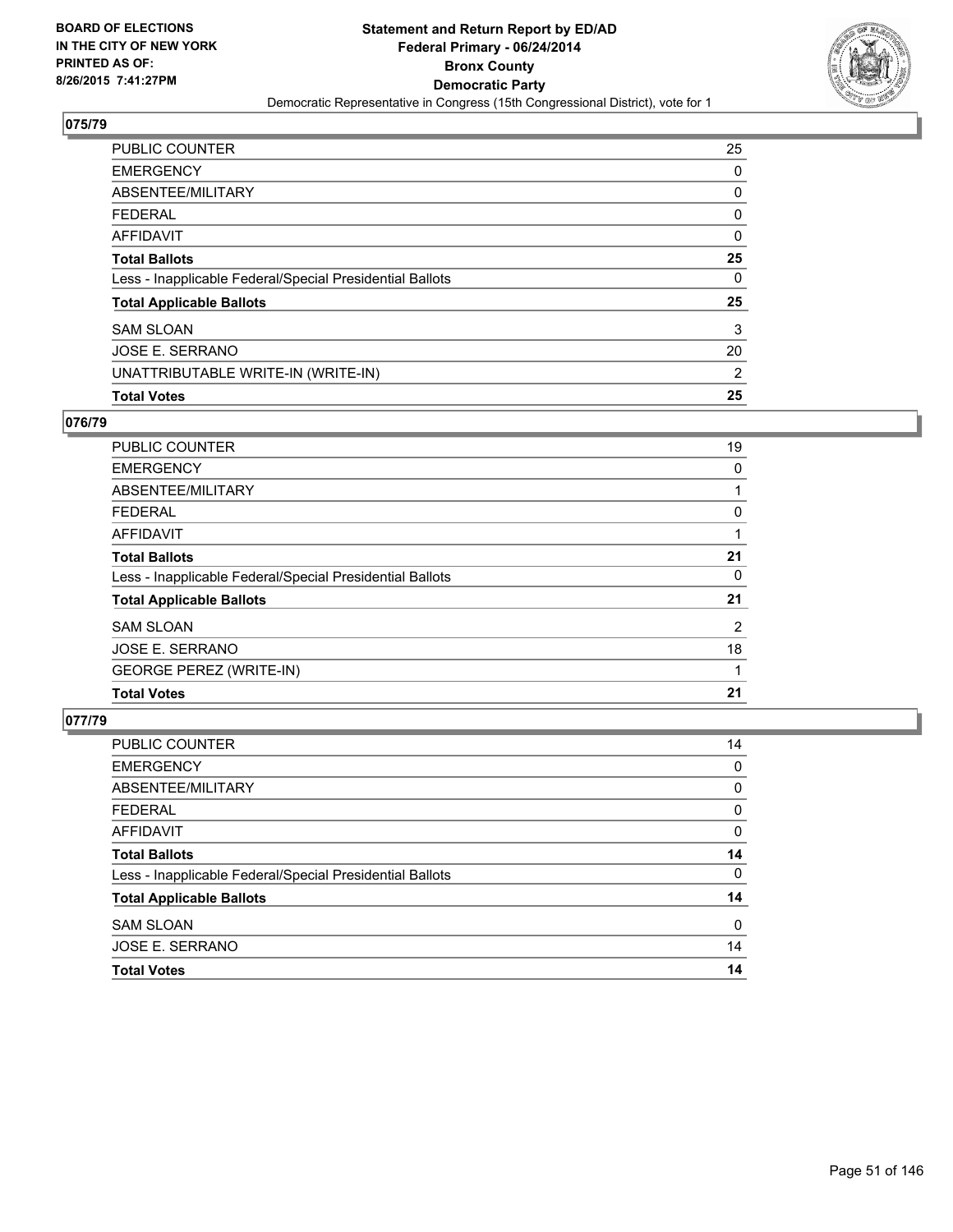BOARD OF ELECTIONS
IN THE CITY OF NEW YORK
PRINTED AS OF:
8/26/2015 7:41:27PM

**Statement and Return Report by ED/AD**
**Federal Primary - 06/24/2014**
**Bronx County**
**Democratic Party**
Democratic Representative in Congress (15th Congressional District), vote for 1

## 075/79

| | |
|---|---|
| PUBLIC COUNTER | 25 |
| EMERGENCY | 0 |
| ABSENTEE/MILITARY | 0 |
| FEDERAL | 0 |
| AFFIDAVIT | 0 |
| **Total Ballots** | **25** |
| Less - Inapplicable Federal/Special Presidential Ballots | 0 |
| **Total Applicable Ballots** | **25** |
| SAM SLOAN | 3 |
| JOSE E. SERRANO | 20 |
| UNATTRIBUTABLE WRITE-IN (WRITE-IN) | 2 |
| **Total Votes** | **25** |

## 076/79

| | |
|---|---|
| PUBLIC COUNTER | 19 |
| EMERGENCY | 0 |
| ABSENTEE/MILITARY | 1 |
| FEDERAL | 0 |
| AFFIDAVIT | 1 |
| **Total Ballots** | **21** |
| Less - Inapplicable Federal/Special Presidential Ballots | 0 |
| **Total Applicable Ballots** | **21** |
| SAM SLOAN | 2 |
| JOSE E. SERRANO | 18 |
| GEORGE PEREZ (WRITE-IN) | 1 |
| **Total Votes** | **21** |

## 077/79

| | |
|---|---|
| PUBLIC COUNTER | 14 |
| EMERGENCY | 0 |
| ABSENTEE/MILITARY | 0 |
| FEDERAL | 0 |
| AFFIDAVIT | 0 |
| **Total Ballots** | **14** |
| Less - Inapplicable Federal/Special Presidential Ballots | 0 |
| **Total Applicable Ballots** | **14** |
| SAM SLOAN | 0 |
| JOSE E. SERRANO | 14 |
| **Total Votes** | **14** |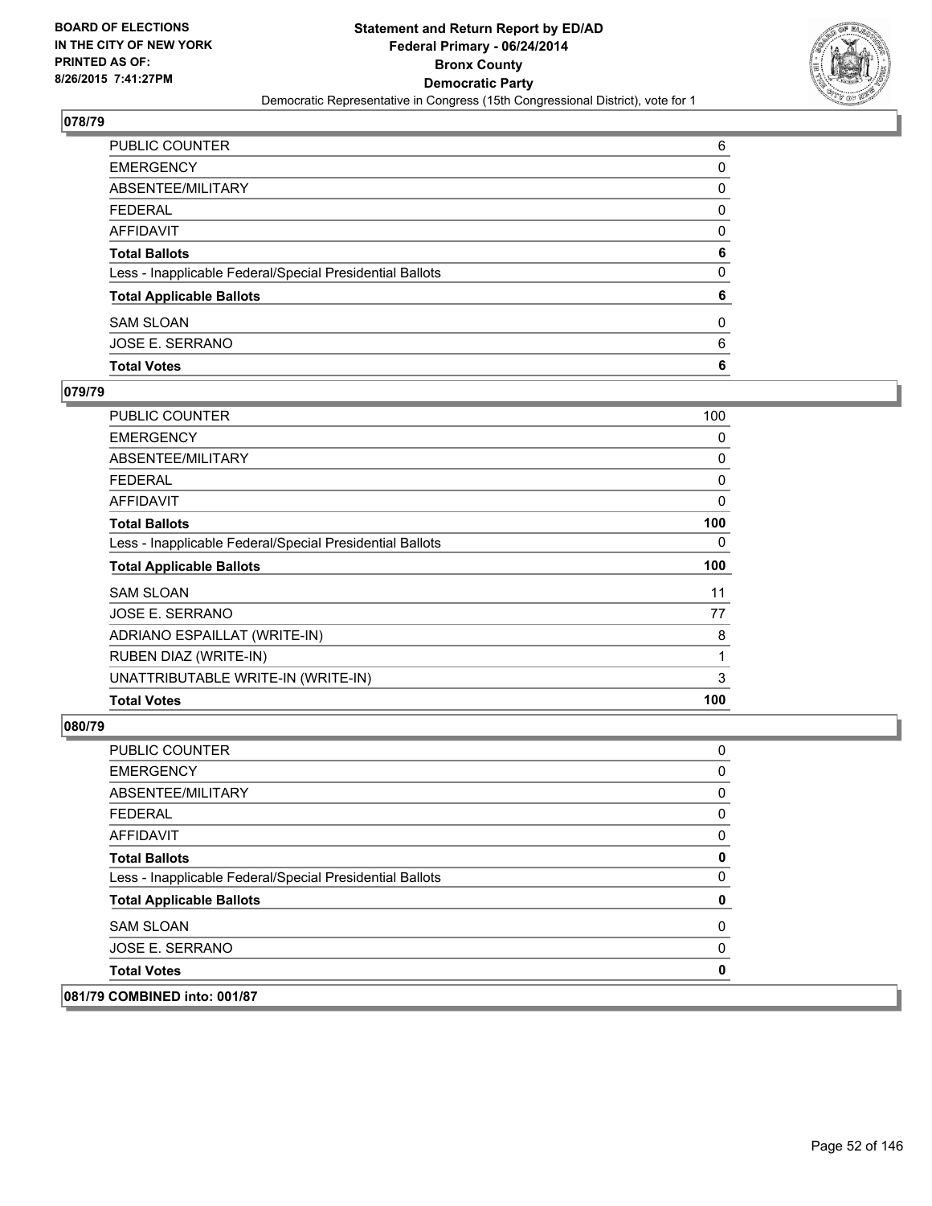**Statement and Return Report by ED/AD**
**Federal Primary - 06/24/2014**
**Bronx County**
**Democratic Party**
Democratic Representative in Congress (15th Congressional District), vote for 1

BOARD OF ELECTIONS
IN THE CITY OF NEW YORK
PRINTED AS OF:
8/26/2015 7:41:27PM

### 078/79

| | |
|---|---|
| PUBLIC COUNTER | 6 |
| EMERGENCY | 0 |
| ABSENTEE/MILITARY | 0 |
| FEDERAL | 0 |
| AFFIDAVIT | 0 |
| **Total Ballots** | **6** |
| Less - Inapplicable Federal/Special Presidential Ballots | 0 |
| **Total Applicable Ballots** | **6** |
| SAM SLOAN | 0 |
| JOSE E. SERRANO | 6 |
| **Total Votes** | **6** |

### 079/79

| | |
|---|---|
| PUBLIC COUNTER | 100 |
| EMERGENCY | 0 |
| ABSENTEE/MILITARY | 0 |
| FEDERAL | 0 |
| AFFIDAVIT | 0 |
| **Total Ballots** | **100** |
| Less - Inapplicable Federal/Special Presidential Ballots | 0 |
| **Total Applicable Ballots** | **100** |
| SAM SLOAN | 11 |
| JOSE E. SERRANO | 77 |
| ADRIANO ESPAILLAT (WRITE-IN) | 8 |
| RUBEN DIAZ (WRITE-IN) | 1 |
| UNATTRIBUTABLE WRITE-IN (WRITE-IN) | 3 |
| **Total Votes** | **100** |

### 080/79

| | |
|---|---|
| PUBLIC COUNTER | 0 |
| EMERGENCY | 0 |
| ABSENTEE/MILITARY | 0 |
| FEDERAL | 0 |
| AFFIDAVIT | 0 |
| **Total Ballots** | **0** |
| Less - Inapplicable Federal/Special Presidential Ballots | 0 |
| **Total Applicable Ballots** | **0** |
| SAM SLOAN | 0 |
| JOSE E. SERRANO | 0 |
| **Total Votes** | **0** |

### 081/79 COMBINED into: 001/87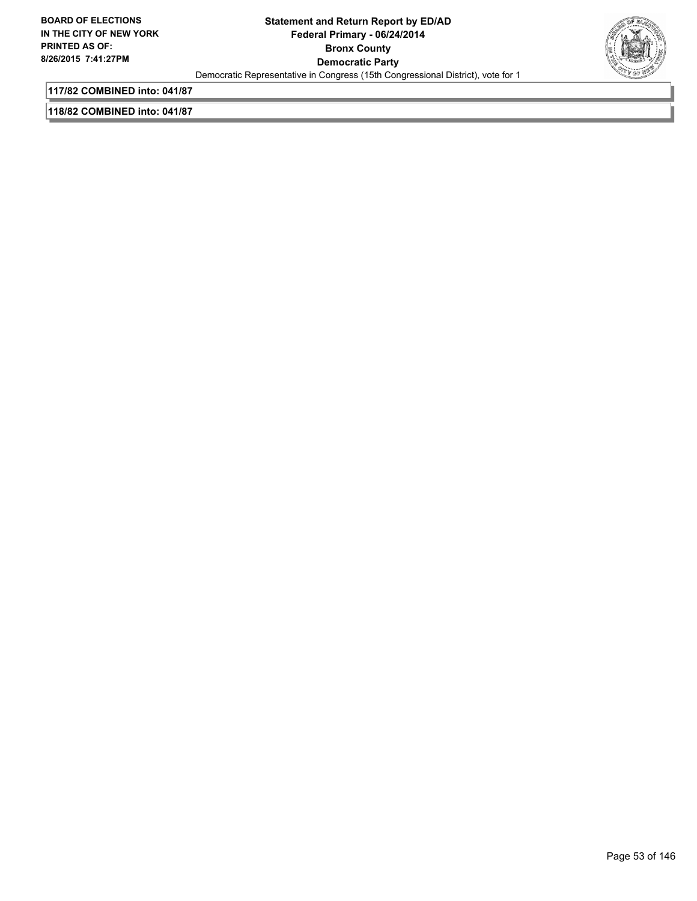**117/82 COMBINED into: 041/87**

**118/82 COMBINED into: 041/87**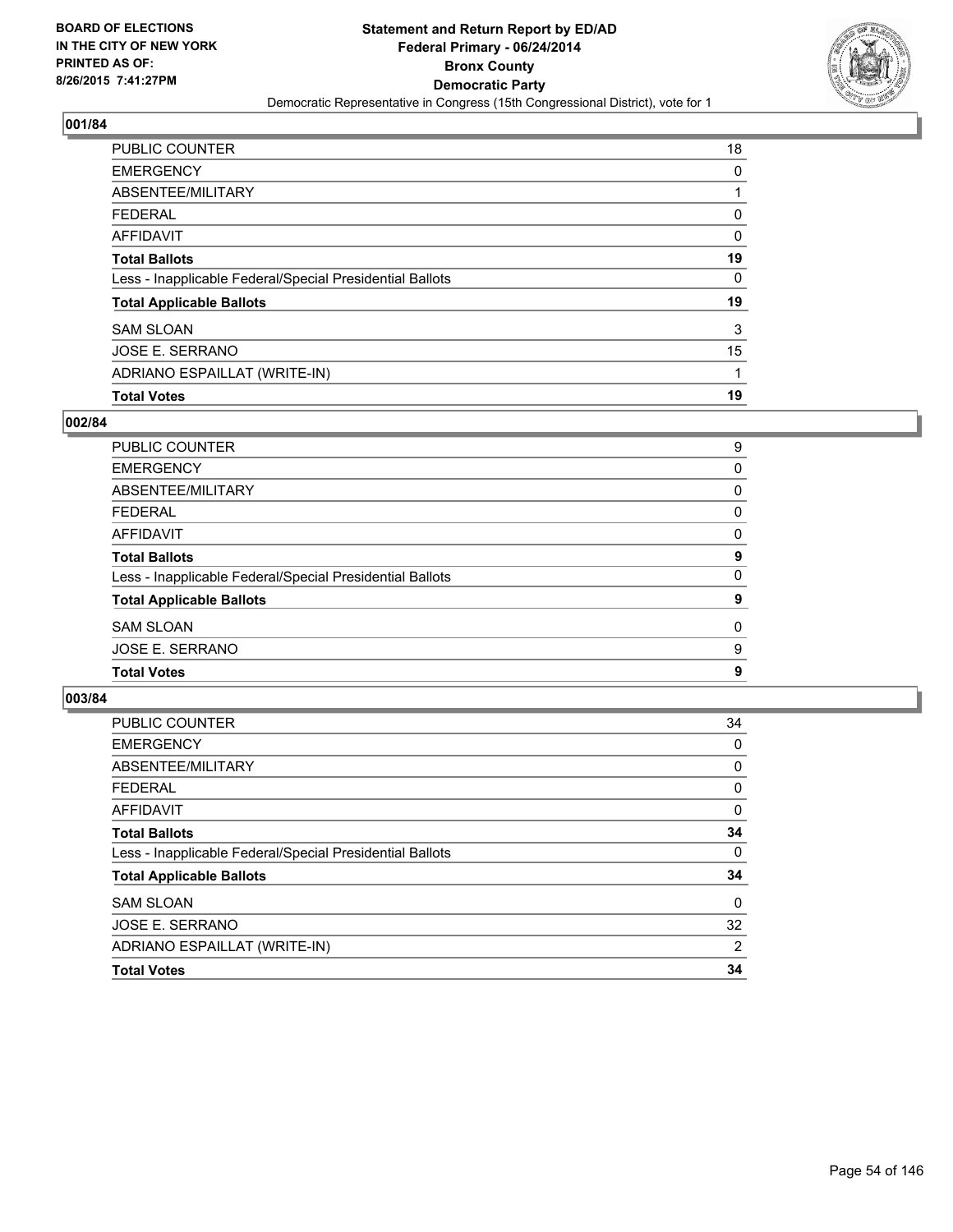**Statement and Return Report by ED/AD**
**Federal Primary - 06/24/2014**
**Bronx County**
**Democratic Party**
Democratic Representative in Congress (15th Congressional District), vote for 1

BOARD OF ELECTIONS
IN THE CITY OF NEW YORK
PRINTED AS OF:
8/26/2015 7:41:27PM

### 001/84

| | |
|---|---|
| PUBLIC COUNTER | 18 |
| EMERGENCY | 0 |
| ABSENTEE/MILITARY | 1 |
| FEDERAL | 0 |
| AFFIDAVIT | 0 |
| **Total Ballots** | **19** |
| Less - Inapplicable Federal/Special Presidential Ballots | 0 |
| **Total Applicable Ballots** | **19** |
| SAM SLOAN | 3 |
| JOSE E. SERRANO | 15 |
| ADRIANO ESPAILLAT (WRITE-IN) | 1 |
| **Total Votes** | **19** |

### 002/84

| | |
|---|---|
| PUBLIC COUNTER | 9 |
| EMERGENCY | 0 |
| ABSENTEE/MILITARY | 0 |
| FEDERAL | 0 |
| AFFIDAVIT | 0 |
| **Total Ballots** | **9** |
| Less - Inapplicable Federal/Special Presidential Ballots | 0 |
| **Total Applicable Ballots** | **9** |
| SAM SLOAN | 0 |
| JOSE E. SERRANO | 9 |
| **Total Votes** | **9** |

### 003/84

| | |
|---|---|
| PUBLIC COUNTER | 34 |
| EMERGENCY | 0 |
| ABSENTEE/MILITARY | 0 |
| FEDERAL | 0 |
| AFFIDAVIT | 0 |
| **Total Ballots** | **34** |
| Less - Inapplicable Federal/Special Presidential Ballots | 0 |
| **Total Applicable Ballots** | **34** |
| SAM SLOAN | 0 |
| JOSE E. SERRANO | 32 |
| ADRIANO ESPAILLAT (WRITE-IN) | 2 |
| **Total Votes** | **34** |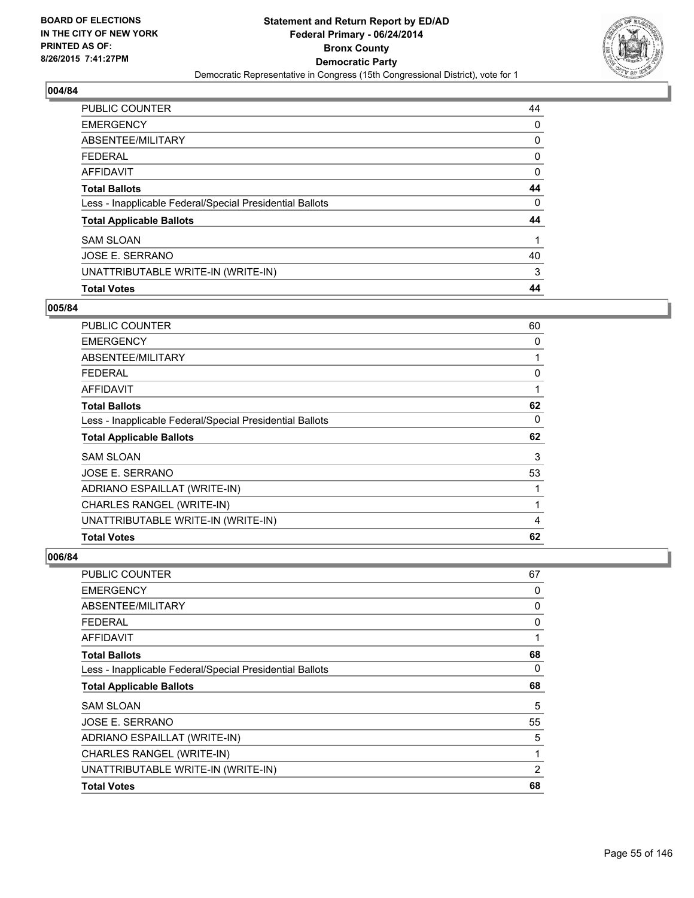**BOARD OF ELECTIONS IN THE CITY OF NEW YORK PRINTED AS OF: 8/26/2015 7:41:27PM**

**Statement and Return Report by ED/AD**
**Federal Primary - 06/24/2014**
**Bronx County**
**Democratic Party**
Democratic Representative in Congress (15th Congressional District), vote for 1

### 004/84

| | |
|---|---|
| PUBLIC COUNTER | 44 |
| EMERGENCY | 0 |
| ABSENTEE/MILITARY | 0 |
| FEDERAL | 0 |
| AFFIDAVIT | 0 |
| **Total Ballots** | **44** |
| Less - Inapplicable Federal/Special Presidential Ballots | 0 |
| **Total Applicable Ballots** | **44** |
| SAM SLOAN | 1 |
| JOSE E. SERRANO | 40 |
| UNATTRIBUTABLE WRITE-IN (WRITE-IN) | 3 |
| **Total Votes** | **44** |

### 005/84

| | |
|---|---|
| PUBLIC COUNTER | 60 |
| EMERGENCY | 0 |
| ABSENTEE/MILITARY | 1 |
| FEDERAL | 0 |
| AFFIDAVIT | 1 |
| **Total Ballots** | **62** |
| Less - Inapplicable Federal/Special Presidential Ballots | 0 |
| **Total Applicable Ballots** | **62** |
| SAM SLOAN | 3 |
| JOSE E. SERRANO | 53 |
| ADRIANO ESPAILLAT (WRITE-IN) | 1 |
| CHARLES RANGEL (WRITE-IN) | 1 |
| UNATTRIBUTABLE WRITE-IN (WRITE-IN) | 4 |
| **Total Votes** | **62** |

### 006/84

| | |
|---|---|
| PUBLIC COUNTER | 67 |
| EMERGENCY | 0 |
| ABSENTEE/MILITARY | 0 |
| FEDERAL | 0 |
| AFFIDAVIT | 1 |
| **Total Ballots** | **68** |
| Less - Inapplicable Federal/Special Presidential Ballots | 0 |
| **Total Applicable Ballots** | **68** |
| SAM SLOAN | 5 |
| JOSE E. SERRANO | 55 |
| ADRIANO ESPAILLAT (WRITE-IN) | 5 |
| CHARLES RANGEL (WRITE-IN) | 1 |
| UNATTRIBUTABLE WRITE-IN (WRITE-IN) | 2 |
| **Total Votes** | **68** |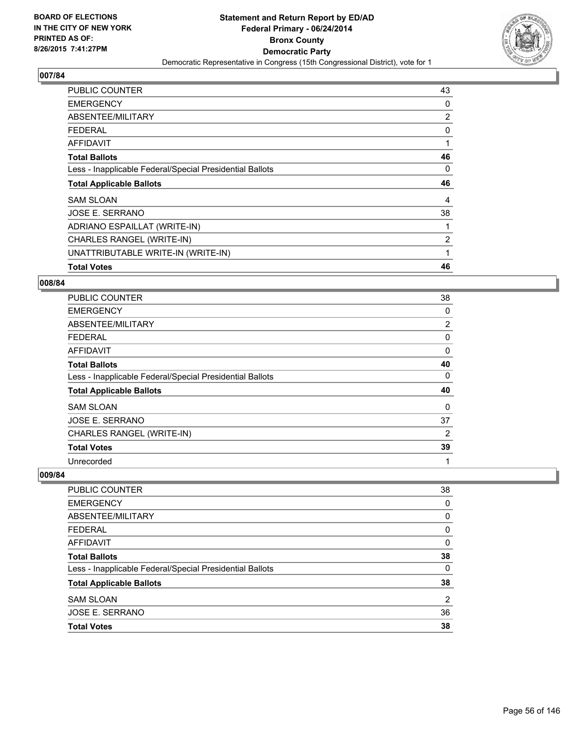**BOARD OF ELECTIONS IN THE CITY OF NEW YORK PRINTED AS OF: 8/26/2015 7:41:27PM**

**Statement and Return Report by ED/AD Federal Primary - 06/24/2014 Bronx County Democratic Party**

Democratic Representative in Congress (15th Congressional District), vote for 1

## 007/84

| | |
|---|---|
| PUBLIC COUNTER | 43 |
| EMERGENCY | 0 |
| ABSENTEE/MILITARY | 2 |
| FEDERAL | 0 |
| AFFIDAVIT | 1 |
| **Total Ballots** | **46** |
| Less - Inapplicable Federal/Special Presidential Ballots | 0 |
| **Total Applicable Ballots** | **46** |
| SAM SLOAN | 4 |
| JOSE E. SERRANO | 38 |
| ADRIANO ESPAILLAT (WRITE-IN) | 1 |
| CHARLES RANGEL (WRITE-IN) | 2 |
| UNATTRIBUTABLE WRITE-IN (WRITE-IN) | 1 |
| **Total Votes** | **46** |

## 008/84

| | |
|---|---|
| PUBLIC COUNTER | 38 |
| EMERGENCY | 0 |
| ABSENTEE/MILITARY | 2 |
| FEDERAL | 0 |
| AFFIDAVIT | 0 |
| **Total Ballots** | **40** |
| Less - Inapplicable Federal/Special Presidential Ballots | 0 |
| **Total Applicable Ballots** | **40** |
| SAM SLOAN | 0 |
| JOSE E. SERRANO | 37 |
| CHARLES RANGEL (WRITE-IN) | 2 |
| **Total Votes** | **39** |
| Unrecorded | 1 |

## 009/84

| | |
|---|---|
| PUBLIC COUNTER | 38 |
| EMERGENCY | 0 |
| ABSENTEE/MILITARY | 0 |
| FEDERAL | 0 |
| AFFIDAVIT | 0 |
| **Total Ballots** | **38** |
| Less - Inapplicable Federal/Special Presidential Ballots | 0 |
| **Total Applicable Ballots** | **38** |
| SAM SLOAN | 2 |
| JOSE E. SERRANO | 36 |
| **Total Votes** | **38** |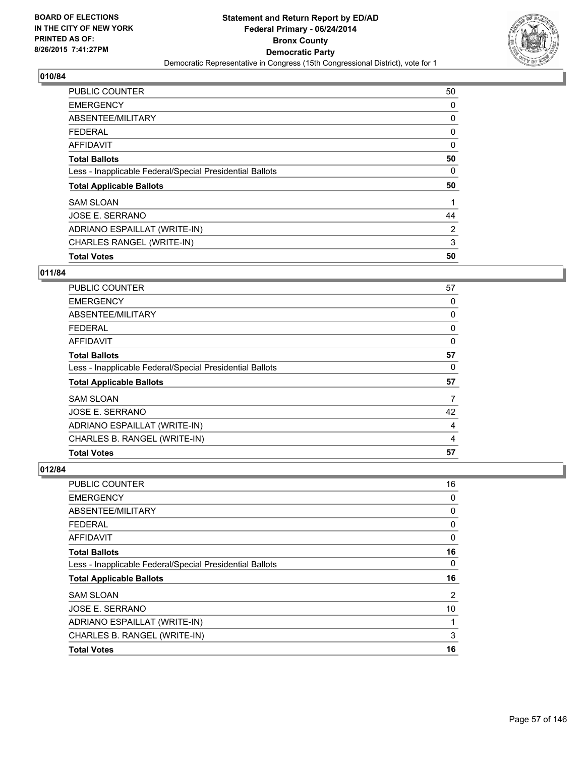**BOARD OF ELECTIONS IN THE CITY OF NEW YORK PRINTED AS OF: 8/26/2015 7:41:27PM**

**Statement and Return Report by ED/AD**
**Federal Primary - 06/24/2014**
**Bronx County**
**Democratic Party**
Democratic Representative in Congress (15th Congressional District), vote for 1

### 010/84

| | |
|---|---|
| PUBLIC COUNTER | 50 |
| EMERGENCY | 0 |
| ABSENTEE/MILITARY | 0 |
| FEDERAL | 0 |
| AFFIDAVIT | 0 |
| **Total Ballots** | **50** |
| Less - Inapplicable Federal/Special Presidential Ballots | 0 |
| **Total Applicable Ballots** | **50** |
| SAM SLOAN | 1 |
| JOSE E. SERRANO | 44 |
| ADRIANO ESPAILLAT (WRITE-IN) | 2 |
| CHARLES RANGEL (WRITE-IN) | 3 |
| **Total Votes** | **50** |

### 011/84

| | |
|---|---|
| PUBLIC COUNTER | 57 |
| EMERGENCY | 0 |
| ABSENTEE/MILITARY | 0 |
| FEDERAL | 0 |
| AFFIDAVIT | 0 |
| **Total Ballots** | **57** |
| Less - Inapplicable Federal/Special Presidential Ballots | 0 |
| **Total Applicable Ballots** | **57** |
| SAM SLOAN | 7 |
| JOSE E. SERRANO | 42 |
| ADRIANO ESPAILLAT (WRITE-IN) | 4 |
| CHARLES B. RANGEL (WRITE-IN) | 4 |
| **Total Votes** | **57** |

### 012/84

| | |
|---|---|
| PUBLIC COUNTER | 16 |
| EMERGENCY | 0 |
| ABSENTEE/MILITARY | 0 |
| FEDERAL | 0 |
| AFFIDAVIT | 0 |
| **Total Ballots** | **16** |
| Less - Inapplicable Federal/Special Presidential Ballots | 0 |
| **Total Applicable Ballots** | **16** |
| SAM SLOAN | 2 |
| JOSE E. SERRANO | 10 |
| ADRIANO ESPAILLAT (WRITE-IN) | 1 |
| CHARLES B. RANGEL (WRITE-IN) | 3 |
| **Total Votes** | **16** |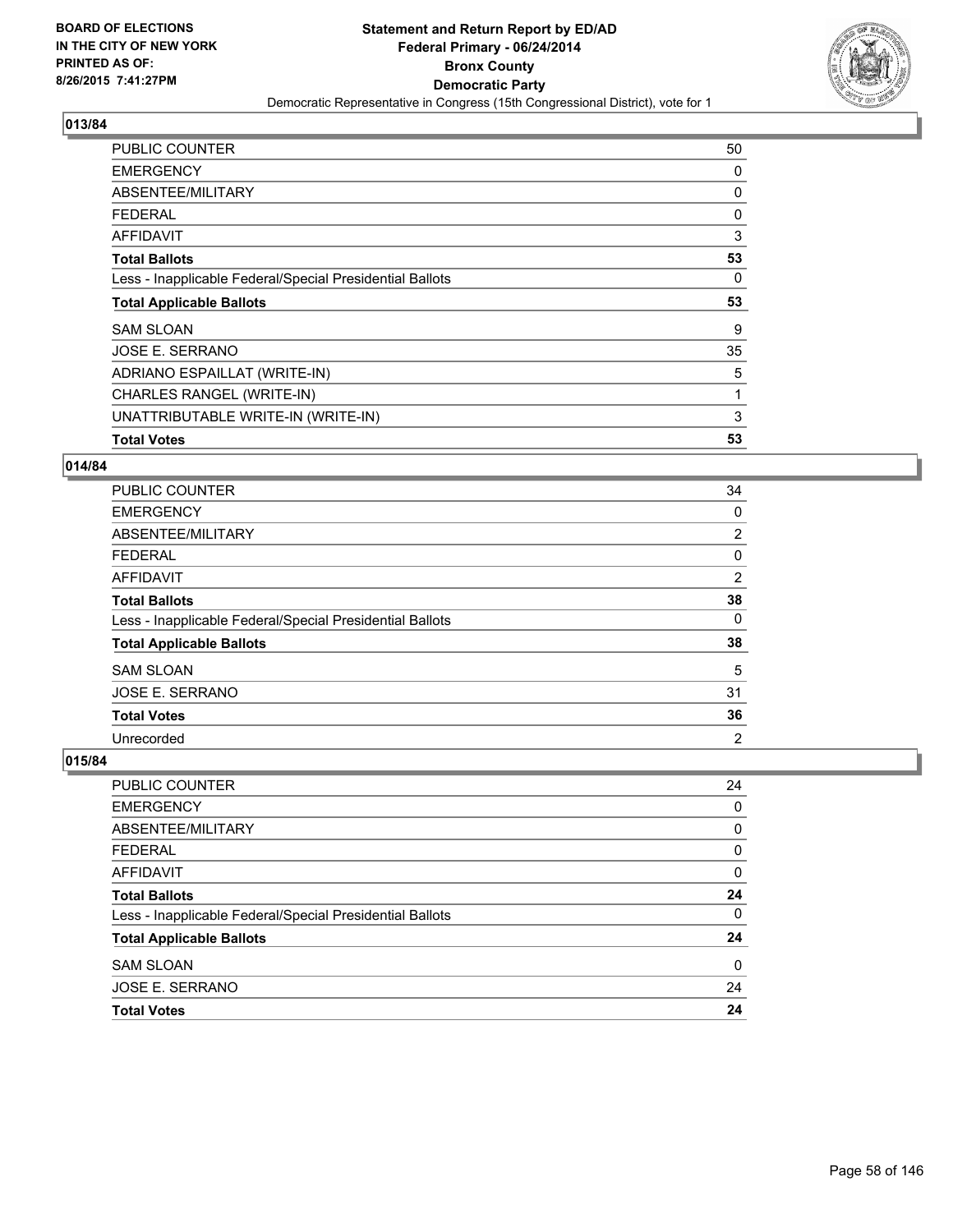**BOARD OF ELECTIONS IN THE CITY OF NEW YORK PRINTED AS OF: 8/26/2015 7:41:27PM**

# Statement and Return Report by ED/AD
## Federal Primary - 06/24/2014
## Bronx County
## Democratic Party
### Democratic Representative in Congress (15th Congressional District), vote for 1

### 013/84

| | |
|---|---|
| PUBLIC COUNTER | 50 |
| EMERGENCY | 0 |
| ABSENTEE/MILITARY | 0 |
| FEDERAL | 0 |
| AFFIDAVIT | 3 |
| **Total Ballots** | **53** |
| Less - Inapplicable Federal/Special Presidential Ballots | 0 |
| **Total Applicable Ballots** | **53** |
| SAM SLOAN | 9 |
| JOSE E. SERRANO | 35 |
| ADRIANO ESPAILLAT (WRITE-IN) | 5 |
| CHARLES RANGEL (WRITE-IN) | 1 |
| UNATTRIBUTABLE WRITE-IN (WRITE-IN) | 3 |
| **Total Votes** | **53** |

### 014/84

| | |
|---|---|
| PUBLIC COUNTER | 34 |
| EMERGENCY | 0 |
| ABSENTEE/MILITARY | 2 |
| FEDERAL | 0 |
| AFFIDAVIT | 2 |
| **Total Ballots** | **38** |
| Less - Inapplicable Federal/Special Presidential Ballots | 0 |
| **Total Applicable Ballots** | **38** |
| SAM SLOAN | 5 |
| JOSE E. SERRANO | 31 |
| **Total Votes** | **36** |
| Unrecorded | 2 |

### 015/84

| | |
|---|---|
| PUBLIC COUNTER | 24 |
| EMERGENCY | 0 |
| ABSENTEE/MILITARY | 0 |
| FEDERAL | 0 |
| AFFIDAVIT | 0 |
| **Total Ballots** | **24** |
| Less - Inapplicable Federal/Special Presidential Ballots | 0 |
| **Total Applicable Ballots** | **24** |
| SAM SLOAN | 0 |
| JOSE E. SERRANO | 24 |
| **Total Votes** | **24** |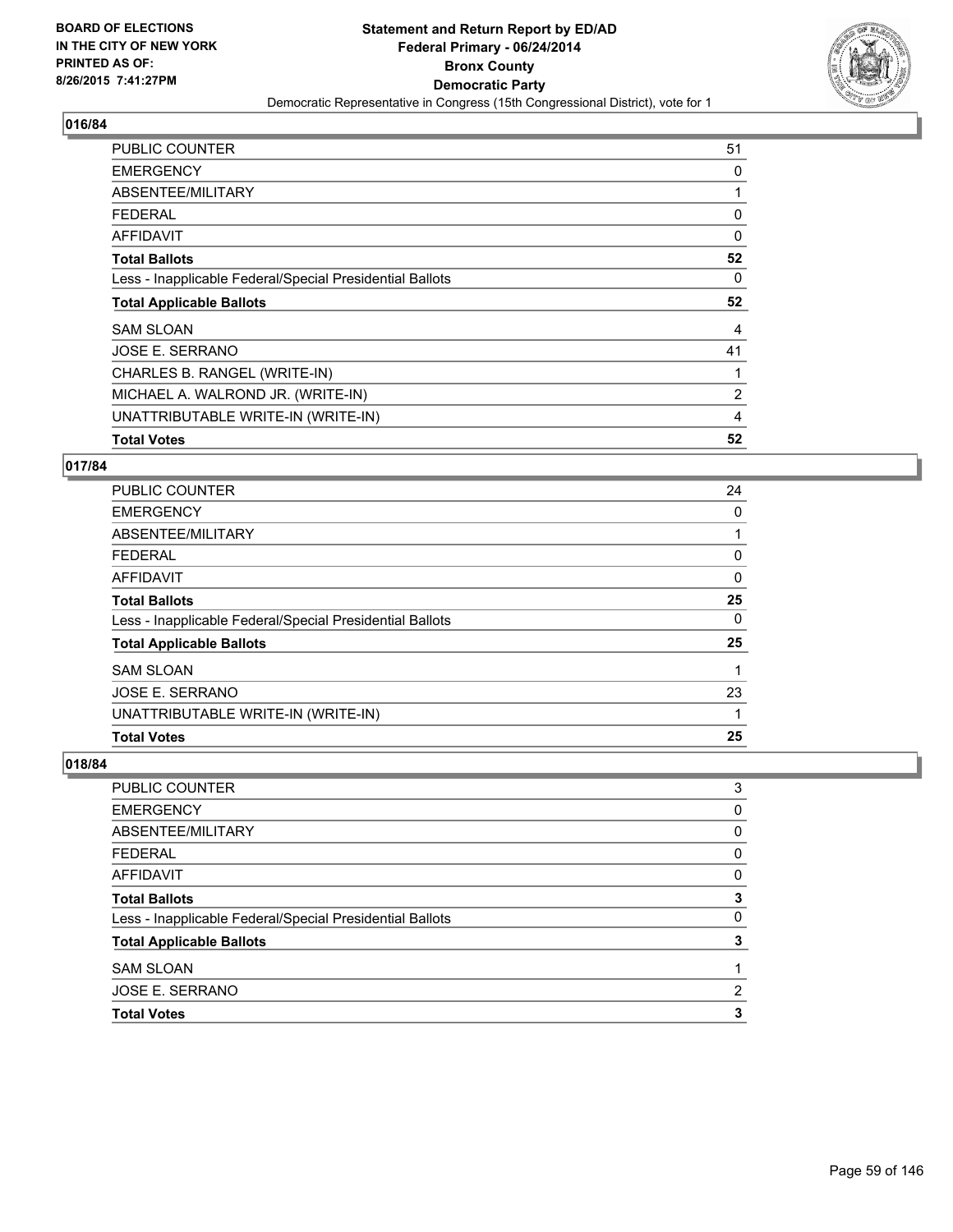**BOARD OF ELECTIONS IN THE CITY OF NEW YORK PRINTED AS OF: 8/26/2015 7:41:27PM**

**Statement and Return Report by ED/AD
Federal Primary - 06/24/2014
Bronx County
Democratic Party**
Democratic Representative in Congress (15th Congressional District), vote for 1

## 016/84

| | |
|---|---|
| PUBLIC COUNTER | 51 |
| EMERGENCY | 0 |
| ABSENTEE/MILITARY | 1 |
| FEDERAL | 0 |
| AFFIDAVIT | 0 |
| **Total Ballots** | **52** |
| Less - Inapplicable Federal/Special Presidential Ballots | 0 |
| **Total Applicable Ballots** | **52** |
| SAM SLOAN | 4 |
| JOSE E. SERRANO | 41 |
| CHARLES B. RANGEL (WRITE-IN) | 1 |
| MICHAEL A. WALROND JR. (WRITE-IN) | 2 |
| UNATTRIBUTABLE WRITE-IN (WRITE-IN) | 4 |
| **Total Votes** | **52** |

## 017/84

| | |
|---|---|
| PUBLIC COUNTER | 24 |
| EMERGENCY | 0 |
| ABSENTEE/MILITARY | 1 |
| FEDERAL | 0 |
| AFFIDAVIT | 0 |
| **Total Ballots** | **25** |
| Less - Inapplicable Federal/Special Presidential Ballots | 0 |
| **Total Applicable Ballots** | **25** |
| SAM SLOAN | 1 |
| JOSE E. SERRANO | 23 |
| UNATTRIBUTABLE WRITE-IN (WRITE-IN) | 1 |
| **Total Votes** | **25** |

## 018/84

| | |
|---|---|
| PUBLIC COUNTER | 3 |
| EMERGENCY | 0 |
| ABSENTEE/MILITARY | 0 |
| FEDERAL | 0 |
| AFFIDAVIT | 0 |
| **Total Ballots** | **3** |
| Less - Inapplicable Federal/Special Presidential Ballots | 0 |
| **Total Applicable Ballots** | **3** |
| SAM SLOAN | 1 |
| JOSE E. SERRANO | 2 |
| **Total Votes** | **3** |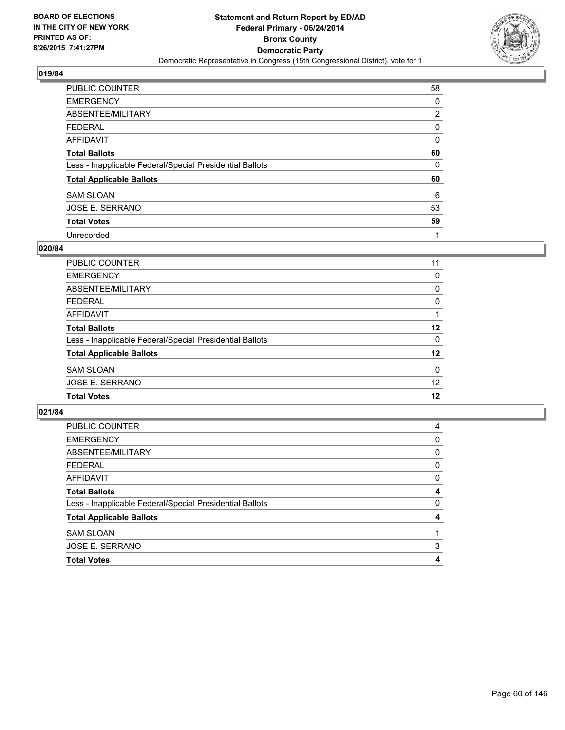## 019/84

| | |
|---|---|
| PUBLIC COUNTER | 58 |
| EMERGENCY | 0 |
| ABSENTEE/MILITARY | 2 |
| FEDERAL | 0 |
| AFFIDAVIT | 0 |
| **Total Ballots** | **60** |
| Less - Inapplicable Federal/Special Presidential Ballots | 0 |
| **Total Applicable Ballots** | **60** |
| SAM SLOAN | 6 |
| JOSE E. SERRANO | 53 |
| **Total Votes** | **59** |
| Unrecorded | 1 |

## 020/84

| | |
|---|---|
| PUBLIC COUNTER | 11 |
| EMERGENCY | 0 |
| ABSENTEE/MILITARY | 0 |
| FEDERAL | 0 |
| AFFIDAVIT | 1 |
| **Total Ballots** | **12** |
| Less - Inapplicable Federal/Special Presidential Ballots | 0 |
| **Total Applicable Ballots** | **12** |
| SAM SLOAN | 0 |
| JOSE E. SERRANO | 12 |
| **Total Votes** | **12** |

## 021/84

| | |
|---|---|
| PUBLIC COUNTER | 4 |
| EMERGENCY | 0 |
| ABSENTEE/MILITARY | 0 |
| FEDERAL | 0 |
| AFFIDAVIT | 0 |
| **Total Ballots** | **4** |
| Less - Inapplicable Federal/Special Presidential Ballots | 0 |
| **Total Applicable Ballots** | **4** |
| SAM SLOAN | 1 |
| JOSE E. SERRANO | 3 |
| **Total Votes** | **4** |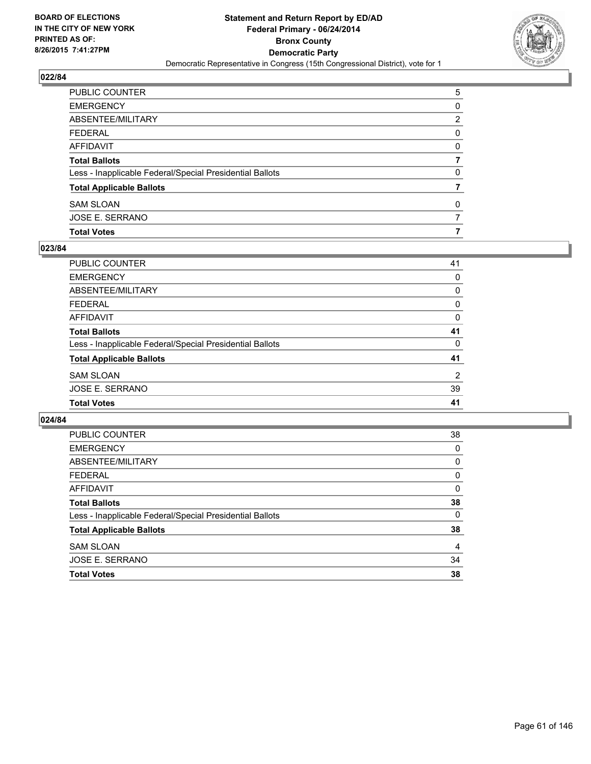BOARD OF ELECTIONS
IN THE CITY OF NEW YORK
PRINTED AS OF:
8/26/2015 7:41:27PM

**Statement and Return Report by ED/AD**
**Federal Primary - 06/24/2014**
**Bronx County**
**Democratic Party**
Democratic Representative in Congress (15th Congressional District), vote for 1

## 022/84

| | |
|---|---|
| PUBLIC COUNTER | 5 |
| EMERGENCY | 0 |
| ABSENTEE/MILITARY | 2 |
| FEDERAL | 0 |
| AFFIDAVIT | 0 |
| **Total Ballots** | **7** |
| Less - Inapplicable Federal/Special Presidential Ballots | 0 |
| **Total Applicable Ballots** | **7** |
| SAM SLOAN | 0 |
| JOSE E. SERRANO | 7 |
| **Total Votes** | **7** |

## 023/84

| | |
|---|---|
| PUBLIC COUNTER | 41 |
| EMERGENCY | 0 |
| ABSENTEE/MILITARY | 0 |
| FEDERAL | 0 |
| AFFIDAVIT | 0 |
| **Total Ballots** | **41** |
| Less - Inapplicable Federal/Special Presidential Ballots | 0 |
| **Total Applicable Ballots** | **41** |
| SAM SLOAN | 2 |
| JOSE E. SERRANO | 39 |
| **Total Votes** | **41** |

## 024/84

| | |
|---|---|
| PUBLIC COUNTER | 38 |
| EMERGENCY | 0 |
| ABSENTEE/MILITARY | 0 |
| FEDERAL | 0 |
| AFFIDAVIT | 0 |
| **Total Ballots** | **38** |
| Less - Inapplicable Federal/Special Presidential Ballots | 0 |
| **Total Applicable Ballots** | **38** |
| SAM SLOAN | 4 |
| JOSE E. SERRANO | 34 |
| **Total Votes** | **38** |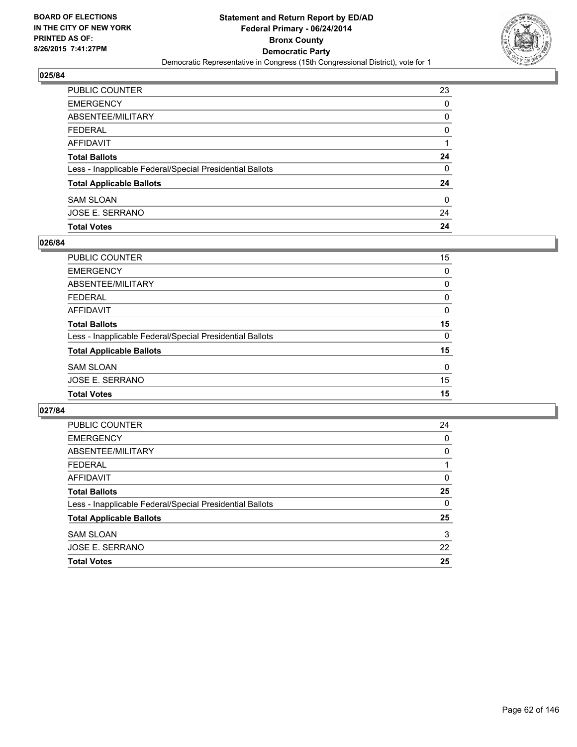BOARD OF ELECTIONS
IN THE CITY OF NEW YORK
PRINTED AS OF:
8/26/2015 7:41:27PM

**Statement and Return Report by ED/AD**
**Federal Primary - 06/24/2014**
**Bronx County**
**Democratic Party**
Democratic Representative in Congress (15th Congressional District), vote for 1

### 025/84

| | |
|---|---|
| PUBLIC COUNTER | 23 |
| EMERGENCY | 0 |
| ABSENTEE/MILITARY | 0 |
| FEDERAL | 0 |
| AFFIDAVIT | 1 |
| **Total Ballots** | **24** |
| Less - Inapplicable Federal/Special Presidential Ballots | 0 |
| **Total Applicable Ballots** | **24** |
| SAM SLOAN | 0 |
| JOSE E. SERRANO | 24 |
| **Total Votes** | **24** |

### 026/84

| | |
|---|---|
| PUBLIC COUNTER | 15 |
| EMERGENCY | 0 |
| ABSENTEE/MILITARY | 0 |
| FEDERAL | 0 |
| AFFIDAVIT | 0 |
| **Total Ballots** | **15** |
| Less - Inapplicable Federal/Special Presidential Ballots | 0 |
| **Total Applicable Ballots** | **15** |
| SAM SLOAN | 0 |
| JOSE E. SERRANO | 15 |
| **Total Votes** | **15** |

### 027/84

| | |
|---|---|
| PUBLIC COUNTER | 24 |
| EMERGENCY | 0 |
| ABSENTEE/MILITARY | 0 |
| FEDERAL | 1 |
| AFFIDAVIT | 0 |
| **Total Ballots** | **25** |
| Less - Inapplicable Federal/Special Presidential Ballots | 0 |
| **Total Applicable Ballots** | **25** |
| SAM SLOAN | 3 |
| JOSE E. SERRANO | 22 |
| **Total Votes** | **25** |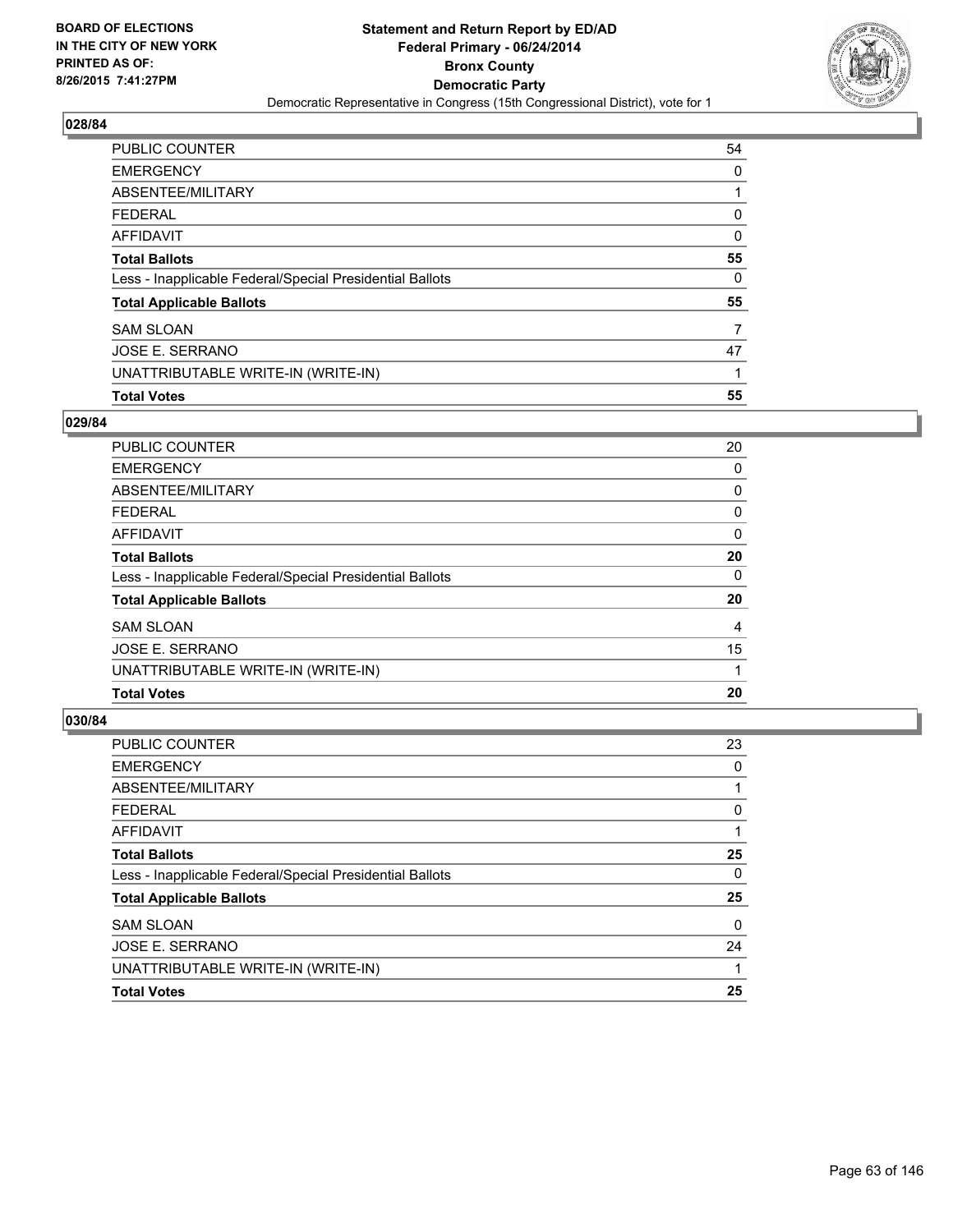**BOARD OF ELECTIONS IN THE CITY OF NEW YORK PRINTED AS OF: 8/26/2015 7:41:27PM**

**Statement and Return Report by ED/AD**
**Federal Primary - 06/24/2014**
**Bronx County**
**Democratic Party**
Democratic Representative in Congress (15th Congressional District), vote for 1

## 028/84

| | |
|---|---|
| PUBLIC COUNTER | 54 |
| EMERGENCY | 0 |
| ABSENTEE/MILITARY | 1 |
| FEDERAL | 0 |
| AFFIDAVIT | 0 |
| **Total Ballots** | **55** |
| Less - Inapplicable Federal/Special Presidential Ballots | 0 |
| **Total Applicable Ballots** | **55** |
| SAM SLOAN | 7 |
| JOSE E. SERRANO | 47 |
| UNATTRIBUTABLE WRITE-IN (WRITE-IN) | 1 |
| **Total Votes** | **55** |

## 029/84

| | |
|---|---|
| PUBLIC COUNTER | 20 |
| EMERGENCY | 0 |
| ABSENTEE/MILITARY | 0 |
| FEDERAL | 0 |
| AFFIDAVIT | 0 |
| **Total Ballots** | **20** |
| Less - Inapplicable Federal/Special Presidential Ballots | 0 |
| **Total Applicable Ballots** | **20** |
| SAM SLOAN | 4 |
| JOSE E. SERRANO | 15 |
| UNATTRIBUTABLE WRITE-IN (WRITE-IN) | 1 |
| **Total Votes** | **20** |

## 030/84

| | |
|---|---|
| PUBLIC COUNTER | 23 |
| EMERGENCY | 0 |
| ABSENTEE/MILITARY | 1 |
| FEDERAL | 0 |
| AFFIDAVIT | 1 |
| **Total Ballots** | **25** |
| Less - Inapplicable Federal/Special Presidential Ballots | 0 |
| **Total Applicable Ballots** | **25** |
| SAM SLOAN | 0 |
| JOSE E. SERRANO | 24 |
| UNATTRIBUTABLE WRITE-IN (WRITE-IN) | 1 |
| **Total Votes** | **25** |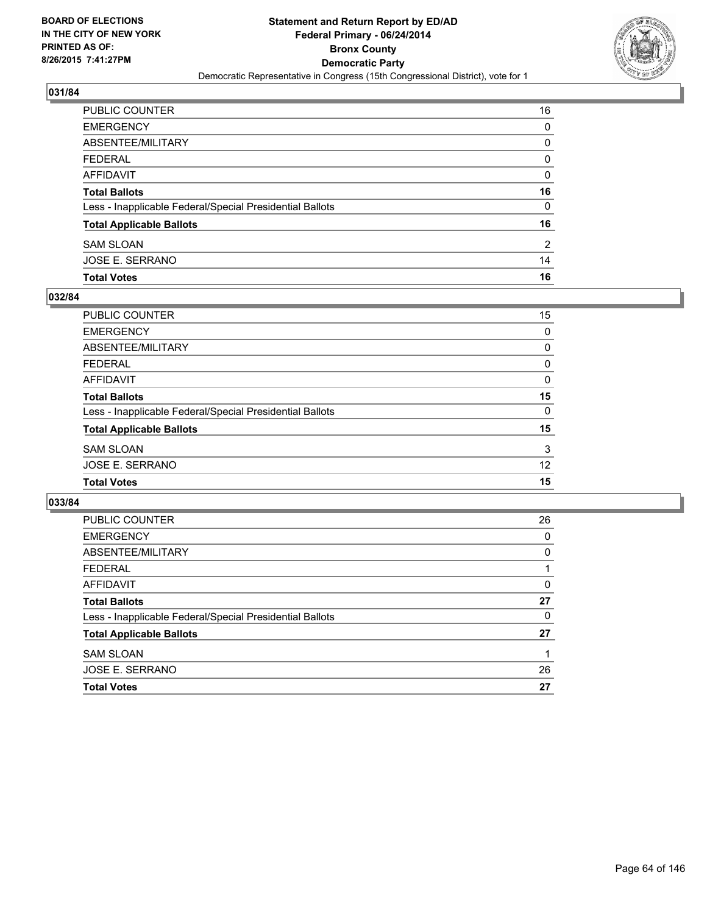BOARD OF ELECTIONS
IN THE CITY OF NEW YORK
PRINTED AS OF:
8/26/2015 7:41:27PM

# Statement and Return Report by ED/AD
## Federal Primary - 06/24/2014
## Bronx County
## Democratic Party
Democratic Representative in Congress (15th Congressional District), vote for 1

### 031/84

| | |
|---|---|
| PUBLIC COUNTER | 16 |
| EMERGENCY | 0 |
| ABSENTEE/MILITARY | 0 |
| FEDERAL | 0 |
| AFFIDAVIT | 0 |
| **Total Ballots** | **16** |
| Less - Inapplicable Federal/Special Presidential Ballots | 0 |
| **Total Applicable Ballots** | **16** |
| SAM SLOAN | 2 |
| JOSE E. SERRANO | 14 |
| **Total Votes** | **16** |

### 032/84

| | |
|---|---|
| PUBLIC COUNTER | 15 |
| EMERGENCY | 0 |
| ABSENTEE/MILITARY | 0 |
| FEDERAL | 0 |
| AFFIDAVIT | 0 |
| **Total Ballots** | **15** |
| Less - Inapplicable Federal/Special Presidential Ballots | 0 |
| **Total Applicable Ballots** | **15** |
| SAM SLOAN | 3 |
| JOSE E. SERRANO | 12 |
| **Total Votes** | **15** |

### 033/84

| | |
|---|---|
| PUBLIC COUNTER | 26 |
| EMERGENCY | 0 |
| ABSENTEE/MILITARY | 0 |
| FEDERAL | 1 |
| AFFIDAVIT | 0 |
| **Total Ballots** | **27** |
| Less - Inapplicable Federal/Special Presidential Ballots | 0 |
| **Total Applicable Ballots** | **27** |
| SAM SLOAN | 1 |
| JOSE E. SERRANO | 26 |
| **Total Votes** | **27** |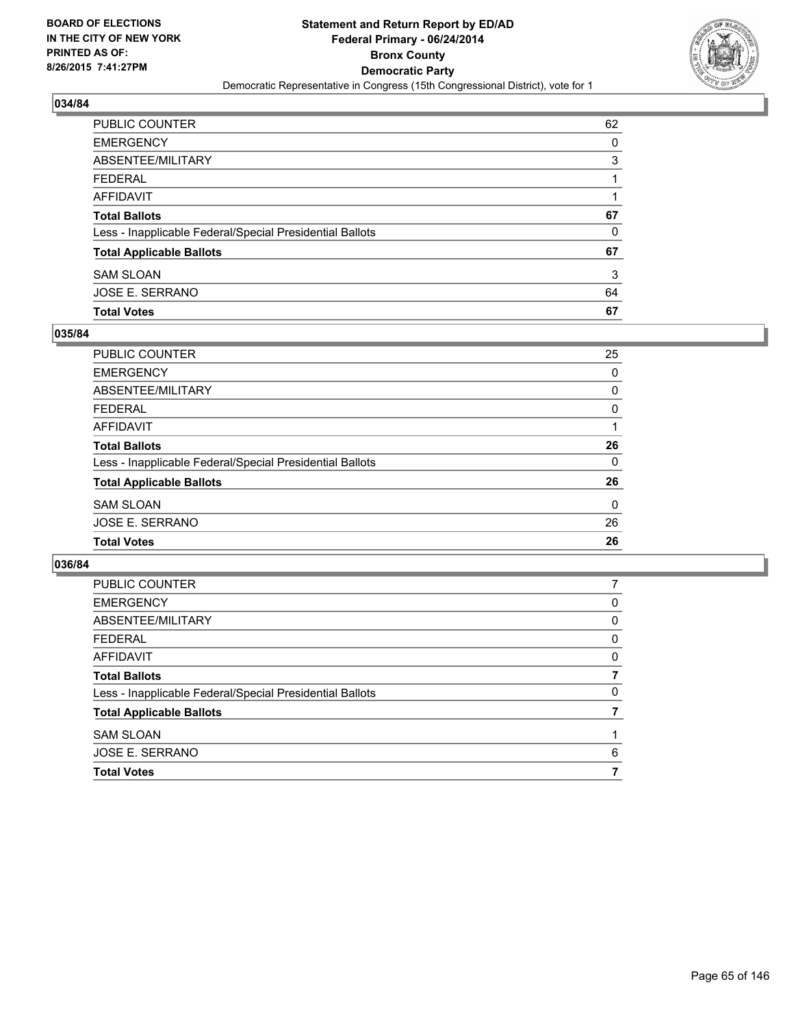BOARD OF ELECTIONS
IN THE CITY OF NEW YORK
PRINTED AS OF:
8/26/2015 7:41:27PM

**Statement and Return Report by ED/AD**
**Federal Primary - 06/24/2014**
**Bronx County**
**Democratic Party**
Democratic Representative in Congress (15th Congressional District), vote for 1

### 034/84

| | |
|---|---|
| PUBLIC COUNTER | 62 |
| EMERGENCY | 0 |
| ABSENTEE/MILITARY | 3 |
| FEDERAL | 1 |
| AFFIDAVIT | 1 |
| **Total Ballots** | **67** |
| Less - Inapplicable Federal/Special Presidential Ballots | 0 |
| **Total Applicable Ballots** | **67** |
| SAM SLOAN | 3 |
| JOSE E. SERRANO | 64 |
| **Total Votes** | **67** |

### 035/84

| | |
|---|---|
| PUBLIC COUNTER | 25 |
| EMERGENCY | 0 |
| ABSENTEE/MILITARY | 0 |
| FEDERAL | 0 |
| AFFIDAVIT | 1 |
| **Total Ballots** | **26** |
| Less - Inapplicable Federal/Special Presidential Ballots | 0 |
| **Total Applicable Ballots** | **26** |
| SAM SLOAN | 0 |
| JOSE E. SERRANO | 26 |
| **Total Votes** | **26** |

### 036/84

| | |
|---|---|
| PUBLIC COUNTER | 7 |
| EMERGENCY | 0 |
| ABSENTEE/MILITARY | 0 |
| FEDERAL | 0 |
| AFFIDAVIT | 0 |
| **Total Ballots** | **7** |
| Less - Inapplicable Federal/Special Presidential Ballots | 0 |
| **Total Applicable Ballots** | **7** |
| SAM SLOAN | 1 |
| JOSE E. SERRANO | 6 |
| **Total Votes** | **7** |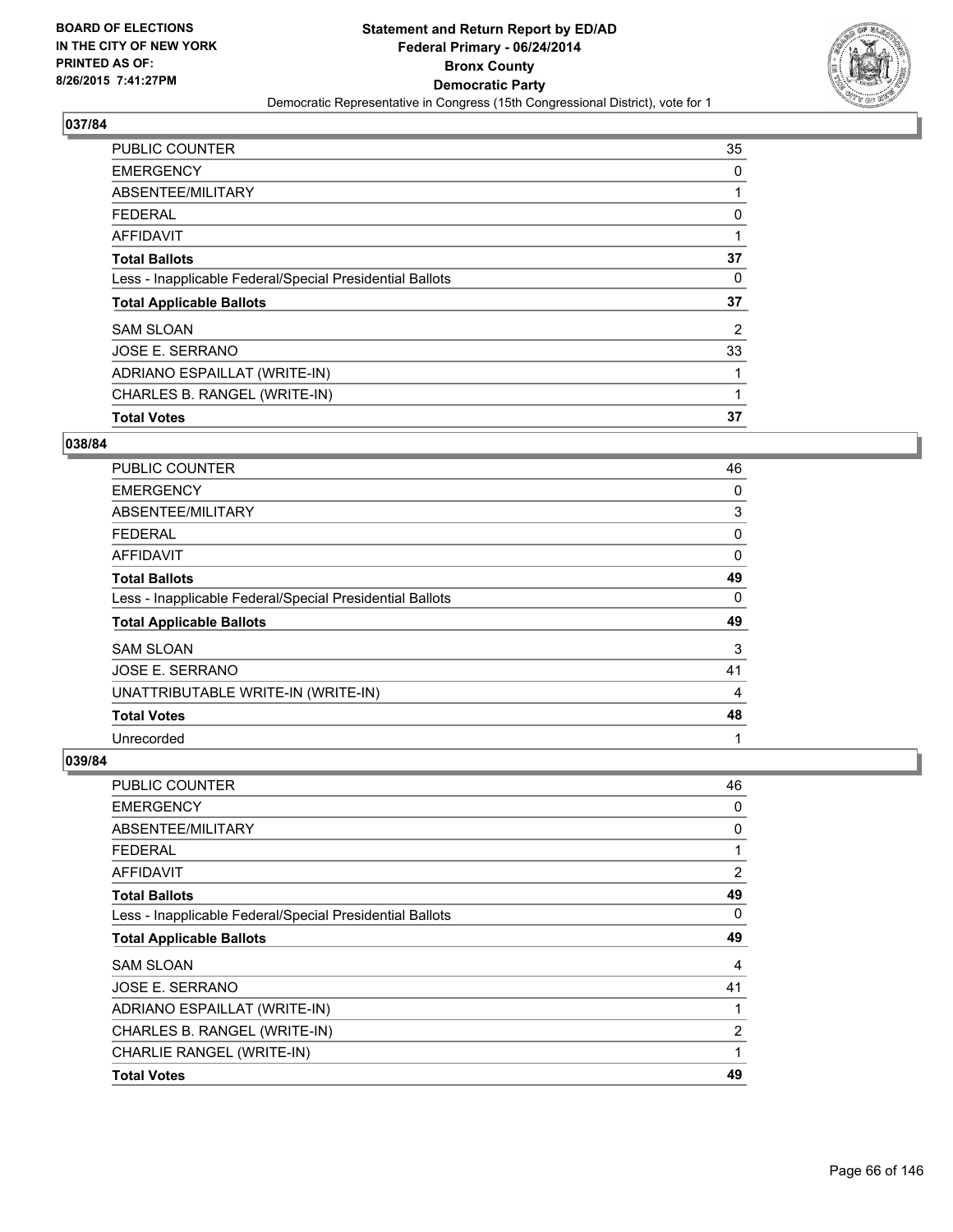BOARD OF ELECTIONS
IN THE CITY OF NEW YORK
PRINTED AS OF:
8/26/2015 7:41:27PM

**Statement and Return Report by ED/AD**
**Federal Primary - 06/24/2014**
**Bronx County**
**Democratic Party**
Democratic Representative in Congress (15th Congressional District), vote for 1

### 037/84

| | |
|---|---|
| PUBLIC COUNTER | 35 |
| EMERGENCY | 0 |
| ABSENTEE/MILITARY | 1 |
| FEDERAL | 0 |
| AFFIDAVIT | 1 |
| **Total Ballots** | **37** |
| Less - Inapplicable Federal/Special Presidential Ballots | 0 |
| **Total Applicable Ballots** | **37** |
| SAM SLOAN | 2 |
| JOSE E. SERRANO | 33 |
| ADRIANO ESPAILLAT (WRITE-IN) | 1 |
| CHARLES B. RANGEL (WRITE-IN) | 1 |
| **Total Votes** | **37** |

### 038/84

| | |
|---|---|
| PUBLIC COUNTER | 46 |
| EMERGENCY | 0 |
| ABSENTEE/MILITARY | 3 |
| FEDERAL | 0 |
| AFFIDAVIT | 0 |
| **Total Ballots** | **49** |
| Less - Inapplicable Federal/Special Presidential Ballots | 0 |
| **Total Applicable Ballots** | **49** |
| SAM SLOAN | 3 |
| JOSE E. SERRANO | 41 |
| UNATTRIBUTABLE WRITE-IN (WRITE-IN) | 4 |
| **Total Votes** | **48** |
| Unrecorded | 1 |

### 039/84

| | |
|---|---|
| PUBLIC COUNTER | 46 |
| EMERGENCY | 0 |
| ABSENTEE/MILITARY | 0 |
| FEDERAL | 1 |
| AFFIDAVIT | 2 |
| **Total Ballots** | **49** |
| Less - Inapplicable Federal/Special Presidential Ballots | 0 |
| **Total Applicable Ballots** | **49** |
| SAM SLOAN | 4 |
| JOSE E. SERRANO | 41 |
| ADRIANO ESPAILLAT (WRITE-IN) | 1 |
| CHARLES B. RANGEL (WRITE-IN) | 2 |
| CHARLIE RANGEL (WRITE-IN) | 1 |
| **Total Votes** | **49** |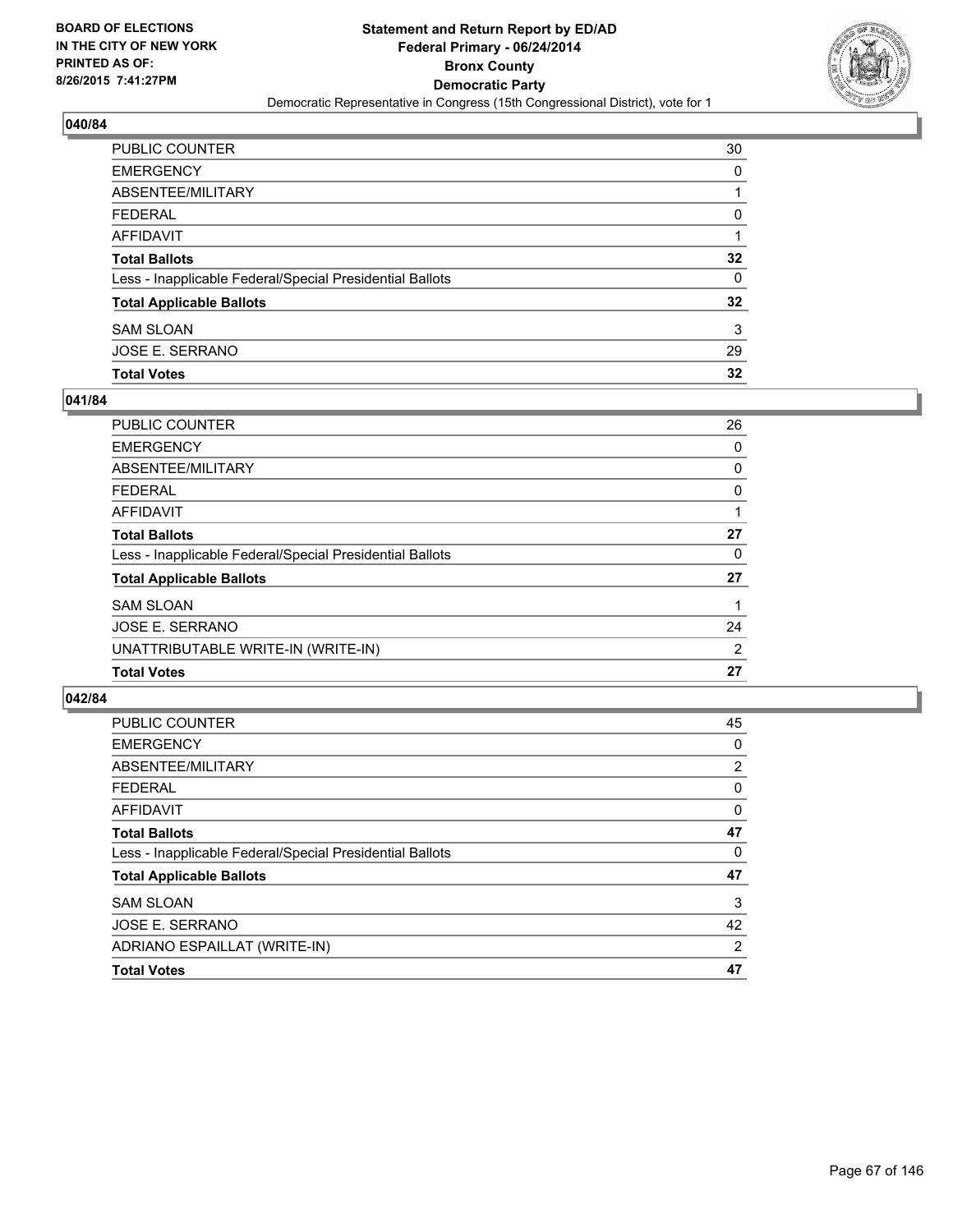BOARD OF ELECTIONS
IN THE CITY OF NEW YORK
PRINTED AS OF:
8/26/2015 7:41:27PM

**Statement and Return Report by ED/AD**
**Federal Primary - 06/24/2014**
**Bronx County**
**Democratic Party**
Democratic Representative in Congress (15th Congressional District), vote for 1

### 040/84

| | |
|---|---|
| PUBLIC COUNTER | 30 |
| EMERGENCY | 0 |
| ABSENTEE/MILITARY | 1 |
| FEDERAL | 0 |
| AFFIDAVIT | 1 |
| **Total Ballots** | **32** |
| Less - Inapplicable Federal/Special Presidential Ballots | 0 |
| **Total Applicable Ballots** | **32** |
| SAM SLOAN | 3 |
| JOSE E. SERRANO | 29 |
| **Total Votes** | **32** |

### 041/84

| | |
|---|---|
| PUBLIC COUNTER | 26 |
| EMERGENCY | 0 |
| ABSENTEE/MILITARY | 0 |
| FEDERAL | 0 |
| AFFIDAVIT | 1 |
| **Total Ballots** | **27** |
| Less - Inapplicable Federal/Special Presidential Ballots | 0 |
| **Total Applicable Ballots** | **27** |
| SAM SLOAN | 1 |
| JOSE E. SERRANO | 24 |
| UNATTRIBUTABLE WRITE-IN (WRITE-IN) | 2 |
| **Total Votes** | **27** |

### 042/84

| | |
|---|---|
| PUBLIC COUNTER | 45 |
| EMERGENCY | 0 |
| ABSENTEE/MILITARY | 2 |
| FEDERAL | 0 |
| AFFIDAVIT | 0 |
| **Total Ballots** | **47** |
| Less - Inapplicable Federal/Special Presidential Ballots | 0 |
| **Total Applicable Ballots** | **47** |
| SAM SLOAN | 3 |
| JOSE E. SERRANO | 42 |
| ADRIANO ESPAILLAT (WRITE-IN) | 2 |
| **Total Votes** | **47** |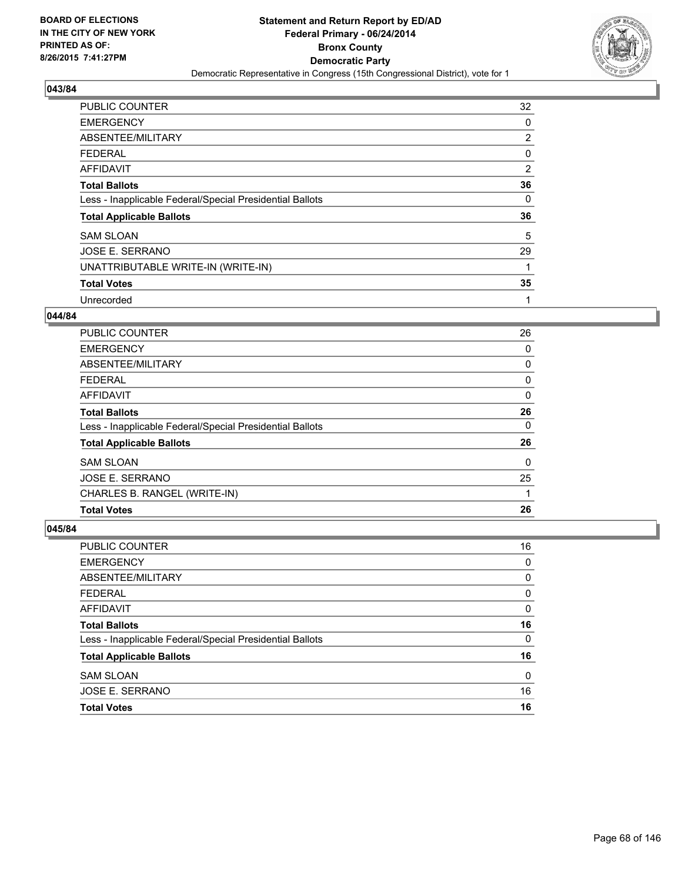**BOARD OF ELECTIONS IN THE CITY OF NEW YORK PRINTED AS OF: 8/26/2015 7:41:27PM**

**Statement and Return Report by ED/AD Federal Primary - 06/24/2014 Bronx County Democratic Party**

Democratic Representative in Congress (15th Congressional District), vote for 1

### 043/84

| | |
|---|---|
| PUBLIC COUNTER | 32 |
| EMERGENCY | 0 |
| ABSENTEE/MILITARY | 2 |
| FEDERAL | 0 |
| AFFIDAVIT | 2 |
| **Total Ballots** | **36** |
| Less - Inapplicable Federal/Special Presidential Ballots | 0 |
| **Total Applicable Ballots** | **36** |
| SAM SLOAN | 5 |
| JOSE E. SERRANO | 29 |
| UNATTRIBUTABLE WRITE-IN (WRITE-IN) | 1 |
| **Total Votes** | **35** |
| Unrecorded | 1 |

### 044/84

| | |
|---|---|
| PUBLIC COUNTER | 26 |
| EMERGENCY | 0 |
| ABSENTEE/MILITARY | 0 |
| FEDERAL | 0 |
| AFFIDAVIT | 0 |
| **Total Ballots** | **26** |
| Less - Inapplicable Federal/Special Presidential Ballots | 0 |
| **Total Applicable Ballots** | **26** |
| SAM SLOAN | 0 |
| JOSE E. SERRANO | 25 |
| CHARLES B. RANGEL (WRITE-IN) | 1 |
| **Total Votes** | **26** |

### 045/84

| | |
|---|---|
| PUBLIC COUNTER | 16 |
| EMERGENCY | 0 |
| ABSENTEE/MILITARY | 0 |
| FEDERAL | 0 |
| AFFIDAVIT | 0 |
| **Total Ballots** | **16** |
| Less - Inapplicable Federal/Special Presidential Ballots | 0 |
| **Total Applicable Ballots** | **16** |
| SAM SLOAN | 0 |
| JOSE E. SERRANO | 16 |
| **Total Votes** | **16** |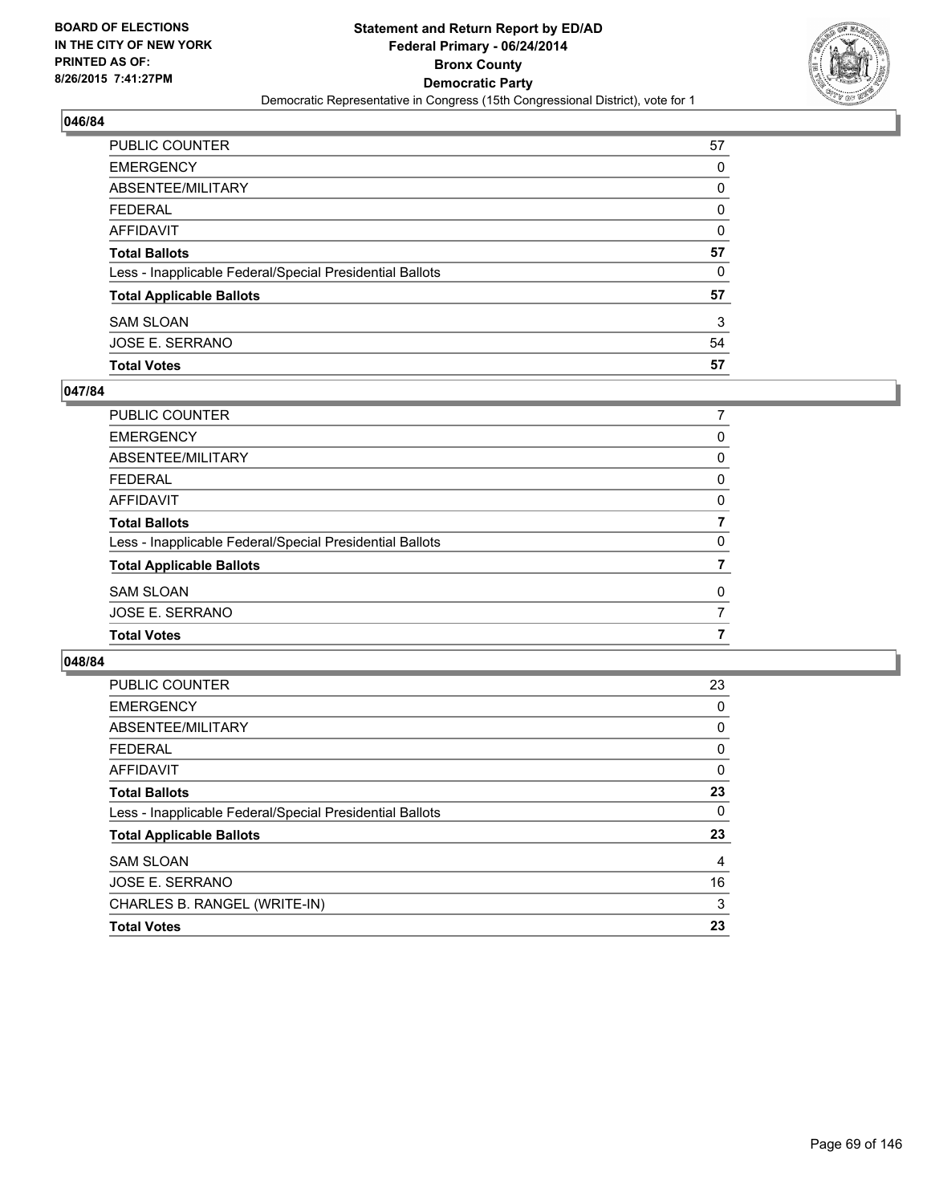**BOARD OF ELECTIONS IN THE CITY OF NEW YORK PRINTED AS OF: 8/26/2015 7:41:27PM**

**Statement and Return Report by ED/AD Federal Primary - 06/24/2014 Bronx County Democratic Party**

Democratic Representative in Congress (15th Congressional District), vote for 1

### 046/84

| | |
|---|---|
| PUBLIC COUNTER | 57 |
| EMERGENCY | 0 |
| ABSENTEE/MILITARY | 0 |
| FEDERAL | 0 |
| AFFIDAVIT | 0 |
| **Total Ballots** | **57** |
| Less - Inapplicable Federal/Special Presidential Ballots | 0 |
| **Total Applicable Ballots** | **57** |
| SAM SLOAN | 3 |
| JOSE E. SERRANO | 54 |
| **Total Votes** | **57** |

### 047/84

| | |
|---|---|
| PUBLIC COUNTER | 7 |
| EMERGENCY | 0 |
| ABSENTEE/MILITARY | 0 |
| FEDERAL | 0 |
| AFFIDAVIT | 0 |
| **Total Ballots** | **7** |
| Less - Inapplicable Federal/Special Presidential Ballots | 0 |
| **Total Applicable Ballots** | **7** |
| SAM SLOAN | 0 |
| JOSE E. SERRANO | 7 |
| **Total Votes** | **7** |

### 048/84

| | |
|---|---|
| PUBLIC COUNTER | 23 |
| EMERGENCY | 0 |
| ABSENTEE/MILITARY | 0 |
| FEDERAL | 0 |
| AFFIDAVIT | 0 |
| **Total Ballots** | **23** |
| Less - Inapplicable Federal/Special Presidential Ballots | 0 |
| **Total Applicable Ballots** | **23** |
| SAM SLOAN | 4 |
| JOSE E. SERRANO | 16 |
| CHARLES B. RANGEL (WRITE-IN) | 3 |
| **Total Votes** | **23** |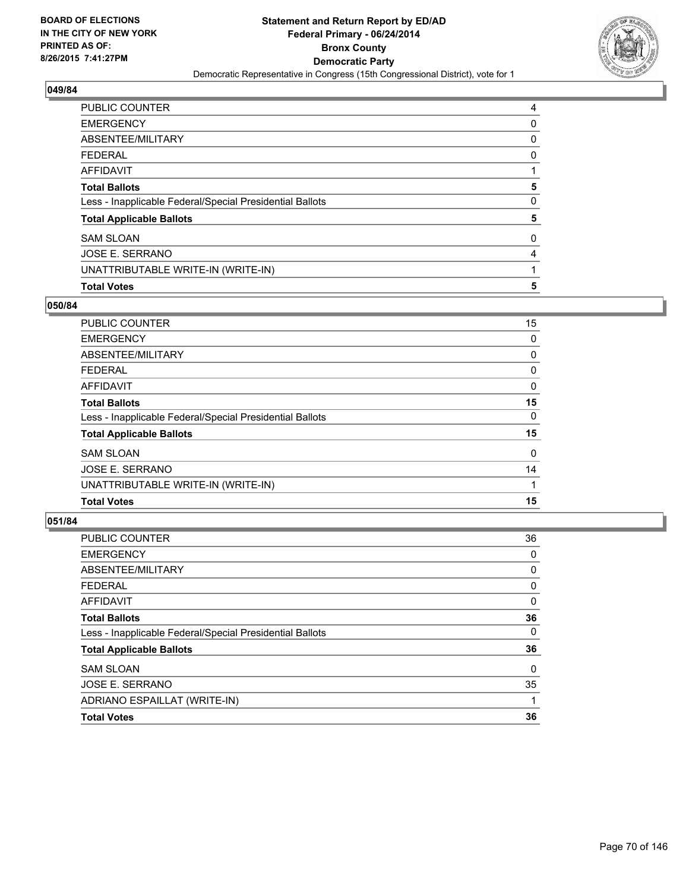**BOARD OF ELECTIONS IN THE CITY OF NEW YORK PRINTED AS OF: 8/26/2015 7:41:27PM**

**Statement and Return Report by ED/AD Federal Primary - 06/24/2014 Bronx County Democratic Party**

Democratic Representative in Congress (15th Congressional District), vote for 1

## 049/84

| | |
|---|---|
| PUBLIC COUNTER | 4 |
| EMERGENCY | 0 |
| ABSENTEE/MILITARY | 0 |
| FEDERAL | 0 |
| AFFIDAVIT | 1 |
| **Total Ballots** | **5** |
| Less - Inapplicable Federal/Special Presidential Ballots | 0 |
| **Total Applicable Ballots** | **5** |
| SAM SLOAN | 0 |
| JOSE E. SERRANO | 4 |
| UNATTRIBUTABLE WRITE-IN (WRITE-IN) | 1 |
| **Total Votes** | **5** |

## 050/84

| | |
|---|---|
| PUBLIC COUNTER | 15 |
| EMERGENCY | 0 |
| ABSENTEE/MILITARY | 0 |
| FEDERAL | 0 |
| AFFIDAVIT | 0 |
| **Total Ballots** | **15** |
| Less - Inapplicable Federal/Special Presidential Ballots | 0 |
| **Total Applicable Ballots** | **15** |
| SAM SLOAN | 0 |
| JOSE E. SERRANO | 14 |
| UNATTRIBUTABLE WRITE-IN (WRITE-IN) | 1 |
| **Total Votes** | **15** |

## 051/84

| | |
|---|---|
| PUBLIC COUNTER | 36 |
| EMERGENCY | 0 |
| ABSENTEE/MILITARY | 0 |
| FEDERAL | 0 |
| AFFIDAVIT | 0 |
| **Total Ballots** | **36** |
| Less - Inapplicable Federal/Special Presidential Ballots | 0 |
| **Total Applicable Ballots** | **36** |
| SAM SLOAN | 0 |
| JOSE E. SERRANO | 35 |
| ADRIANO ESPAILLAT (WRITE-IN) | 1 |
| **Total Votes** | **36** |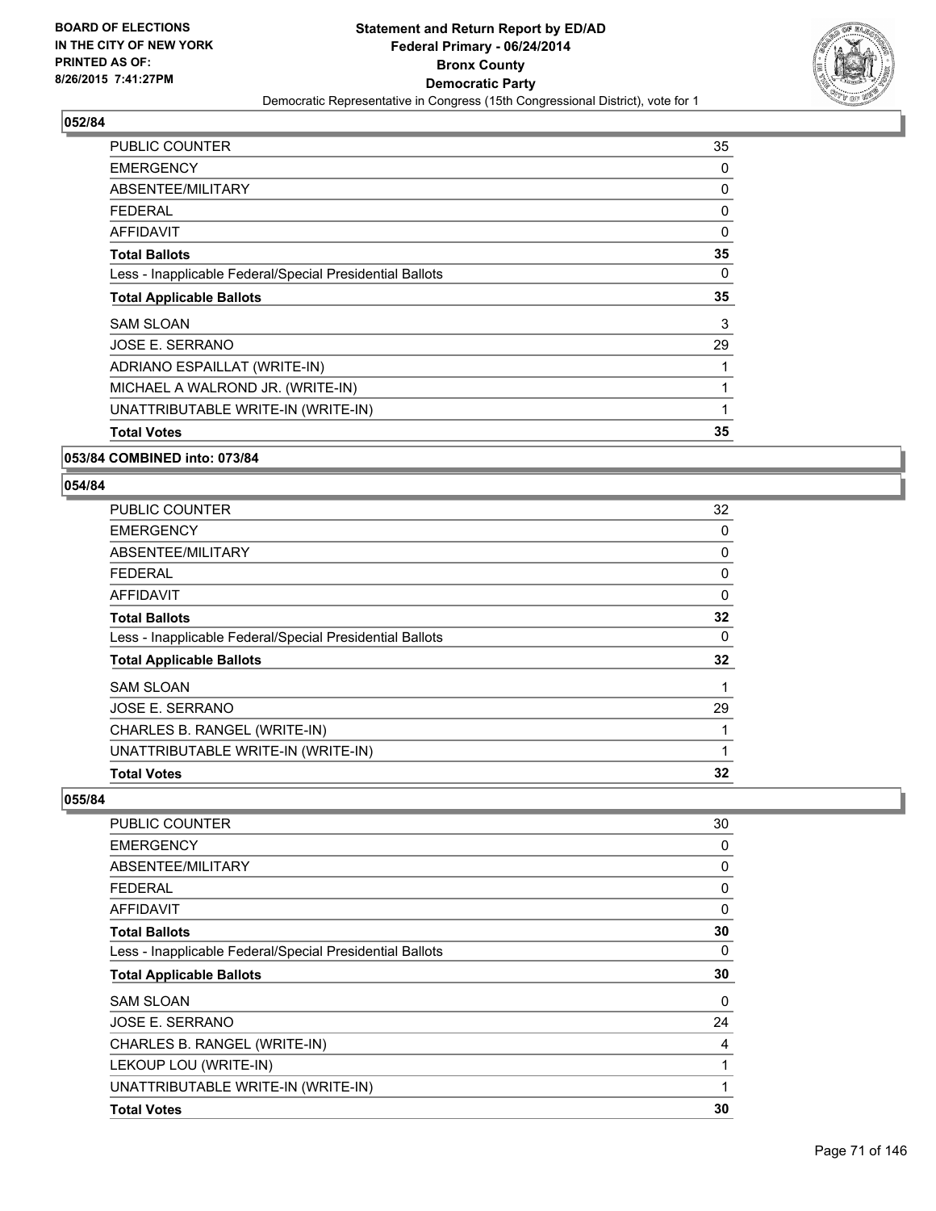**BOARD OF ELECTIONS IN THE CITY OF NEW YORK PRINTED AS OF: 8/26/2015 7:41:27PM**

**Statement and Return Report by ED/AD Federal Primary - 06/24/2014 Bronx County Democratic Party**

Democratic Representative in Congress (15th Congressional District), vote for 1

### 052/84

| | |
|---|---|
| PUBLIC COUNTER | 35 |
| EMERGENCY | 0 |
| ABSENTEE/MILITARY | 0 |
| FEDERAL | 0 |
| AFFIDAVIT | 0 |
| **Total Ballots** | **35** |
| Less - Inapplicable Federal/Special Presidential Ballots | 0 |
| **Total Applicable Ballots** | **35** |
| SAM SLOAN | 3 |
| JOSE E. SERRANO | 29 |
| ADRIANO ESPAILLAT (WRITE-IN) | 1 |
| MICHAEL A WALROND JR. (WRITE-IN) | 1 |
| UNATTRIBUTABLE WRITE-IN (WRITE-IN) | 1 |
| **Total Votes** | **35** |

### 053/84 COMBINED into: 073/84

### 054/84

| | |
|---|---|
| PUBLIC COUNTER | 32 |
| EMERGENCY | 0 |
| ABSENTEE/MILITARY | 0 |
| FEDERAL | 0 |
| AFFIDAVIT | 0 |
| **Total Ballots** | **32** |
| Less - Inapplicable Federal/Special Presidential Ballots | 0 |
| **Total Applicable Ballots** | **32** |
| SAM SLOAN | 1 |
| JOSE E. SERRANO | 29 |
| CHARLES B. RANGEL (WRITE-IN) | 1 |
| UNATTRIBUTABLE WRITE-IN (WRITE-IN) | 1 |
| **Total Votes** | **32** |

### 055/84

| | |
|---|---|
| PUBLIC COUNTER | 30 |
| EMERGENCY | 0 |
| ABSENTEE/MILITARY | 0 |
| FEDERAL | 0 |
| AFFIDAVIT | 0 |
| **Total Ballots** | **30** |
| Less - Inapplicable Federal/Special Presidential Ballots | 0 |
| **Total Applicable Ballots** | **30** |
| SAM SLOAN | 0 |
| JOSE E. SERRANO | 24 |
| CHARLES B. RANGEL (WRITE-IN) | 4 |
| LEKOUP LOU (WRITE-IN) | 1 |
| UNATTRIBUTABLE WRITE-IN (WRITE-IN) | 1 |
| **Total Votes** | **30** |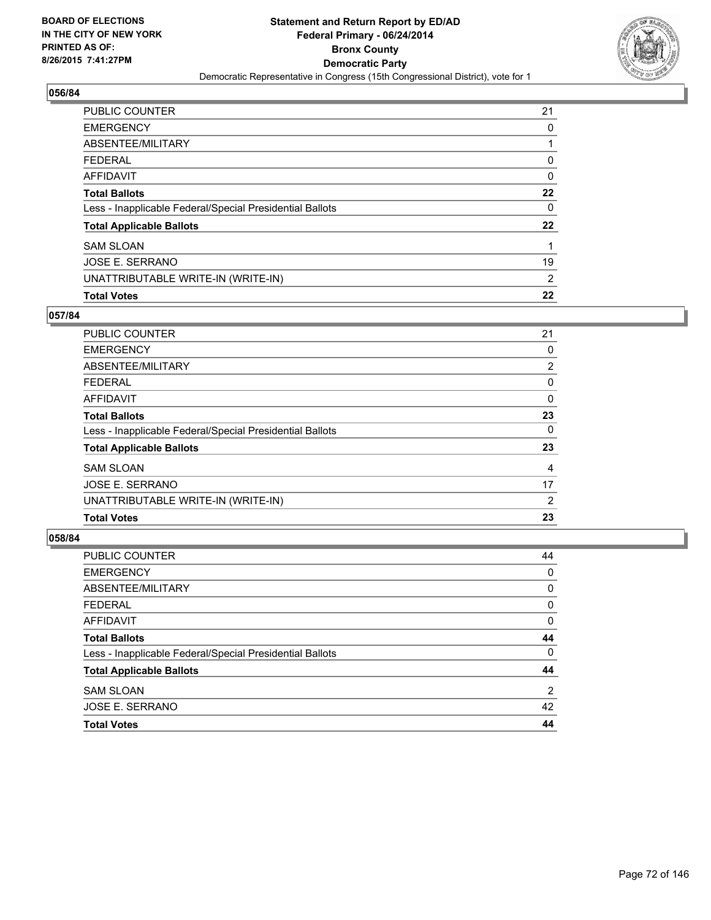BOARD OF ELECTIONS
IN THE CITY OF NEW YORK
PRINTED AS OF:
8/26/2015 7:41:27PM

**Statement and Return Report by ED/AD**
**Federal Primary - 06/24/2014**
**Bronx County**
**Democratic Party**
Democratic Representative in Congress (15th Congressional District), vote for 1

## 056/84

| | |
|---|---|
| PUBLIC COUNTER | 21 |
| EMERGENCY | 0 |
| ABSENTEE/MILITARY | 1 |
| FEDERAL | 0 |
| AFFIDAVIT | 0 |
| **Total Ballots** | **22** |
| Less - Inapplicable Federal/Special Presidential Ballots | 0 |
| **Total Applicable Ballots** | **22** |
| SAM SLOAN | 1 |
| JOSE E. SERRANO | 19 |
| UNATTRIBUTABLE WRITE-IN (WRITE-IN) | 2 |
| **Total Votes** | **22** |

## 057/84

| | |
|---|---|
| PUBLIC COUNTER | 21 |
| EMERGENCY | 0 |
| ABSENTEE/MILITARY | 2 |
| FEDERAL | 0 |
| AFFIDAVIT | 0 |
| **Total Ballots** | **23** |
| Less - Inapplicable Federal/Special Presidential Ballots | 0 |
| **Total Applicable Ballots** | **23** |
| SAM SLOAN | 4 |
| JOSE E. SERRANO | 17 |
| UNATTRIBUTABLE WRITE-IN (WRITE-IN) | 2 |
| **Total Votes** | **23** |

## 058/84

| | |
|---|---|
| PUBLIC COUNTER | 44 |
| EMERGENCY | 0 |
| ABSENTEE/MILITARY | 0 |
| FEDERAL | 0 |
| AFFIDAVIT | 0 |
| **Total Ballots** | **44** |
| Less - Inapplicable Federal/Special Presidential Ballots | 0 |
| **Total Applicable Ballots** | **44** |
| SAM SLOAN | 2 |
| JOSE E. SERRANO | 42 |
| **Total Votes** | **44** |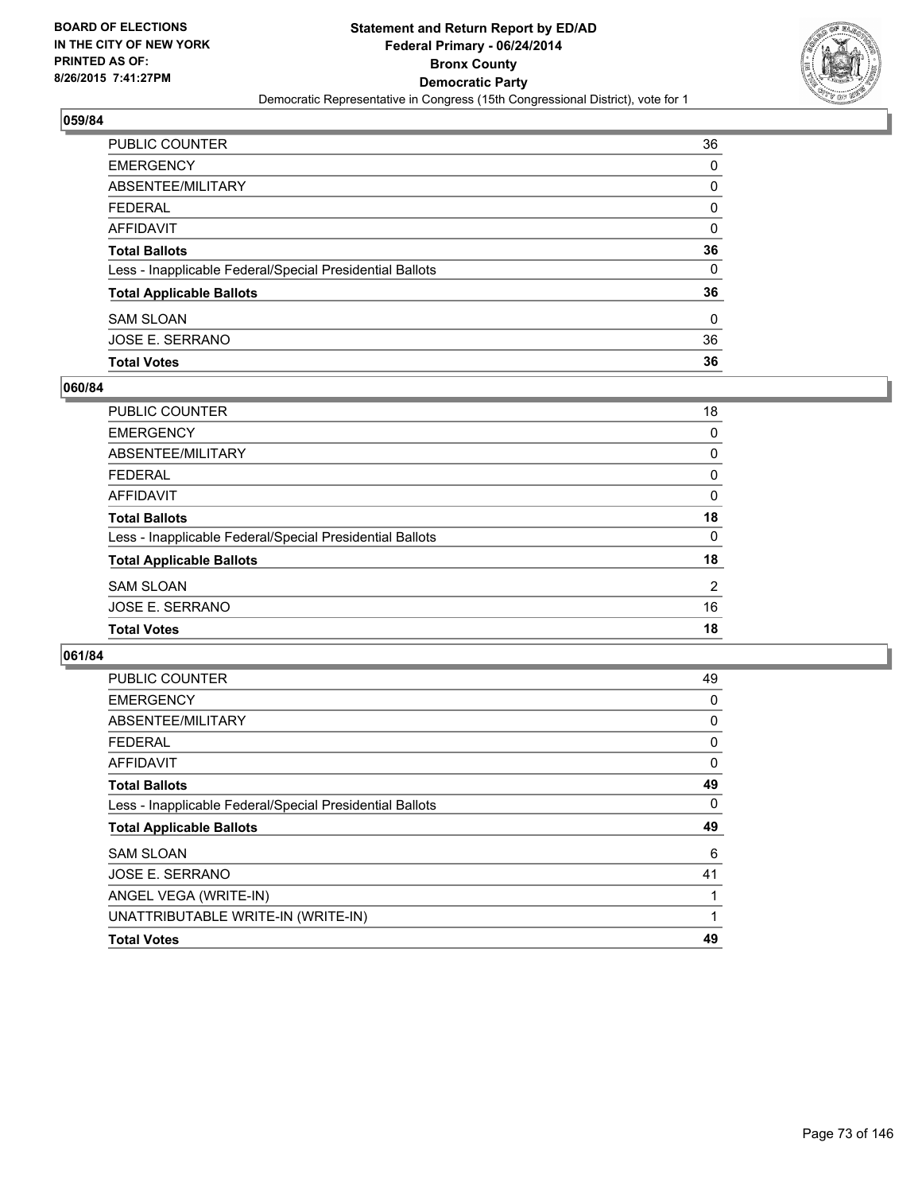**BOARD OF ELECTIONS IN THE CITY OF NEW YORK PRINTED AS OF: 8/26/2015 7:41:27PM**

**Statement and Return Report by ED/AD Federal Primary - 06/24/2014 Bronx County Democratic Party**

Democratic Representative in Congress (15th Congressional District), vote for 1

### 059/84

| | |
|---|---|
| PUBLIC COUNTER | 36 |
| EMERGENCY | 0 |
| ABSENTEE/MILITARY | 0 |
| FEDERAL | 0 |
| AFFIDAVIT | 0 |
| **Total Ballots** | **36** |
| Less - Inapplicable Federal/Special Presidential Ballots | 0 |
| **Total Applicable Ballots** | **36** |
| SAM SLOAN | 0 |
| JOSE E. SERRANO | 36 |
| **Total Votes** | **36** |

### 060/84

| | |
|---|---|
| PUBLIC COUNTER | 18 |
| EMERGENCY | 0 |
| ABSENTEE/MILITARY | 0 |
| FEDERAL | 0 |
| AFFIDAVIT | 0 |
| **Total Ballots** | **18** |
| Less - Inapplicable Federal/Special Presidential Ballots | 0 |
| **Total Applicable Ballots** | **18** |
| SAM SLOAN | 2 |
| JOSE E. SERRANO | 16 |
| **Total Votes** | **18** |

### 061/84

| | |
|---|---|
| PUBLIC COUNTER | 49 |
| EMERGENCY | 0 |
| ABSENTEE/MILITARY | 0 |
| FEDERAL | 0 |
| AFFIDAVIT | 0 |
| **Total Ballots** | **49** |
| Less - Inapplicable Federal/Special Presidential Ballots | 0 |
| **Total Applicable Ballots** | **49** |
| SAM SLOAN | 6 |
| JOSE E. SERRANO | 41 |
| ANGEL VEGA (WRITE-IN) | 1 |
| UNATTRIBUTABLE WRITE-IN (WRITE-IN) | 1 |
| **Total Votes** | **49** |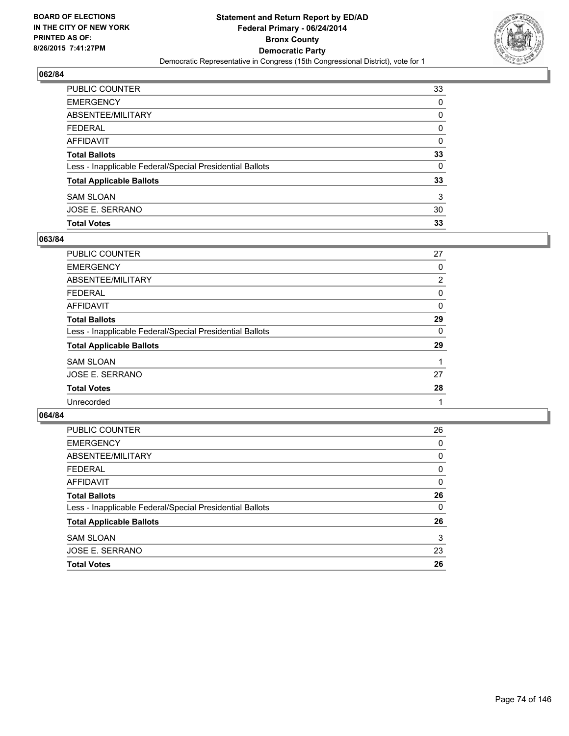## 062/84

| | |
|---|---|
| PUBLIC COUNTER | 33 |
| EMERGENCY | 0 |
| ABSENTEE/MILITARY | 0 |
| FEDERAL | 0 |
| AFFIDAVIT | 0 |
| **Total Ballots** | **33** |
| Less - Inapplicable Federal/Special Presidential Ballots | 0 |
| **Total Applicable Ballots** | **33** |
| SAM SLOAN | 3 |
| JOSE E. SERRANO | 30 |
| **Total Votes** | **33** |

## 063/84

| | |
|---|---|
| PUBLIC COUNTER | 27 |
| EMERGENCY | 0 |
| ABSENTEE/MILITARY | 2 |
| FEDERAL | 0 |
| AFFIDAVIT | 0 |
| **Total Ballots** | **29** |
| Less - Inapplicable Federal/Special Presidential Ballots | 0 |
| **Total Applicable Ballots** | **29** |
| SAM SLOAN | 1 |
| JOSE E. SERRANO | 27 |
| **Total Votes** | **28** |
| Unrecorded | 1 |

## 064/84

| | |
|---|---|
| PUBLIC COUNTER | 26 |
| EMERGENCY | 0 |
| ABSENTEE/MILITARY | 0 |
| FEDERAL | 0 |
| AFFIDAVIT | 0 |
| **Total Ballots** | **26** |
| Less - Inapplicable Federal/Special Presidential Ballots | 0 |
| **Total Applicable Ballots** | **26** |
| SAM SLOAN | 3 |
| JOSE E. SERRANO | 23 |
| **Total Votes** | **26** |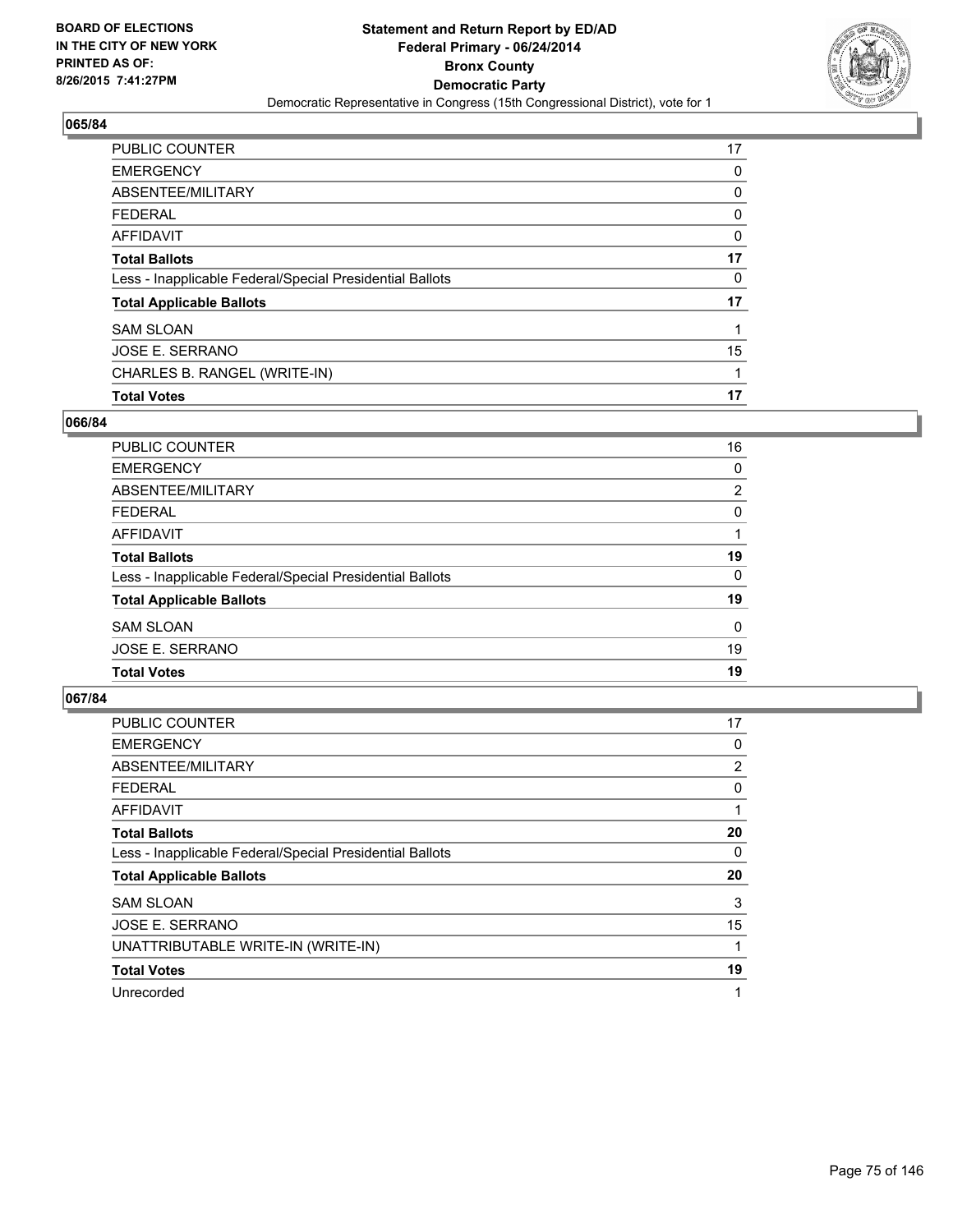BOARD OF ELECTIONS
IN THE CITY OF NEW YORK
PRINTED AS OF:
8/26/2015 7:41:27PM

**Statement and Return Report by ED/AD**
**Federal Primary - 06/24/2014**
**Bronx County**
**Democratic Party**
Democratic Representative in Congress (15th Congressional District), vote for 1

## 065/84

| | |
|---|---|
| PUBLIC COUNTER | 17 |
| EMERGENCY | 0 |
| ABSENTEE/MILITARY | 0 |
| FEDERAL | 0 |
| AFFIDAVIT | 0 |
| **Total Ballots** | **17** |
| Less - Inapplicable Federal/Special Presidential Ballots | 0 |
| **Total Applicable Ballots** | **17** |
| SAM SLOAN | 1 |
| JOSE E. SERRANO | 15 |
| CHARLES B. RANGEL (WRITE-IN) | 1 |
| **Total Votes** | **17** |

## 066/84

| | |
|---|---|
| PUBLIC COUNTER | 16 |
| EMERGENCY | 0 |
| ABSENTEE/MILITARY | 2 |
| FEDERAL | 0 |
| AFFIDAVIT | 1 |
| **Total Ballots** | **19** |
| Less - Inapplicable Federal/Special Presidential Ballots | 0 |
| **Total Applicable Ballots** | **19** |
| SAM SLOAN | 0 |
| JOSE E. SERRANO | 19 |
| **Total Votes** | **19** |

## 067/84

| | |
|---|---|
| PUBLIC COUNTER | 17 |
| EMERGENCY | 0 |
| ABSENTEE/MILITARY | 2 |
| FEDERAL | 0 |
| AFFIDAVIT | 1 |
| **Total Ballots** | **20** |
| Less - Inapplicable Federal/Special Presidential Ballots | 0 |
| **Total Applicable Ballots** | **20** |
| SAM SLOAN | 3 |
| JOSE E. SERRANO | 15 |
| UNATTRIBUTABLE WRITE-IN (WRITE-IN) | 1 |
| **Total Votes** | **19** |
| Unrecorded | 1 |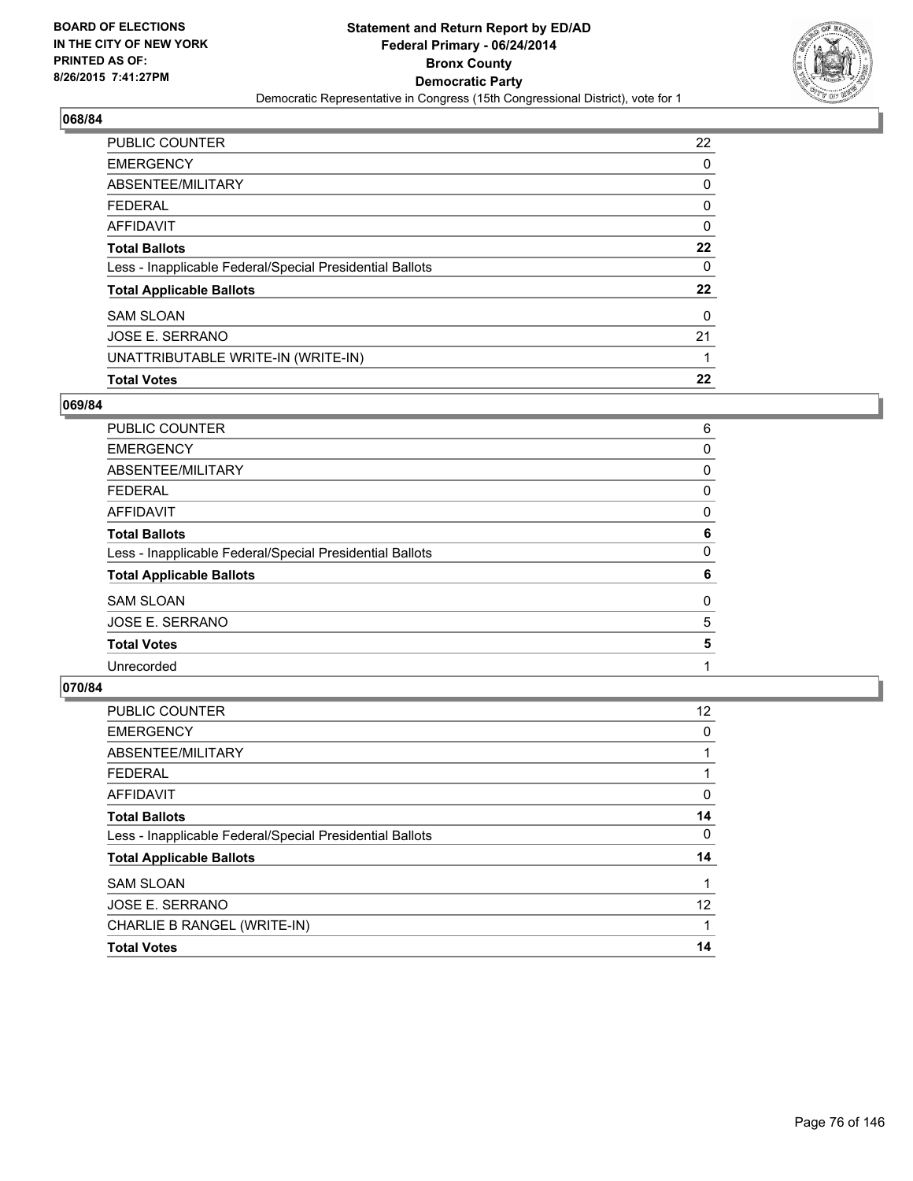**BOARD OF ELECTIONS IN THE CITY OF NEW YORK PRINTED AS OF: 8/26/2015 7:41:27PM**

**Statement and Return Report by ED/AD Federal Primary - 06/24/2014 Bronx County Democratic Party**

Democratic Representative in Congress (15th Congressional District), vote for 1

## 068/84

| | |
|---|---|
| PUBLIC COUNTER | 22 |
| EMERGENCY | 0 |
| ABSENTEE/MILITARY | 0 |
| FEDERAL | 0 |
| AFFIDAVIT | 0 |
| **Total Ballots** | **22** |
| Less - Inapplicable Federal/Special Presidential Ballots | 0 |
| **Total Applicable Ballots** | **22** |
| SAM SLOAN | 0 |
| JOSE E. SERRANO | 21 |
| UNATTRIBUTABLE WRITE-IN (WRITE-IN) | 1 |
| **Total Votes** | **22** |

## 069/84

| | |
|---|---|
| PUBLIC COUNTER | 6 |
| EMERGENCY | 0 |
| ABSENTEE/MILITARY | 0 |
| FEDERAL | 0 |
| AFFIDAVIT | 0 |
| **Total Ballots** | **6** |
| Less - Inapplicable Federal/Special Presidential Ballots | 0 |
| **Total Applicable Ballots** | **6** |
| SAM SLOAN | 0 |
| JOSE E. SERRANO | 5 |
| **Total Votes** | **5** |
| Unrecorded | 1 |

## 070/84

| | |
|---|---|
| PUBLIC COUNTER | 12 |
| EMERGENCY | 0 |
| ABSENTEE/MILITARY | 1 |
| FEDERAL | 1 |
| AFFIDAVIT | 0 |
| **Total Ballots** | **14** |
| Less - Inapplicable Federal/Special Presidential Ballots | 0 |
| **Total Applicable Ballots** | **14** |
| SAM SLOAN | 1 |
| JOSE E. SERRANO | 12 |
| CHARLIE B RANGEL (WRITE-IN) | 1 |
| **Total Votes** | **14** |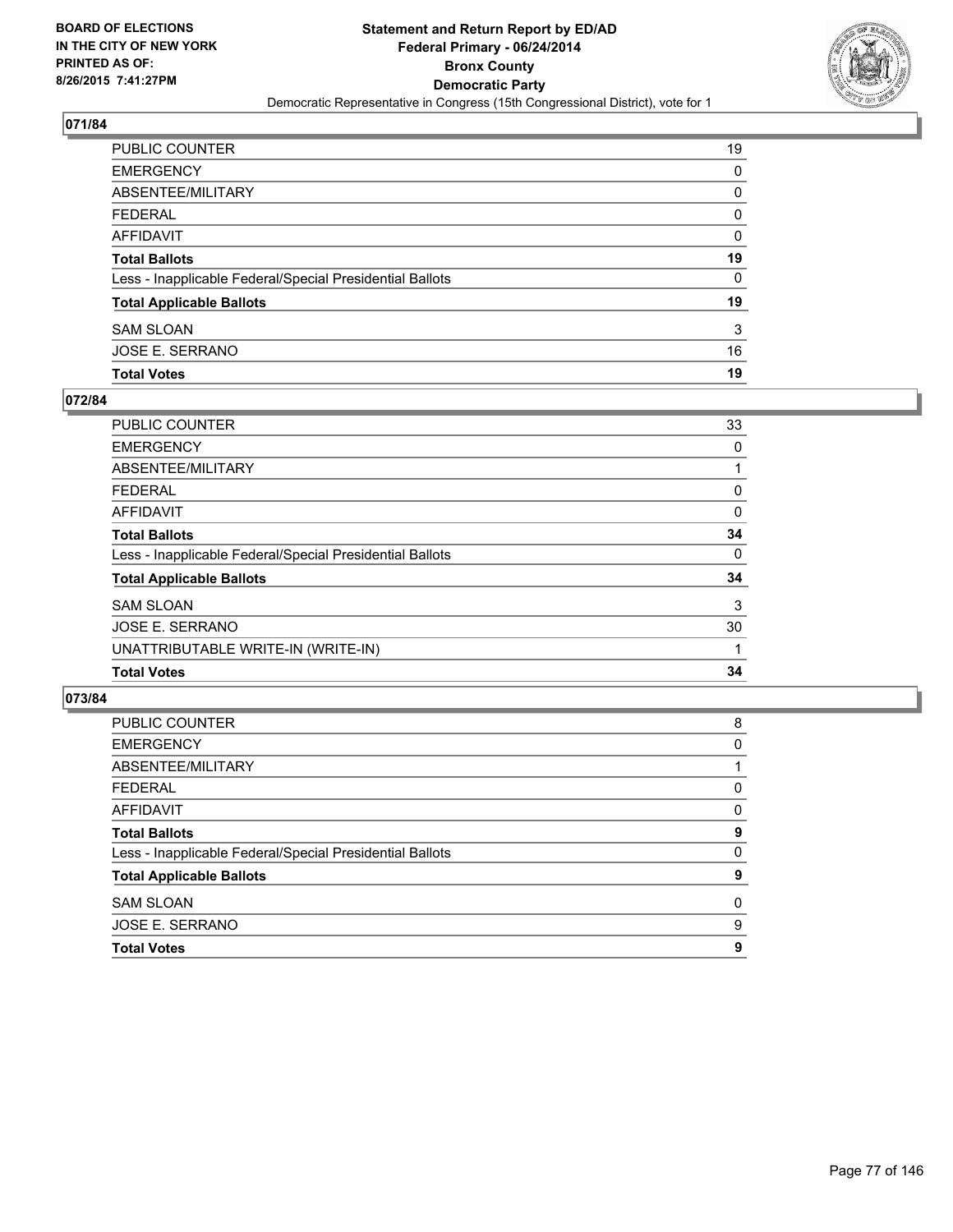**Statement and Return Report by ED/AD**
**Federal Primary - 06/24/2014**
**Bronx County**
**Democratic Party**
Democratic Representative in Congress (15th Congressional District), vote for 1

BOARD OF ELECTIONS
IN THE CITY OF NEW YORK
PRINTED AS OF:
8/26/2015 7:41:27PM

## 071/84

| | |
|---|---|
| PUBLIC COUNTER | 19 |
| EMERGENCY | 0 |
| ABSENTEE/MILITARY | 0 |
| FEDERAL | 0 |
| AFFIDAVIT | 0 |
| **Total Ballots** | **19** |
| Less - Inapplicable Federal/Special Presidential Ballots | 0 |
| **Total Applicable Ballots** | **19** |
| SAM SLOAN | 3 |
| JOSE E. SERRANO | 16 |
| **Total Votes** | **19** |

## 072/84

| | |
|---|---|
| PUBLIC COUNTER | 33 |
| EMERGENCY | 0 |
| ABSENTEE/MILITARY | 1 |
| FEDERAL | 0 |
| AFFIDAVIT | 0 |
| **Total Ballots** | **34** |
| Less - Inapplicable Federal/Special Presidential Ballots | 0 |
| **Total Applicable Ballots** | **34** |
| SAM SLOAN | 3 |
| JOSE E. SERRANO | 30 |
| UNATTRIBUTABLE WRITE-IN (WRITE-IN) | 1 |
| **Total Votes** | **34** |

## 073/84

| | |
|---|---|
| PUBLIC COUNTER | 8 |
| EMERGENCY | 0 |
| ABSENTEE/MILITARY | 1 |
| FEDERAL | 0 |
| AFFIDAVIT | 0 |
| **Total Ballots** | **9** |
| Less - Inapplicable Federal/Special Presidential Ballots | 0 |
| **Total Applicable Ballots** | **9** |
| SAM SLOAN | 0 |
| JOSE E. SERRANO | 9 |
| **Total Votes** | **9** |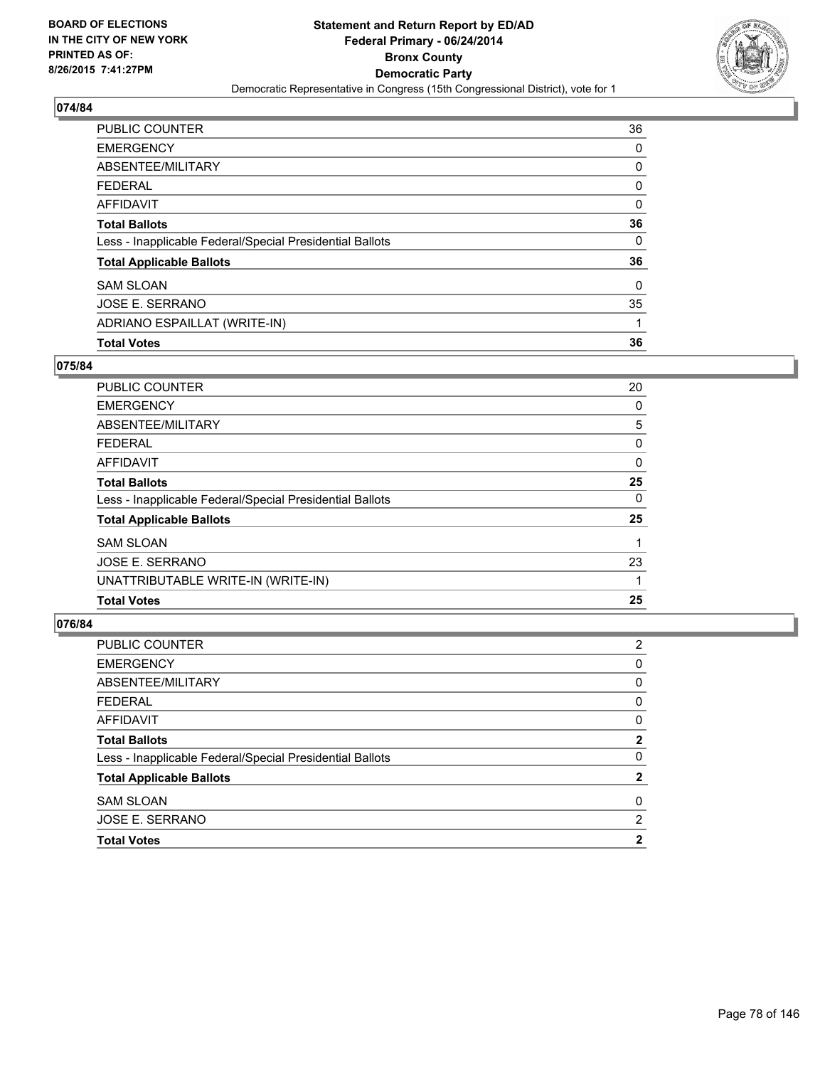**BOARD OF ELECTIONS IN THE CITY OF NEW YORK PRINTED AS OF: 8/26/2015 7:41:27PM**

**Statement and Return Report by ED/AD Federal Primary - 06/24/2014 Bronx County Democratic Party**

Democratic Representative in Congress (15th Congressional District), vote for 1

## 074/84

| | |
|---|---|
| PUBLIC COUNTER | 36 |
| EMERGENCY | 0 |
| ABSENTEE/MILITARY | 0 |
| FEDERAL | 0 |
| AFFIDAVIT | 0 |
| **Total Ballots** | **36** |
| Less - Inapplicable Federal/Special Presidential Ballots | 0 |
| **Total Applicable Ballots** | **36** |
| SAM SLOAN | 0 |
| JOSE E. SERRANO | 35 |
| ADRIANO ESPAILLAT (WRITE-IN) | 1 |
| **Total Votes** | **36** |

## 075/84

| | |
|---|---|
| PUBLIC COUNTER | 20 |
| EMERGENCY | 0 |
| ABSENTEE/MILITARY | 5 |
| FEDERAL | 0 |
| AFFIDAVIT | 0 |
| **Total Ballots** | **25** |
| Less - Inapplicable Federal/Special Presidential Ballots | 0 |
| **Total Applicable Ballots** | **25** |
| SAM SLOAN | 1 |
| JOSE E. SERRANO | 23 |
| UNATTRIBUTABLE WRITE-IN (WRITE-IN) | 1 |
| **Total Votes** | **25** |

## 076/84

| | |
|---|---|
| PUBLIC COUNTER | 2 |
| EMERGENCY | 0 |
| ABSENTEE/MILITARY | 0 |
| FEDERAL | 0 |
| AFFIDAVIT | 0 |
| **Total Ballots** | **2** |
| Less - Inapplicable Federal/Special Presidential Ballots | 0 |
| **Total Applicable Ballots** | **2** |
| SAM SLOAN | 0 |
| JOSE E. SERRANO | 2 |
| **Total Votes** | **2** |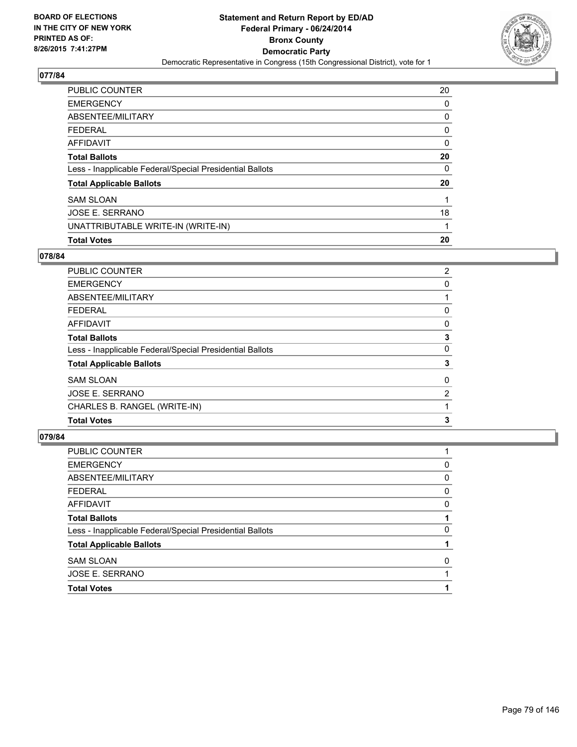## 077/84

| | |
|---|---|
| PUBLIC COUNTER | 20 |
| EMERGENCY | 0 |
| ABSENTEE/MILITARY | 0 |
| FEDERAL | 0 |
| AFFIDAVIT | 0 |
| **Total Ballots** | **20** |
| Less - Inapplicable Federal/Special Presidential Ballots | 0 |
| **Total Applicable Ballots** | **20** |
| SAM SLOAN | 1 |
| JOSE E. SERRANO | 18 |
| UNATTRIBUTABLE WRITE-IN (WRITE-IN) | 1 |
| **Total Votes** | **20** |

## 078/84

| | |
|---|---|
| PUBLIC COUNTER | 2 |
| EMERGENCY | 0 |
| ABSENTEE/MILITARY | 1 |
| FEDERAL | 0 |
| AFFIDAVIT | 0 |
| **Total Ballots** | **3** |
| Less - Inapplicable Federal/Special Presidential Ballots | 0 |
| **Total Applicable Ballots** | **3** |
| SAM SLOAN | 0 |
| JOSE E. SERRANO | 2 |
| CHARLES B. RANGEL (WRITE-IN) | 1 |
| **Total Votes** | **3** |

## 079/84

| | |
|---|---|
| PUBLIC COUNTER | 1 |
| EMERGENCY | 0 |
| ABSENTEE/MILITARY | 0 |
| FEDERAL | 0 |
| AFFIDAVIT | 0 |
| **Total Ballots** | **1** |
| Less - Inapplicable Federal/Special Presidential Ballots | 0 |
| **Total Applicable Ballots** | **1** |
| SAM SLOAN | 0 |
| JOSE E. SERRANO | 1 |
| **Total Votes** | **1** |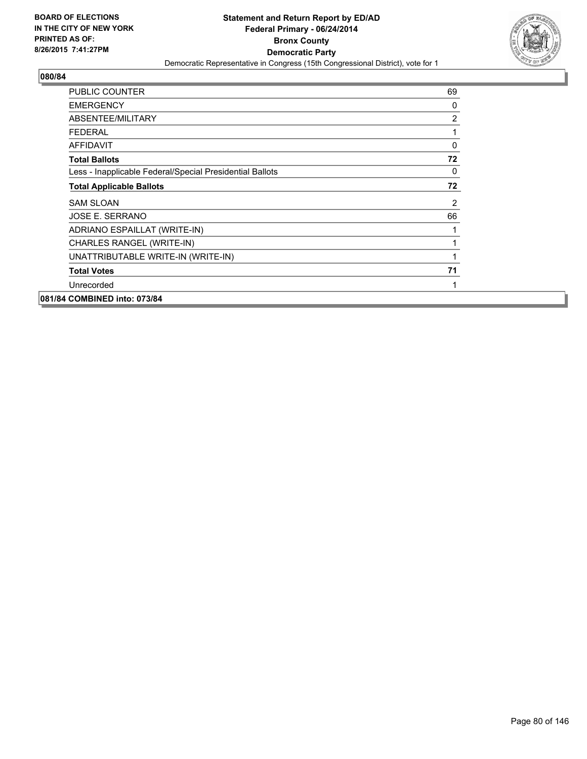**BOARD OF ELECTIONS IN THE CITY OF NEW YORK PRINTED AS OF: 8/26/2015 7:41:27PM**

**Statement and Return Report by ED/AD**
**Federal Primary - 06/24/2014**
**Bronx County**
**Democratic Party**
Democratic Representative in Congress (15th Congressional District), vote for 1

**080/84**

| | |
|---|---|
| PUBLIC COUNTER | 69 |
| EMERGENCY | 0 |
| ABSENTEE/MILITARY | 2 |
| FEDERAL | 1 |
| AFFIDAVIT | 0 |
| **Total Ballots** | **72** |
| Less - Inapplicable Federal/Special Presidential Ballots | 0 |
| **Total Applicable Ballots** | **72** |
| SAM SLOAN | 2 |
| JOSE E. SERRANO | 66 |
| ADRIANO ESPAILLAT (WRITE-IN) | 1 |
| CHARLES RANGEL (WRITE-IN) | 1 |
| UNATTRIBUTABLE WRITE-IN (WRITE-IN) | 1 |
| **Total Votes** | **71** |
| Unrecorded | 1 |

**081/84 COMBINED into: 073/84**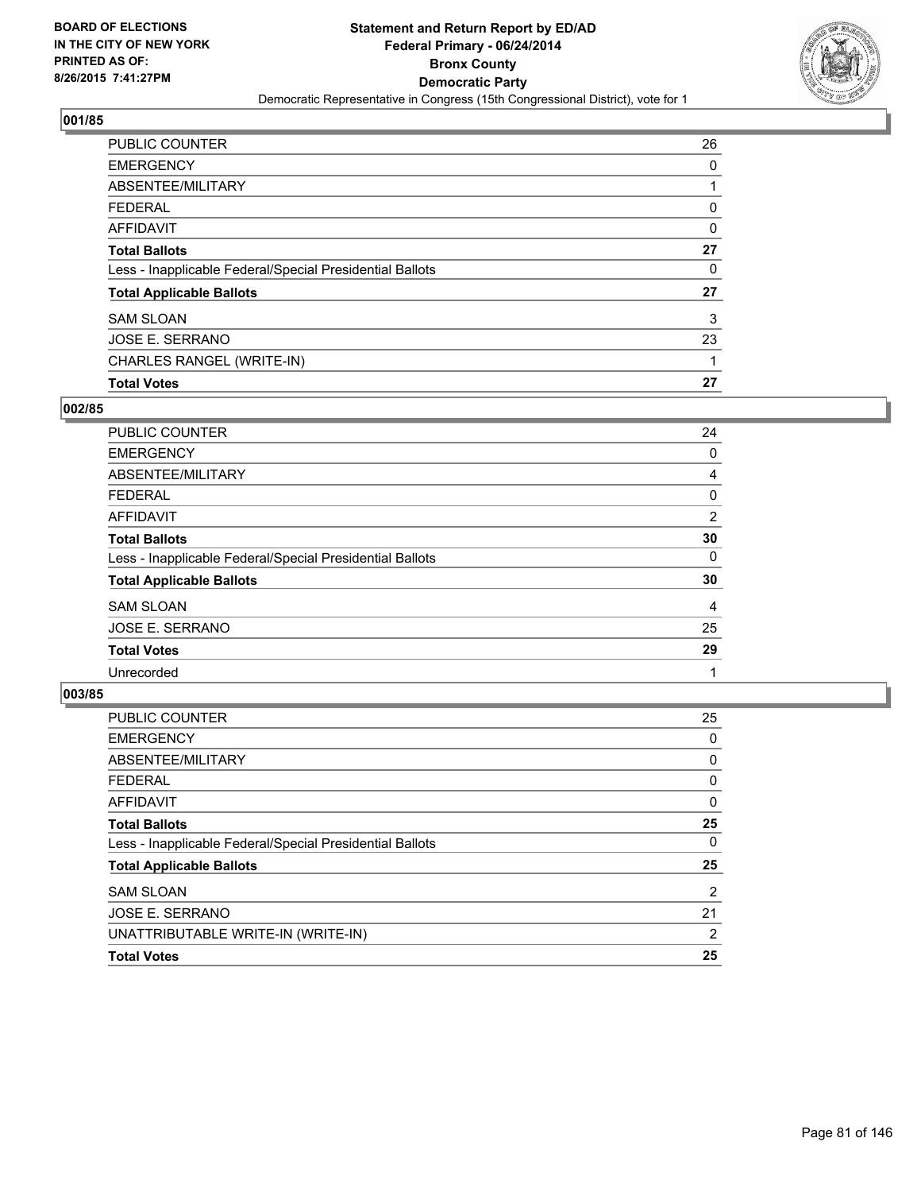**BOARD OF ELECTIONS IN THE CITY OF NEW YORK PRINTED AS OF: 8/26/2015 7:41:27PM**

**Statement and Return Report by ED/AD**
**Federal Primary - 06/24/2014**
**Bronx County**
**Democratic Party**
Democratic Representative in Congress (15th Congressional District), vote for 1

## 001/85

| | |
|---|---|
| PUBLIC COUNTER | 26 |
| EMERGENCY | 0 |
| ABSENTEE/MILITARY | 1 |
| FEDERAL | 0 |
| AFFIDAVIT | 0 |
| **Total Ballots** | **27** |
| Less - Inapplicable Federal/Special Presidential Ballots | 0 |
| **Total Applicable Ballots** | **27** |
| SAM SLOAN | 3 |
| JOSE E. SERRANO | 23 |
| CHARLES RANGEL (WRITE-IN) | 1 |
| **Total Votes** | **27** |

## 002/85

| | |
|---|---|
| PUBLIC COUNTER | 24 |
| EMERGENCY | 0 |
| ABSENTEE/MILITARY | 4 |
| FEDERAL | 0 |
| AFFIDAVIT | 2 |
| **Total Ballots** | **30** |
| Less - Inapplicable Federal/Special Presidential Ballots | 0 |
| **Total Applicable Ballots** | **30** |
| SAM SLOAN | 4 |
| JOSE E. SERRANO | 25 |
| **Total Votes** | **29** |
| Unrecorded | 1 |

## 003/85

| | |
|---|---|
| PUBLIC COUNTER | 25 |
| EMERGENCY | 0 |
| ABSENTEE/MILITARY | 0 |
| FEDERAL | 0 |
| AFFIDAVIT | 0 |
| **Total Ballots** | **25** |
| Less - Inapplicable Federal/Special Presidential Ballots | 0 |
| **Total Applicable Ballots** | **25** |
| SAM SLOAN | 2 |
| JOSE E. SERRANO | 21 |
| UNATTRIBUTABLE WRITE-IN (WRITE-IN) | 2 |
| **Total Votes** | **25** |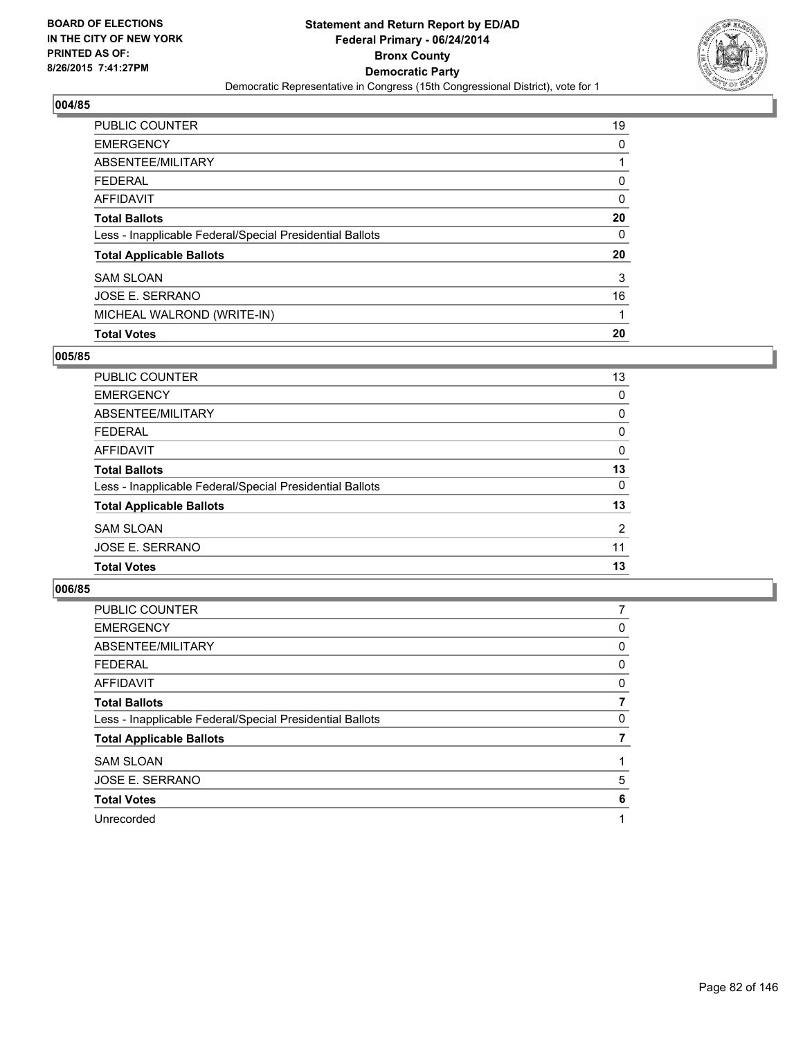**BOARD OF ELECTIONS IN THE CITY OF NEW YORK PRINTED AS OF: 8/26/2015 7:41:27PM**

**Statement and Return Report by ED/AD Federal Primary - 06/24/2014 Bronx County Democratic Party**

Democratic Representative in Congress (15th Congressional District), vote for 1

## 004/85

| | |
|---|---|
| PUBLIC COUNTER | 19 |
| EMERGENCY | 0 |
| ABSENTEE/MILITARY | 1 |
| FEDERAL | 0 |
| AFFIDAVIT | 0 |
| **Total Ballots** | **20** |
| Less - Inapplicable Federal/Special Presidential Ballots | 0 |
| **Total Applicable Ballots** | **20** |
| SAM SLOAN | 3 |
| JOSE E. SERRANO | 16 |
| MICHEAL WALROND (WRITE-IN) | 1 |
| **Total Votes** | **20** |

## 005/85

| | |
|---|---|
| PUBLIC COUNTER | 13 |
| EMERGENCY | 0 |
| ABSENTEE/MILITARY | 0 |
| FEDERAL | 0 |
| AFFIDAVIT | 0 |
| **Total Ballots** | **13** |
| Less - Inapplicable Federal/Special Presidential Ballots | 0 |
| **Total Applicable Ballots** | **13** |
| SAM SLOAN | 2 |
| JOSE E. SERRANO | 11 |
| **Total Votes** | **13** |

## 006/85

| | |
|---|---|
| PUBLIC COUNTER | 7 |
| EMERGENCY | 0 |
| ABSENTEE/MILITARY | 0 |
| FEDERAL | 0 |
| AFFIDAVIT | 0 |
| **Total Ballots** | **7** |
| Less - Inapplicable Federal/Special Presidential Ballots | 0 |
| **Total Applicable Ballots** | **7** |
| SAM SLOAN | 1 |
| JOSE E. SERRANO | 5 |
| **Total Votes** | **6** |
| Unrecorded | 1 |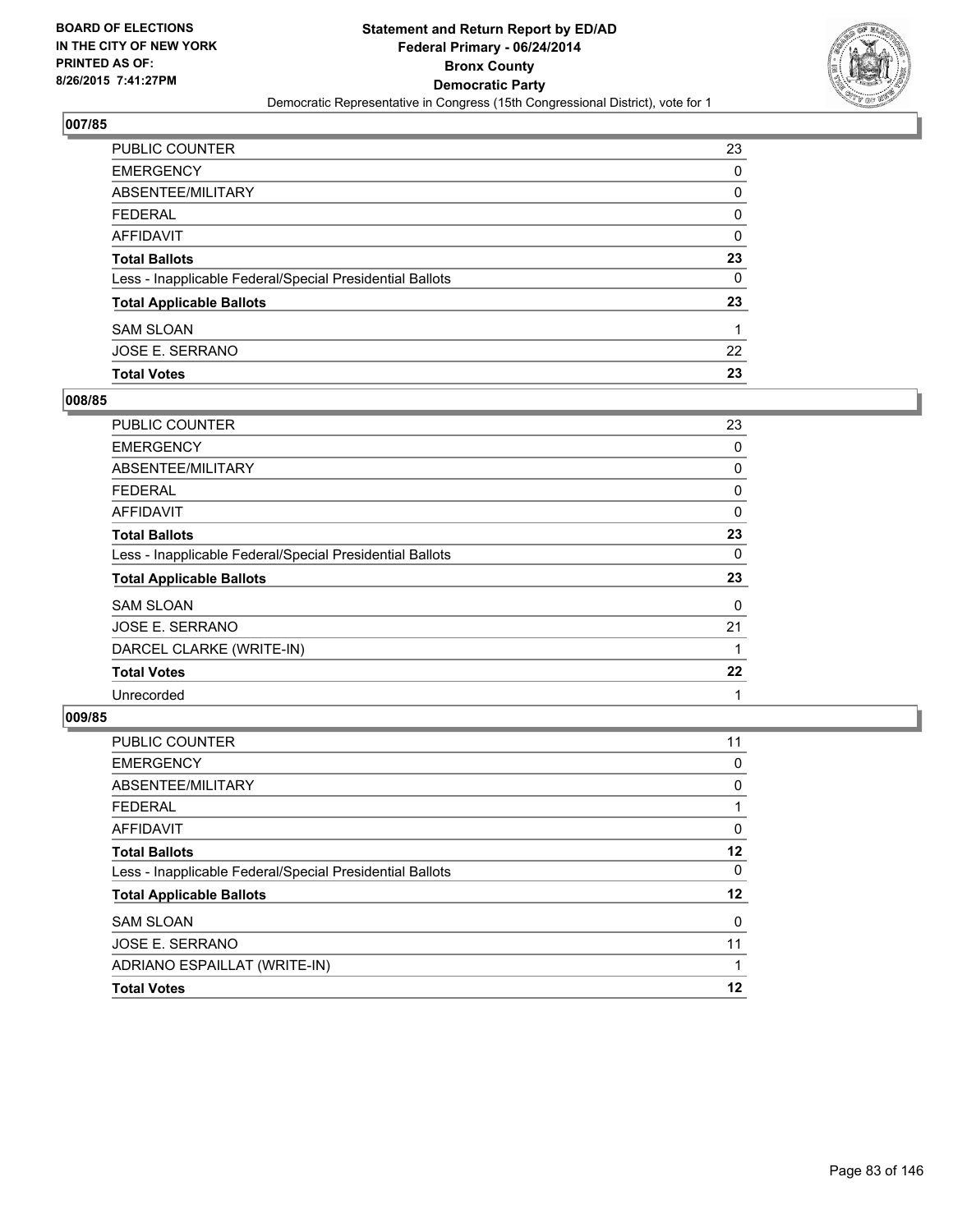BOARD OF ELECTIONS
IN THE CITY OF NEW YORK
PRINTED AS OF:
8/26/2015 7:41:27PM

**Statement and Return Report by ED/AD**
**Federal Primary - 06/24/2014**
**Bronx County**
**Democratic Party**
Democratic Representative in Congress (15th Congressional District), vote for 1

### 007/85

| | |
|---|---|
| PUBLIC COUNTER | 23 |
| EMERGENCY | 0 |
| ABSENTEE/MILITARY | 0 |
| FEDERAL | 0 |
| AFFIDAVIT | 0 |
| **Total Ballots** | **23** |
| Less - Inapplicable Federal/Special Presidential Ballots | 0 |
| **Total Applicable Ballots** | **23** |
| SAM SLOAN | 1 |
| JOSE E. SERRANO | 22 |
| **Total Votes** | **23** |

### 008/85

| | |
|---|---|
| PUBLIC COUNTER | 23 |
| EMERGENCY | 0 |
| ABSENTEE/MILITARY | 0 |
| FEDERAL | 0 |
| AFFIDAVIT | 0 |
| **Total Ballots** | **23** |
| Less - Inapplicable Federal/Special Presidential Ballots | 0 |
| **Total Applicable Ballots** | **23** |
| SAM SLOAN | 0 |
| JOSE E. SERRANO | 21 |
| DARCEL CLARKE (WRITE-IN) | 1 |
| **Total Votes** | **22** |
| Unrecorded | 1 |

### 009/85

| | |
|---|---|
| PUBLIC COUNTER | 11 |
| EMERGENCY | 0 |
| ABSENTEE/MILITARY | 0 |
| FEDERAL | 1 |
| AFFIDAVIT | 0 |
| **Total Ballots** | **12** |
| Less - Inapplicable Federal/Special Presidential Ballots | 0 |
| **Total Applicable Ballots** | **12** |
| SAM SLOAN | 0 |
| JOSE E. SERRANO | 11 |
| ADRIANO ESPAILLAT (WRITE-IN) | 1 |
| **Total Votes** | **12** |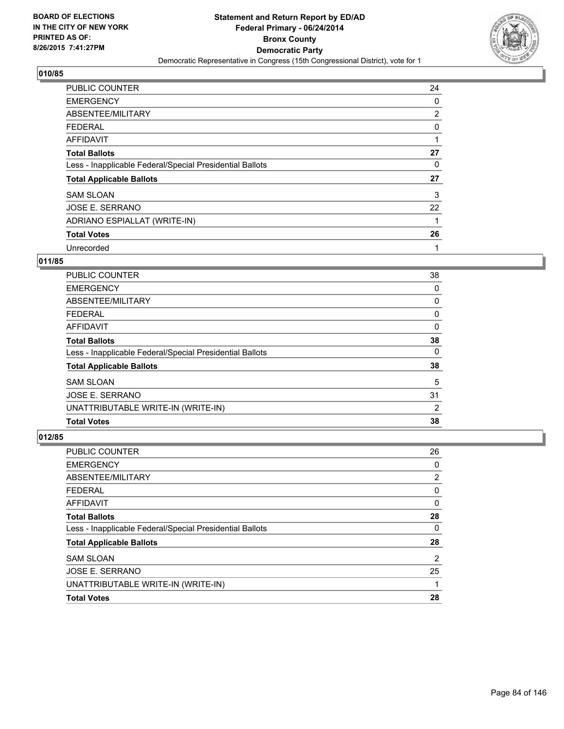BOARD OF ELECTIONS
IN THE CITY OF NEW YORK
PRINTED AS OF:
8/26/2015 7:41:27PM

**Statement and Return Report by ED/AD**
**Federal Primary - 06/24/2014**
**Bronx County**
**Democratic Party**
Democratic Representative in Congress (15th Congressional District), vote for 1

### 010/85

| | |
|---|---|
| PUBLIC COUNTER | 24 |
| EMERGENCY | 0 |
| ABSENTEE/MILITARY | 2 |
| FEDERAL | 0 |
| AFFIDAVIT | 1 |
| **Total Ballots** | **27** |
| Less - Inapplicable Federal/Special Presidential Ballots | 0 |
| **Total Applicable Ballots** | **27** |
| SAM SLOAN | 3 |
| JOSE E. SERRANO | 22 |
| ADRIANO ESPIALLAT (WRITE-IN) | 1 |
| **Total Votes** | **26** |
| Unrecorded | 1 |

### 011/85

| | |
|---|---|
| PUBLIC COUNTER | 38 |
| EMERGENCY | 0 |
| ABSENTEE/MILITARY | 0 |
| FEDERAL | 0 |
| AFFIDAVIT | 0 |
| **Total Ballots** | **38** |
| Less - Inapplicable Federal/Special Presidential Ballots | 0 |
| **Total Applicable Ballots** | **38** |
| SAM SLOAN | 5 |
| JOSE E. SERRANO | 31 |
| UNATTRIBUTABLE WRITE-IN (WRITE-IN) | 2 |
| **Total Votes** | **38** |

### 012/85

| | |
|---|---|
| PUBLIC COUNTER | 26 |
| EMERGENCY | 0 |
| ABSENTEE/MILITARY | 2 |
| FEDERAL | 0 |
| AFFIDAVIT | 0 |
| **Total Ballots** | **28** |
| Less - Inapplicable Federal/Special Presidential Ballots | 0 |
| **Total Applicable Ballots** | **28** |
| SAM SLOAN | 2 |
| JOSE E. SERRANO | 25 |
| UNATTRIBUTABLE WRITE-IN (WRITE-IN) | 1 |
| **Total Votes** | **28** |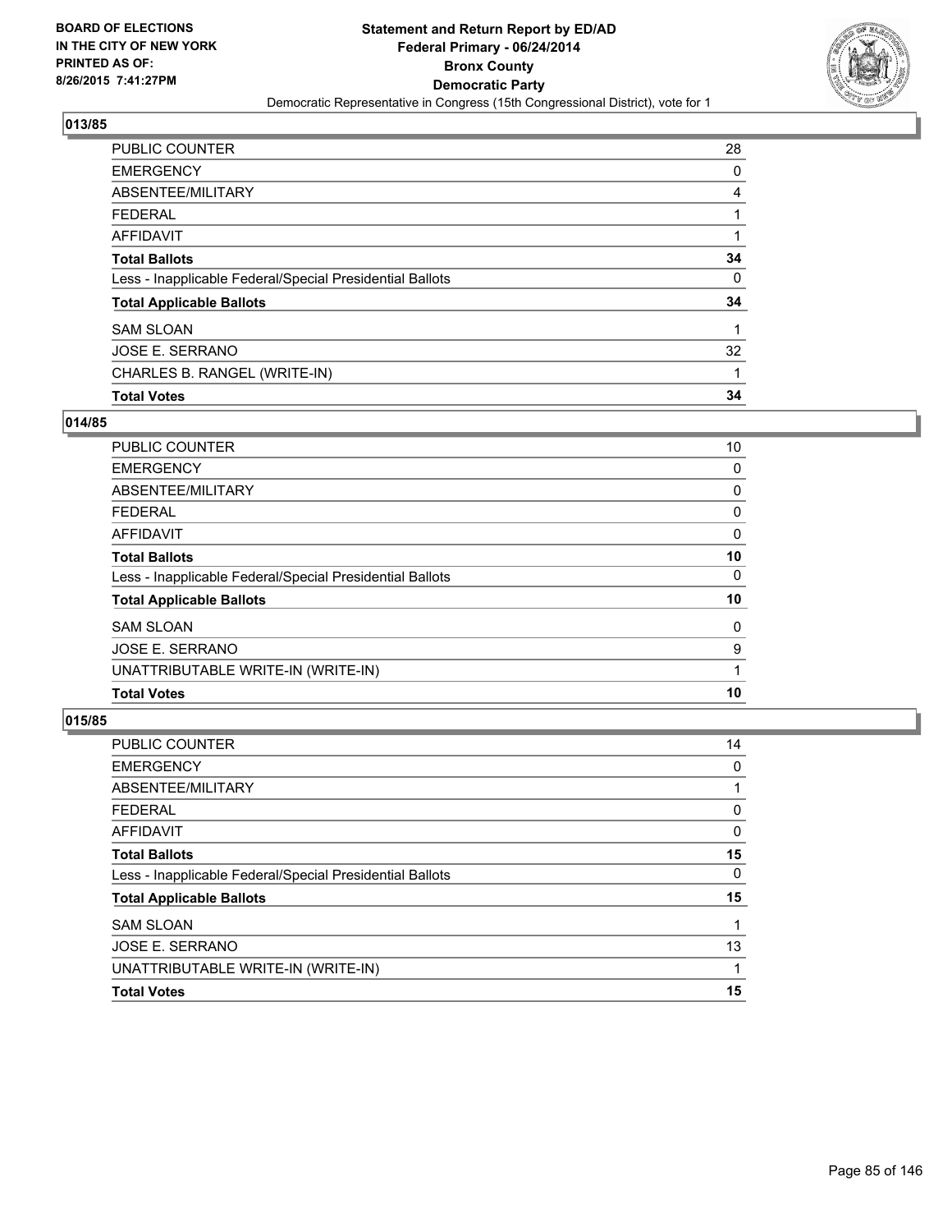**BOARD OF ELECTIONS IN THE CITY OF NEW YORK PRINTED AS OF: 8/26/2015 7:41:27PM**

**Statement and Return Report by ED/AD Federal Primary - 06/24/2014 Bronx County Democratic Party**

Democratic Representative in Congress (15th Congressional District), vote for 1

## 013/85

| | |
|---|---|
| PUBLIC COUNTER | 28 |
| EMERGENCY | 0 |
| ABSENTEE/MILITARY | 4 |
| FEDERAL | 1 |
| AFFIDAVIT | 1 |
| **Total Ballots** | **34** |
| Less - Inapplicable Federal/Special Presidential Ballots | 0 |
| **Total Applicable Ballots** | **34** |
| SAM SLOAN | 1 |
| JOSE E. SERRANO | 32 |
| CHARLES B. RANGEL (WRITE-IN) | 1 |
| **Total Votes** | **34** |

## 014/85

| | |
|---|---|
| PUBLIC COUNTER | 10 |
| EMERGENCY | 0 |
| ABSENTEE/MILITARY | 0 |
| FEDERAL | 0 |
| AFFIDAVIT | 0 |
| **Total Ballots** | **10** |
| Less - Inapplicable Federal/Special Presidential Ballots | 0 |
| **Total Applicable Ballots** | **10** |
| SAM SLOAN | 0 |
| JOSE E. SERRANO | 9 |
| UNATTRIBUTABLE WRITE-IN (WRITE-IN) | 1 |
| **Total Votes** | **10** |

## 015/85

| | |
|---|---|
| PUBLIC COUNTER | 14 |
| EMERGENCY | 0 |
| ABSENTEE/MILITARY | 1 |
| FEDERAL | 0 |
| AFFIDAVIT | 0 |
| **Total Ballots** | **15** |
| Less - Inapplicable Federal/Special Presidential Ballots | 0 |
| **Total Applicable Ballots** | **15** |
| SAM SLOAN | 1 |
| JOSE E. SERRANO | 13 |
| UNATTRIBUTABLE WRITE-IN (WRITE-IN) | 1 |
| **Total Votes** | **15** |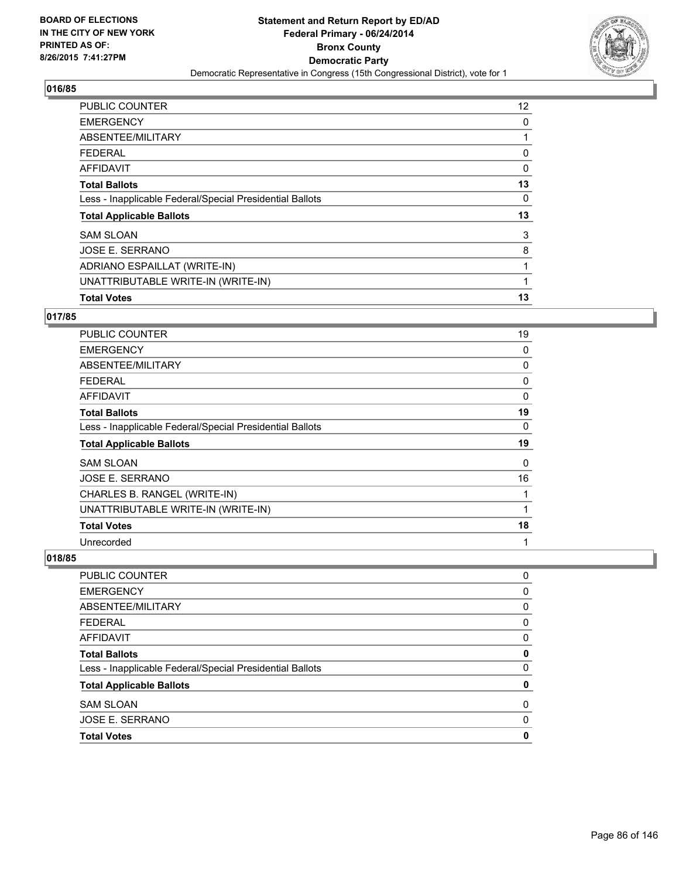**Statement and Return Report by ED/AD**
**Federal Primary - 06/24/2014**
**Bronx County**
**Democratic Party**
Democratic Representative in Congress (15th Congressional District), vote for 1

BOARD OF ELECTIONS
IN THE CITY OF NEW YORK
PRINTED AS OF:
8/26/2015 7:41:27PM

## 016/85

| | |
|---|---|
| PUBLIC COUNTER | 12 |
| EMERGENCY | 0 |
| ABSENTEE/MILITARY | 1 |
| FEDERAL | 0 |
| AFFIDAVIT | 0 |
| **Total Ballots** | **13** |
| Less - Inapplicable Federal/Special Presidential Ballots | 0 |
| **Total Applicable Ballots** | **13** |
| SAM SLOAN | 3 |
| JOSE E. SERRANO | 8 |
| ADRIANO ESPAILLAT (WRITE-IN) | 1 |
| UNATTRIBUTABLE WRITE-IN (WRITE-IN) | 1 |
| **Total Votes** | **13** |

## 017/85

| | |
|---|---|
| PUBLIC COUNTER | 19 |
| EMERGENCY | 0 |
| ABSENTEE/MILITARY | 0 |
| FEDERAL | 0 |
| AFFIDAVIT | 0 |
| **Total Ballots** | **19** |
| Less - Inapplicable Federal/Special Presidential Ballots | 0 |
| **Total Applicable Ballots** | **19** |
| SAM SLOAN | 0 |
| JOSE E. SERRANO | 16 |
| CHARLES B. RANGEL (WRITE-IN) | 1 |
| UNATTRIBUTABLE WRITE-IN (WRITE-IN) | 1 |
| **Total Votes** | **18** |
| Unrecorded | 1 |

## 018/85

| | |
|---|---|
| PUBLIC COUNTER | 0 |
| EMERGENCY | 0 |
| ABSENTEE/MILITARY | 0 |
| FEDERAL | 0 |
| AFFIDAVIT | 0 |
| **Total Ballots** | **0** |
| Less - Inapplicable Federal/Special Presidential Ballots | 0 |
| **Total Applicable Ballots** | **0** |
| SAM SLOAN | 0 |
| JOSE E. SERRANO | 0 |
| **Total Votes** | **0** |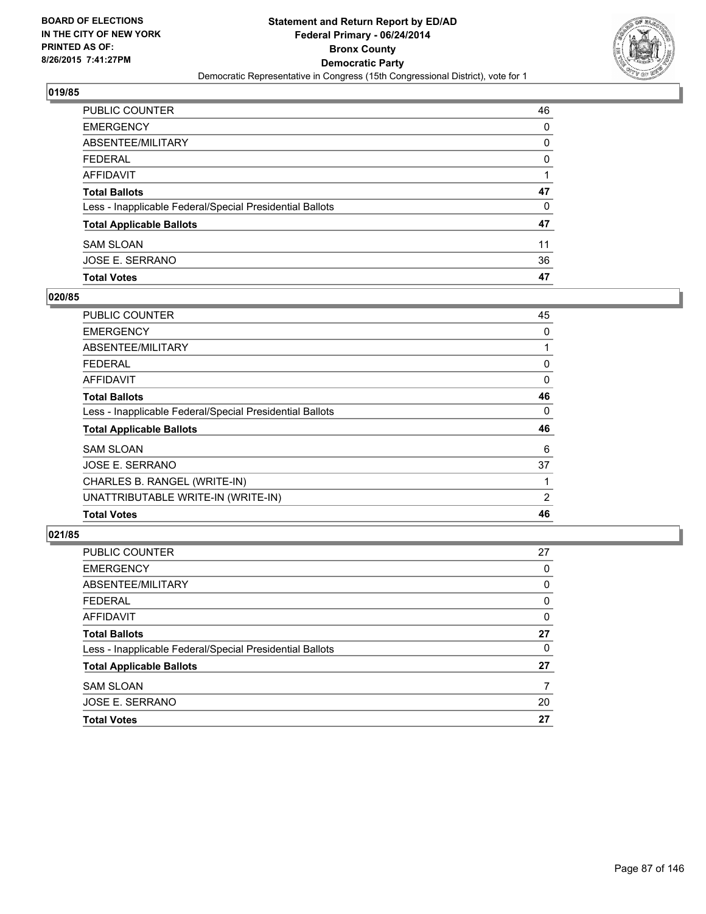**BOARD OF ELECTIONS IN THE CITY OF NEW YORK PRINTED AS OF: 8/26/2015 7:41:27PM**

**Statement and Return Report by ED/AD**
**Federal Primary - 06/24/2014**
**Bronx County**
**Democratic Party**
Democratic Representative in Congress (15th Congressional District), vote for 1

### 019/85

| | |
|---|---|
| PUBLIC COUNTER | 46 |
| EMERGENCY | 0 |
| ABSENTEE/MILITARY | 0 |
| FEDERAL | 0 |
| AFFIDAVIT | 1 |
| **Total Ballots** | **47** |
| Less - Inapplicable Federal/Special Presidential Ballots | 0 |
| **Total Applicable Ballots** | **47** |
| SAM SLOAN | 11 |
| JOSE E. SERRANO | 36 |
| **Total Votes** | **47** |

### 020/85

| | |
|---|---|
| PUBLIC COUNTER | 45 |
| EMERGENCY | 0 |
| ABSENTEE/MILITARY | 1 |
| FEDERAL | 0 |
| AFFIDAVIT | 0 |
| **Total Ballots** | **46** |
| Less - Inapplicable Federal/Special Presidential Ballots | 0 |
| **Total Applicable Ballots** | **46** |
| SAM SLOAN | 6 |
| JOSE E. SERRANO | 37 |
| CHARLES B. RANGEL (WRITE-IN) | 1 |
| UNATTRIBUTABLE WRITE-IN (WRITE-IN) | 2 |
| **Total Votes** | **46** |

### 021/85

| | |
|---|---|
| PUBLIC COUNTER | 27 |
| EMERGENCY | 0 |
| ABSENTEE/MILITARY | 0 |
| FEDERAL | 0 |
| AFFIDAVIT | 0 |
| **Total Ballots** | **27** |
| Less - Inapplicable Federal/Special Presidential Ballots | 0 |
| **Total Applicable Ballots** | **27** |
| SAM SLOAN | 7 |
| JOSE E. SERRANO | 20 |
| **Total Votes** | **27** |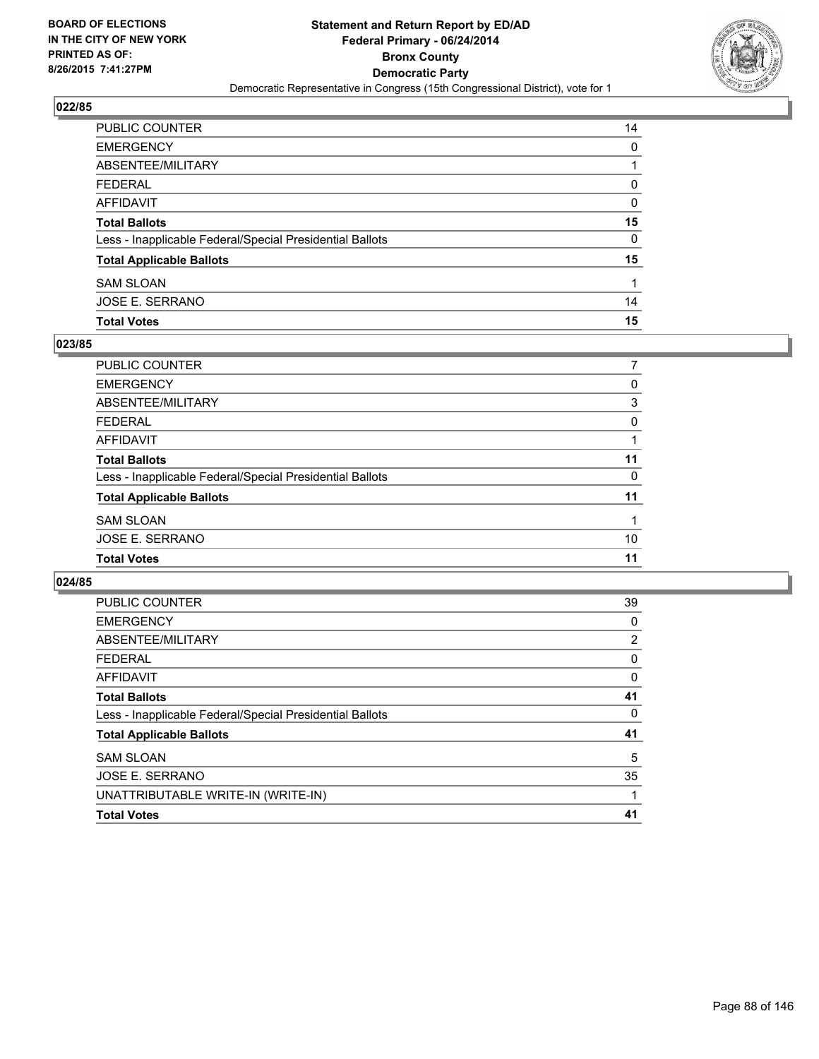BOARD OF ELECTIONS
IN THE CITY OF NEW YORK
PRINTED AS OF:
8/26/2015 7:41:27PM

**Statement and Return Report by ED/AD**
**Federal Primary - 06/24/2014**
**Bronx County**
**Democratic Party**
Democratic Representative in Congress (15th Congressional District), vote for 1

### 022/85

| | |
|---|---|
| PUBLIC COUNTER | 14 |
| EMERGENCY | 0 |
| ABSENTEE/MILITARY | 1 |
| FEDERAL | 0 |
| AFFIDAVIT | 0 |
| **Total Ballots** | **15** |
| Less - Inapplicable Federal/Special Presidential Ballots | 0 |
| **Total Applicable Ballots** | **15** |
| SAM SLOAN | 1 |
| JOSE E. SERRANO | 14 |
| **Total Votes** | **15** |

### 023/85

| | |
|---|---|
| PUBLIC COUNTER | 7 |
| EMERGENCY | 0 |
| ABSENTEE/MILITARY | 3 |
| FEDERAL | 0 |
| AFFIDAVIT | 1 |
| **Total Ballots** | **11** |
| Less - Inapplicable Federal/Special Presidential Ballots | 0 |
| **Total Applicable Ballots** | **11** |
| SAM SLOAN | 1 |
| JOSE E. SERRANO | 10 |
| **Total Votes** | **11** |

### 024/85

| | |
|---|---|
| PUBLIC COUNTER | 39 |
| EMERGENCY | 0 |
| ABSENTEE/MILITARY | 2 |
| FEDERAL | 0 |
| AFFIDAVIT | 0 |
| **Total Ballots** | **41** |
| Less - Inapplicable Federal/Special Presidential Ballots | 0 |
| **Total Applicable Ballots** | **41** |
| SAM SLOAN | 5 |
| JOSE E. SERRANO | 35 |
| UNATTRIBUTABLE WRITE-IN (WRITE-IN) | 1 |
| **Total Votes** | **41** |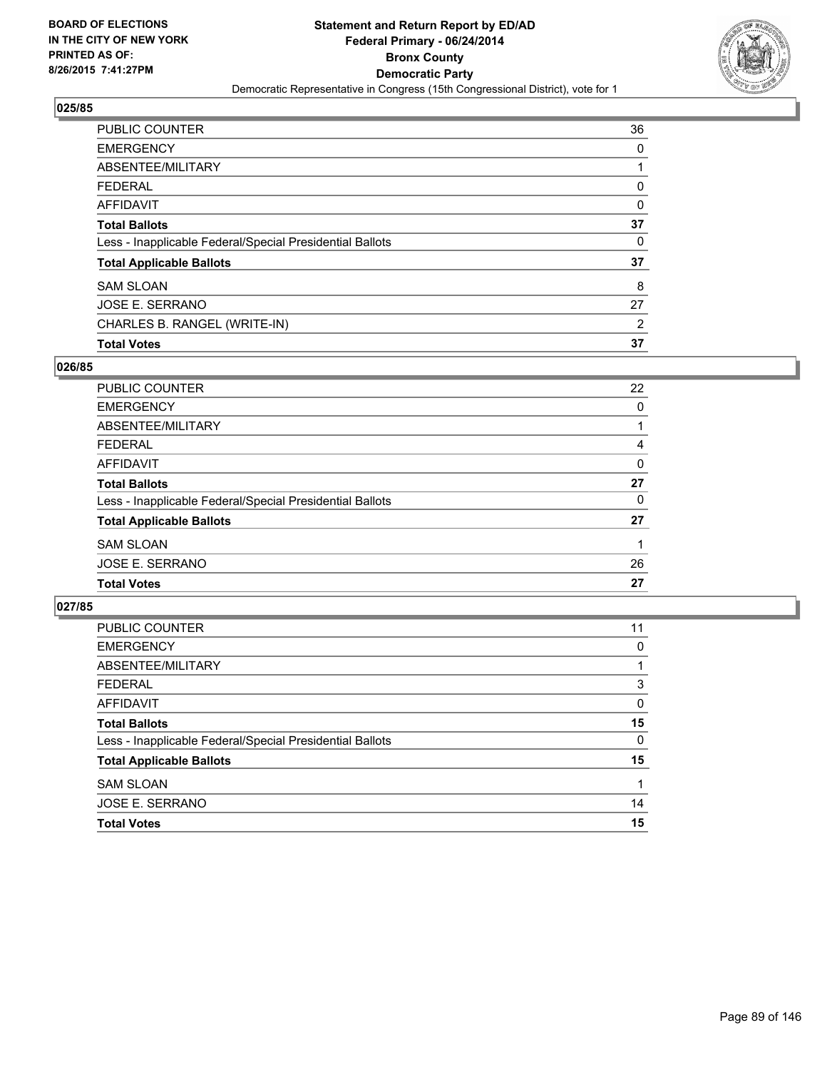## 025/85

| | |
|---|---|
| PUBLIC COUNTER | 36 |
| EMERGENCY | 0 |
| ABSENTEE/MILITARY | 1 |
| FEDERAL | 0 |
| AFFIDAVIT | 0 |
| **Total Ballots** | **37** |
| Less - Inapplicable Federal/Special Presidential Ballots | 0 |
| **Total Applicable Ballots** | **37** |
| SAM SLOAN | 8 |
| JOSE E. SERRANO | 27 |
| CHARLES B. RANGEL (WRITE-IN) | 2 |
| **Total Votes** | **37** |

## 026/85

| | |
|---|---|
| PUBLIC COUNTER | 22 |
| EMERGENCY | 0 |
| ABSENTEE/MILITARY | 1 |
| FEDERAL | 4 |
| AFFIDAVIT | 0 |
| **Total Ballots** | **27** |
| Less - Inapplicable Federal/Special Presidential Ballots | 0 |
| **Total Applicable Ballots** | **27** |
| SAM SLOAN | 1 |
| JOSE E. SERRANO | 26 |
| **Total Votes** | **27** |

## 027/85

| | |
|---|---|
| PUBLIC COUNTER | 11 |
| EMERGENCY | 0 |
| ABSENTEE/MILITARY | 1 |
| FEDERAL | 3 |
| AFFIDAVIT | 0 |
| **Total Ballots** | **15** |
| Less - Inapplicable Federal/Special Presidential Ballots | 0 |
| **Total Applicable Ballots** | **15** |
| SAM SLOAN | 1 |
| JOSE E. SERRANO | 14 |
| **Total Votes** | **15** |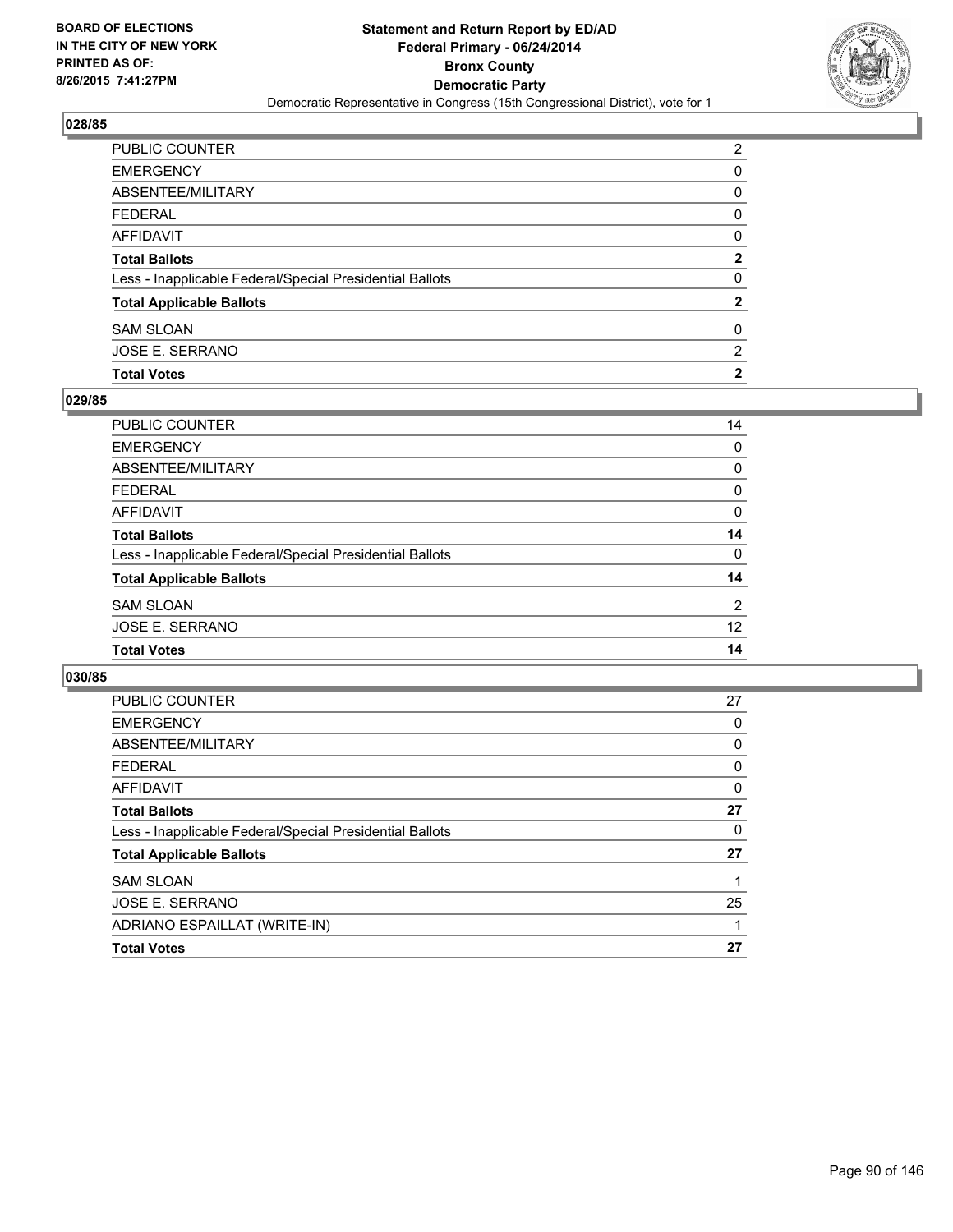**BOARD OF ELECTIONS IN THE CITY OF NEW YORK PRINTED AS OF: 8/26/2015 7:41:27PM**

**Statement and Return Report by ED/AD**
**Federal Primary - 06/24/2014**
**Bronx County**
**Democratic Party**
Democratic Representative in Congress (15th Congressional District), vote for 1

## 028/85

| | |
|---|---|
| PUBLIC COUNTER | 2 |
| EMERGENCY | 0 |
| ABSENTEE/MILITARY | 0 |
| FEDERAL | 0 |
| AFFIDAVIT | 0 |
| **Total Ballots** | **2** |
| Less - Inapplicable Federal/Special Presidential Ballots | 0 |
| **Total Applicable Ballots** | **2** |
| SAM SLOAN | 0 |
| JOSE E. SERRANO | 2 |
| **Total Votes** | **2** |

## 029/85

| | |
|---|---|
| PUBLIC COUNTER | 14 |
| EMERGENCY | 0 |
| ABSENTEE/MILITARY | 0 |
| FEDERAL | 0 |
| AFFIDAVIT | 0 |
| **Total Ballots** | **14** |
| Less - Inapplicable Federal/Special Presidential Ballots | 0 |
| **Total Applicable Ballots** | **14** |
| SAM SLOAN | 2 |
| JOSE E. SERRANO | 12 |
| **Total Votes** | **14** |

## 030/85

| | |
|---|---|
| PUBLIC COUNTER | 27 |
| EMERGENCY | 0 |
| ABSENTEE/MILITARY | 0 |
| FEDERAL | 0 |
| AFFIDAVIT | 0 |
| **Total Ballots** | **27** |
| Less - Inapplicable Federal/Special Presidential Ballots | 0 |
| **Total Applicable Ballots** | **27** |
| SAM SLOAN | 1 |
| JOSE E. SERRANO | 25 |
| ADRIANO ESPAILLAT (WRITE-IN) | 1 |
| **Total Votes** | **27** |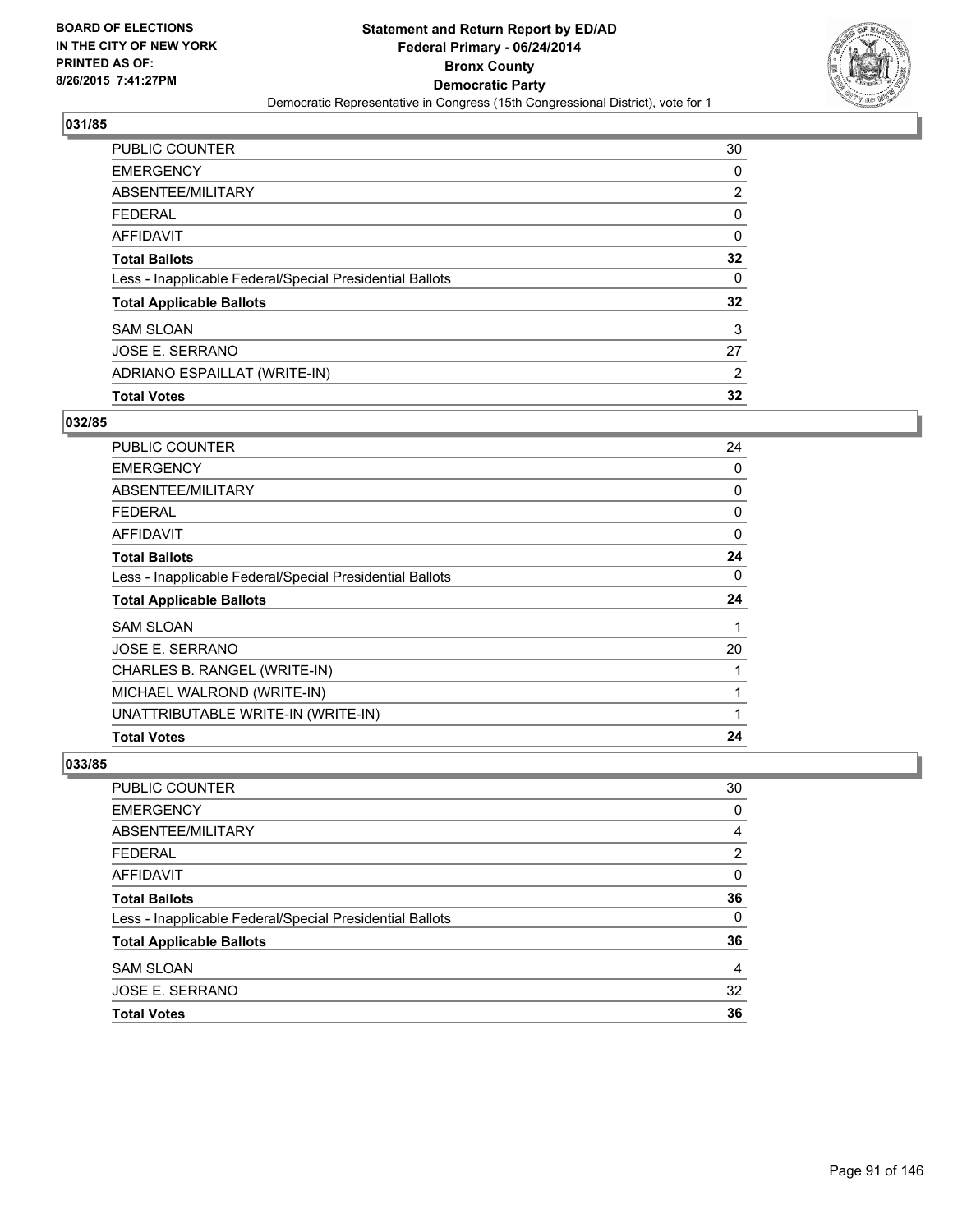BOARD OF ELECTIONS
IN THE CITY OF NEW YORK
PRINTED AS OF:
8/26/2015 7:41:27PM

**Statement and Return Report by ED/AD**
**Federal Primary - 06/24/2014**
**Bronx County**
**Democratic Party**
Democratic Representative in Congress (15th Congressional District), vote for 1

### 031/85

| | |
|---|---|
| PUBLIC COUNTER | 30 |
| EMERGENCY | 0 |
| ABSENTEE/MILITARY | 2 |
| FEDERAL | 0 |
| AFFIDAVIT | 0 |
| **Total Ballots** | **32** |
| Less - Inapplicable Federal/Special Presidential Ballots | 0 |
| **Total Applicable Ballots** | **32** |
| SAM SLOAN | 3 |
| JOSE E. SERRANO | 27 |
| ADRIANO ESPAILLAT (WRITE-IN) | 2 |
| **Total Votes** | **32** |

### 032/85

| | |
|---|---|
| PUBLIC COUNTER | 24 |
| EMERGENCY | 0 |
| ABSENTEE/MILITARY | 0 |
| FEDERAL | 0 |
| AFFIDAVIT | 0 |
| **Total Ballots** | **24** |
| Less - Inapplicable Federal/Special Presidential Ballots | 0 |
| **Total Applicable Ballots** | **24** |
| SAM SLOAN | 1 |
| JOSE E. SERRANO | 20 |
| CHARLES B. RANGEL (WRITE-IN) | 1 |
| MICHAEL WALROND (WRITE-IN) | 1 |
| UNATTRIBUTABLE WRITE-IN (WRITE-IN) | 1 |
| **Total Votes** | **24** |

### 033/85

| | |
|---|---|
| PUBLIC COUNTER | 30 |
| EMERGENCY | 0 |
| ABSENTEE/MILITARY | 4 |
| FEDERAL | 2 |
| AFFIDAVIT | 0 |
| **Total Ballots** | **36** |
| Less - Inapplicable Federal/Special Presidential Ballots | 0 |
| **Total Applicable Ballots** | **36** |
| SAM SLOAN | 4 |
| JOSE E. SERRANO | 32 |
| **Total Votes** | **36** |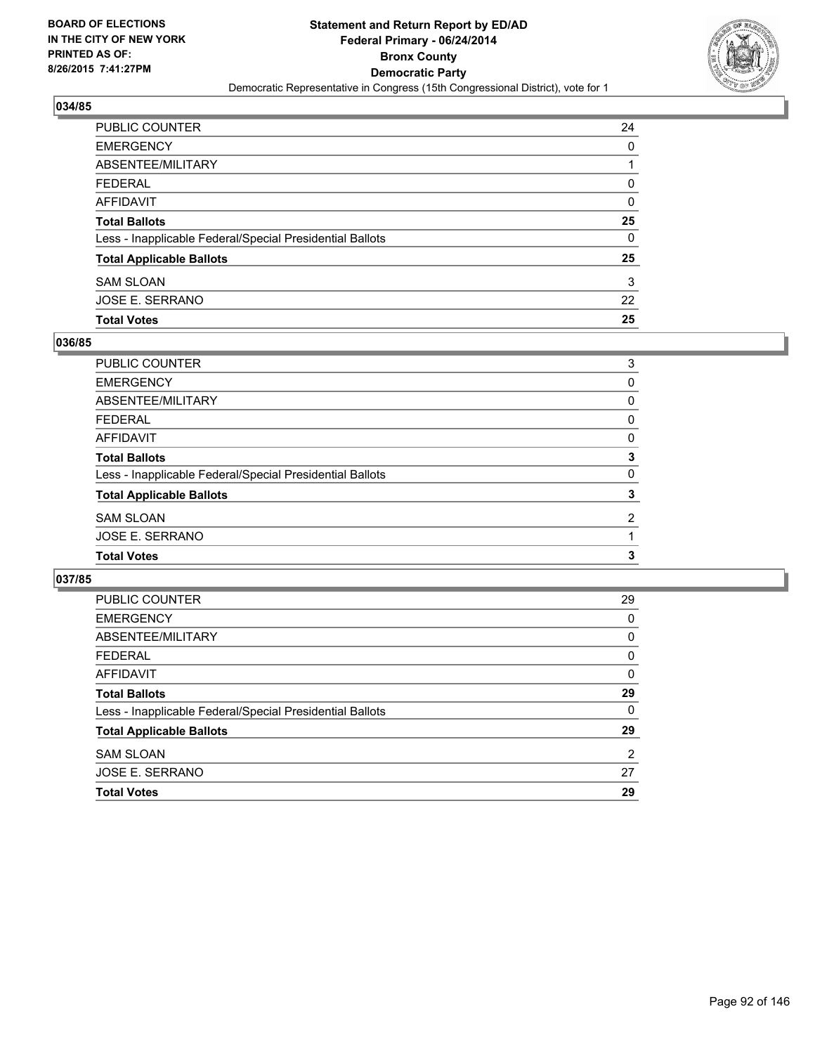BOARD OF ELECTIONS
IN THE CITY OF NEW YORK
PRINTED AS OF:
8/26/2015 7:41:27PM

**Statement and Return Report by ED/AD**
**Federal Primary - 06/24/2014**
**Bronx County**
**Democratic Party**
Democratic Representative in Congress (15th Congressional District), vote for 1

### 034/85

| | |
|---|---|
| PUBLIC COUNTER | 24 |
| EMERGENCY | 0 |
| ABSENTEE/MILITARY | 1 |
| FEDERAL | 0 |
| AFFIDAVIT | 0 |
| **Total Ballots** | **25** |
| Less - Inapplicable Federal/Special Presidential Ballots | 0 |
| **Total Applicable Ballots** | **25** |
| SAM SLOAN | 3 |
| JOSE E. SERRANO | 22 |
| **Total Votes** | **25** |

### 036/85

| | |
|---|---|
| PUBLIC COUNTER | 3 |
| EMERGENCY | 0 |
| ABSENTEE/MILITARY | 0 |
| FEDERAL | 0 |
| AFFIDAVIT | 0 |
| **Total Ballots** | **3** |
| Less - Inapplicable Federal/Special Presidential Ballots | 0 |
| **Total Applicable Ballots** | **3** |
| SAM SLOAN | 2 |
| JOSE E. SERRANO | 1 |
| **Total Votes** | **3** |

### 037/85

| | |
|---|---|
| PUBLIC COUNTER | 29 |
| EMERGENCY | 0 |
| ABSENTEE/MILITARY | 0 |
| FEDERAL | 0 |
| AFFIDAVIT | 0 |
| **Total Ballots** | **29** |
| Less - Inapplicable Federal/Special Presidential Ballots | 0 |
| **Total Applicable Ballots** | **29** |
| SAM SLOAN | 2 |
| JOSE E. SERRANO | 27 |
| **Total Votes** | **29** |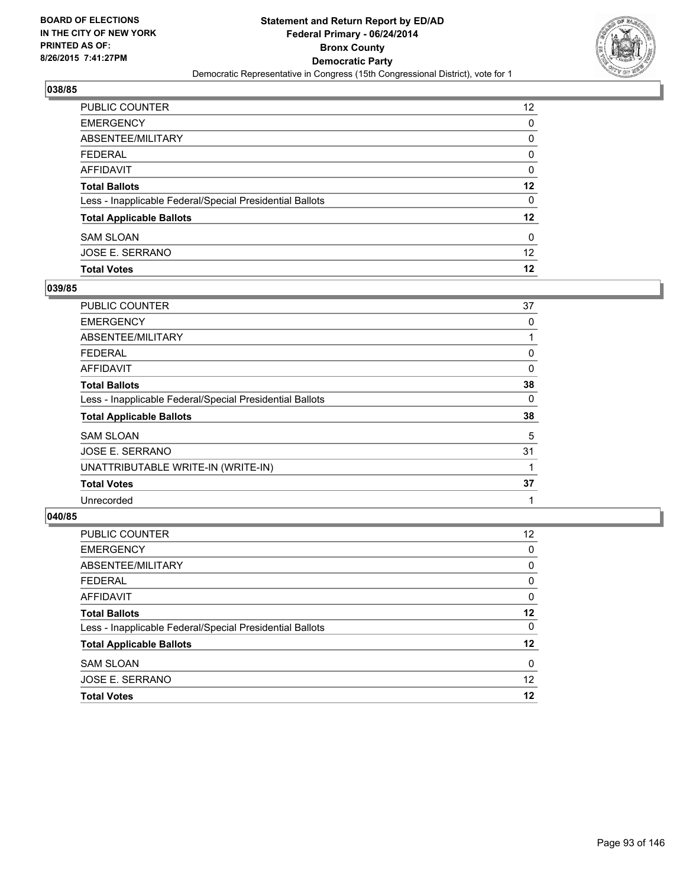**BOARD OF ELECTIONS IN THE CITY OF NEW YORK PRINTED AS OF: 8/26/2015 7:41:27PM**

**Statement and Return Report by ED/AD Federal Primary - 06/24/2014 Bronx County Democratic Party**

Democratic Representative in Congress (15th Congressional District), vote for 1

### 038/85

| | |
|---|---|
| PUBLIC COUNTER | 12 |
| EMERGENCY | 0 |
| ABSENTEE/MILITARY | 0 |
| FEDERAL | 0 |
| AFFIDAVIT | 0 |
| **Total Ballots** | **12** |
| Less - Inapplicable Federal/Special Presidential Ballots | 0 |
| **Total Applicable Ballots** | **12** |
| SAM SLOAN | 0 |
| JOSE E. SERRANO | 12 |
| **Total Votes** | **12** |

### 039/85

| | |
|---|---|
| PUBLIC COUNTER | 37 |
| EMERGENCY | 0 |
| ABSENTEE/MILITARY | 1 |
| FEDERAL | 0 |
| AFFIDAVIT | 0 |
| **Total Ballots** | **38** |
| Less - Inapplicable Federal/Special Presidential Ballots | 0 |
| **Total Applicable Ballots** | **38** |
| SAM SLOAN | 5 |
| JOSE E. SERRANO | 31 |
| UNATTRIBUTABLE WRITE-IN (WRITE-IN) | 1 |
| **Total Votes** | **37** |
| Unrecorded | 1 |

### 040/85

| | |
|---|---|
| PUBLIC COUNTER | 12 |
| EMERGENCY | 0 |
| ABSENTEE/MILITARY | 0 |
| FEDERAL | 0 |
| AFFIDAVIT | 0 |
| **Total Ballots** | **12** |
| Less - Inapplicable Federal/Special Presidential Ballots | 0 |
| **Total Applicable Ballots** | **12** |
| SAM SLOAN | 0 |
| JOSE E. SERRANO | 12 |
| **Total Votes** | **12** |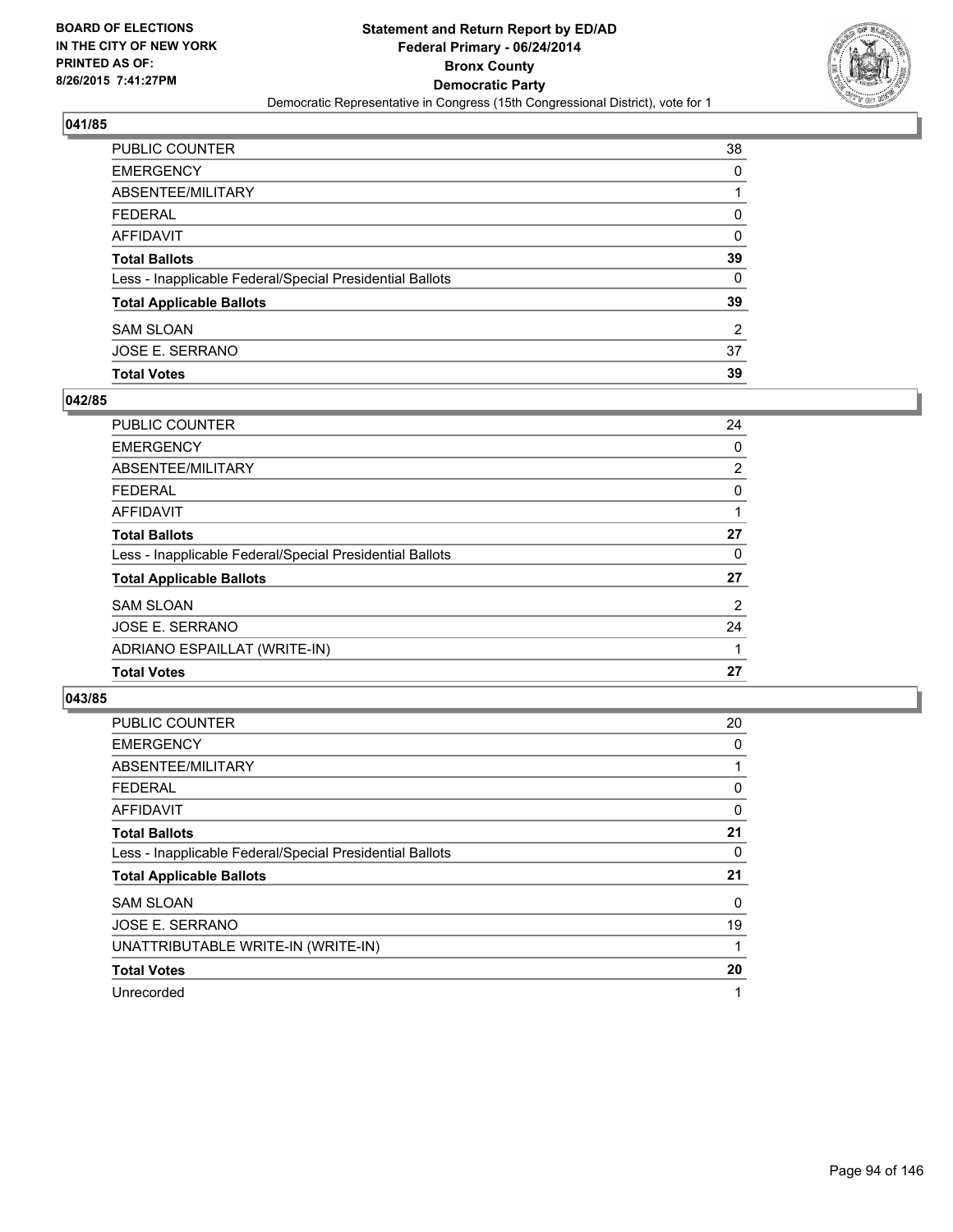**BOARD OF ELECTIONS IN THE CITY OF NEW YORK PRINTED AS OF: 8/26/2015 7:41:27PM**

**Statement and Return Report by ED/AD**
**Federal Primary - 06/24/2014**
**Bronx County**
**Democratic Party**
Democratic Representative in Congress (15th Congressional District), vote for 1

### 041/85

| | |
|---|---|
| PUBLIC COUNTER | 38 |
| EMERGENCY | 0 |
| ABSENTEE/MILITARY | 1 |
| FEDERAL | 0 |
| AFFIDAVIT | 0 |
| **Total Ballots** | **39** |
| Less - Inapplicable Federal/Special Presidential Ballots | 0 |
| **Total Applicable Ballots** | **39** |
| SAM SLOAN | 2 |
| JOSE E. SERRANO | 37 |
| **Total Votes** | **39** |

### 042/85

| | |
|---|---|
| PUBLIC COUNTER | 24 |
| EMERGENCY | 0 |
| ABSENTEE/MILITARY | 2 |
| FEDERAL | 0 |
| AFFIDAVIT | 1 |
| **Total Ballots** | **27** |
| Less - Inapplicable Federal/Special Presidential Ballots | 0 |
| **Total Applicable Ballots** | **27** |
| SAM SLOAN | 2 |
| JOSE E. SERRANO | 24 |
| ADRIANO ESPAILLAT (WRITE-IN) | 1 |
| **Total Votes** | **27** |

### 043/85

| | |
|---|---|
| PUBLIC COUNTER | 20 |
| EMERGENCY | 0 |
| ABSENTEE/MILITARY | 1 |
| FEDERAL | 0 |
| AFFIDAVIT | 0 |
| **Total Ballots** | **21** |
| Less - Inapplicable Federal/Special Presidential Ballots | 0 |
| **Total Applicable Ballots** | **21** |
| SAM SLOAN | 0 |
| JOSE E. SERRANO | 19 |
| UNATTRIBUTABLE WRITE-IN (WRITE-IN) | 1 |
| **Total Votes** | **20** |
| Unrecorded | 1 |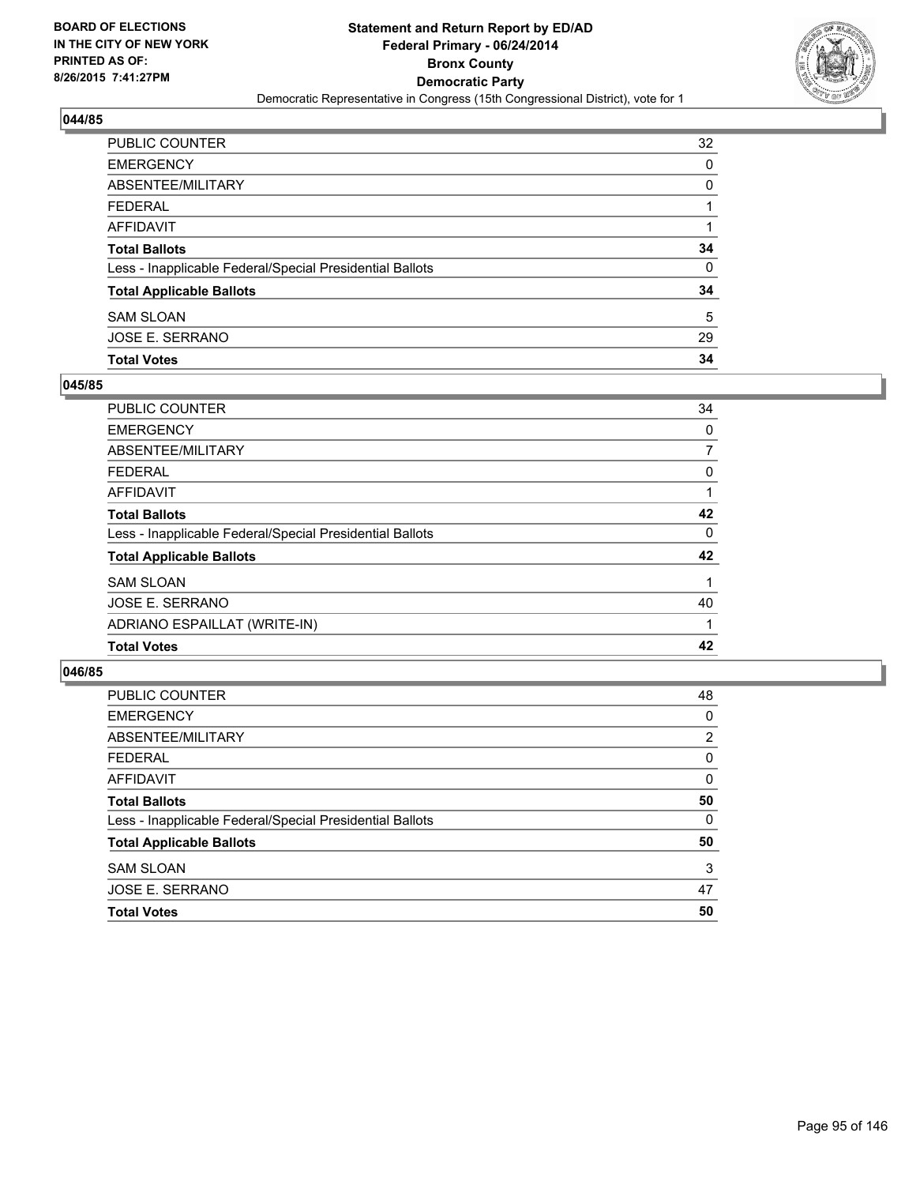## 044/85

| | |
|---|---|
| PUBLIC COUNTER | 32 |
| EMERGENCY | 0 |
| ABSENTEE/MILITARY | 0 |
| FEDERAL | 1 |
| AFFIDAVIT | 1 |
| **Total Ballots** | **34** |
| Less - Inapplicable Federal/Special Presidential Ballots | 0 |
| **Total Applicable Ballots** | **34** |
| SAM SLOAN | 5 |
| JOSE E. SERRANO | 29 |
| **Total Votes** | **34** |

## 045/85

| | |
|---|---|
| PUBLIC COUNTER | 34 |
| EMERGENCY | 0 |
| ABSENTEE/MILITARY | 7 |
| FEDERAL | 0 |
| AFFIDAVIT | 1 |
| **Total Ballots** | **42** |
| Less - Inapplicable Federal/Special Presidential Ballots | 0 |
| **Total Applicable Ballots** | **42** |
| SAM SLOAN | 1 |
| JOSE E. SERRANO | 40 |
| ADRIANO ESPAILLAT (WRITE-IN) | 1 |
| **Total Votes** | **42** |

## 046/85

| | |
|---|---|
| PUBLIC COUNTER | 48 |
| EMERGENCY | 0 |
| ABSENTEE/MILITARY | 2 |
| FEDERAL | 0 |
| AFFIDAVIT | 0 |
| **Total Ballots** | **50** |
| Less - Inapplicable Federal/Special Presidential Ballots | 0 |
| **Total Applicable Ballots** | **50** |
| SAM SLOAN | 3 |
| JOSE E. SERRANO | 47 |
| **Total Votes** | **50** |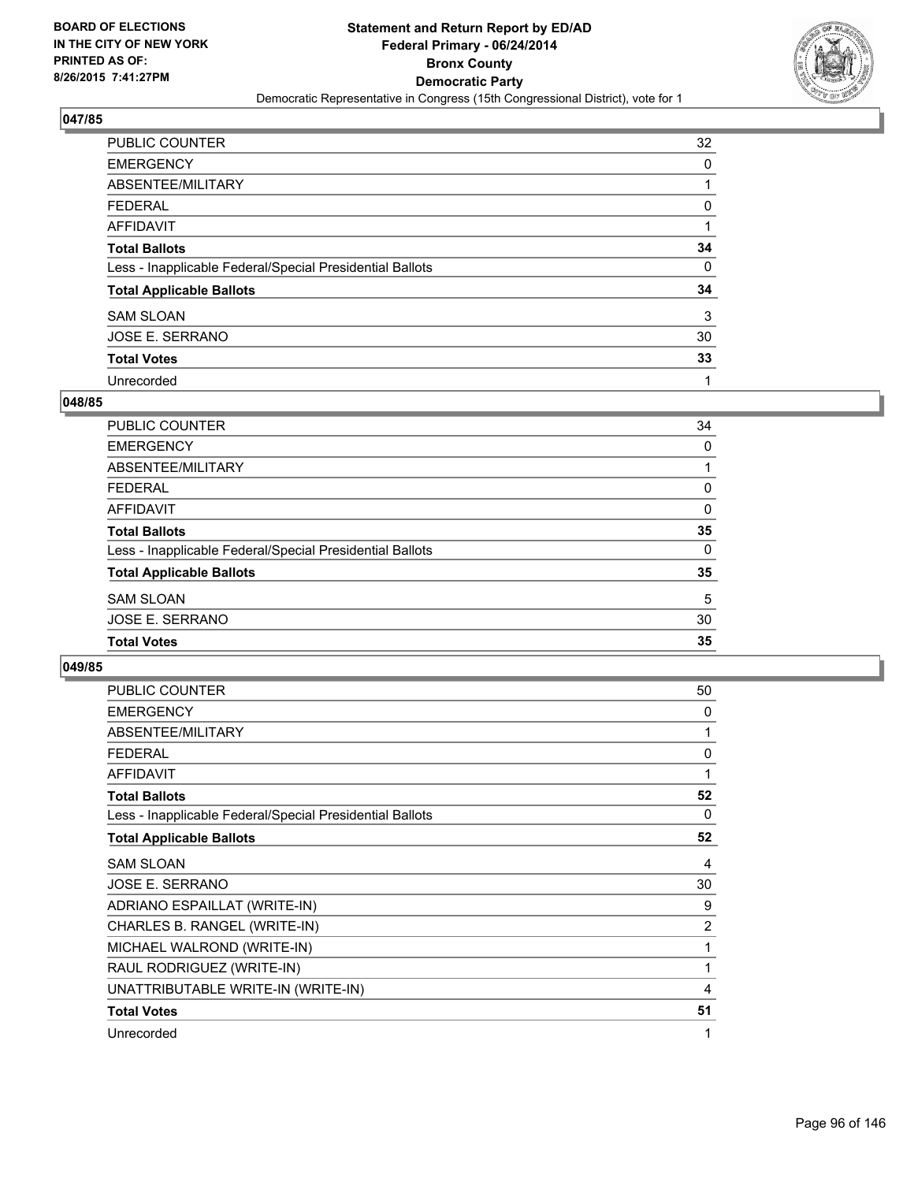**BOARD OF ELECTIONS IN THE CITY OF NEW YORK PRINTED AS OF: 8/26/2015 7:41:27PM**

**Statement and Return Report by ED/AD Federal Primary - 06/24/2014 Bronx County Democratic Party**

Democratic Representative in Congress (15th Congressional District), vote for 1

## 047/85

| | |
|---|---|
| PUBLIC COUNTER | 32 |
| EMERGENCY | 0 |
| ABSENTEE/MILITARY | 1 |
| FEDERAL | 0 |
| AFFIDAVIT | 1 |
| **Total Ballots** | **34** |
| Less - Inapplicable Federal/Special Presidential Ballots | 0 |
| **Total Applicable Ballots** | **34** |
| SAM SLOAN | 3 |
| JOSE E. SERRANO | 30 |
| **Total Votes** | **33** |
| Unrecorded | 1 |

## 048/85

| | |
|---|---|
| PUBLIC COUNTER | 34 |
| EMERGENCY | 0 |
| ABSENTEE/MILITARY | 1 |
| FEDERAL | 0 |
| AFFIDAVIT | 0 |
| **Total Ballots** | **35** |
| Less - Inapplicable Federal/Special Presidential Ballots | 0 |
| **Total Applicable Ballots** | **35** |
| SAM SLOAN | 5 |
| JOSE E. SERRANO | 30 |
| **Total Votes** | **35** |

## 049/85

| | |
|---|---|
| PUBLIC COUNTER | 50 |
| EMERGENCY | 0 |
| ABSENTEE/MILITARY | 1 |
| FEDERAL | 0 |
| AFFIDAVIT | 1 |
| **Total Ballots** | **52** |
| Less - Inapplicable Federal/Special Presidential Ballots | 0 |
| **Total Applicable Ballots** | **52** |
| SAM SLOAN | 4 |
| JOSE E. SERRANO | 30 |
| ADRIANO ESPAILLAT (WRITE-IN) | 9 |
| CHARLES B. RANGEL (WRITE-IN) | 2 |
| MICHAEL WALROND (WRITE-IN) | 1 |
| RAUL RODRIGUEZ (WRITE-IN) | 1 |
| UNATTRIBUTABLE WRITE-IN (WRITE-IN) | 4 |
| **Total Votes** | **51** |
| Unrecorded | 1 |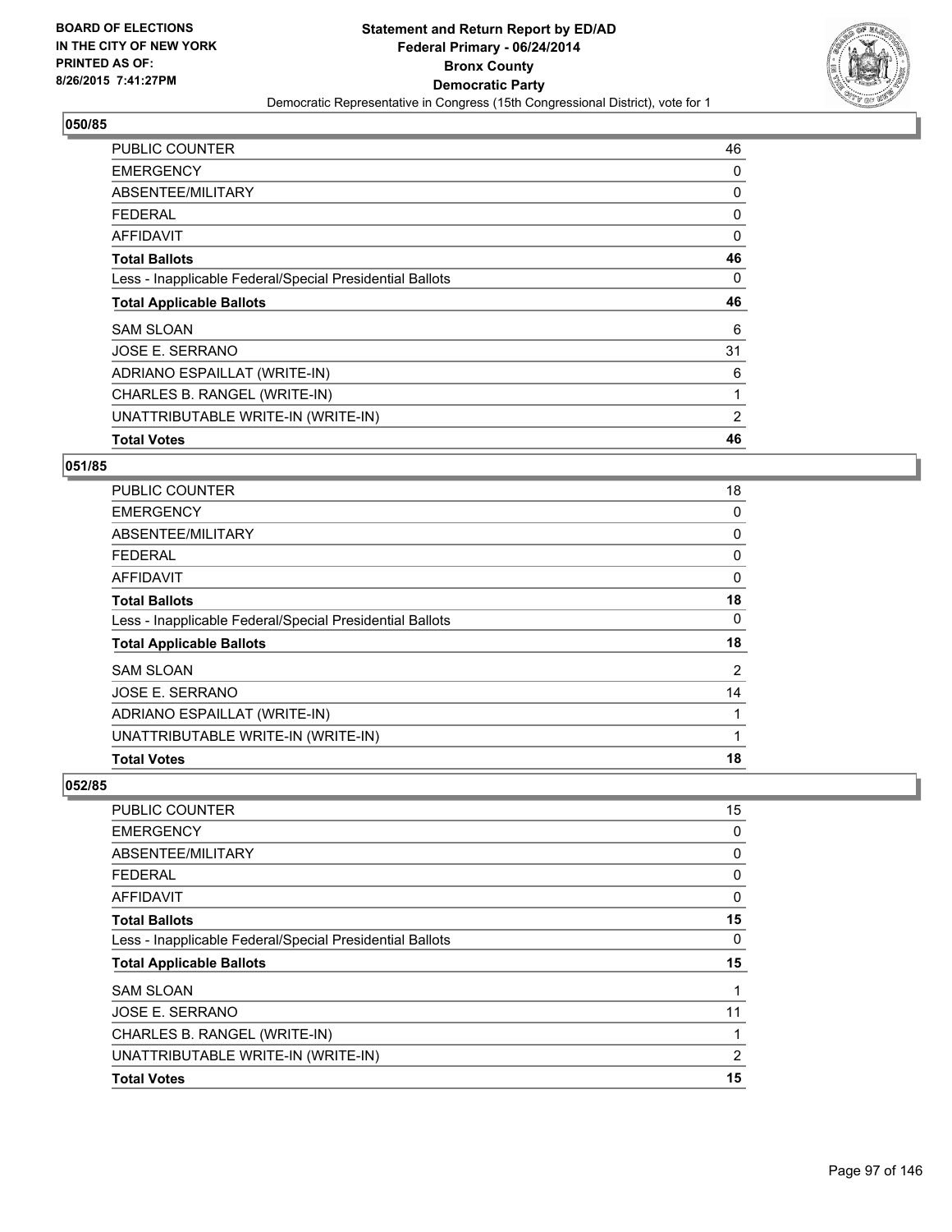**BOARD OF ELECTIONS IN THE CITY OF NEW YORK PRINTED AS OF: 8/26/2015 7:41:27PM**

# Statement and Return Report by ED/AD
## Federal Primary - 06/24/2014
## Bronx County
## Democratic Party
### Democratic Representative in Congress (15th Congressional District), vote for 1

### 050/85

| | |
|---|---|
| PUBLIC COUNTER | 46 |
| EMERGENCY | 0 |
| ABSENTEE/MILITARY | 0 |
| FEDERAL | 0 |
| AFFIDAVIT | 0 |
| **Total Ballots** | **46** |
| Less - Inapplicable Federal/Special Presidential Ballots | 0 |
| **Total Applicable Ballots** | **46** |
| SAM SLOAN | 6 |
| JOSE E. SERRANO | 31 |
| ADRIANO ESPAILLAT (WRITE-IN) | 6 |
| CHARLES B. RANGEL (WRITE-IN) | 1 |
| UNATTRIBUTABLE WRITE-IN (WRITE-IN) | 2 |
| **Total Votes** | **46** |

### 051/85

| | |
|---|---|
| PUBLIC COUNTER | 18 |
| EMERGENCY | 0 |
| ABSENTEE/MILITARY | 0 |
| FEDERAL | 0 |
| AFFIDAVIT | 0 |
| **Total Ballots** | **18** |
| Less - Inapplicable Federal/Special Presidential Ballots | 0 |
| **Total Applicable Ballots** | **18** |
| SAM SLOAN | 2 |
| JOSE E. SERRANO | 14 |
| ADRIANO ESPAILLAT (WRITE-IN) | 1 |
| UNATTRIBUTABLE WRITE-IN (WRITE-IN) | 1 |
| **Total Votes** | **18** |

### 052/85

| | |
|---|---|
| PUBLIC COUNTER | 15 |
| EMERGENCY | 0 |
| ABSENTEE/MILITARY | 0 |
| FEDERAL | 0 |
| AFFIDAVIT | 0 |
| **Total Ballots** | **15** |
| Less - Inapplicable Federal/Special Presidential Ballots | 0 |
| **Total Applicable Ballots** | **15** |
| SAM SLOAN | 1 |
| JOSE E. SERRANO | 11 |
| CHARLES B. RANGEL (WRITE-IN) | 1 |
| UNATTRIBUTABLE WRITE-IN (WRITE-IN) | 2 |
| **Total Votes** | **15** |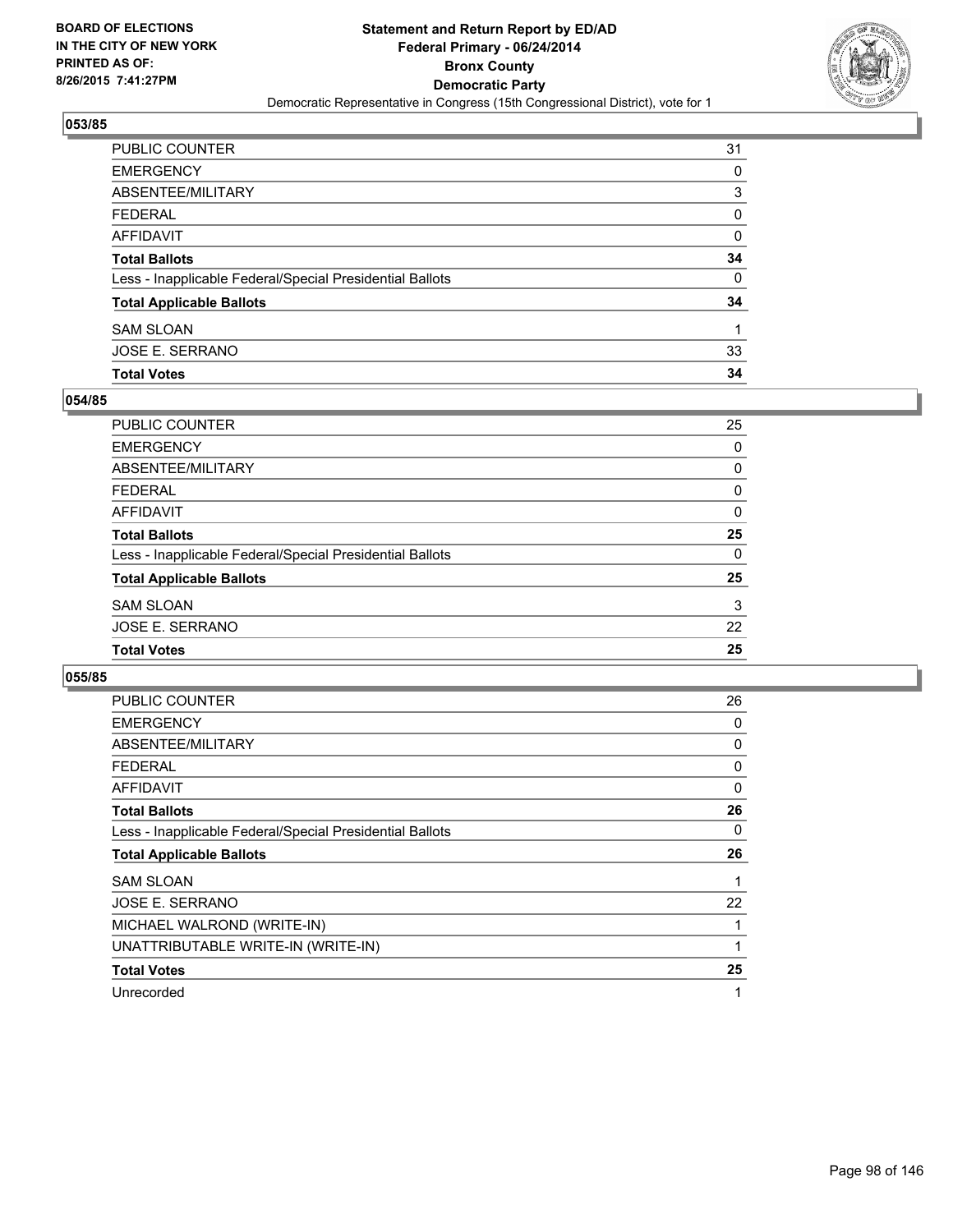**BOARD OF ELECTIONS IN THE CITY OF NEW YORK PRINTED AS OF: 8/26/2015 7:41:27PM**

**Statement and Return Report by ED/AD**
**Federal Primary - 06/24/2014**
**Bronx County**
**Democratic Party**
Democratic Representative in Congress (15th Congressional District), vote for 1

### 053/85

| | |
|---|---|
| PUBLIC COUNTER | 31 |
| EMERGENCY | 0 |
| ABSENTEE/MILITARY | 3 |
| FEDERAL | 0 |
| AFFIDAVIT | 0 |
| **Total Ballots** | **34** |
| Less - Inapplicable Federal/Special Presidential Ballots | 0 |
| **Total Applicable Ballots** | **34** |
| SAM SLOAN | 1 |
| JOSE E. SERRANO | 33 |
| **Total Votes** | **34** |

### 054/85

| | |
|---|---|
| PUBLIC COUNTER | 25 |
| EMERGENCY | 0 |
| ABSENTEE/MILITARY | 0 |
| FEDERAL | 0 |
| AFFIDAVIT | 0 |
| **Total Ballots** | **25** |
| Less - Inapplicable Federal/Special Presidential Ballots | 0 |
| **Total Applicable Ballots** | **25** |
| SAM SLOAN | 3 |
| JOSE E. SERRANO | 22 |
| **Total Votes** | **25** |

### 055/85

| | |
|---|---|
| PUBLIC COUNTER | 26 |
| EMERGENCY | 0 |
| ABSENTEE/MILITARY | 0 |
| FEDERAL | 0 |
| AFFIDAVIT | 0 |
| **Total Ballots** | **26** |
| Less - Inapplicable Federal/Special Presidential Ballots | 0 |
| **Total Applicable Ballots** | **26** |
| SAM SLOAN | 1 |
| JOSE E. SERRANO | 22 |
| MICHAEL WALROND (WRITE-IN) | 1 |
| UNATTRIBUTABLE WRITE-IN (WRITE-IN) | 1 |
| **Total Votes** | **25** |
| Unrecorded | 1 |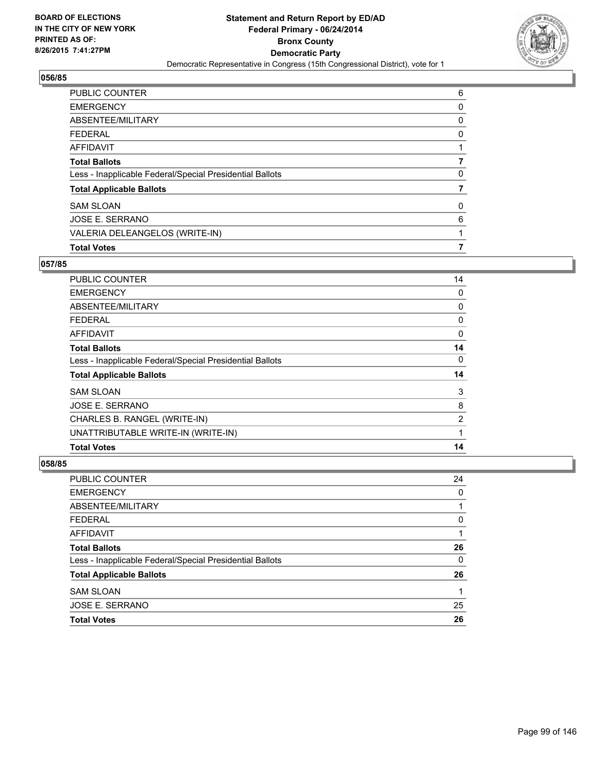## 056/85

| | |
|---|---|
| PUBLIC COUNTER | 6 |
| EMERGENCY | 0 |
| ABSENTEE/MILITARY | 0 |
| FEDERAL | 0 |
| AFFIDAVIT | 1 |
| **Total Ballots** | **7** |
| Less - Inapplicable Federal/Special Presidential Ballots | 0 |
| **Total Applicable Ballots** | **7** |
| SAM SLOAN | 0 |
| JOSE E. SERRANO | 6 |
| VALERIA DELEANGELOS (WRITE-IN) | 1 |
| **Total Votes** | **7** |

## 057/85

| | |
|---|---|
| PUBLIC COUNTER | 14 |
| EMERGENCY | 0 |
| ABSENTEE/MILITARY | 0 |
| FEDERAL | 0 |
| AFFIDAVIT | 0 |
| **Total Ballots** | **14** |
| Less - Inapplicable Federal/Special Presidential Ballots | 0 |
| **Total Applicable Ballots** | **14** |
| SAM SLOAN | 3 |
| JOSE E. SERRANO | 8 |
| CHARLES B. RANGEL (WRITE-IN) | 2 |
| UNATTRIBUTABLE WRITE-IN (WRITE-IN) | 1 |
| **Total Votes** | **14** |

## 058/85

| | |
|---|---|
| PUBLIC COUNTER | 24 |
| EMERGENCY | 0 |
| ABSENTEE/MILITARY | 1 |
| FEDERAL | 0 |
| AFFIDAVIT | 1 |
| **Total Ballots** | **26** |
| Less - Inapplicable Federal/Special Presidential Ballots | 0 |
| **Total Applicable Ballots** | **26** |
| SAM SLOAN | 1 |
| JOSE E. SERRANO | 25 |
| **Total Votes** | **26** |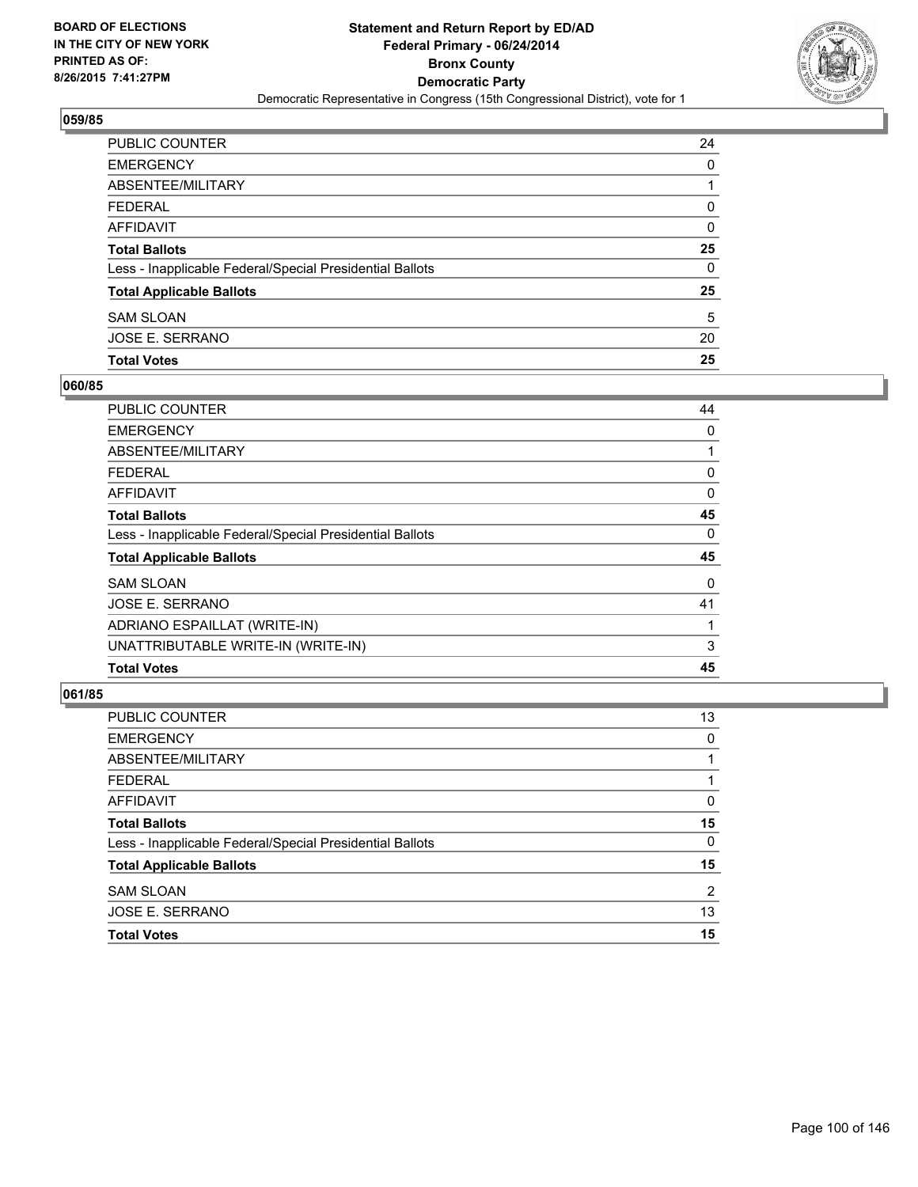**BOARD OF ELECTIONS IN THE CITY OF NEW YORK PRINTED AS OF: 8/26/2015 7:41:27PM**

**Statement and Return Report by ED/AD**
**Federal Primary - 06/24/2014**
**Bronx County**
**Democratic Party**
Democratic Representative in Congress (15th Congressional District), vote for 1

## 059/85

| | |
|---|---|
| PUBLIC COUNTER | 24 |
| EMERGENCY | 0 |
| ABSENTEE/MILITARY | 1 |
| FEDERAL | 0 |
| AFFIDAVIT | 0 |
| **Total Ballots** | **25** |
| Less - Inapplicable Federal/Special Presidential Ballots | 0 |
| **Total Applicable Ballots** | **25** |
| SAM SLOAN | 5 |
| JOSE E. SERRANO | 20 |
| **Total Votes** | **25** |

## 060/85

| | |
|---|---|
| PUBLIC COUNTER | 44 |
| EMERGENCY | 0 |
| ABSENTEE/MILITARY | 1 |
| FEDERAL | 0 |
| AFFIDAVIT | 0 |
| **Total Ballots** | **45** |
| Less - Inapplicable Federal/Special Presidential Ballots | 0 |
| **Total Applicable Ballots** | **45** |
| SAM SLOAN | 0 |
| JOSE E. SERRANO | 41 |
| ADRIANO ESPAILLAT (WRITE-IN) | 1 |
| UNATTRIBUTABLE WRITE-IN (WRITE-IN) | 3 |
| **Total Votes** | **45** |

## 061/85

| | |
|---|---|
| PUBLIC COUNTER | 13 |
| EMERGENCY | 0 |
| ABSENTEE/MILITARY | 1 |
| FEDERAL | 1 |
| AFFIDAVIT | 0 |
| **Total Ballots** | **15** |
| Less - Inapplicable Federal/Special Presidential Ballots | 0 |
| **Total Applicable Ballots** | **15** |
| SAM SLOAN | 2 |
| JOSE E. SERRANO | 13 |
| **Total Votes** | **15** |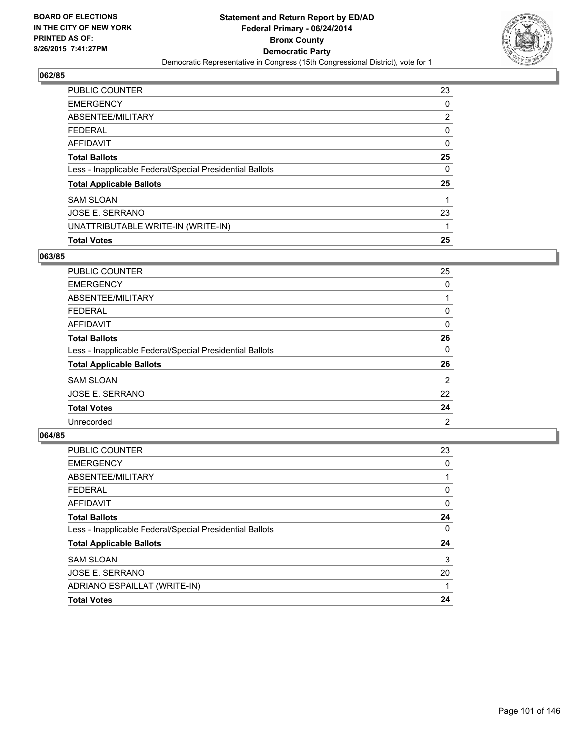**BOARD OF ELECTIONS IN THE CITY OF NEW YORK PRINTED AS OF: 8/26/2015 7:41:27PM**

**Statement and Return Report by ED/AD**
**Federal Primary - 06/24/2014**
**Bronx County**
**Democratic Party**
Democratic Representative in Congress (15th Congressional District), vote for 1

## 062/85

| | |
|---|---|
| PUBLIC COUNTER | 23 |
| EMERGENCY | 0 |
| ABSENTEE/MILITARY | 2 |
| FEDERAL | 0 |
| AFFIDAVIT | 0 |
| **Total Ballots** | **25** |
| Less - Inapplicable Federal/Special Presidential Ballots | 0 |
| **Total Applicable Ballots** | **25** |
| SAM SLOAN | 1 |
| JOSE E. SERRANO | 23 |
| UNATTRIBUTABLE WRITE-IN (WRITE-IN) | 1 |
| **Total Votes** | **25** |

## 063/85

| | |
|---|---|
| PUBLIC COUNTER | 25 |
| EMERGENCY | 0 |
| ABSENTEE/MILITARY | 1 |
| FEDERAL | 0 |
| AFFIDAVIT | 0 |
| **Total Ballots** | **26** |
| Less - Inapplicable Federal/Special Presidential Ballots | 0 |
| **Total Applicable Ballots** | **26** |
| SAM SLOAN | 2 |
| JOSE E. SERRANO | 22 |
| **Total Votes** | **24** |
| Unrecorded | 2 |

## 064/85

| | |
|---|---|
| PUBLIC COUNTER | 23 |
| EMERGENCY | 0 |
| ABSENTEE/MILITARY | 1 |
| FEDERAL | 0 |
| AFFIDAVIT | 0 |
| **Total Ballots** | **24** |
| Less - Inapplicable Federal/Special Presidential Ballots | 0 |
| **Total Applicable Ballots** | **24** |
| SAM SLOAN | 3 |
| JOSE E. SERRANO | 20 |
| ADRIANO ESPAILLAT (WRITE-IN) | 1 |
| **Total Votes** | **24** |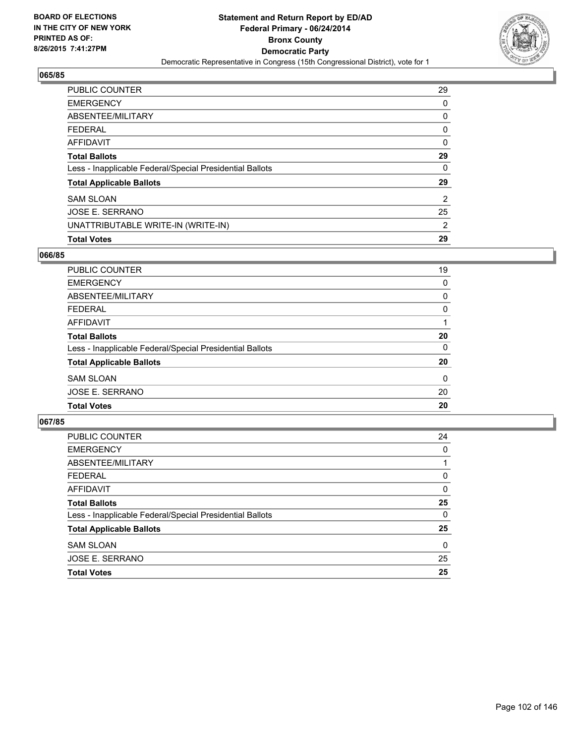**Statement and Return Report by ED/AD**
**Federal Primary - 06/24/2014**
**Bronx County**
**Democratic Party**
Democratic Representative in Congress (15th Congressional District), vote for 1

BOARD OF ELECTIONS
IN THE CITY OF NEW YORK
PRINTED AS OF:
8/26/2015 7:41:27PM

## 065/85

| | |
|---|---|
| PUBLIC COUNTER | 29 |
| EMERGENCY | 0 |
| ABSENTEE/MILITARY | 0 |
| FEDERAL | 0 |
| AFFIDAVIT | 0 |
| **Total Ballots** | **29** |
| Less - Inapplicable Federal/Special Presidential Ballots | 0 |
| **Total Applicable Ballots** | **29** |
| SAM SLOAN | 2 |
| JOSE E. SERRANO | 25 |
| UNATTRIBUTABLE WRITE-IN (WRITE-IN) | 2 |
| **Total Votes** | **29** |

## 066/85

| | |
|---|---|
| PUBLIC COUNTER | 19 |
| EMERGENCY | 0 |
| ABSENTEE/MILITARY | 0 |
| FEDERAL | 0 |
| AFFIDAVIT | 1 |
| **Total Ballots** | **20** |
| Less - Inapplicable Federal/Special Presidential Ballots | 0 |
| **Total Applicable Ballots** | **20** |
| SAM SLOAN | 0 |
| JOSE E. SERRANO | 20 |
| **Total Votes** | **20** |

## 067/85

| | |
|---|---|
| PUBLIC COUNTER | 24 |
| EMERGENCY | 0 |
| ABSENTEE/MILITARY | 1 |
| FEDERAL | 0 |
| AFFIDAVIT | 0 |
| **Total Ballots** | **25** |
| Less - Inapplicable Federal/Special Presidential Ballots | 0 |
| **Total Applicable Ballots** | **25** |
| SAM SLOAN | 0 |
| JOSE E. SERRANO | 25 |
| **Total Votes** | **25** |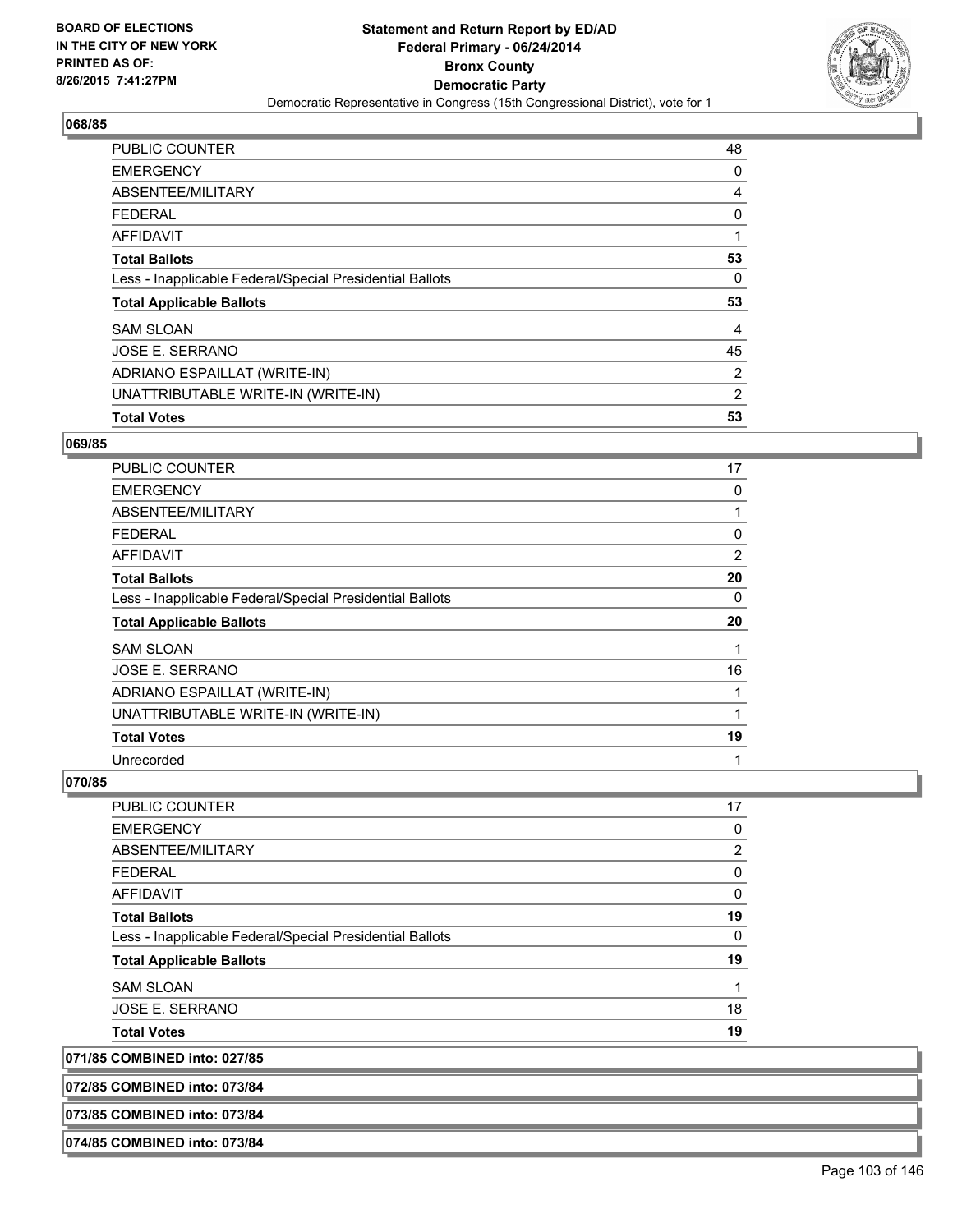**BOARD OF ELECTIONS IN THE CITY OF NEW YORK PRINTED AS OF: 8/26/2015 7:41:27PM**

**Statement and Return Report by ED/AD Federal Primary - 06/24/2014 Bronx County Democratic Party**

Democratic Representative in Congress (15th Congressional District), vote for 1

### 068/85

| | |
|---|---|
| PUBLIC COUNTER | 48 |
| EMERGENCY | 0 |
| ABSENTEE/MILITARY | 4 |
| FEDERAL | 0 |
| AFFIDAVIT | 1 |
| **Total Ballots** | **53** |
| Less - Inapplicable Federal/Special Presidential Ballots | 0 |
| **Total Applicable Ballots** | **53** |
| SAM SLOAN | 4 |
| JOSE E. SERRANO | 45 |
| ADRIANO ESPAILLAT (WRITE-IN) | 2 |
| UNATTRIBUTABLE WRITE-IN (WRITE-IN) | 2 |
| **Total Votes** | **53** |

### 069/85

| | |
|---|---|
| PUBLIC COUNTER | 17 |
| EMERGENCY | 0 |
| ABSENTEE/MILITARY | 1 |
| FEDERAL | 0 |
| AFFIDAVIT | 2 |
| **Total Ballots** | **20** |
| Less - Inapplicable Federal/Special Presidential Ballots | 0 |
| **Total Applicable Ballots** | **20** |
| SAM SLOAN | 1 |
| JOSE E. SERRANO | 16 |
| ADRIANO ESPAILLAT (WRITE-IN) | 1 |
| UNATTRIBUTABLE WRITE-IN (WRITE-IN) | 1 |
| **Total Votes** | **19** |
| Unrecorded | 1 |

### 070/85

| | |
|---|---|
| PUBLIC COUNTER | 17 |
| EMERGENCY | 0 |
| ABSENTEE/MILITARY | 2 |
| FEDERAL | 0 |
| AFFIDAVIT | 0 |
| **Total Ballots** | **19** |
| Less - Inapplicable Federal/Special Presidential Ballots | 0 |
| **Total Applicable Ballots** | **19** |
| SAM SLOAN | 1 |
| JOSE E. SERRANO | 18 |
| **Total Votes** | **19** |

### 071/85 COMBINED into: 027/85

### 072/85 COMBINED into: 073/84

### 073/85 COMBINED into: 073/84

### 074/85 COMBINED into: 073/84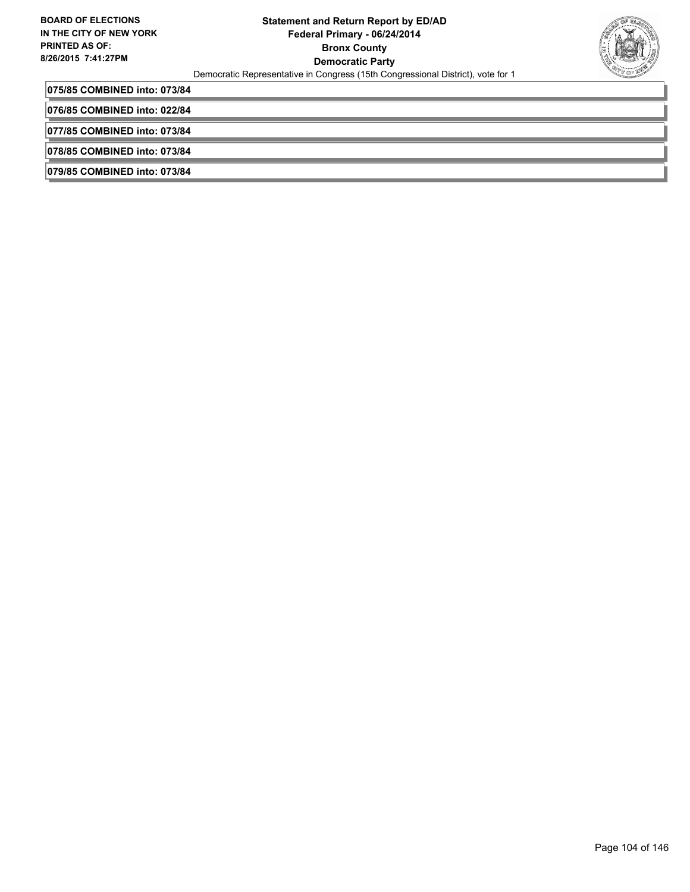075/85 COMBINED into: 073/84

076/85 COMBINED into: 022/84

077/85 COMBINED into: 073/84

078/85 COMBINED into: 073/84

079/85 COMBINED into: 073/84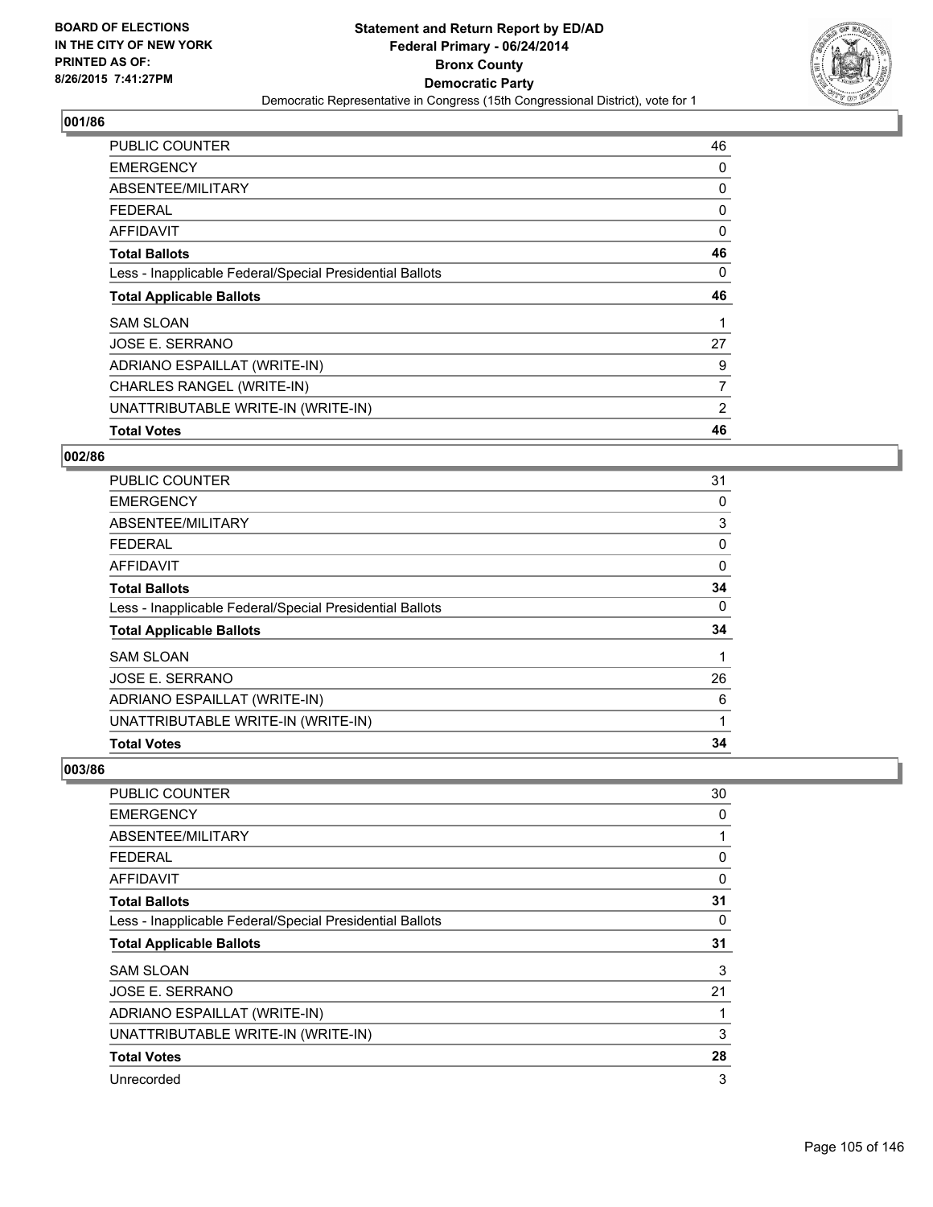**Statement and Return Report by ED/AD**
**Federal Primary - 06/24/2014**
**Bronx County**
**Democratic Party**
Democratic Representative in Congress (15th Congressional District), vote for 1

BOARD OF ELECTIONS
IN THE CITY OF NEW YORK
PRINTED AS OF:
8/26/2015 7:41:27PM

### 001/86

| | |
|---|---|
| PUBLIC COUNTER | 46 |
| EMERGENCY | 0 |
| ABSENTEE/MILITARY | 0 |
| FEDERAL | 0 |
| AFFIDAVIT | 0 |
| **Total Ballots** | **46** |
| Less - Inapplicable Federal/Special Presidential Ballots | 0 |
| **Total Applicable Ballots** | **46** |
| SAM SLOAN | 1 |
| JOSE E. SERRANO | 27 |
| ADRIANO ESPAILLAT (WRITE-IN) | 9 |
| CHARLES RANGEL (WRITE-IN) | 7 |
| UNATTRIBUTABLE WRITE-IN (WRITE-IN) | 2 |
| **Total Votes** | **46** |

### 002/86

| | |
|---|---|
| PUBLIC COUNTER | 31 |
| EMERGENCY | 0 |
| ABSENTEE/MILITARY | 3 |
| FEDERAL | 0 |
| AFFIDAVIT | 0 |
| **Total Ballots** | **34** |
| Less - Inapplicable Federal/Special Presidential Ballots | 0 |
| **Total Applicable Ballots** | **34** |
| SAM SLOAN | 1 |
| JOSE E. SERRANO | 26 |
| ADRIANO ESPAILLAT (WRITE-IN) | 6 |
| UNATTRIBUTABLE WRITE-IN (WRITE-IN) | 1 |
| **Total Votes** | **34** |

### 003/86

| | |
|---|---|
| PUBLIC COUNTER | 30 |
| EMERGENCY | 0 |
| ABSENTEE/MILITARY | 1 |
| FEDERAL | 0 |
| AFFIDAVIT | 0 |
| **Total Ballots** | **31** |
| Less - Inapplicable Federal/Special Presidential Ballots | 0 |
| **Total Applicable Ballots** | **31** |
| SAM SLOAN | 3 |
| JOSE E. SERRANO | 21 |
| ADRIANO ESPAILLAT (WRITE-IN) | 1 |
| UNATTRIBUTABLE WRITE-IN (WRITE-IN) | 3 |
| **Total Votes** | **28** |
| Unrecorded | 3 |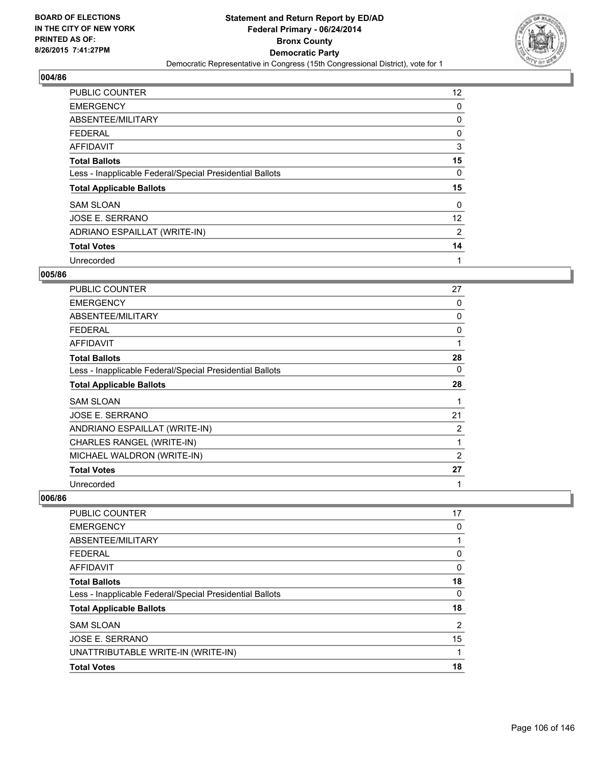## 004/86

| | |
|---|---|
| PUBLIC COUNTER | 12 |
| EMERGENCY | 0 |
| ABSENTEE/MILITARY | 0 |
| FEDERAL | 0 |
| AFFIDAVIT | 3 |
| **Total Ballots** | **15** |
| Less - Inapplicable Federal/Special Presidential Ballots | 0 |
| **Total Applicable Ballots** | **15** |
| SAM SLOAN | 0 |
| JOSE E. SERRANO | 12 |
| ADRIANO ESPAILLAT (WRITE-IN) | 2 |
| **Total Votes** | **14** |
| Unrecorded | 1 |

## 005/86

| | |
|---|---|
| PUBLIC COUNTER | 27 |
| EMERGENCY | 0 |
| ABSENTEE/MILITARY | 0 |
| FEDERAL | 0 |
| AFFIDAVIT | 1 |
| **Total Ballots** | **28** |
| Less - Inapplicable Federal/Special Presidential Ballots | 0 |
| **Total Applicable Ballots** | **28** |
| SAM SLOAN | 1 |
| JOSE E. SERRANO | 21 |
| ANDRIANO ESPAILLAT (WRITE-IN) | 2 |
| CHARLES RANGEL (WRITE-IN) | 1 |
| MICHAEL WALDRON (WRITE-IN) | 2 |
| **Total Votes** | **27** |
| Unrecorded | 1 |

## 006/86

| | |
|---|---|
| PUBLIC COUNTER | 17 |
| EMERGENCY | 0 |
| ABSENTEE/MILITARY | 1 |
| FEDERAL | 0 |
| AFFIDAVIT | 0 |
| **Total Ballots** | **18** |
| Less - Inapplicable Federal/Special Presidential Ballots | 0 |
| **Total Applicable Ballots** | **18** |
| SAM SLOAN | 2 |
| JOSE E. SERRANO | 15 |
| UNATTRIBUTABLE WRITE-IN (WRITE-IN) | 1 |
| **Total Votes** | **18** |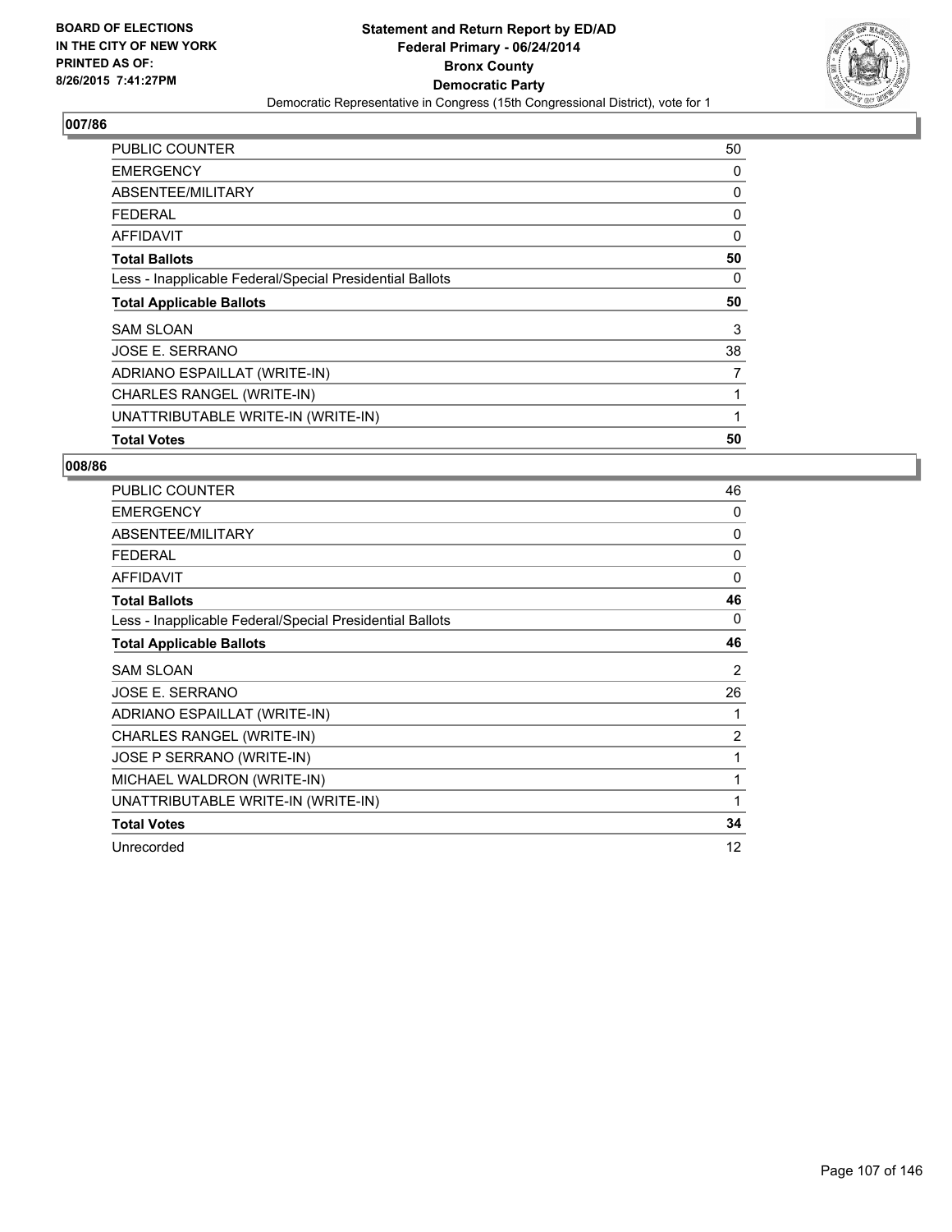BOARD OF ELECTIONS
IN THE CITY OF NEW YORK
PRINTED AS OF:
8/26/2015 7:41:27PM

**Statement and Return Report by ED/AD**
**Federal Primary - 06/24/2014**
**Bronx County**
**Democratic Party**
Democratic Representative in Congress (15th Congressional District), vote for 1

## 007/86

| | |
|---|---|
| PUBLIC COUNTER | 50 |
| EMERGENCY | 0 |
| ABSENTEE/MILITARY | 0 |
| FEDERAL | 0 |
| AFFIDAVIT | 0 |
| **Total Ballots** | **50** |
| Less - Inapplicable Federal/Special Presidential Ballots | 0 |
| **Total Applicable Ballots** | **50** |
| SAM SLOAN | 3 |
| JOSE E. SERRANO | 38 |
| ADRIANO ESPAILLAT (WRITE-IN) | 7 |
| CHARLES RANGEL (WRITE-IN) | 1 |
| UNATTRIBUTABLE WRITE-IN (WRITE-IN) | 1 |
| **Total Votes** | **50** |

## 008/86

| | |
|---|---|
| PUBLIC COUNTER | 46 |
| EMERGENCY | 0 |
| ABSENTEE/MILITARY | 0 |
| FEDERAL | 0 |
| AFFIDAVIT | 0 |
| **Total Ballots** | **46** |
| Less - Inapplicable Federal/Special Presidential Ballots | 0 |
| **Total Applicable Ballots** | **46** |
| SAM SLOAN | 2 |
| JOSE E. SERRANO | 26 |
| ADRIANO ESPAILLAT (WRITE-IN) | 1 |
| CHARLES RANGEL (WRITE-IN) | 2 |
| JOSE P SERRANO (WRITE-IN) | 1 |
| MICHAEL WALDRON (WRITE-IN) | 1 |
| UNATTRIBUTABLE WRITE-IN (WRITE-IN) | 1 |
| **Total Votes** | **34** |
| Unrecorded | 12 |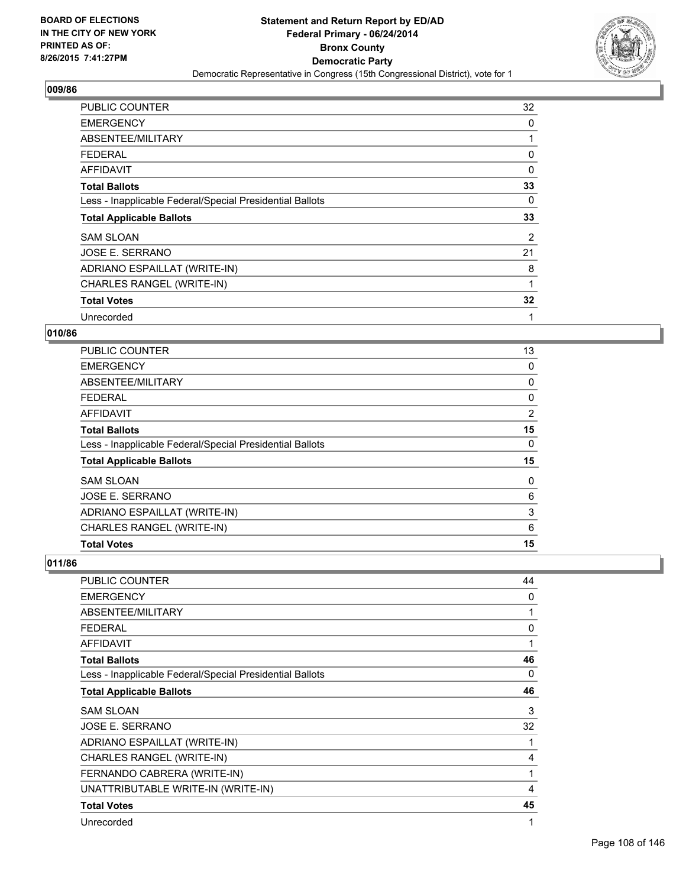**Statement and Return Report by ED/AD**
**Federal Primary - 06/24/2014**
**Bronx County**
**Democratic Party**
Democratic Representative in Congress (15th Congressional District), vote for 1

BOARD OF ELECTIONS IN THE CITY OF NEW YORK PRINTED AS OF: 8/26/2015 7:41:27PM

## 009/86

| | |
|---|---|
| PUBLIC COUNTER | 32 |
| EMERGENCY | 0 |
| ABSENTEE/MILITARY | 1 |
| FEDERAL | 0 |
| AFFIDAVIT | 0 |
| **Total Ballots** | **33** |
| Less - Inapplicable Federal/Special Presidential Ballots | 0 |
| **Total Applicable Ballots** | **33** |
| SAM SLOAN | 2 |
| JOSE E. SERRANO | 21 |
| ADRIANO ESPAILLAT (WRITE-IN) | 8 |
| CHARLES RANGEL (WRITE-IN) | 1 |
| **Total Votes** | **32** |
| Unrecorded | 1 |

## 010/86

| | |
|---|---|
| PUBLIC COUNTER | 13 |
| EMERGENCY | 0 |
| ABSENTEE/MILITARY | 0 |
| FEDERAL | 0 |
| AFFIDAVIT | 2 |
| **Total Ballots** | **15** |
| Less - Inapplicable Federal/Special Presidential Ballots | 0 |
| **Total Applicable Ballots** | **15** |
| SAM SLOAN | 0 |
| JOSE E. SERRANO | 6 |
| ADRIANO ESPAILLAT (WRITE-IN) | 3 |
| CHARLES RANGEL (WRITE-IN) | 6 |
| **Total Votes** | **15** |

## 011/86

| | |
|---|---|
| PUBLIC COUNTER | 44 |
| EMERGENCY | 0 |
| ABSENTEE/MILITARY | 1 |
| FEDERAL | 0 |
| AFFIDAVIT | 1 |
| **Total Ballots** | **46** |
| Less - Inapplicable Federal/Special Presidential Ballots | 0 |
| **Total Applicable Ballots** | **46** |
| SAM SLOAN | 3 |
| JOSE E. SERRANO | 32 |
| ADRIANO ESPAILLAT (WRITE-IN) | 1 |
| CHARLES RANGEL (WRITE-IN) | 4 |
| FERNANDO CABRERA (WRITE-IN) | 1 |
| UNATTRIBUTABLE WRITE-IN (WRITE-IN) | 4 |
| **Total Votes** | **45** |
| Unrecorded | 1 |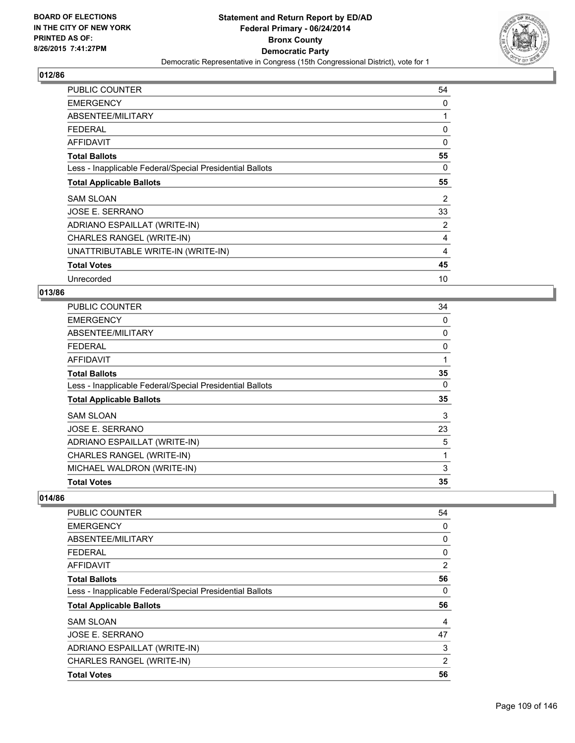**BOARD OF ELECTIONS IN THE CITY OF NEW YORK PRINTED AS OF: 8/26/2015 7:41:27PM**

**Statement and Return Report by ED/AD Federal Primary - 06/24/2014 Bronx County Democratic Party**

Democratic Representative in Congress (15th Congressional District), vote for 1

### 012/86

| | |
|---|---|
| PUBLIC COUNTER | 54 |
| EMERGENCY | 0 |
| ABSENTEE/MILITARY | 1 |
| FEDERAL | 0 |
| AFFIDAVIT | 0 |
| **Total Ballots** | **55** |
| Less - Inapplicable Federal/Special Presidential Ballots | 0 |
| **Total Applicable Ballots** | **55** |
| SAM SLOAN | 2 |
| JOSE E. SERRANO | 33 |
| ADRIANO ESPAILLAT (WRITE-IN) | 2 |
| CHARLES RANGEL (WRITE-IN) | 4 |
| UNATTRIBUTABLE WRITE-IN (WRITE-IN) | 4 |
| **Total Votes** | **45** |
| Unrecorded | 10 |

### 013/86

| | |
|---|---|
| PUBLIC COUNTER | 34 |
| EMERGENCY | 0 |
| ABSENTEE/MILITARY | 0 |
| FEDERAL | 0 |
| AFFIDAVIT | 1 |
| **Total Ballots** | **35** |
| Less - Inapplicable Federal/Special Presidential Ballots | 0 |
| **Total Applicable Ballots** | **35** |
| SAM SLOAN | 3 |
| JOSE E. SERRANO | 23 |
| ADRIANO ESPAILLAT (WRITE-IN) | 5 |
| CHARLES RANGEL (WRITE-IN) | 1 |
| MICHAEL WALDRON (WRITE-IN) | 3 |
| **Total Votes** | **35** |

### 014/86

| | |
|---|---|
| PUBLIC COUNTER | 54 |
| EMERGENCY | 0 |
| ABSENTEE/MILITARY | 0 |
| FEDERAL | 0 |
| AFFIDAVIT | 2 |
| **Total Ballots** | **56** |
| Less - Inapplicable Federal/Special Presidential Ballots | 0 |
| **Total Applicable Ballots** | **56** |
| SAM SLOAN | 4 |
| JOSE E. SERRANO | 47 |
| ADRIANO ESPAILLAT (WRITE-IN) | 3 |
| CHARLES RANGEL (WRITE-IN) | 2 |
| **Total Votes** | **56** |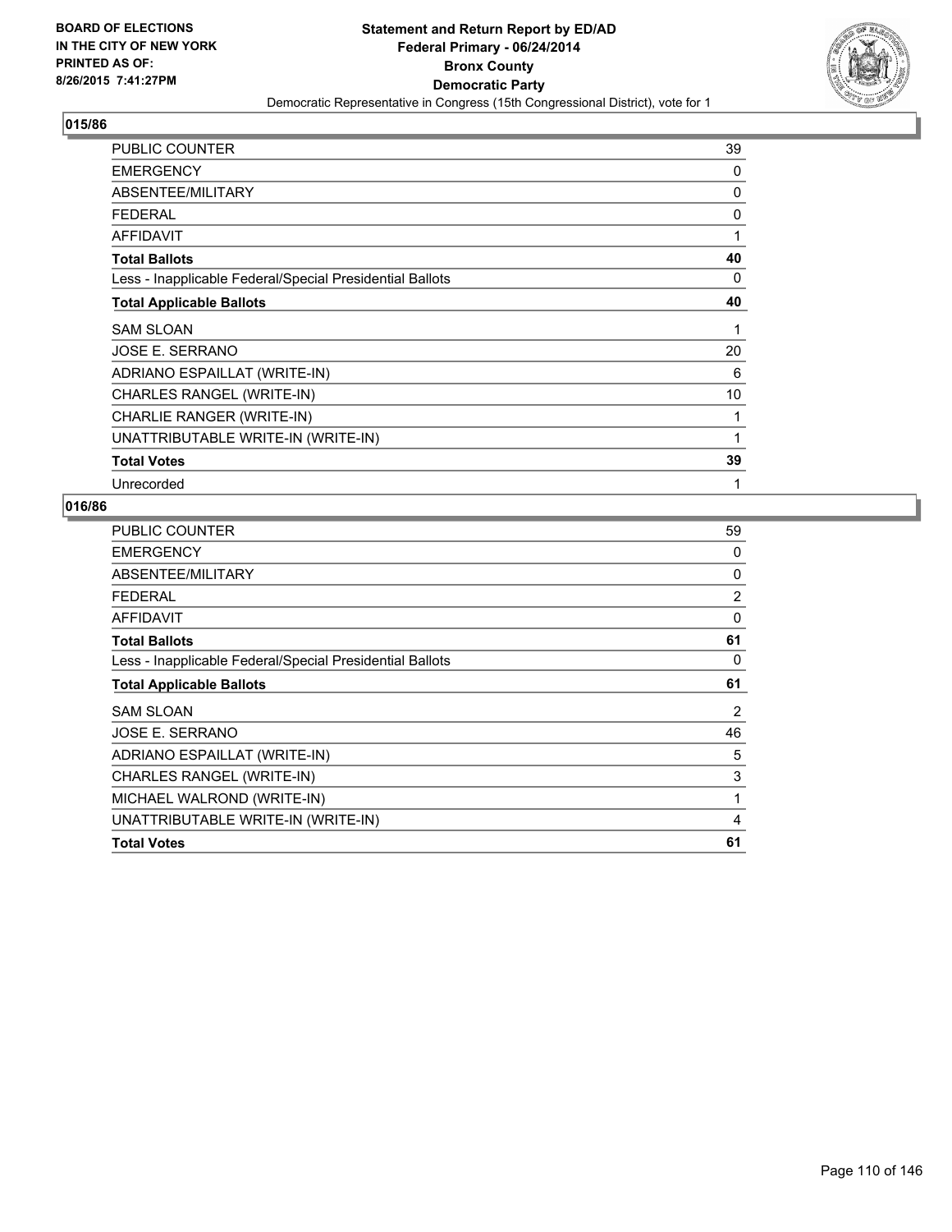**BOARD OF ELECTIONS IN THE CITY OF NEW YORK PRINTED AS OF: 8/26/2015 7:41:27PM**

**Statement and Return Report by ED/AD Federal Primary - 06/24/2014 Bronx County Democratic Party**

Democratic Representative in Congress (15th Congressional District), vote for 1

## 015/86

| | |
|---|---|
| PUBLIC COUNTER | 39 |
| EMERGENCY | 0 |
| ABSENTEE/MILITARY | 0 |
| FEDERAL | 0 |
| AFFIDAVIT | 1 |
| **Total Ballots** | **40** |
| Less - Inapplicable Federal/Special Presidential Ballots | 0 |
| **Total Applicable Ballots** | **40** |
| SAM SLOAN | 1 |
| JOSE E. SERRANO | 20 |
| ADRIANO ESPAILLAT (WRITE-IN) | 6 |
| CHARLES RANGEL (WRITE-IN) | 10 |
| CHARLIE RANGER (WRITE-IN) | 1 |
| UNATTRIBUTABLE WRITE-IN (WRITE-IN) | 1 |
| **Total Votes** | **39** |
| Unrecorded | 1 |

## 016/86

| | |
|---|---|
| PUBLIC COUNTER | 59 |
| EMERGENCY | 0 |
| ABSENTEE/MILITARY | 0 |
| FEDERAL | 2 |
| AFFIDAVIT | 0 |
| **Total Ballots** | **61** |
| Less - Inapplicable Federal/Special Presidential Ballots | 0 |
| **Total Applicable Ballots** | **61** |
| SAM SLOAN | 2 |
| JOSE E. SERRANO | 46 |
| ADRIANO ESPAILLAT (WRITE-IN) | 5 |
| CHARLES RANGEL (WRITE-IN) | 3 |
| MICHAEL WALROND (WRITE-IN) | 1 |
| UNATTRIBUTABLE WRITE-IN (WRITE-IN) | 4 |
| **Total Votes** | **61** |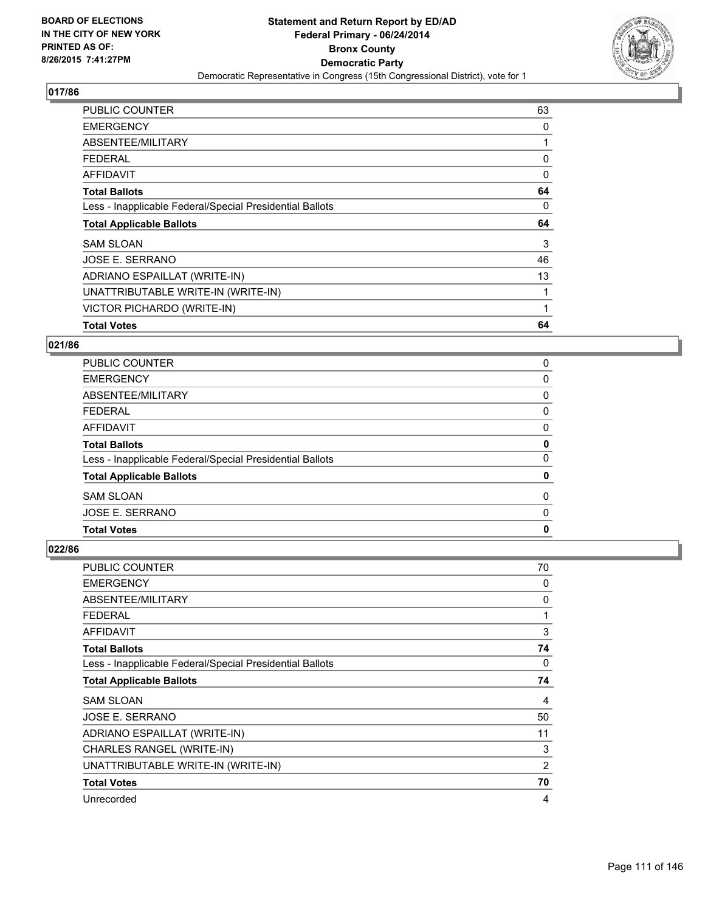## 017/86

| | |
|---|---|
| PUBLIC COUNTER | 63 |
| EMERGENCY | 0 |
| ABSENTEE/MILITARY | 1 |
| FEDERAL | 0 |
| AFFIDAVIT | 0 |
| **Total Ballots** | **64** |
| Less - Inapplicable Federal/Special Presidential Ballots | 0 |
| **Total Applicable Ballots** | **64** |
| SAM SLOAN | 3 |
| JOSE E. SERRANO | 46 |
| ADRIANO ESPAILLAT (WRITE-IN) | 13 |
| UNATTRIBUTABLE WRITE-IN (WRITE-IN) | 1 |
| VICTOR PICHARDO (WRITE-IN) | 1 |
| **Total Votes** | **64** |

## 021/86

| | |
|---|---|
| PUBLIC COUNTER | 0 |
| EMERGENCY | 0 |
| ABSENTEE/MILITARY | 0 |
| FEDERAL | 0 |
| AFFIDAVIT | 0 |
| **Total Ballots** | **0** |
| Less - Inapplicable Federal/Special Presidential Ballots | 0 |
| **Total Applicable Ballots** | **0** |
| SAM SLOAN | 0 |
| JOSE E. SERRANO | 0 |
| **Total Votes** | **0** |

## 022/86

| | |
|---|---|
| PUBLIC COUNTER | 70 |
| EMERGENCY | 0 |
| ABSENTEE/MILITARY | 0 |
| FEDERAL | 1 |
| AFFIDAVIT | 3 |
| **Total Ballots** | **74** |
| Less - Inapplicable Federal/Special Presidential Ballots | 0 |
| **Total Applicable Ballots** | **74** |
| SAM SLOAN | 4 |
| JOSE E. SERRANO | 50 |
| ADRIANO ESPAILLAT (WRITE-IN) | 11 |
| CHARLES RANGEL (WRITE-IN) | 3 |
| UNATTRIBUTABLE WRITE-IN (WRITE-IN) | 2 |
| **Total Votes** | **70** |
| Unrecorded | 4 |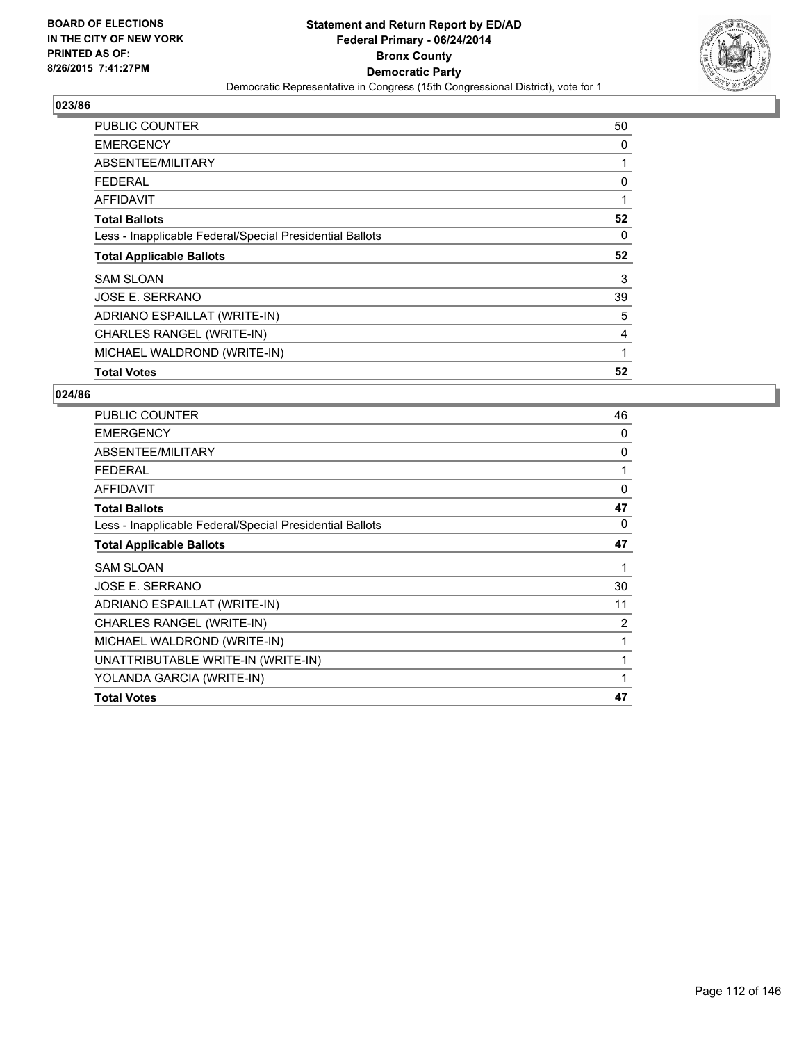**BOARD OF ELECTIONS IN THE CITY OF NEW YORK PRINTED AS OF: 8/26/2015 7:41:27PM**

**Statement and Return Report by ED/AD**
**Federal Primary - 06/24/2014**
**Bronx County**
**Democratic Party**
Democratic Representative in Congress (15th Congressional District), vote for 1

**023/86**

| | |
|---|---|
| PUBLIC COUNTER | 50 |
| EMERGENCY | 0 |
| ABSENTEE/MILITARY | 1 |
| FEDERAL | 0 |
| AFFIDAVIT | 1 |
| **Total Ballots** | **52** |
| Less - Inapplicable Federal/Special Presidential Ballots | 0 |
| **Total Applicable Ballots** | **52** |
| SAM SLOAN | 3 |
| JOSE E. SERRANO | 39 |
| ADRIANO ESPAILLAT (WRITE-IN) | 5 |
| CHARLES RANGEL (WRITE-IN) | 4 |
| MICHAEL WALDROND (WRITE-IN) | 1 |
| **Total Votes** | **52** |

**024/86**

| | |
|---|---|
| PUBLIC COUNTER | 46 |
| EMERGENCY | 0 |
| ABSENTEE/MILITARY | 0 |
| FEDERAL | 1 |
| AFFIDAVIT | 0 |
| **Total Ballots** | **47** |
| Less - Inapplicable Federal/Special Presidential Ballots | 0 |
| **Total Applicable Ballots** | **47** |
| SAM SLOAN | 1 |
| JOSE E. SERRANO | 30 |
| ADRIANO ESPAILLAT (WRITE-IN) | 11 |
| CHARLES RANGEL (WRITE-IN) | 2 |
| MICHAEL WALDROND (WRITE-IN) | 1 |
| UNATTRIBUTABLE WRITE-IN (WRITE-IN) | 1 |
| YOLANDA GARCIA (WRITE-IN) | 1 |
| **Total Votes** | **47** |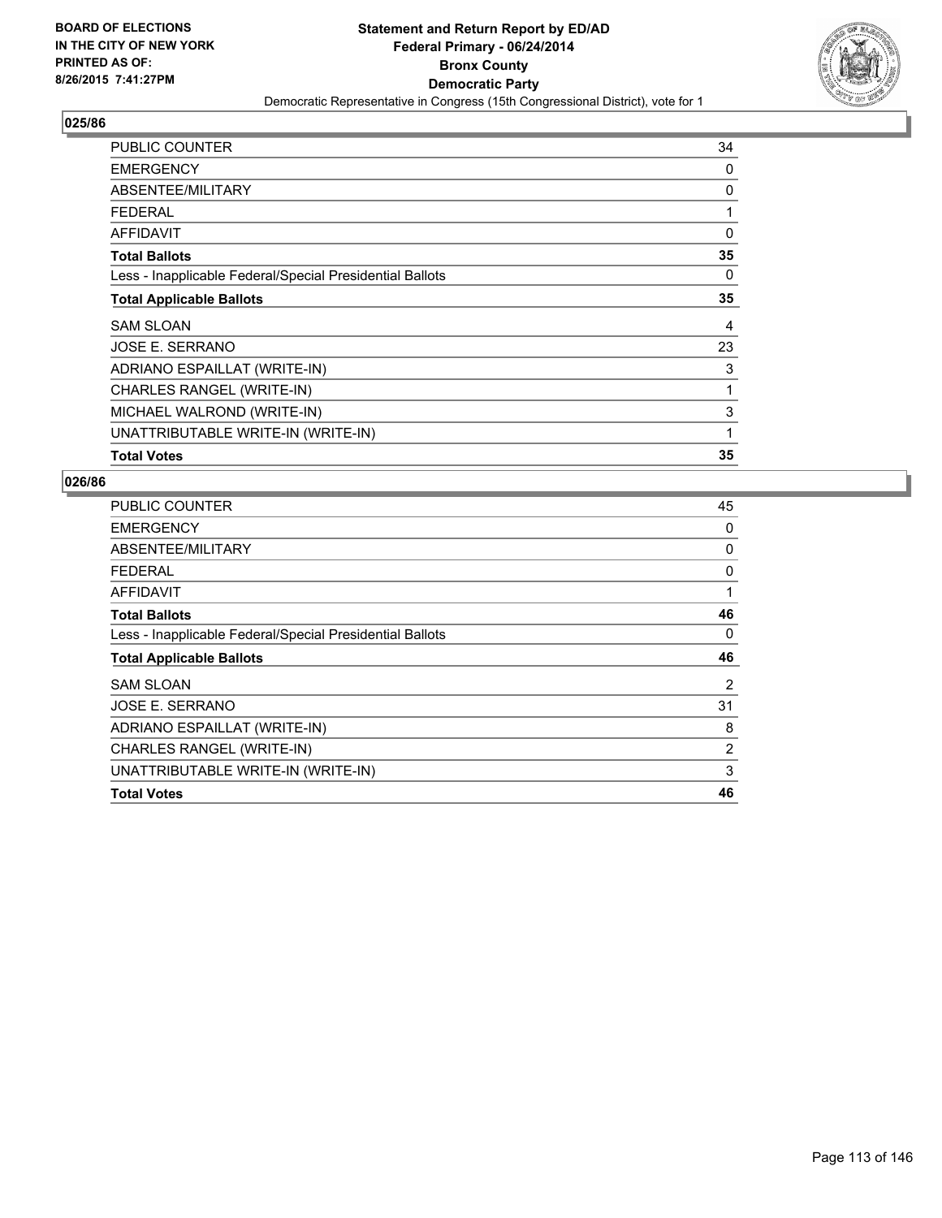BOARD OF ELECTIONS
IN THE CITY OF NEW YORK
PRINTED AS OF:
8/26/2015 7:41:27PM

**Statement and Return Report by ED/AD**
**Federal Primary - 06/24/2014**
**Bronx County**
**Democratic Party**
Democratic Representative in Congress (15th Congressional District), vote for 1

### 025/86

| | |
|---|---|
| PUBLIC COUNTER | 34 |
| EMERGENCY | 0 |
| ABSENTEE/MILITARY | 0 |
| FEDERAL | 1 |
| AFFIDAVIT | 0 |
| **Total Ballots** | **35** |
| Less - Inapplicable Federal/Special Presidential Ballots | 0 |
| **Total Applicable Ballots** | **35** |
| SAM SLOAN | 4 |
| JOSE E. SERRANO | 23 |
| ADRIANO ESPAILLAT (WRITE-IN) | 3 |
| CHARLES RANGEL (WRITE-IN) | 1 |
| MICHAEL WALROND (WRITE-IN) | 3 |
| UNATTRIBUTABLE WRITE-IN (WRITE-IN) | 1 |
| **Total Votes** | **35** |

### 026/86

| | |
|---|---|
| PUBLIC COUNTER | 45 |
| EMERGENCY | 0 |
| ABSENTEE/MILITARY | 0 |
| FEDERAL | 0 |
| AFFIDAVIT | 1 |
| **Total Ballots** | **46** |
| Less - Inapplicable Federal/Special Presidential Ballots | 0 |
| **Total Applicable Ballots** | **46** |
| SAM SLOAN | 2 |
| JOSE E. SERRANO | 31 |
| ADRIANO ESPAILLAT (WRITE-IN) | 8 |
| CHARLES RANGEL (WRITE-IN) | 2 |
| UNATTRIBUTABLE WRITE-IN (WRITE-IN) | 3 |
| **Total Votes** | **46** |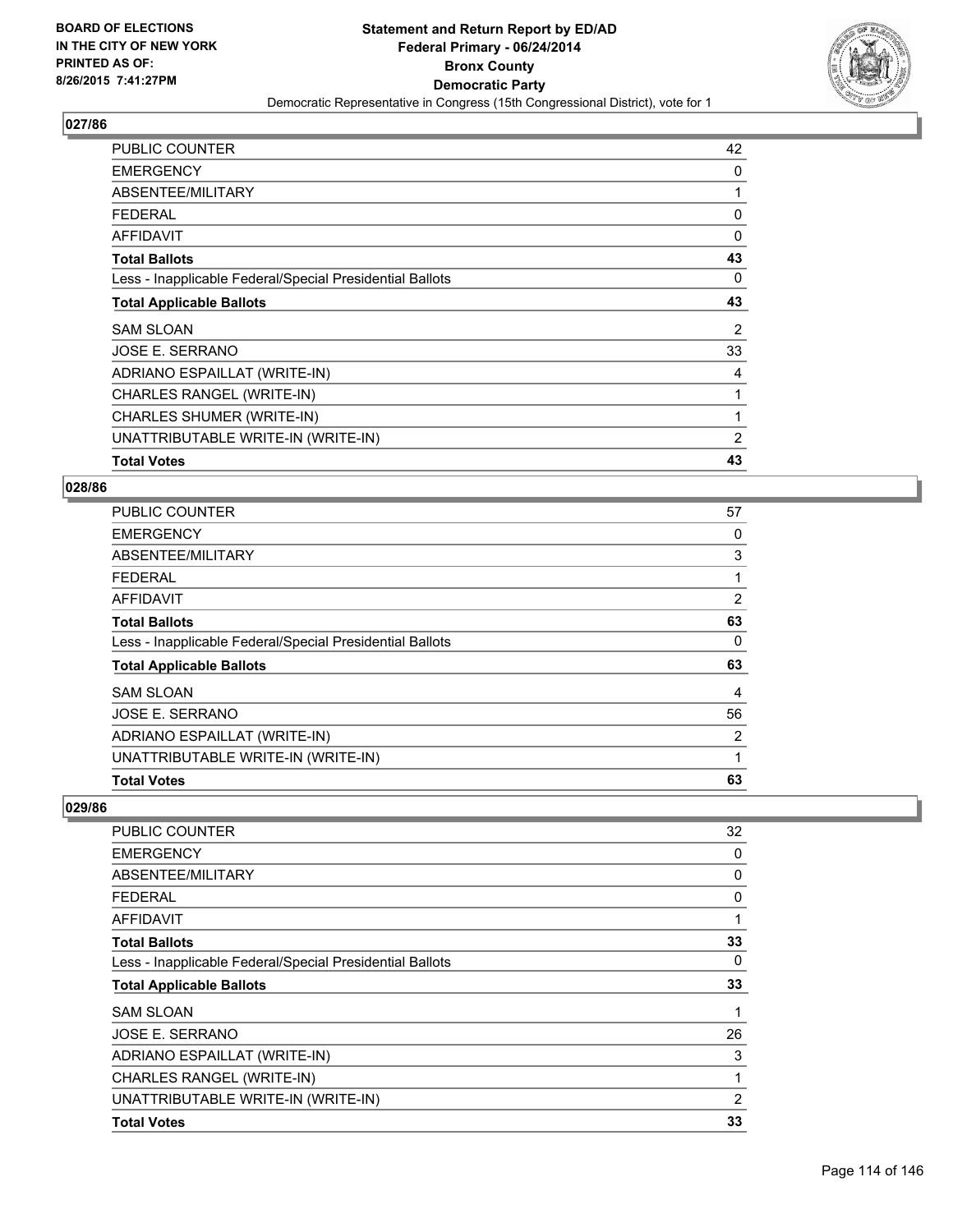**BOARD OF ELECTIONS IN THE CITY OF NEW YORK PRINTED AS OF: 8/26/2015 7:41:27PM**

**Statement and Return Report by ED/AD Federal Primary - 06/24/2014 Bronx County Democratic Party**

Democratic Representative in Congress (15th Congressional District), vote for 1

### 027/86

| | |
|---|---|
| PUBLIC COUNTER | 42 |
| EMERGENCY | 0 |
| ABSENTEE/MILITARY | 1 |
| FEDERAL | 0 |
| AFFIDAVIT | 0 |
| **Total Ballots** | **43** |
| Less - Inapplicable Federal/Special Presidential Ballots | 0 |
| **Total Applicable Ballots** | **43** |
| SAM SLOAN | 2 |
| JOSE E. SERRANO | 33 |
| ADRIANO ESPAILLAT (WRITE-IN) | 4 |
| CHARLES RANGEL (WRITE-IN) | 1 |
| CHARLES SHUMER (WRITE-IN) | 1 |
| UNATTRIBUTABLE WRITE-IN (WRITE-IN) | 2 |
| **Total Votes** | **43** |

### 028/86

| | |
|---|---|
| PUBLIC COUNTER | 57 |
| EMERGENCY | 0 |
| ABSENTEE/MILITARY | 3 |
| FEDERAL | 1 |
| AFFIDAVIT | 2 |
| **Total Ballots** | **63** |
| Less - Inapplicable Federal/Special Presidential Ballots | 0 |
| **Total Applicable Ballots** | **63** |
| SAM SLOAN | 4 |
| JOSE E. SERRANO | 56 |
| ADRIANO ESPAILLAT (WRITE-IN) | 2 |
| UNATTRIBUTABLE WRITE-IN (WRITE-IN) | 1 |
| **Total Votes** | **63** |

### 029/86

| | |
|---|---|
| PUBLIC COUNTER | 32 |
| EMERGENCY | 0 |
| ABSENTEE/MILITARY | 0 |
| FEDERAL | 0 |
| AFFIDAVIT | 1 |
| **Total Ballots** | **33** |
| Less - Inapplicable Federal/Special Presidential Ballots | 0 |
| **Total Applicable Ballots** | **33** |
| SAM SLOAN | 1 |
| JOSE E. SERRANO | 26 |
| ADRIANO ESPAILLAT (WRITE-IN) | 3 |
| CHARLES RANGEL (WRITE-IN) | 1 |
| UNATTRIBUTABLE WRITE-IN (WRITE-IN) | 2 |
| **Total Votes** | **33** |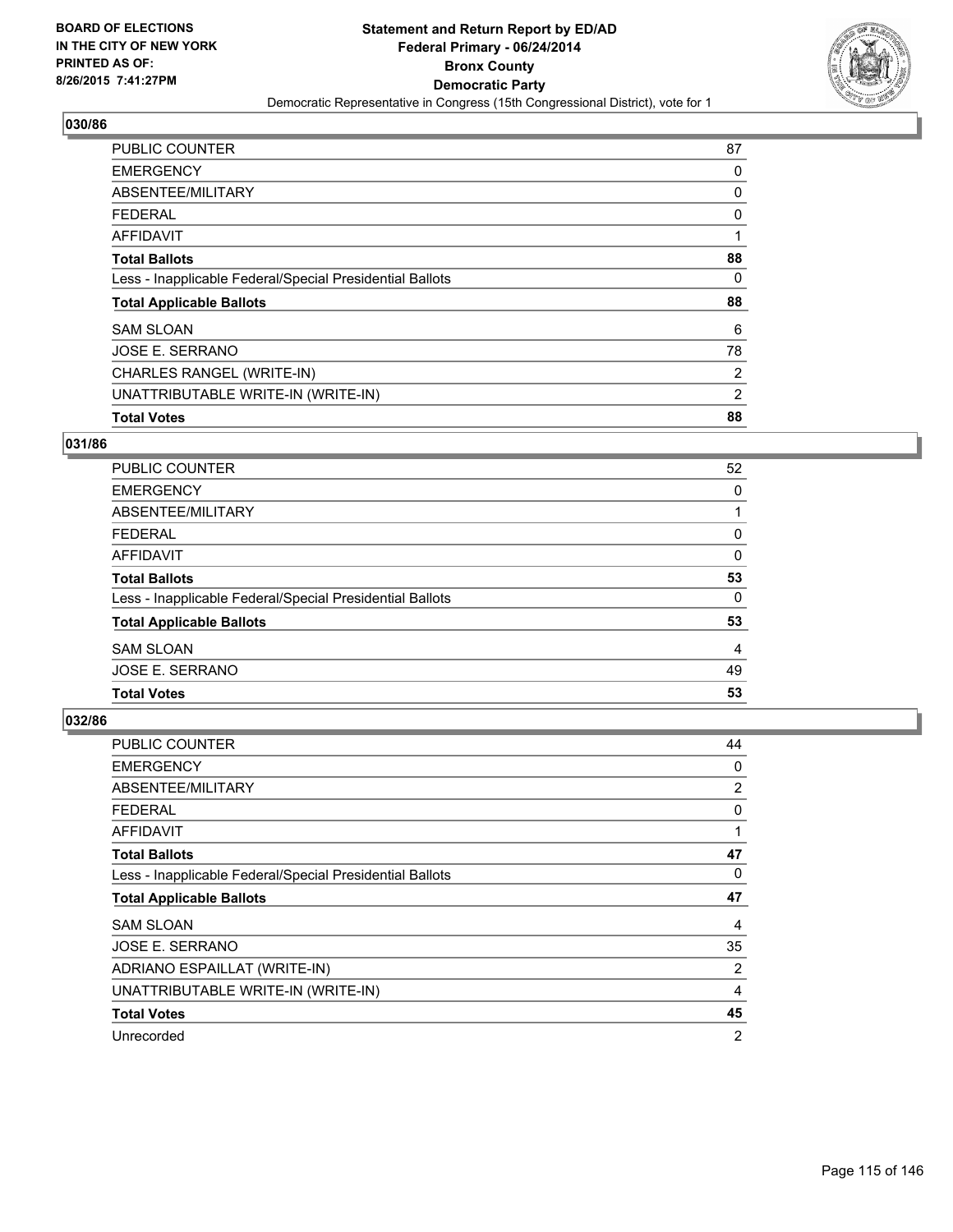BOARD OF ELECTIONS
IN THE CITY OF NEW YORK
PRINTED AS OF:
8/26/2015 7:41:27PM

**Statement and Return Report by ED/AD**
**Federal Primary - 06/24/2014**
**Bronx County**
**Democratic Party**
Democratic Representative in Congress (15th Congressional District), vote for 1

## 030/86

| | |
|---|---|
| PUBLIC COUNTER | 87 |
| EMERGENCY | 0 |
| ABSENTEE/MILITARY | 0 |
| FEDERAL | 0 |
| AFFIDAVIT | 1 |
| **Total Ballots** | **88** |
| Less - Inapplicable Federal/Special Presidential Ballots | 0 |
| **Total Applicable Ballots** | **88** |
| SAM SLOAN | 6 |
| JOSE E. SERRANO | 78 |
| CHARLES RANGEL (WRITE-IN) | 2 |
| UNATTRIBUTABLE WRITE-IN (WRITE-IN) | 2 |
| **Total Votes** | **88** |

## 031/86

| | |
|---|---|
| PUBLIC COUNTER | 52 |
| EMERGENCY | 0 |
| ABSENTEE/MILITARY | 1 |
| FEDERAL | 0 |
| AFFIDAVIT | 0 |
| **Total Ballots** | **53** |
| Less - Inapplicable Federal/Special Presidential Ballots | 0 |
| **Total Applicable Ballots** | **53** |
| SAM SLOAN | 4 |
| JOSE E. SERRANO | 49 |
| **Total Votes** | **53** |

## 032/86

| | |
|---|---|
| PUBLIC COUNTER | 44 |
| EMERGENCY | 0 |
| ABSENTEE/MILITARY | 2 |
| FEDERAL | 0 |
| AFFIDAVIT | 1 |
| **Total Ballots** | **47** |
| Less - Inapplicable Federal/Special Presidential Ballots | 0 |
| **Total Applicable Ballots** | **47** |
| SAM SLOAN | 4 |
| JOSE E. SERRANO | 35 |
| ADRIANO ESPAILLAT (WRITE-IN) | 2 |
| UNATTRIBUTABLE WRITE-IN (WRITE-IN) | 4 |
| **Total Votes** | **45** |
| Unrecorded | 2 |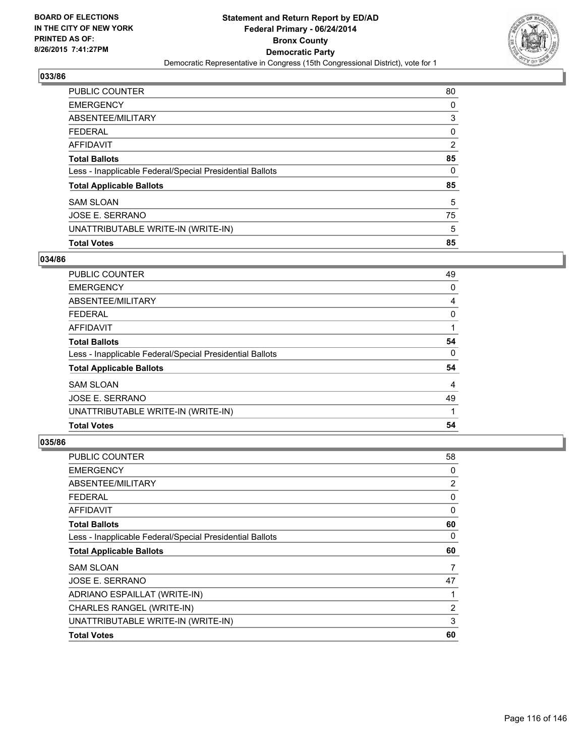**BOARD OF ELECTIONS IN THE CITY OF NEW YORK PRINTED AS OF: 8/26/2015 7:41:27PM**

**Statement and Return Report by ED/AD**
**Federal Primary - 06/24/2014**
**Bronx County**
**Democratic Party**
Democratic Representative in Congress (15th Congressional District), vote for 1

### 033/86

| | |
|---|---|
| PUBLIC COUNTER | 80 |
| EMERGENCY | 0 |
| ABSENTEE/MILITARY | 3 |
| FEDERAL | 0 |
| AFFIDAVIT | 2 |
| **Total Ballots** | **85** |
| Less - Inapplicable Federal/Special Presidential Ballots | 0 |
| **Total Applicable Ballots** | **85** |
| SAM SLOAN | 5 |
| JOSE E. SERRANO | 75 |
| UNATTRIBUTABLE WRITE-IN (WRITE-IN) | 5 |
| **Total Votes** | **85** |

### 034/86

| | |
|---|---|
| PUBLIC COUNTER | 49 |
| EMERGENCY | 0 |
| ABSENTEE/MILITARY | 4 |
| FEDERAL | 0 |
| AFFIDAVIT | 1 |
| **Total Ballots** | **54** |
| Less - Inapplicable Federal/Special Presidential Ballots | 0 |
| **Total Applicable Ballots** | **54** |
| SAM SLOAN | 4 |
| JOSE E. SERRANO | 49 |
| UNATTRIBUTABLE WRITE-IN (WRITE-IN) | 1 |
| **Total Votes** | **54** |

### 035/86

| | |
|---|---|
| PUBLIC COUNTER | 58 |
| EMERGENCY | 0 |
| ABSENTEE/MILITARY | 2 |
| FEDERAL | 0 |
| AFFIDAVIT | 0 |
| **Total Ballots** | **60** |
| Less - Inapplicable Federal/Special Presidential Ballots | 0 |
| **Total Applicable Ballots** | **60** |
| SAM SLOAN | 7 |
| JOSE E. SERRANO | 47 |
| ADRIANO ESPAILLAT (WRITE-IN) | 1 |
| CHARLES RANGEL (WRITE-IN) | 2 |
| UNATTRIBUTABLE WRITE-IN (WRITE-IN) | 3 |
| **Total Votes** | **60** |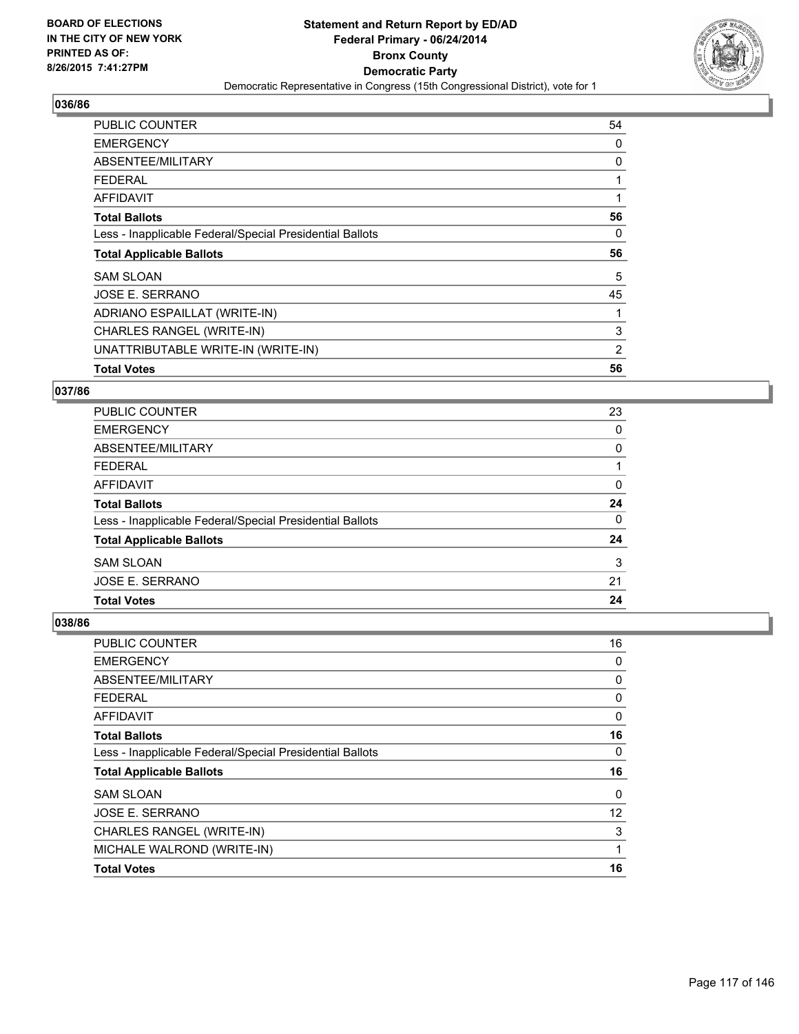BOARD OF ELECTIONS
IN THE CITY OF NEW YORK
PRINTED AS OF:
8/26/2015 7:41:27PM

**Statement and Return Report by ED/AD**
**Federal Primary - 06/24/2014**
**Bronx County**
**Democratic Party**
Democratic Representative in Congress (15th Congressional District), vote for 1

## 036/86

| | |
|---|---|
| PUBLIC COUNTER | 54 |
| EMERGENCY | 0 |
| ABSENTEE/MILITARY | 0 |
| FEDERAL | 1 |
| AFFIDAVIT | 1 |
| **Total Ballots** | **56** |
| Less - Inapplicable Federal/Special Presidential Ballots | 0 |
| **Total Applicable Ballots** | **56** |
| SAM SLOAN | 5 |
| JOSE E. SERRANO | 45 |
| ADRIANO ESPAILLAT (WRITE-IN) | 1 |
| CHARLES RANGEL (WRITE-IN) | 3 |
| UNATTRIBUTABLE WRITE-IN (WRITE-IN) | 2 |
| **Total Votes** | **56** |

## 037/86

| | |
|---|---|
| PUBLIC COUNTER | 23 |
| EMERGENCY | 0 |
| ABSENTEE/MILITARY | 0 |
| FEDERAL | 1 |
| AFFIDAVIT | 0 |
| **Total Ballots** | **24** |
| Less - Inapplicable Federal/Special Presidential Ballots | 0 |
| **Total Applicable Ballots** | **24** |
| SAM SLOAN | 3 |
| JOSE E. SERRANO | 21 |
| **Total Votes** | **24** |

## 038/86

| | |
|---|---|
| PUBLIC COUNTER | 16 |
| EMERGENCY | 0 |
| ABSENTEE/MILITARY | 0 |
| FEDERAL | 0 |
| AFFIDAVIT | 0 |
| **Total Ballots** | **16** |
| Less - Inapplicable Federal/Special Presidential Ballots | 0 |
| **Total Applicable Ballots** | **16** |
| SAM SLOAN | 0 |
| JOSE E. SERRANO | 12 |
| CHARLES RANGEL (WRITE-IN) | 3 |
| MICHALE WALROND (WRITE-IN) | 1 |
| **Total Votes** | **16** |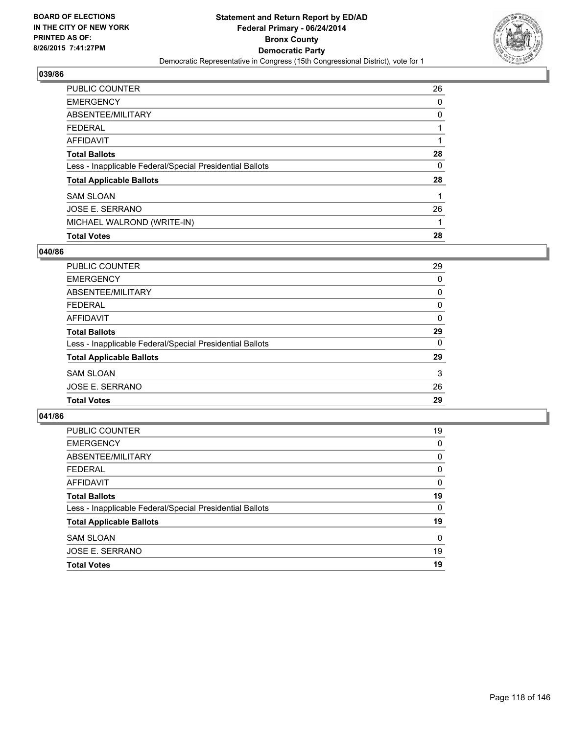BOARD OF ELECTIONS
IN THE CITY OF NEW YORK
PRINTED AS OF:
8/26/2015 7:41:27PM

**Statement and Return Report by ED/AD**
**Federal Primary - 06/24/2014**
**Bronx County**
**Democratic Party**
Democratic Representative in Congress (15th Congressional District), vote for 1

### 039/86

| | |
|---|---|
| PUBLIC COUNTER | 26 |
| EMERGENCY | 0 |
| ABSENTEE/MILITARY | 0 |
| FEDERAL | 1 |
| AFFIDAVIT | 1 |
| **Total Ballots** | **28** |
| Less - Inapplicable Federal/Special Presidential Ballots | 0 |
| **Total Applicable Ballots** | **28** |
| SAM SLOAN | 1 |
| JOSE E. SERRANO | 26 |
| MICHAEL WALROND (WRITE-IN) | 1 |
| **Total Votes** | **28** |

### 040/86

| | |
|---|---|
| PUBLIC COUNTER | 29 |
| EMERGENCY | 0 |
| ABSENTEE/MILITARY | 0 |
| FEDERAL | 0 |
| AFFIDAVIT | 0 |
| **Total Ballots** | **29** |
| Less - Inapplicable Federal/Special Presidential Ballots | 0 |
| **Total Applicable Ballots** | **29** |
| SAM SLOAN | 3 |
| JOSE E. SERRANO | 26 |
| **Total Votes** | **29** |

### 041/86

| | |
|---|---|
| PUBLIC COUNTER | 19 |
| EMERGENCY | 0 |
| ABSENTEE/MILITARY | 0 |
| FEDERAL | 0 |
| AFFIDAVIT | 0 |
| **Total Ballots** | **19** |
| Less - Inapplicable Federal/Special Presidential Ballots | 0 |
| **Total Applicable Ballots** | **19** |
| SAM SLOAN | 0 |
| JOSE E. SERRANO | 19 |
| **Total Votes** | **19** |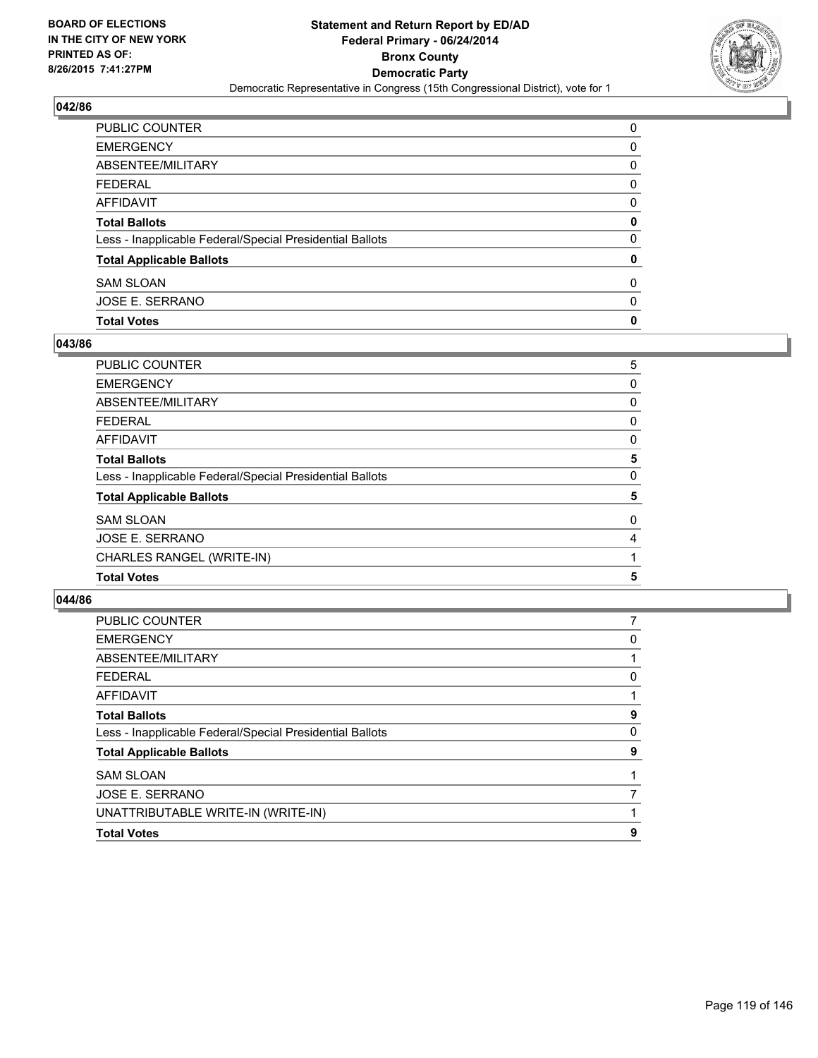BOARD OF ELECTIONS
IN THE CITY OF NEW YORK
PRINTED AS OF:
8/26/2015 7:41:27PM

**Statement and Return Report by ED/AD**
**Federal Primary - 06/24/2014**
**Bronx County**
**Democratic Party**
Democratic Representative in Congress (15th Congressional District), vote for 1

## 042/86

| | |
|---|---|
| PUBLIC COUNTER | 0 |
| EMERGENCY | 0 |
| ABSENTEE/MILITARY | 0 |
| FEDERAL | 0 |
| AFFIDAVIT | 0 |
| **Total Ballots** | **0** |
| Less - Inapplicable Federal/Special Presidential Ballots | 0 |
| **Total Applicable Ballots** | **0** |
| SAM SLOAN | 0 |
| JOSE E. SERRANO | 0 |
| **Total Votes** | **0** |

## 043/86

| | |
|---|---|
| PUBLIC COUNTER | 5 |
| EMERGENCY | 0 |
| ABSENTEE/MILITARY | 0 |
| FEDERAL | 0 |
| AFFIDAVIT | 0 |
| **Total Ballots** | **5** |
| Less - Inapplicable Federal/Special Presidential Ballots | 0 |
| **Total Applicable Ballots** | **5** |
| SAM SLOAN | 0 |
| JOSE E. SERRANO | 4 |
| CHARLES RANGEL (WRITE-IN) | 1 |
| **Total Votes** | **5** |

## 044/86

| | |
|---|---|
| PUBLIC COUNTER | 7 |
| EMERGENCY | 0 |
| ABSENTEE/MILITARY | 1 |
| FEDERAL | 0 |
| AFFIDAVIT | 1 |
| **Total Ballots** | **9** |
| Less - Inapplicable Federal/Special Presidential Ballots | 0 |
| **Total Applicable Ballots** | **9** |
| SAM SLOAN | 1 |
| JOSE E. SERRANO | 7 |
| UNATTRIBUTABLE WRITE-IN (WRITE-IN) | 1 |
| **Total Votes** | **9** |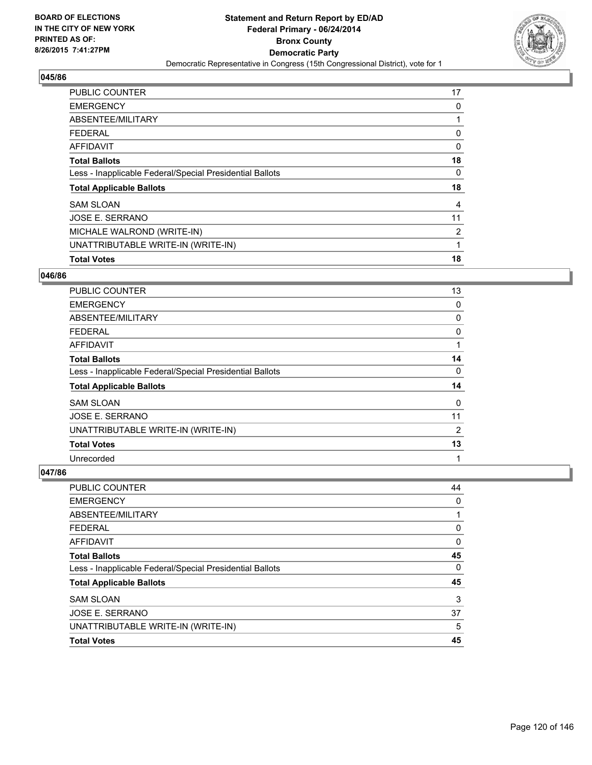BOARD OF ELECTIONS
IN THE CITY OF NEW YORK
PRINTED AS OF:
8/26/2015 7:41:27PM

# Statement and Return Report by ED/AD
## Federal Primary - 06/24/2014
## Bronx County
## Democratic Party
Democratic Representative in Congress (15th Congressional District), vote for 1

### 045/86

| | |
|---|---|
| PUBLIC COUNTER | 17 |
| EMERGENCY | 0 |
| ABSENTEE/MILITARY | 1 |
| FEDERAL | 0 |
| AFFIDAVIT | 0 |
| **Total Ballots** | **18** |
| Less - Inapplicable Federal/Special Presidential Ballots | 0 |
| **Total Applicable Ballots** | **18** |
| SAM SLOAN | 4 |
| JOSE E. SERRANO | 11 |
| MICHALE WALROND (WRITE-IN) | 2 |
| UNATTRIBUTABLE WRITE-IN (WRITE-IN) | 1 |
| **Total Votes** | **18** |

### 046/86

| | |
|---|---|
| PUBLIC COUNTER | 13 |
| EMERGENCY | 0 |
| ABSENTEE/MILITARY | 0 |
| FEDERAL | 0 |
| AFFIDAVIT | 1 |
| **Total Ballots** | **14** |
| Less - Inapplicable Federal/Special Presidential Ballots | 0 |
| **Total Applicable Ballots** | **14** |
| SAM SLOAN | 0 |
| JOSE E. SERRANO | 11 |
| UNATTRIBUTABLE WRITE-IN (WRITE-IN) | 2 |
| **Total Votes** | **13** |
| Unrecorded | 1 |

### 047/86

| | |
|---|---|
| PUBLIC COUNTER | 44 |
| EMERGENCY | 0 |
| ABSENTEE/MILITARY | 1 |
| FEDERAL | 0 |
| AFFIDAVIT | 0 |
| **Total Ballots** | **45** |
| Less - Inapplicable Federal/Special Presidential Ballots | 0 |
| **Total Applicable Ballots** | **45** |
| SAM SLOAN | 3 |
| JOSE E. SERRANO | 37 |
| UNATTRIBUTABLE WRITE-IN (WRITE-IN) | 5 |
| **Total Votes** | **45** |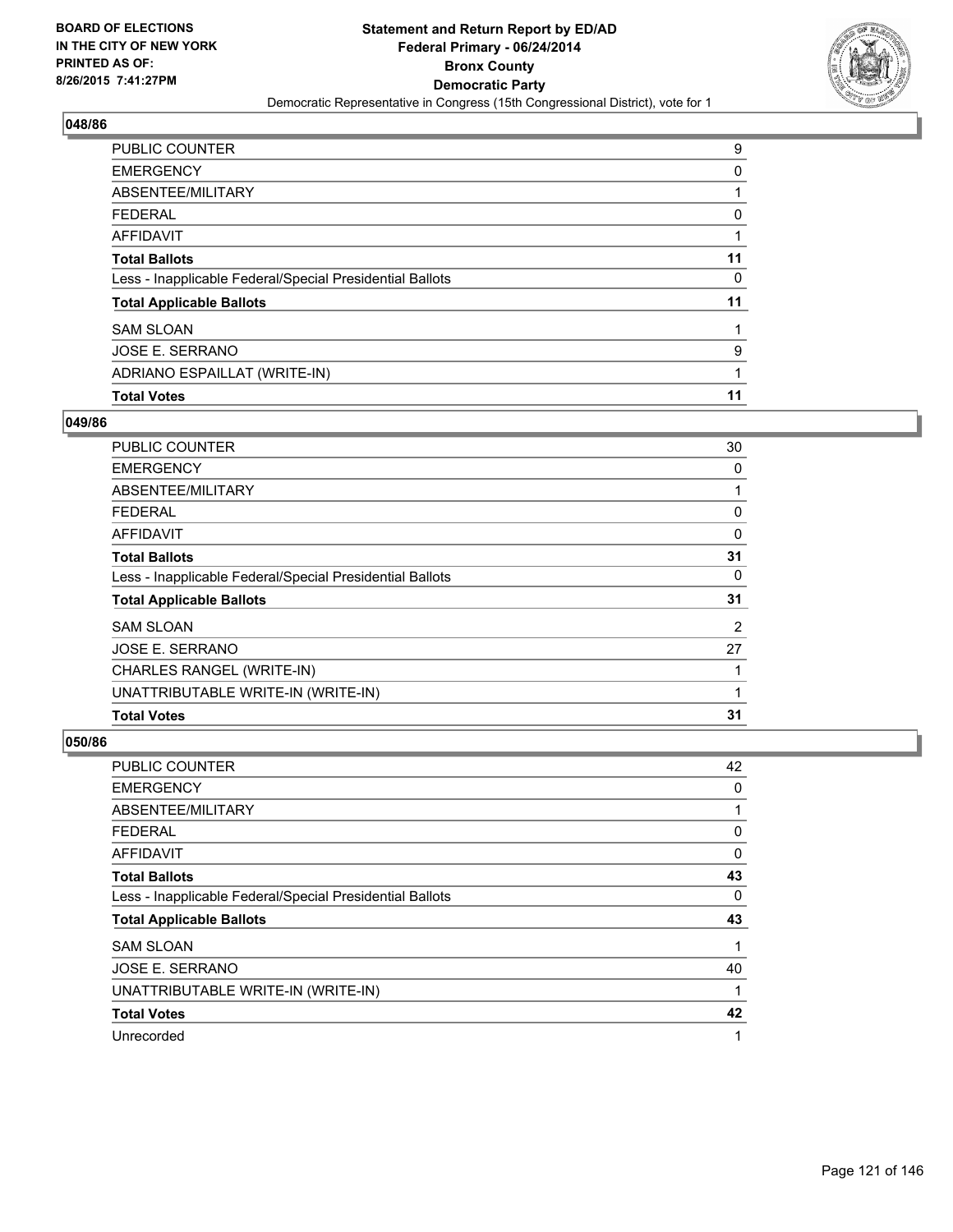**BOARD OF ELECTIONS IN THE CITY OF NEW YORK PRINTED AS OF: 8/26/2015 7:41:27PM**

**Statement and Return Report by ED/AD**
**Federal Primary - 06/24/2014**
**Bronx County**
**Democratic Party**
Democratic Representative in Congress (15th Congressional District), vote for 1

## 048/86

| | |
|---|---|
| PUBLIC COUNTER | 9 |
| EMERGENCY | 0 |
| ABSENTEE/MILITARY | 1 |
| FEDERAL | 0 |
| AFFIDAVIT | 1 |
| **Total Ballots** | **11** |
| Less - Inapplicable Federal/Special Presidential Ballots | 0 |
| **Total Applicable Ballots** | **11** |
| SAM SLOAN | 1 |
| JOSE E. SERRANO | 9 |
| ADRIANO ESPAILLAT (WRITE-IN) | 1 |
| **Total Votes** | **11** |

## 049/86

| | |
|---|---|
| PUBLIC COUNTER | 30 |
| EMERGENCY | 0 |
| ABSENTEE/MILITARY | 1 |
| FEDERAL | 0 |
| AFFIDAVIT | 0 |
| **Total Ballots** | **31** |
| Less - Inapplicable Federal/Special Presidential Ballots | 0 |
| **Total Applicable Ballots** | **31** |
| SAM SLOAN | 2 |
| JOSE E. SERRANO | 27 |
| CHARLES RANGEL (WRITE-IN) | 1 |
| UNATTRIBUTABLE WRITE-IN (WRITE-IN) | 1 |
| **Total Votes** | **31** |

## 050/86

| | |
|---|---|
| PUBLIC COUNTER | 42 |
| EMERGENCY | 0 |
| ABSENTEE/MILITARY | 1 |
| FEDERAL | 0 |
| AFFIDAVIT | 0 |
| **Total Ballots** | **43** |
| Less - Inapplicable Federal/Special Presidential Ballots | 0 |
| **Total Applicable Ballots** | **43** |
| SAM SLOAN | 1 |
| JOSE E. SERRANO | 40 |
| UNATTRIBUTABLE WRITE-IN (WRITE-IN) | 1 |
| **Total Votes** | **42** |
| Unrecorded | 1 |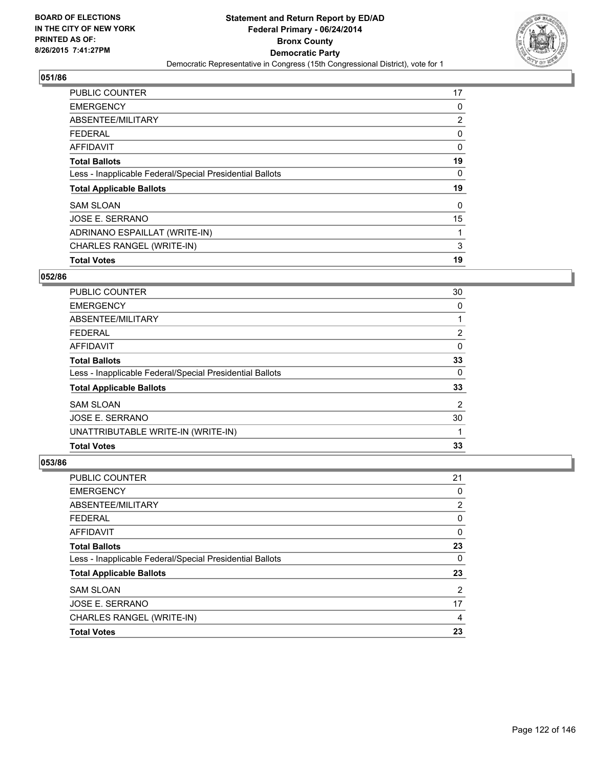BOARD OF ELECTIONS
IN THE CITY OF NEW YORK
PRINTED AS OF:
8/26/2015 7:41:27PM

**Statement and Return Report by ED/AD**
**Federal Primary - 06/24/2014**
**Bronx County**
**Democratic Party**
Democratic Representative in Congress (15th Congressional District), vote for 1

### 051/86

| | |
|---|---|
| PUBLIC COUNTER | 17 |
| EMERGENCY | 0 |
| ABSENTEE/MILITARY | 2 |
| FEDERAL | 0 |
| AFFIDAVIT | 0 |
| **Total Ballots** | **19** |
| Less - Inapplicable Federal/Special Presidential Ballots | 0 |
| **Total Applicable Ballots** | **19** |
| SAM SLOAN | 0 |
| JOSE E. SERRANO | 15 |
| ADRINANO ESPAILLAT (WRITE-IN) | 1 |
| CHARLES RANGEL (WRITE-IN) | 3 |
| **Total Votes** | **19** |

### 052/86

| | |
|---|---|
| PUBLIC COUNTER | 30 |
| EMERGENCY | 0 |
| ABSENTEE/MILITARY | 1 |
| FEDERAL | 2 |
| AFFIDAVIT | 0 |
| **Total Ballots** | **33** |
| Less - Inapplicable Federal/Special Presidential Ballots | 0 |
| **Total Applicable Ballots** | **33** |
| SAM SLOAN | 2 |
| JOSE E. SERRANO | 30 |
| UNATTRIBUTABLE WRITE-IN (WRITE-IN) | 1 |
| **Total Votes** | **33** |

### 053/86

| | |
|---|---|
| PUBLIC COUNTER | 21 |
| EMERGENCY | 0 |
| ABSENTEE/MILITARY | 2 |
| FEDERAL | 0 |
| AFFIDAVIT | 0 |
| **Total Ballots** | **23** |
| Less - Inapplicable Federal/Special Presidential Ballots | 0 |
| **Total Applicable Ballots** | **23** |
| SAM SLOAN | 2 |
| JOSE E. SERRANO | 17 |
| CHARLES RANGEL (WRITE-IN) | 4 |
| **Total Votes** | **23** |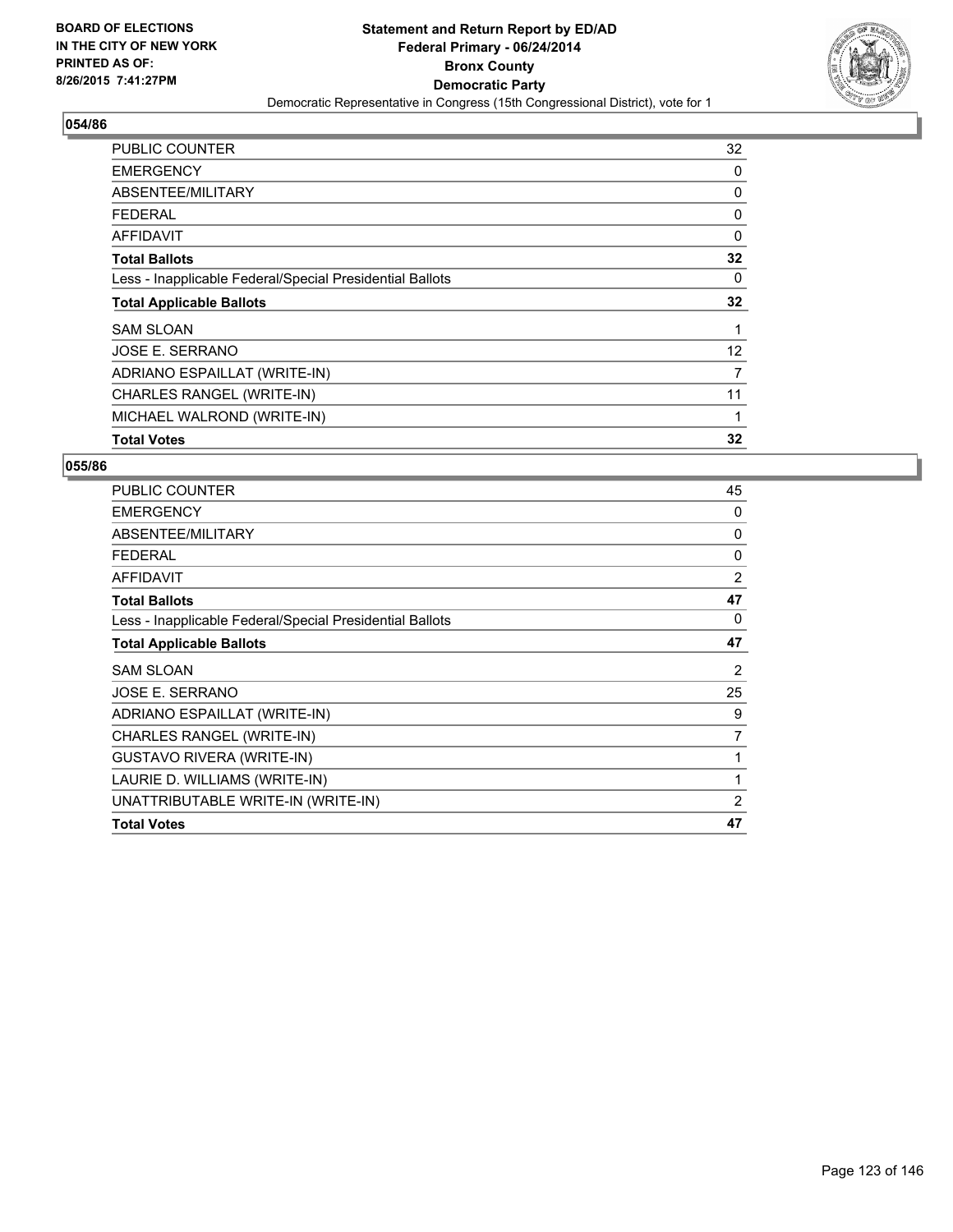BOARD OF ELECTIONS
IN THE CITY OF NEW YORK
PRINTED AS OF:
8/26/2015 7:41:27PM

**Statement and Return Report by ED/AD**
**Federal Primary - 06/24/2014**
**Bronx County**
**Democratic Party**
Democratic Representative in Congress (15th Congressional District), vote for 1

## 054/86

| | |
|---|---|
| PUBLIC COUNTER | 32 |
| EMERGENCY | 0 |
| ABSENTEE/MILITARY | 0 |
| FEDERAL | 0 |
| AFFIDAVIT | 0 |
| **Total Ballots** | **32** |
| Less - Inapplicable Federal/Special Presidential Ballots | 0 |
| **Total Applicable Ballots** | **32** |
| SAM SLOAN | 1 |
| JOSE E. SERRANO | 12 |
| ADRIANO ESPAILLAT (WRITE-IN) | 7 |
| CHARLES RANGEL (WRITE-IN) | 11 |
| MICHAEL WALROND (WRITE-IN) | 1 |
| **Total Votes** | **32** |

## 055/86

| | |
|---|---|
| PUBLIC COUNTER | 45 |
| EMERGENCY | 0 |
| ABSENTEE/MILITARY | 0 |
| FEDERAL | 0 |
| AFFIDAVIT | 2 |
| **Total Ballots** | **47** |
| Less - Inapplicable Federal/Special Presidential Ballots | 0 |
| **Total Applicable Ballots** | **47** |
| SAM SLOAN | 2 |
| JOSE E. SERRANO | 25 |
| ADRIANO ESPAILLAT (WRITE-IN) | 9 |
| CHARLES RANGEL (WRITE-IN) | 7 |
| GUSTAVO RIVERA (WRITE-IN) | 1 |
| LAURIE D. WILLIAMS (WRITE-IN) | 1 |
| UNATTRIBUTABLE WRITE-IN (WRITE-IN) | 2 |
| **Total Votes** | **47** |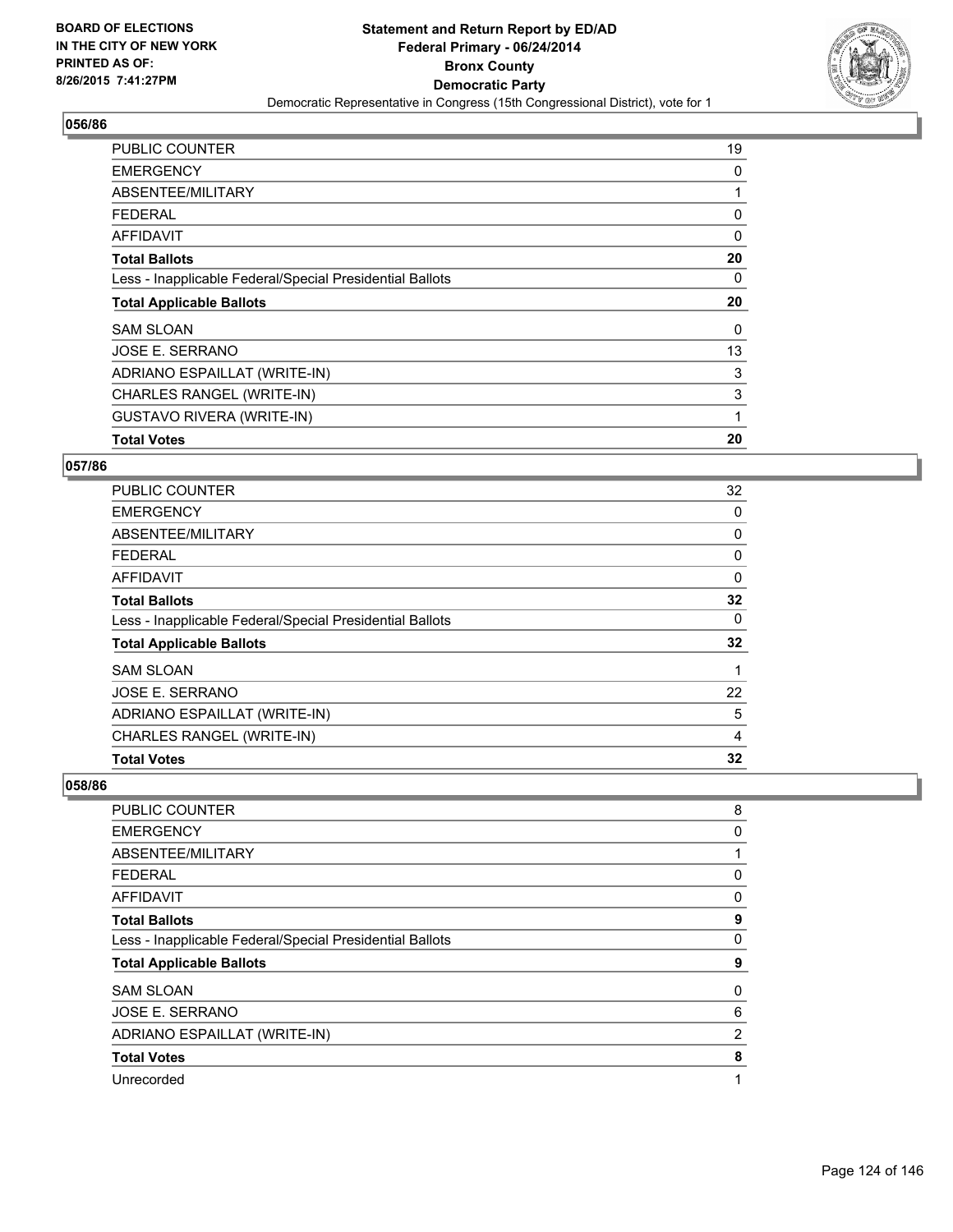BOARD OF ELECTIONS
IN THE CITY OF NEW YORK
PRINTED AS OF:
8/26/2015 7:41:27PM

**Statement and Return Report by ED/AD**
**Federal Primary - 06/24/2014**
**Bronx County**
**Democratic Party**
Democratic Representative in Congress (15th Congressional District), vote for 1

## 056/86

| | |
|---|---|
| PUBLIC COUNTER | 19 |
| EMERGENCY | 0 |
| ABSENTEE/MILITARY | 1 |
| FEDERAL | 0 |
| AFFIDAVIT | 0 |
| **Total Ballots** | **20** |
| Less - Inapplicable Federal/Special Presidential Ballots | 0 |
| **Total Applicable Ballots** | **20** |
| SAM SLOAN | 0 |
| JOSE E. SERRANO | 13 |
| ADRIANO ESPAILLAT (WRITE-IN) | 3 |
| CHARLES RANGEL (WRITE-IN) | 3 |
| GUSTAVO RIVERA (WRITE-IN) | 1 |
| **Total Votes** | **20** |

## 057/86

| | |
|---|---|
| PUBLIC COUNTER | 32 |
| EMERGENCY | 0 |
| ABSENTEE/MILITARY | 0 |
| FEDERAL | 0 |
| AFFIDAVIT | 0 |
| **Total Ballots** | **32** |
| Less - Inapplicable Federal/Special Presidential Ballots | 0 |
| **Total Applicable Ballots** | **32** |
| SAM SLOAN | 1 |
| JOSE E. SERRANO | 22 |
| ADRIANO ESPAILLAT (WRITE-IN) | 5 |
| CHARLES RANGEL (WRITE-IN) | 4 |
| **Total Votes** | **32** |

## 058/86

| | |
|---|---|
| PUBLIC COUNTER | 8 |
| EMERGENCY | 0 |
| ABSENTEE/MILITARY | 1 |
| FEDERAL | 0 |
| AFFIDAVIT | 0 |
| **Total Ballots** | **9** |
| Less - Inapplicable Federal/Special Presidential Ballots | 0 |
| **Total Applicable Ballots** | **9** |
| SAM SLOAN | 0 |
| JOSE E. SERRANO | 6 |
| ADRIANO ESPAILLAT (WRITE-IN) | 2 |
| **Total Votes** | **8** |
| Unrecorded | 1 |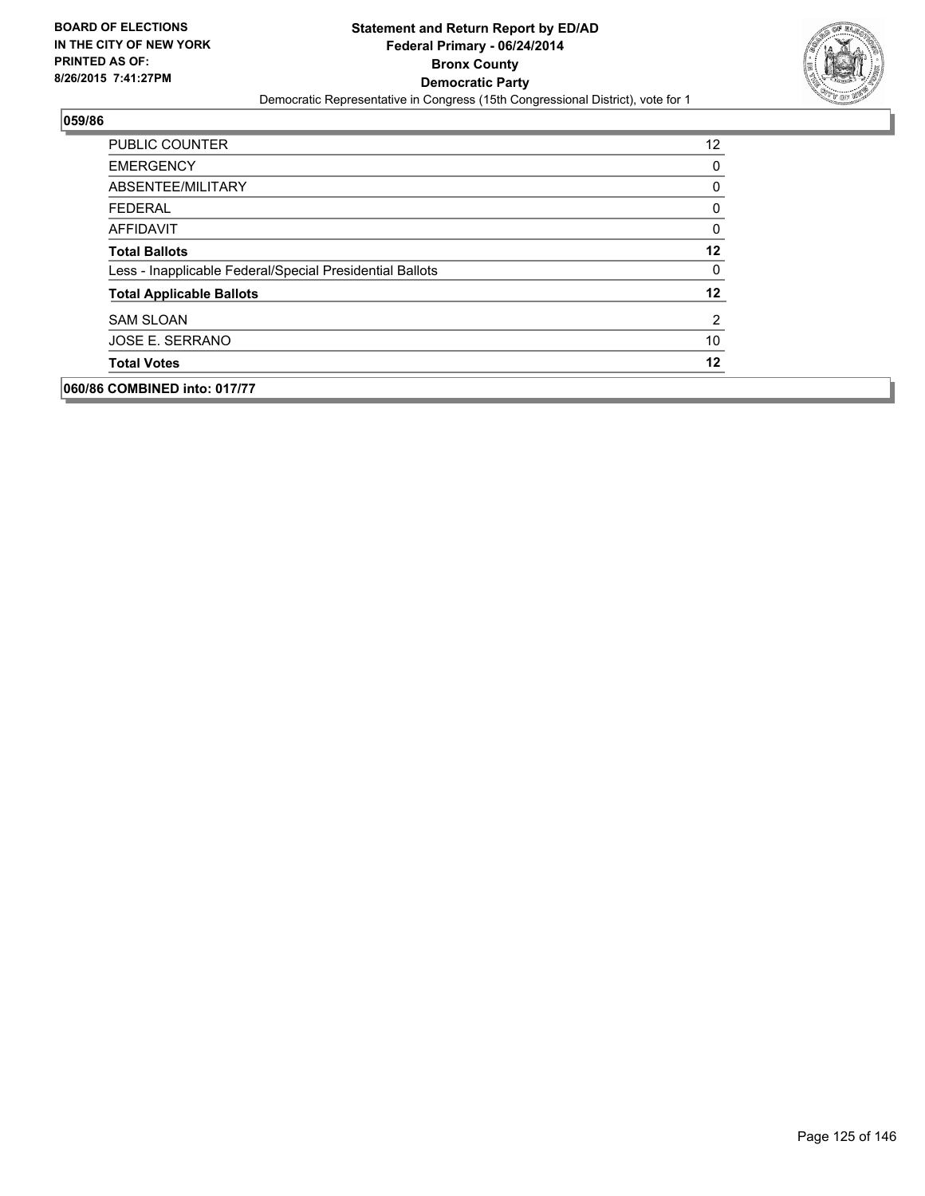## 059/86

| | |
|---|---|
| PUBLIC COUNTER | 12 |
| EMERGENCY | 0 |
| ABSENTEE/MILITARY | 0 |
| FEDERAL | 0 |
| AFFIDAVIT | 0 |
| **Total Ballots** | **12** |
| Less - Inapplicable Federal/Special Presidential Ballots | 0 |
| **Total Applicable Ballots** | **12** |
| SAM SLOAN | 2 |
| JOSE E. SERRANO | 10 |
| **Total Votes** | **12** |

## 060/86 COMBINED into: 017/77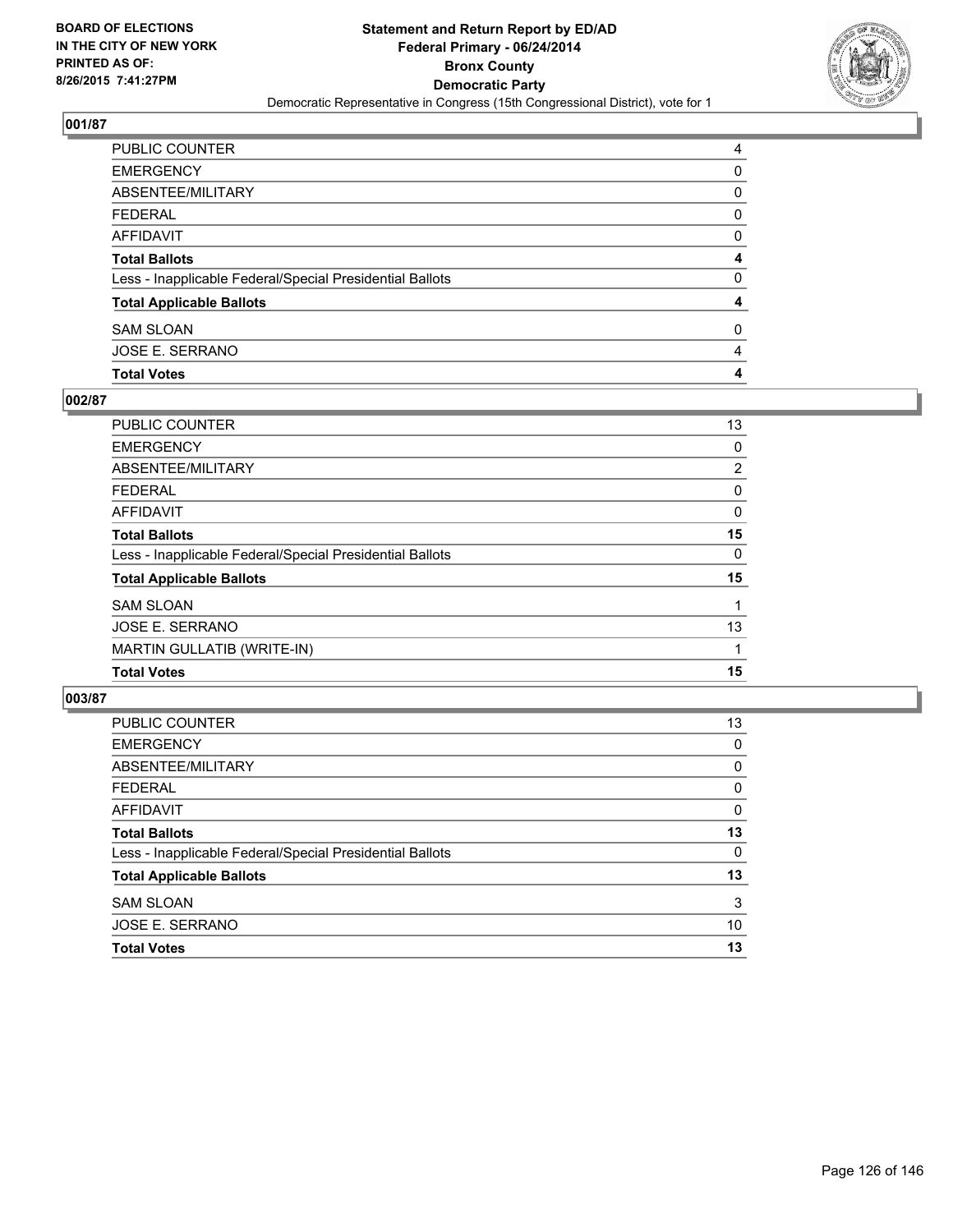BOARD OF ELECTIONS
IN THE CITY OF NEW YORK
PRINTED AS OF:
8/26/2015 7:41:27PM

**Statement and Return Report by ED/AD**
**Federal Primary - 06/24/2014**
**Bronx County**
**Democratic Party**
Democratic Representative in Congress (15th Congressional District), vote for 1

## 001/87

| | |
|---|---|
| PUBLIC COUNTER | 4 |
| EMERGENCY | 0 |
| ABSENTEE/MILITARY | 0 |
| FEDERAL | 0 |
| AFFIDAVIT | 0 |
| **Total Ballots** | **4** |
| Less - Inapplicable Federal/Special Presidential Ballots | 0 |
| **Total Applicable Ballots** | **4** |
| SAM SLOAN | 0 |
| JOSE E. SERRANO | 4 |
| **Total Votes** | **4** |

## 002/87

| | |
|---|---|
| PUBLIC COUNTER | 13 |
| EMERGENCY | 0 |
| ABSENTEE/MILITARY | 2 |
| FEDERAL | 0 |
| AFFIDAVIT | 0 |
| **Total Ballots** | **15** |
| Less - Inapplicable Federal/Special Presidential Ballots | 0 |
| **Total Applicable Ballots** | **15** |
| SAM SLOAN | 1 |
| JOSE E. SERRANO | 13 |
| MARTIN GULLATIB (WRITE-IN) | 1 |
| **Total Votes** | **15** |

## 003/87

| | |
|---|---|
| PUBLIC COUNTER | 13 |
| EMERGENCY | 0 |
| ABSENTEE/MILITARY | 0 |
| FEDERAL | 0 |
| AFFIDAVIT | 0 |
| **Total Ballots** | **13** |
| Less - Inapplicable Federal/Special Presidential Ballots | 0 |
| **Total Applicable Ballots** | **13** |
| SAM SLOAN | 3 |
| JOSE E. SERRANO | 10 |
| **Total Votes** | **13** |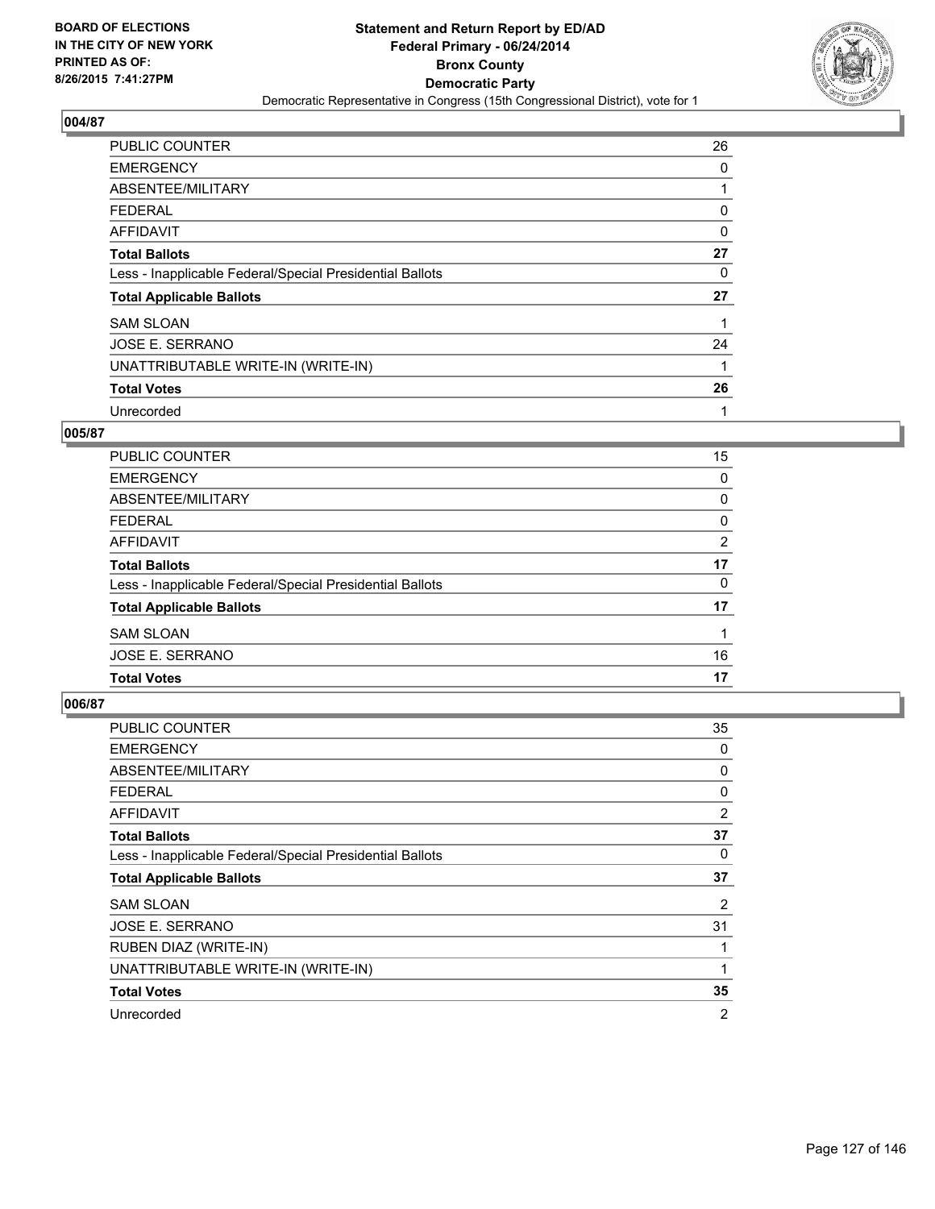**Statement and Return Report by ED/AD**
**Federal Primary - 06/24/2014**
**Bronx County**
**Democratic Party**
Democratic Representative in Congress (15th Congressional District), vote for 1

BOARD OF ELECTIONS
IN THE CITY OF NEW YORK
PRINTED AS OF:
8/26/2015 7:41:27PM

## 004/87

| | |
|---|---|
| PUBLIC COUNTER | 26 |
| EMERGENCY | 0 |
| ABSENTEE/MILITARY | 1 |
| FEDERAL | 0 |
| AFFIDAVIT | 0 |
| **Total Ballots** | **27** |
| Less - Inapplicable Federal/Special Presidential Ballots | 0 |
| **Total Applicable Ballots** | **27** |
| SAM SLOAN | 1 |
| JOSE E. SERRANO | 24 |
| UNATTRIBUTABLE WRITE-IN (WRITE-IN) | 1 |
| **Total Votes** | **26** |
| Unrecorded | 1 |

## 005/87

| | |
|---|---|
| PUBLIC COUNTER | 15 |
| EMERGENCY | 0 |
| ABSENTEE/MILITARY | 0 |
| FEDERAL | 0 |
| AFFIDAVIT | 2 |
| **Total Ballots** | **17** |
| Less - Inapplicable Federal/Special Presidential Ballots | 0 |
| **Total Applicable Ballots** | **17** |
| SAM SLOAN | 1 |
| JOSE E. SERRANO | 16 |
| **Total Votes** | **17** |

## 006/87

| | |
|---|---|
| PUBLIC COUNTER | 35 |
| EMERGENCY | 0 |
| ABSENTEE/MILITARY | 0 |
| FEDERAL | 0 |
| AFFIDAVIT | 2 |
| **Total Ballots** | **37** |
| Less - Inapplicable Federal/Special Presidential Ballots | 0 |
| **Total Applicable Ballots** | **37** |
| SAM SLOAN | 2 |
| JOSE E. SERRANO | 31 |
| RUBEN DIAZ (WRITE-IN) | 1 |
| UNATTRIBUTABLE WRITE-IN (WRITE-IN) | 1 |
| **Total Votes** | **35** |
| Unrecorded | 2 |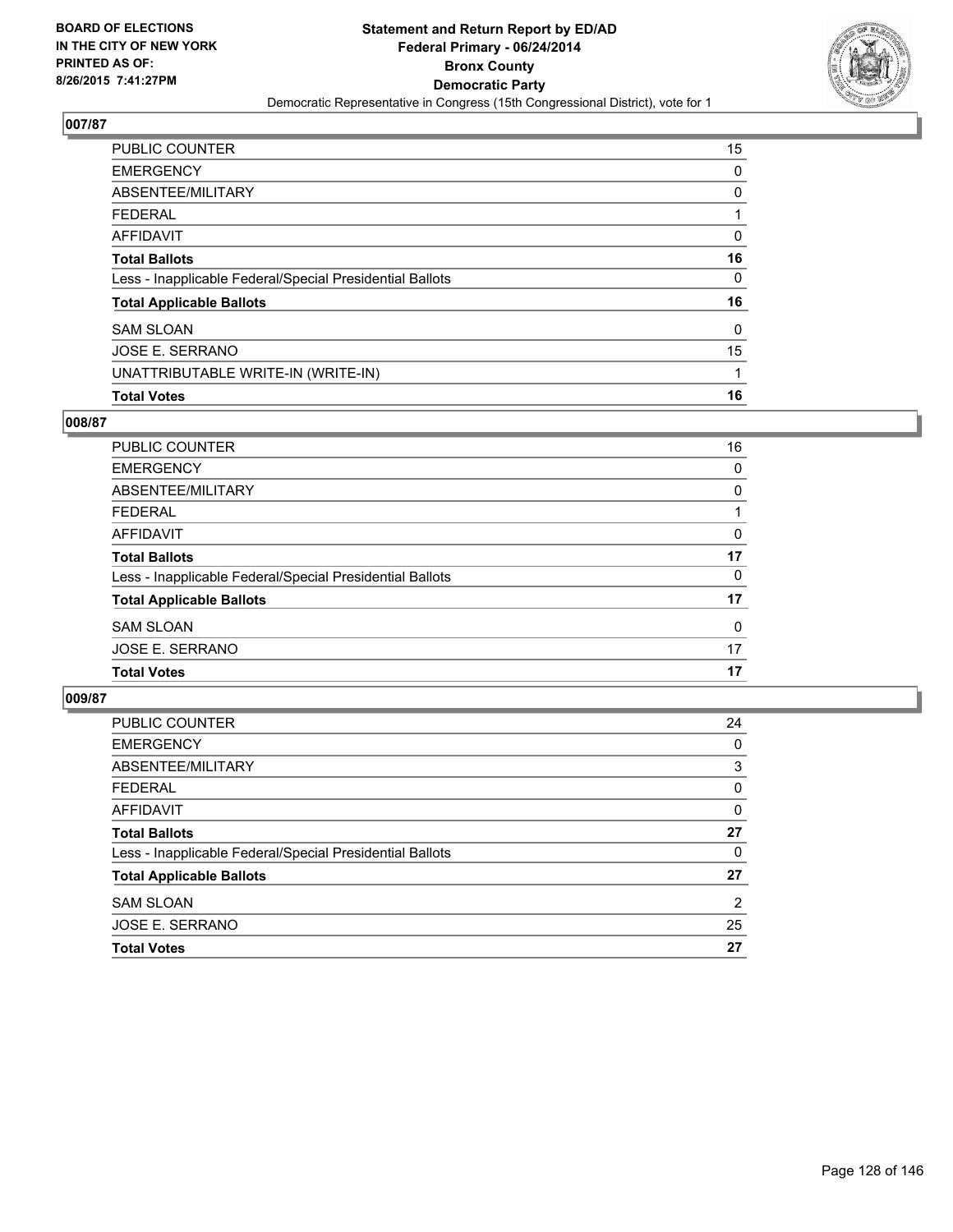**Statement and Return Report by ED/AD**
**Federal Primary - 06/24/2014**
**Bronx County**
**Democratic Party**
Democratic Representative in Congress (15th Congressional District), vote for 1

BOARD OF ELECTIONS
IN THE CITY OF NEW YORK
PRINTED AS OF:
8/26/2015 7:41:27PM

## 007/87

| | |
|---|---|
| PUBLIC COUNTER | 15 |
| EMERGENCY | 0 |
| ABSENTEE/MILITARY | 0 |
| FEDERAL | 1 |
| AFFIDAVIT | 0 |
| **Total Ballots** | **16** |
| Less - Inapplicable Federal/Special Presidential Ballots | 0 |
| **Total Applicable Ballots** | **16** |
| SAM SLOAN | 0 |
| JOSE E. SERRANO | 15 |
| UNATTRIBUTABLE WRITE-IN (WRITE-IN) | 1 |
| **Total Votes** | **16** |

## 008/87

| | |
|---|---|
| PUBLIC COUNTER | 16 |
| EMERGENCY | 0 |
| ABSENTEE/MILITARY | 0 |
| FEDERAL | 1 |
| AFFIDAVIT | 0 |
| **Total Ballots** | **17** |
| Less - Inapplicable Federal/Special Presidential Ballots | 0 |
| **Total Applicable Ballots** | **17** |
| SAM SLOAN | 0 |
| JOSE E. SERRANO | 17 |
| **Total Votes** | **17** |

## 009/87

| | |
|---|---|
| PUBLIC COUNTER | 24 |
| EMERGENCY | 0 |
| ABSENTEE/MILITARY | 3 |
| FEDERAL | 0 |
| AFFIDAVIT | 0 |
| **Total Ballots** | **27** |
| Less - Inapplicable Federal/Special Presidential Ballots | 0 |
| **Total Applicable Ballots** | **27** |
| SAM SLOAN | 2 |
| JOSE E. SERRANO | 25 |
| **Total Votes** | **27** |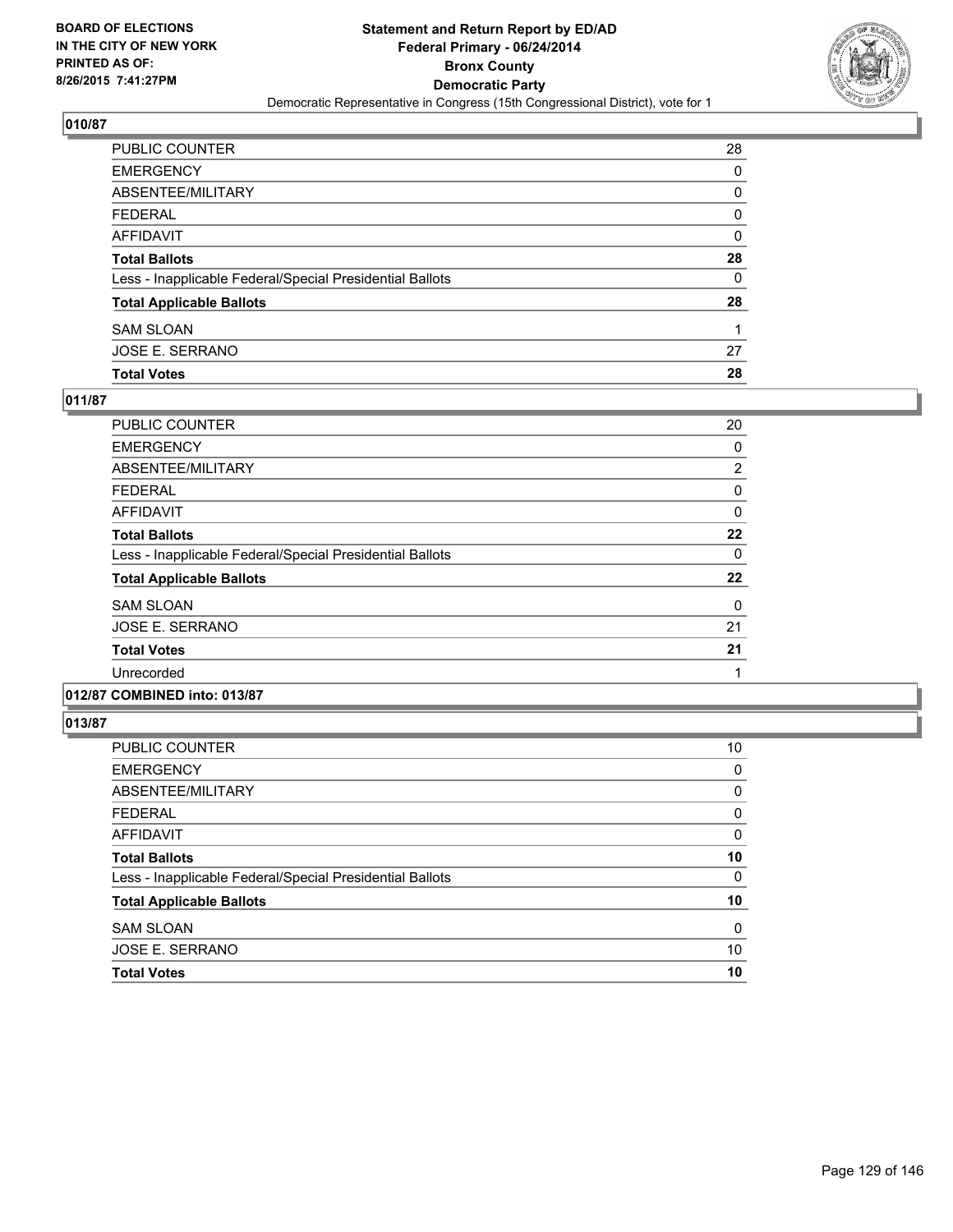**BOARD OF ELECTIONS IN THE CITY OF NEW YORK PRINTED AS OF: 8/26/2015 7:41:27PM**

**Statement and Return Report by ED/AD**
**Federal Primary - 06/24/2014**
**Bronx County**
**Democratic Party**
Democratic Representative in Congress (15th Congressional District), vote for 1

## 010/87

| | |
|---|---|
| PUBLIC COUNTER | 28 |
| EMERGENCY | 0 |
| ABSENTEE/MILITARY | 0 |
| FEDERAL | 0 |
| AFFIDAVIT | 0 |
| **Total Ballots** | **28** |
| Less - Inapplicable Federal/Special Presidential Ballots | 0 |
| **Total Applicable Ballots** | **28** |
| SAM SLOAN | 1 |
| JOSE E. SERRANO | 27 |
| **Total Votes** | **28** |

## 011/87

| | |
|---|---|
| PUBLIC COUNTER | 20 |
| EMERGENCY | 0 |
| ABSENTEE/MILITARY | 2 |
| FEDERAL | 0 |
| AFFIDAVIT | 0 |
| **Total Ballots** | **22** |
| Less - Inapplicable Federal/Special Presidential Ballots | 0 |
| **Total Applicable Ballots** | **22** |
| SAM SLOAN | 0 |
| JOSE E. SERRANO | 21 |
| **Total Votes** | **21** |
| Unrecorded | 1 |

## 012/87 COMBINED into: 013/87

## 013/87

| | |
|---|---|
| PUBLIC COUNTER | 10 |
| EMERGENCY | 0 |
| ABSENTEE/MILITARY | 0 |
| FEDERAL | 0 |
| AFFIDAVIT | 0 |
| **Total Ballots** | **10** |
| Less - Inapplicable Federal/Special Presidential Ballots | 0 |
| **Total Applicable Ballots** | **10** |
| SAM SLOAN | 0 |
| JOSE E. SERRANO | 10 |
| **Total Votes** | **10** |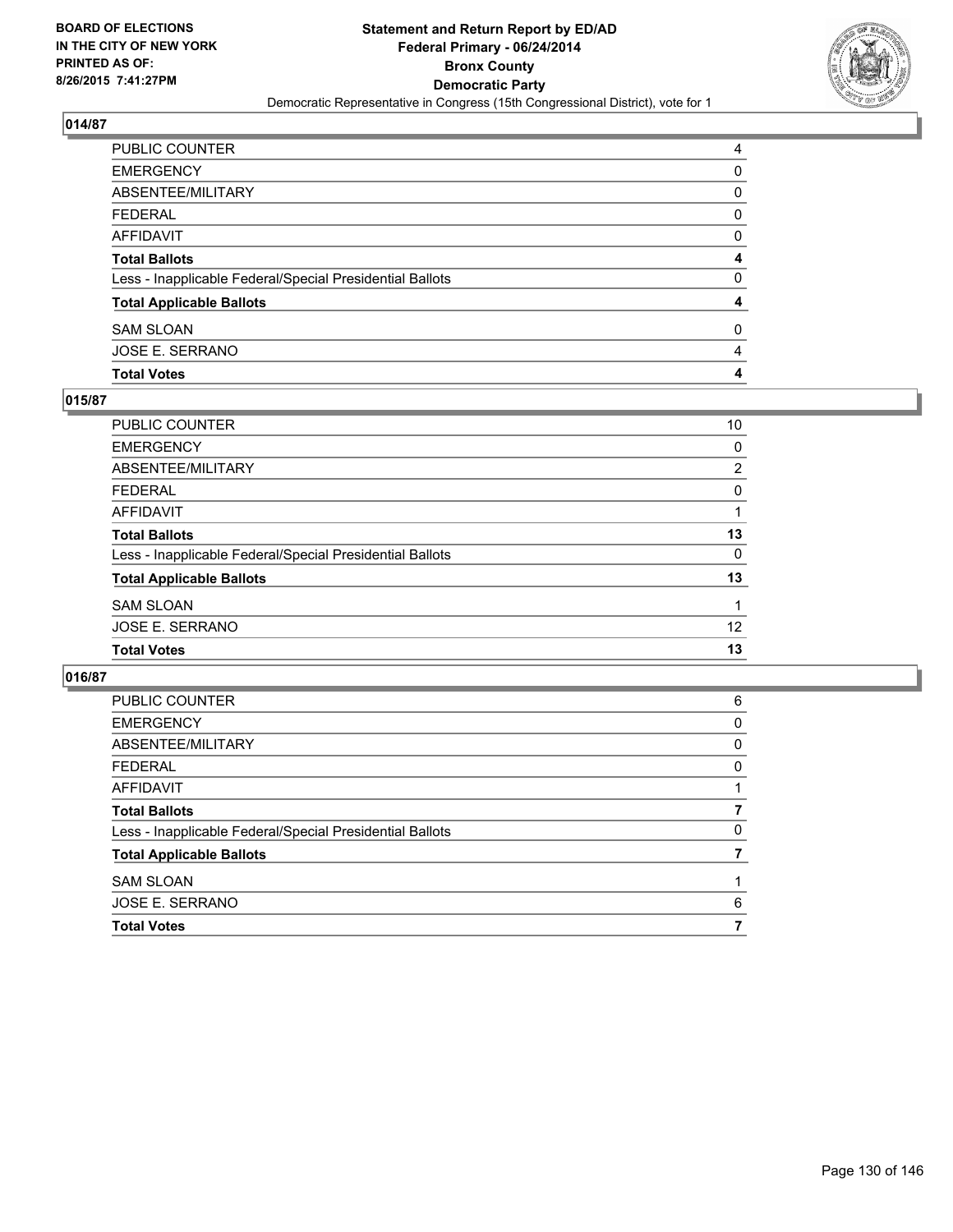BOARD OF ELECTIONS
IN THE CITY OF NEW YORK
PRINTED AS OF:
8/26/2015 7:41:27PM

**Statement and Return Report by ED/AD**
**Federal Primary - 06/24/2014**
**Bronx County**
**Democratic Party**
Democratic Representative in Congress (15th Congressional District), vote for 1

## 014/87

| | |
|---|---|
| PUBLIC COUNTER | 4 |
| EMERGENCY | 0 |
| ABSENTEE/MILITARY | 0 |
| FEDERAL | 0 |
| AFFIDAVIT | 0 |
| **Total Ballots** | **4** |
| Less - Inapplicable Federal/Special Presidential Ballots | 0 |
| **Total Applicable Ballots** | **4** |
| SAM SLOAN | 0 |
| JOSE E. SERRANO | 4 |
| **Total Votes** | **4** |

## 015/87

| | |
|---|---|
| PUBLIC COUNTER | 10 |
| EMERGENCY | 0 |
| ABSENTEE/MILITARY | 2 |
| FEDERAL | 0 |
| AFFIDAVIT | 1 |
| **Total Ballots** | **13** |
| Less - Inapplicable Federal/Special Presidential Ballots | 0 |
| **Total Applicable Ballots** | **13** |
| SAM SLOAN | 1 |
| JOSE E. SERRANO | 12 |
| **Total Votes** | **13** |

## 016/87

| | |
|---|---|
| PUBLIC COUNTER | 6 |
| EMERGENCY | 0 |
| ABSENTEE/MILITARY | 0 |
| FEDERAL | 0 |
| AFFIDAVIT | 1 |
| **Total Ballots** | **7** |
| Less - Inapplicable Federal/Special Presidential Ballots | 0 |
| **Total Applicable Ballots** | **7** |
| SAM SLOAN | 1 |
| JOSE E. SERRANO | 6 |
| **Total Votes** | **7** |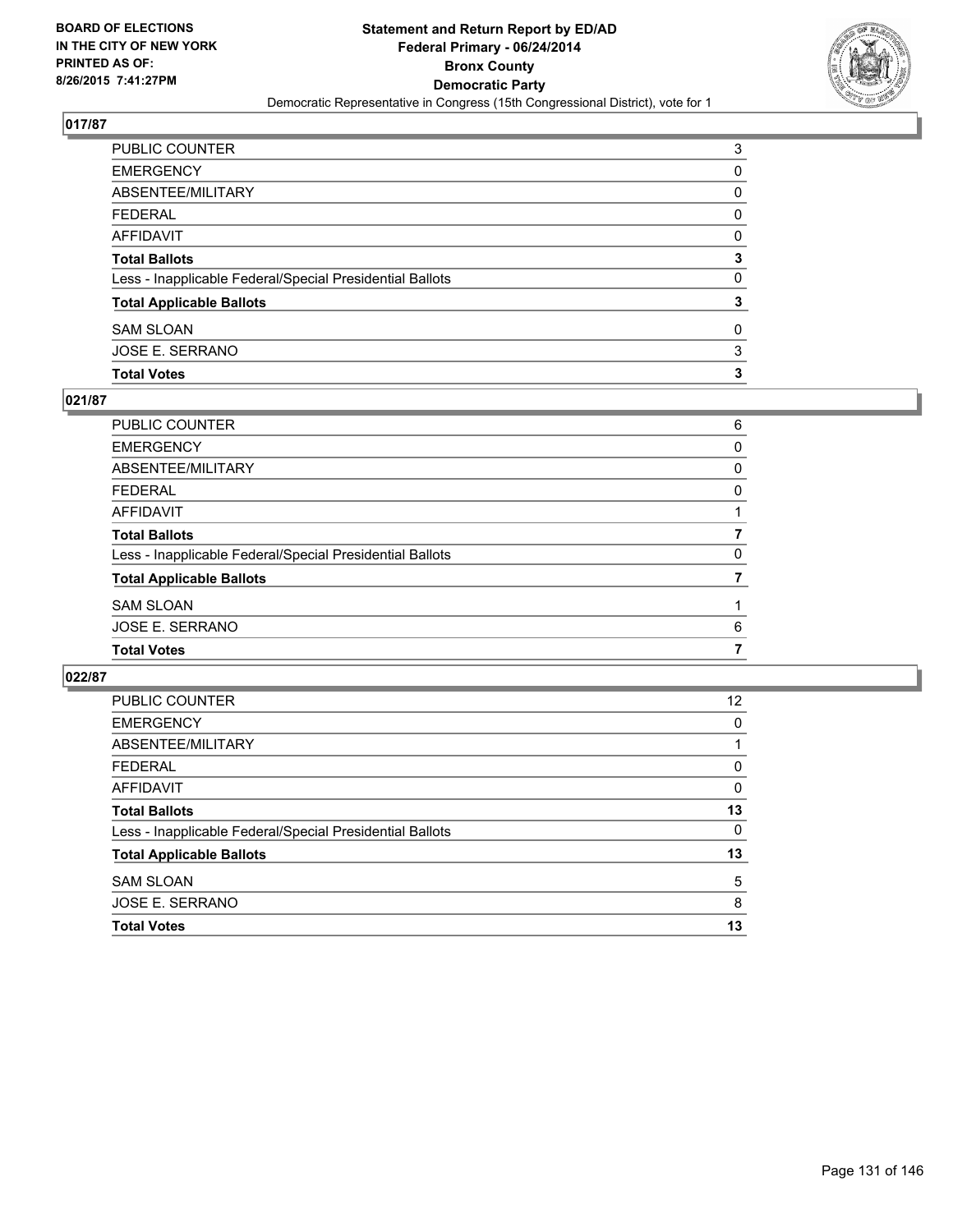BOARD OF ELECTIONS
IN THE CITY OF NEW YORK
PRINTED AS OF:
8/26/2015 7:41:27PM

**Statement and Return Report by ED/AD**
**Federal Primary - 06/24/2014**
**Bronx County**
**Democratic Party**
Democratic Representative in Congress (15th Congressional District), vote for 1

## 017/87

| | |
|---|---|
| PUBLIC COUNTER | 3 |
| EMERGENCY | 0 |
| ABSENTEE/MILITARY | 0 |
| FEDERAL | 0 |
| AFFIDAVIT | 0 |
| **Total Ballots** | **3** |
| Less - Inapplicable Federal/Special Presidential Ballots | 0 |
| **Total Applicable Ballots** | **3** |
| SAM SLOAN | 0 |
| JOSE E. SERRANO | 3 |
| **Total Votes** | **3** |

## 021/87

| | |
|---|---|
| PUBLIC COUNTER | 6 |
| EMERGENCY | 0 |
| ABSENTEE/MILITARY | 0 |
| FEDERAL | 0 |
| AFFIDAVIT | 1 |
| **Total Ballots** | **7** |
| Less - Inapplicable Federal/Special Presidential Ballots | 0 |
| **Total Applicable Ballots** | **7** |
| SAM SLOAN | 1 |
| JOSE E. SERRANO | 6 |
| **Total Votes** | **7** |

## 022/87

| | |
|---|---|
| PUBLIC COUNTER | 12 |
| EMERGENCY | 0 |
| ABSENTEE/MILITARY | 1 |
| FEDERAL | 0 |
| AFFIDAVIT | 0 |
| **Total Ballots** | **13** |
| Less - Inapplicable Federal/Special Presidential Ballots | 0 |
| **Total Applicable Ballots** | **13** |
| SAM SLOAN | 5 |
| JOSE E. SERRANO | 8 |
| **Total Votes** | **13** |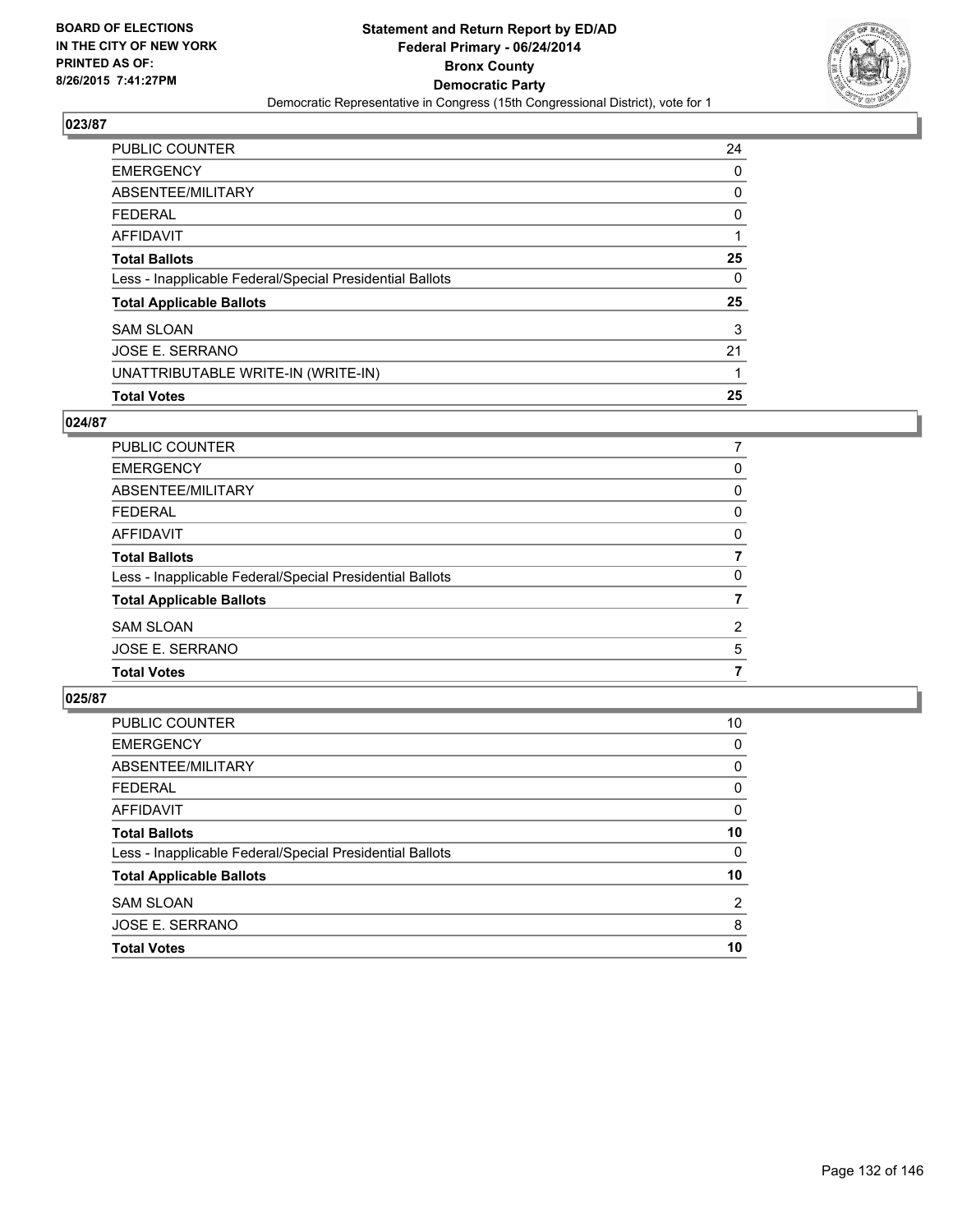**BOARD OF ELECTIONS IN THE CITY OF NEW YORK PRINTED AS OF: 8/26/2015 7:41:27PM**

**Statement and Return Report by ED/AD**
**Federal Primary - 06/24/2014**
**Bronx County**
**Democratic Party**
Democratic Representative in Congress (15th Congressional District), vote for 1

### 023/87

| | |
|---|---|
| PUBLIC COUNTER | 24 |
| EMERGENCY | 0 |
| ABSENTEE/MILITARY | 0 |
| FEDERAL | 0 |
| AFFIDAVIT | 1 |
| **Total Ballots** | **25** |
| Less - Inapplicable Federal/Special Presidential Ballots | 0 |
| **Total Applicable Ballots** | **25** |
| SAM SLOAN | 3 |
| JOSE E. SERRANO | 21 |
| UNATTRIBUTABLE WRITE-IN (WRITE-IN) | 1 |
| **Total Votes** | **25** |

### 024/87

| | |
|---|---|
| PUBLIC COUNTER | 7 |
| EMERGENCY | 0 |
| ABSENTEE/MILITARY | 0 |
| FEDERAL | 0 |
| AFFIDAVIT | 0 |
| **Total Ballots** | **7** |
| Less - Inapplicable Federal/Special Presidential Ballots | 0 |
| **Total Applicable Ballots** | **7** |
| SAM SLOAN | 2 |
| JOSE E. SERRANO | 5 |
| **Total Votes** | **7** |

### 025/87

| | |
|---|---|
| PUBLIC COUNTER | 10 |
| EMERGENCY | 0 |
| ABSENTEE/MILITARY | 0 |
| FEDERAL | 0 |
| AFFIDAVIT | 0 |
| **Total Ballots** | **10** |
| Less - Inapplicable Federal/Special Presidential Ballots | 0 |
| **Total Applicable Ballots** | **10** |
| SAM SLOAN | 2 |
| JOSE E. SERRANO | 8 |
| **Total Votes** | **10** |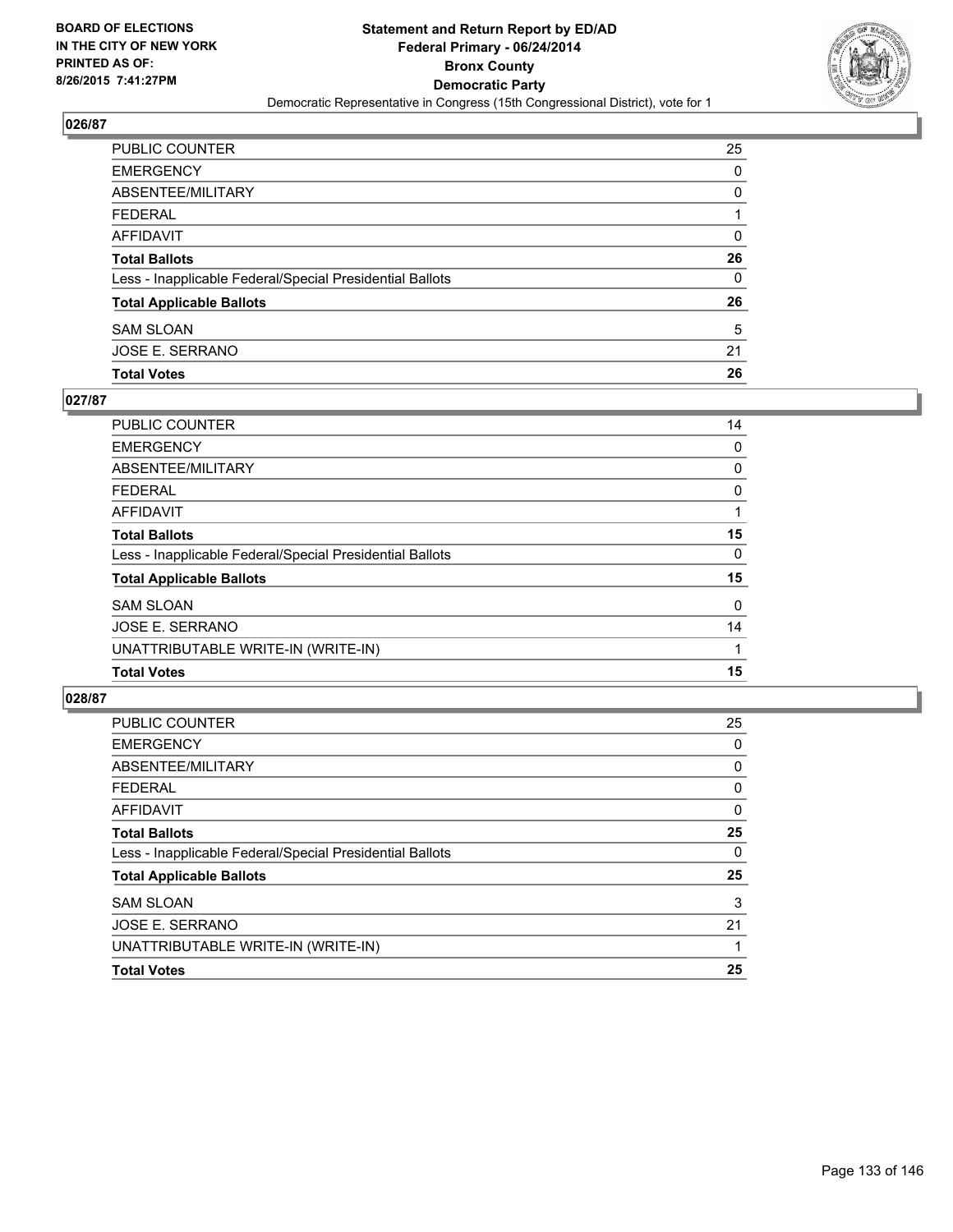**Statement and Return Report by ED/AD**
**Federal Primary - 06/24/2014**
**Bronx County**
**Democratic Party**
Democratic Representative in Congress (15th Congressional District), vote for 1

BOARD OF ELECTIONS
IN THE CITY OF NEW YORK
PRINTED AS OF:
8/26/2015 7:41:27PM

### 026/87

| | |
|---|---|
| PUBLIC COUNTER | 25 |
| EMERGENCY | 0 |
| ABSENTEE/MILITARY | 0 |
| FEDERAL | 1 |
| AFFIDAVIT | 0 |
| **Total Ballots** | **26** |
| Less - Inapplicable Federal/Special Presidential Ballots | 0 |
| **Total Applicable Ballots** | **26** |
| SAM SLOAN | 5 |
| JOSE E. SERRANO | 21 |
| **Total Votes** | **26** |

### 027/87

| | |
|---|---|
| PUBLIC COUNTER | 14 |
| EMERGENCY | 0 |
| ABSENTEE/MILITARY | 0 |
| FEDERAL | 0 |
| AFFIDAVIT | 1 |
| **Total Ballots** | **15** |
| Less - Inapplicable Federal/Special Presidential Ballots | 0 |
| **Total Applicable Ballots** | **15** |
| SAM SLOAN | 0 |
| JOSE E. SERRANO | 14 |
| UNATTRIBUTABLE WRITE-IN (WRITE-IN) | 1 |
| **Total Votes** | **15** |

### 028/87

| | |
|---|---|
| PUBLIC COUNTER | 25 |
| EMERGENCY | 0 |
| ABSENTEE/MILITARY | 0 |
| FEDERAL | 0 |
| AFFIDAVIT | 0 |
| **Total Ballots** | **25** |
| Less - Inapplicable Federal/Special Presidential Ballots | 0 |
| **Total Applicable Ballots** | **25** |
| SAM SLOAN | 3 |
| JOSE E. SERRANO | 21 |
| UNATTRIBUTABLE WRITE-IN (WRITE-IN) | 1 |
| **Total Votes** | **25** |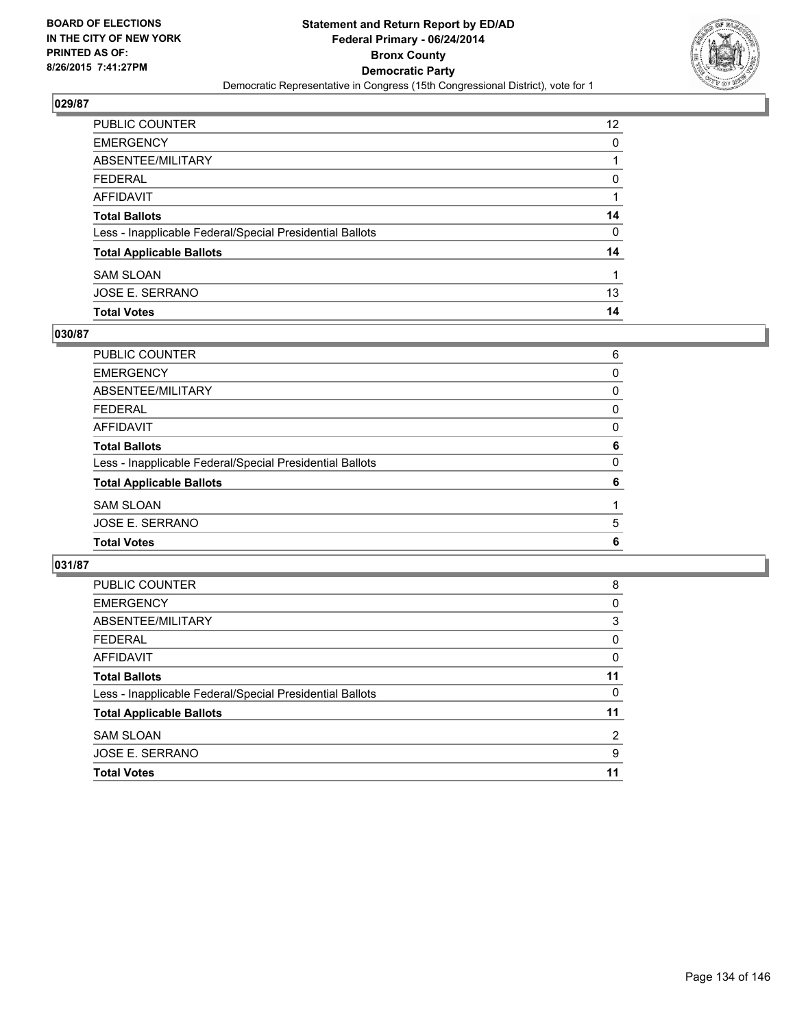BOARD OF ELECTIONS
IN THE CITY OF NEW YORK
PRINTED AS OF:
8/26/2015 7:41:27PM

**Statement and Return Report by ED/AD**
**Federal Primary - 06/24/2014**
**Bronx County**
**Democratic Party**
Democratic Representative in Congress (15th Congressional District), vote for 1

## 029/87

| | |
|---|---|
| PUBLIC COUNTER | 12 |
| EMERGENCY | 0 |
| ABSENTEE/MILITARY | 1 |
| FEDERAL | 0 |
| AFFIDAVIT | 1 |
| **Total Ballots** | **14** |
| Less - Inapplicable Federal/Special Presidential Ballots | 0 |
| **Total Applicable Ballots** | **14** |
| SAM SLOAN | 1 |
| JOSE E. SERRANO | 13 |
| **Total Votes** | **14** |

## 030/87

| | |
|---|---|
| PUBLIC COUNTER | 6 |
| EMERGENCY | 0 |
| ABSENTEE/MILITARY | 0 |
| FEDERAL | 0 |
| AFFIDAVIT | 0 |
| **Total Ballots** | **6** |
| Less - Inapplicable Federal/Special Presidential Ballots | 0 |
| **Total Applicable Ballots** | **6** |
| SAM SLOAN | 1 |
| JOSE E. SERRANO | 5 |
| **Total Votes** | **6** |

## 031/87

| | |
|---|---|
| PUBLIC COUNTER | 8 |
| EMERGENCY | 0 |
| ABSENTEE/MILITARY | 3 |
| FEDERAL | 0 |
| AFFIDAVIT | 0 |
| **Total Ballots** | **11** |
| Less - Inapplicable Federal/Special Presidential Ballots | 0 |
| **Total Applicable Ballots** | **11** |
| SAM SLOAN | 2 |
| JOSE E. SERRANO | 9 |
| **Total Votes** | **11** |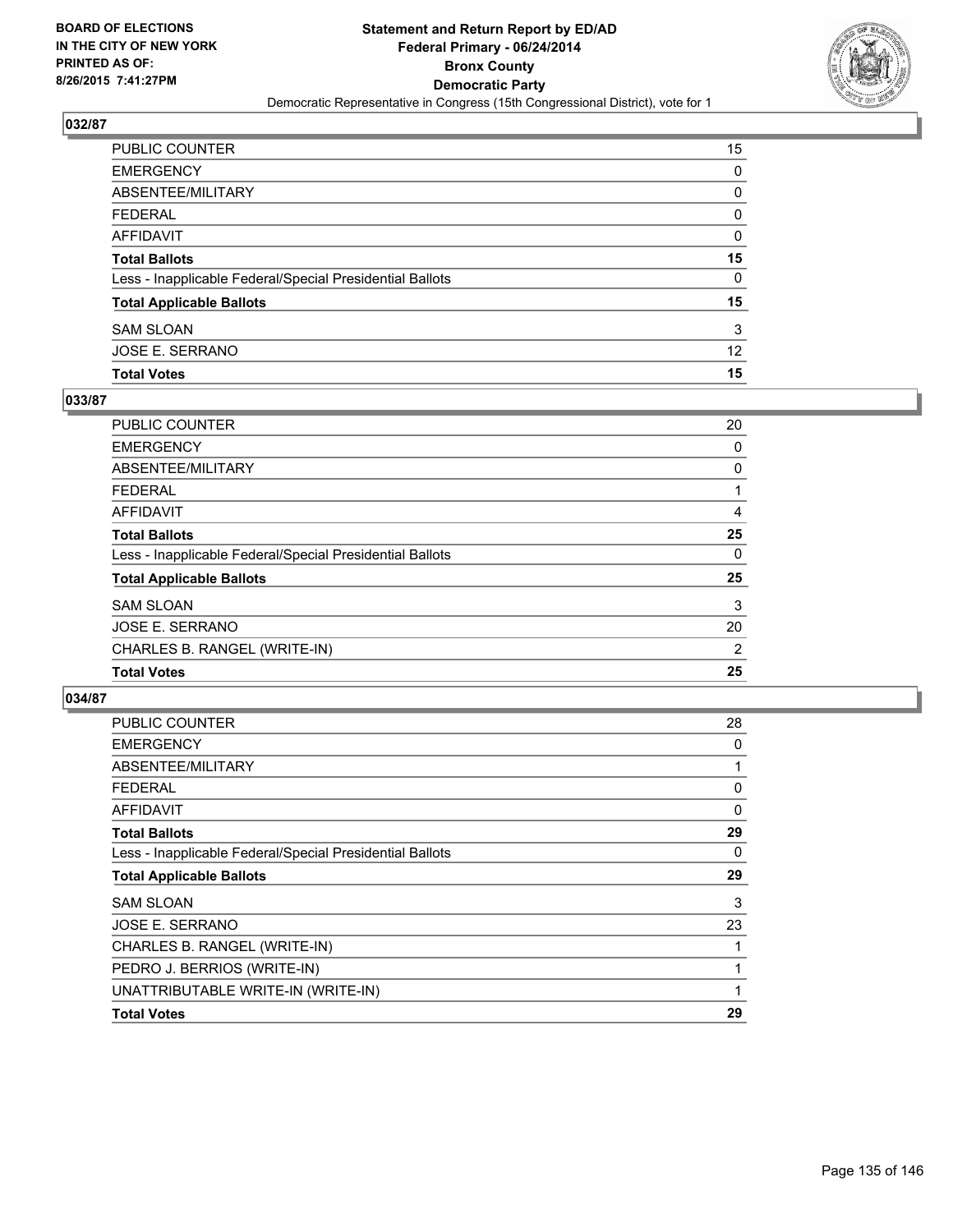## 032/87

| | |
|---|---|
| PUBLIC COUNTER | 15 |
| EMERGENCY | 0 |
| ABSENTEE/MILITARY | 0 |
| FEDERAL | 0 |
| AFFIDAVIT | 0 |
| **Total Ballots** | **15** |
| Less - Inapplicable Federal/Special Presidential Ballots | 0 |
| **Total Applicable Ballots** | **15** |
| SAM SLOAN | 3 |
| JOSE E. SERRANO | 12 |
| **Total Votes** | **15** |

## 033/87

| | |
|---|---|
| PUBLIC COUNTER | 20 |
| EMERGENCY | 0 |
| ABSENTEE/MILITARY | 0 |
| FEDERAL | 1 |
| AFFIDAVIT | 4 |
| **Total Ballots** | **25** |
| Less - Inapplicable Federal/Special Presidential Ballots | 0 |
| **Total Applicable Ballots** | **25** |
| SAM SLOAN | 3 |
| JOSE E. SERRANO | 20 |
| CHARLES B. RANGEL (WRITE-IN) | 2 |
| **Total Votes** | **25** |

## 034/87

| | |
|---|---|
| PUBLIC COUNTER | 28 |
| EMERGENCY | 0 |
| ABSENTEE/MILITARY | 1 |
| FEDERAL | 0 |
| AFFIDAVIT | 0 |
| **Total Ballots** | **29** |
| Less - Inapplicable Federal/Special Presidential Ballots | 0 |
| **Total Applicable Ballots** | **29** |
| SAM SLOAN | 3 |
| JOSE E. SERRANO | 23 |
| CHARLES B. RANGEL (WRITE-IN) | 1 |
| PEDRO J. BERRIOS (WRITE-IN) | 1 |
| UNATTRIBUTABLE WRITE-IN (WRITE-IN) | 1 |
| **Total Votes** | **29** |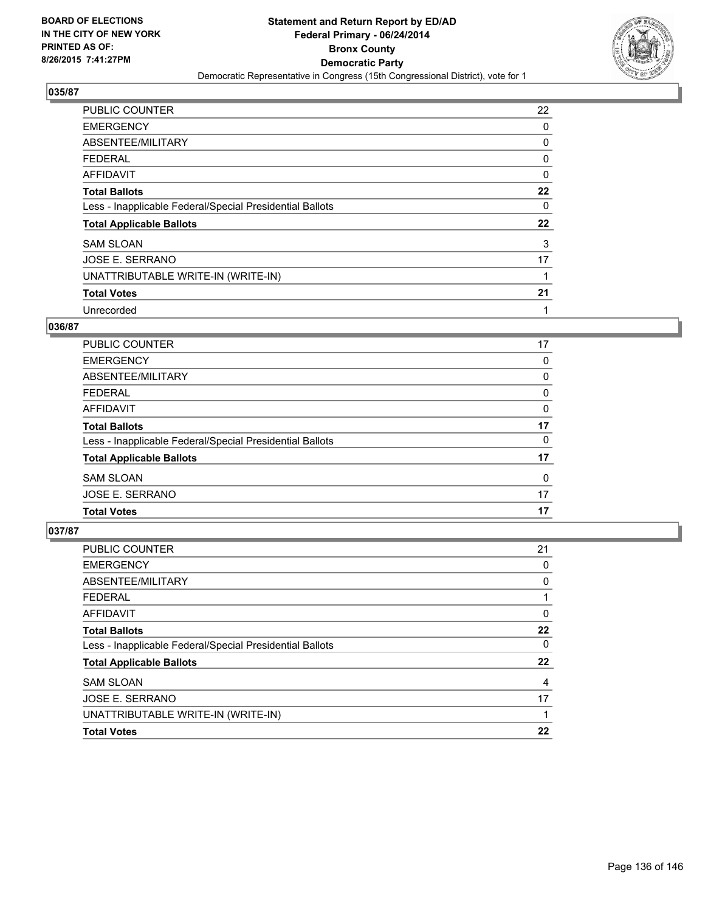**BOARD OF ELECTIONS IN THE CITY OF NEW YORK PRINTED AS OF: 8/26/2015 7:41:27PM**

**Statement and Return Report by ED/AD Federal Primary - 06/24/2014 Bronx County Democratic Party**

Democratic Representative in Congress (15th Congressional District), vote for 1

### 035/87

| | |
|---|---|
| PUBLIC COUNTER | 22 |
| EMERGENCY | 0 |
| ABSENTEE/MILITARY | 0 |
| FEDERAL | 0 |
| AFFIDAVIT | 0 |
| **Total Ballots** | **22** |
| Less - Inapplicable Federal/Special Presidential Ballots | 0 |
| **Total Applicable Ballots** | **22** |
| SAM SLOAN | 3 |
| JOSE E. SERRANO | 17 |
| UNATTRIBUTABLE WRITE-IN (WRITE-IN) | 1 |
| **Total Votes** | **21** |
| Unrecorded | 1 |

### 036/87

| | |
|---|---|
| PUBLIC COUNTER | 17 |
| EMERGENCY | 0 |
| ABSENTEE/MILITARY | 0 |
| FEDERAL | 0 |
| AFFIDAVIT | 0 |
| **Total Ballots** | **17** |
| Less - Inapplicable Federal/Special Presidential Ballots | 0 |
| **Total Applicable Ballots** | **17** |
| SAM SLOAN | 0 |
| JOSE E. SERRANO | 17 |
| **Total Votes** | **17** |

### 037/87

| | |
|---|---|
| PUBLIC COUNTER | 21 |
| EMERGENCY | 0 |
| ABSENTEE/MILITARY | 0 |
| FEDERAL | 1 |
| AFFIDAVIT | 0 |
| **Total Ballots** | **22** |
| Less - Inapplicable Federal/Special Presidential Ballots | 0 |
| **Total Applicable Ballots** | **22** |
| SAM SLOAN | 4 |
| JOSE E. SERRANO | 17 |
| UNATTRIBUTABLE WRITE-IN (WRITE-IN) | 1 |
| **Total Votes** | **22** |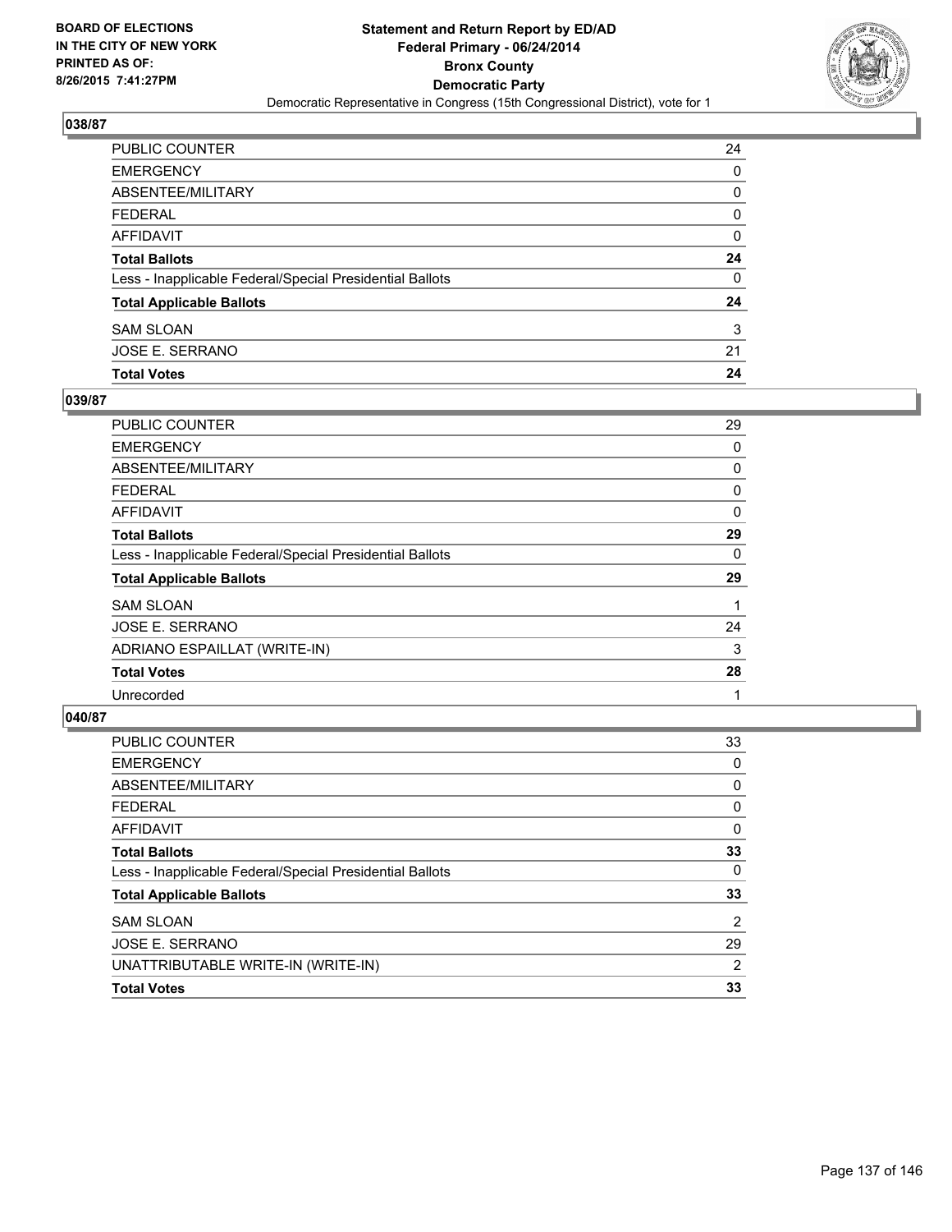**BOARD OF ELECTIONS IN THE CITY OF NEW YORK PRINTED AS OF: 8/26/2015 7:41:27PM**

**Statement and Return Report by ED/AD Federal Primary - 06/24/2014 Bronx County Democratic Party**

Democratic Representative in Congress (15th Congressional District), vote for 1

## 038/87

| | |
|---|---|
| PUBLIC COUNTER | 24 |
| EMERGENCY | 0 |
| ABSENTEE/MILITARY | 0 |
| FEDERAL | 0 |
| AFFIDAVIT | 0 |
| **Total Ballots** | **24** |
| Less - Inapplicable Federal/Special Presidential Ballots | 0 |
| **Total Applicable Ballots** | **24** |
| SAM SLOAN | 3 |
| JOSE E. SERRANO | 21 |
| **Total Votes** | **24** |

## 039/87

| | |
|---|---|
| PUBLIC COUNTER | 29 |
| EMERGENCY | 0 |
| ABSENTEE/MILITARY | 0 |
| FEDERAL | 0 |
| AFFIDAVIT | 0 |
| **Total Ballots** | **29** |
| Less - Inapplicable Federal/Special Presidential Ballots | 0 |
| **Total Applicable Ballots** | **29** |
| SAM SLOAN | 1 |
| JOSE E. SERRANO | 24 |
| ADRIANO ESPAILLAT (WRITE-IN) | 3 |
| **Total Votes** | **28** |
| Unrecorded | 1 |

## 040/87

| | |
|---|---|
| PUBLIC COUNTER | 33 |
| EMERGENCY | 0 |
| ABSENTEE/MILITARY | 0 |
| FEDERAL | 0 |
| AFFIDAVIT | 0 |
| **Total Ballots** | **33** |
| Less - Inapplicable Federal/Special Presidential Ballots | 0 |
| **Total Applicable Ballots** | **33** |
| SAM SLOAN | 2 |
| JOSE E. SERRANO | 29 |
| UNATTRIBUTABLE WRITE-IN (WRITE-IN) | 2 |
| **Total Votes** | **33** |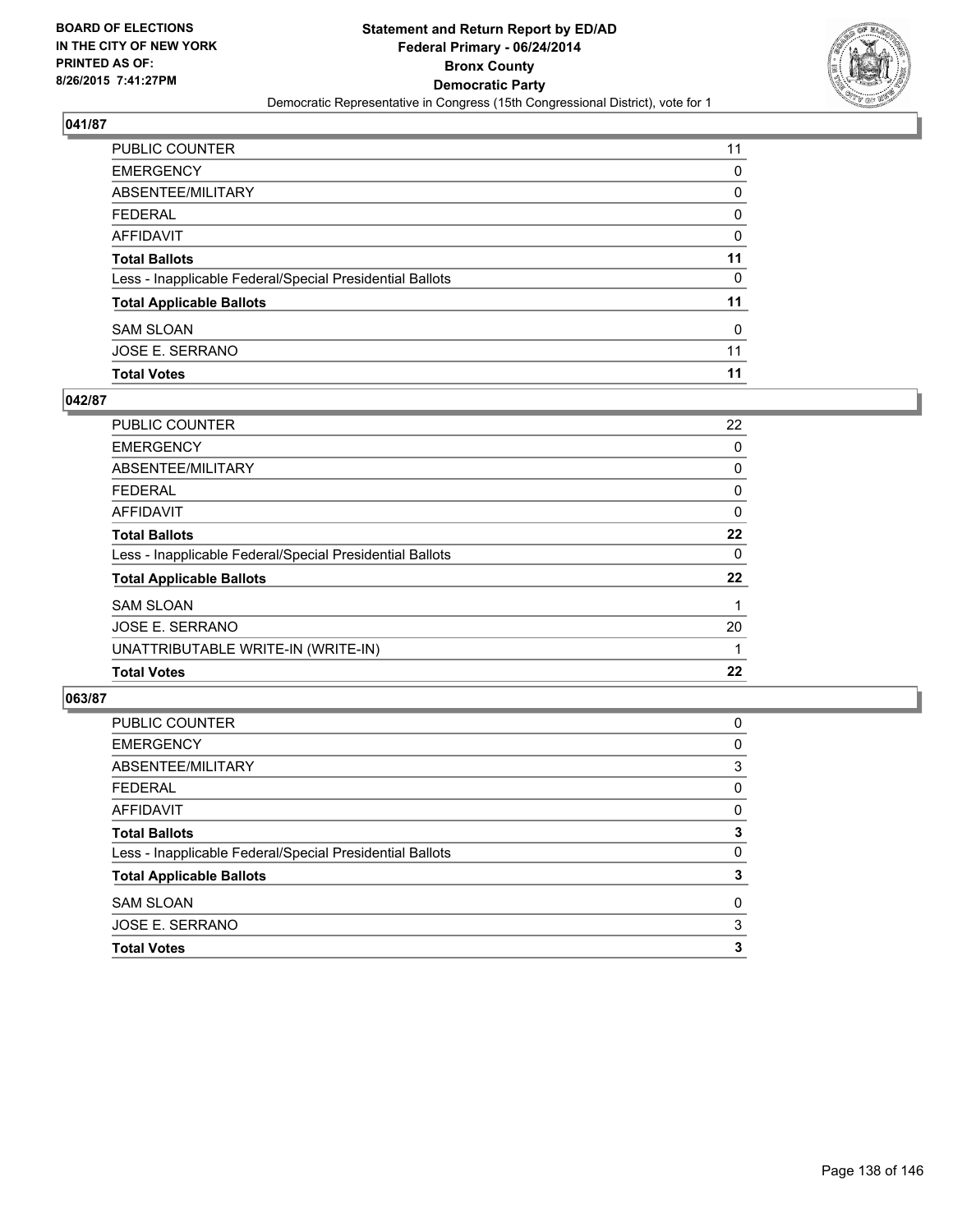BOARD OF ELECTIONS
IN THE CITY OF NEW YORK
PRINTED AS OF:
8/26/2015 7:41:27PM

**Statement and Return Report by ED/AD**
**Federal Primary - 06/24/2014**
**Bronx County**
**Democratic Party**
Democratic Representative in Congress (15th Congressional District), vote for 1

## 041/87

| | |
|---|---|
| PUBLIC COUNTER | 11 |
| EMERGENCY | 0 |
| ABSENTEE/MILITARY | 0 |
| FEDERAL | 0 |
| AFFIDAVIT | 0 |
| **Total Ballots** | **11** |
| Less - Inapplicable Federal/Special Presidential Ballots | 0 |
| **Total Applicable Ballots** | **11** |
| SAM SLOAN | 0 |
| JOSE E. SERRANO | 11 |
| **Total Votes** | **11** |

## 042/87

| | |
|---|---|
| PUBLIC COUNTER | 22 |
| EMERGENCY | 0 |
| ABSENTEE/MILITARY | 0 |
| FEDERAL | 0 |
| AFFIDAVIT | 0 |
| **Total Ballots** | **22** |
| Less - Inapplicable Federal/Special Presidential Ballots | 0 |
| **Total Applicable Ballots** | **22** |
| SAM SLOAN | 1 |
| JOSE E. SERRANO | 20 |
| UNATTRIBUTABLE WRITE-IN (WRITE-IN) | 1 |
| **Total Votes** | **22** |

## 063/87

| | |
|---|---|
| PUBLIC COUNTER | 0 |
| EMERGENCY | 0 |
| ABSENTEE/MILITARY | 3 |
| FEDERAL | 0 |
| AFFIDAVIT | 0 |
| **Total Ballots** | **3** |
| Less - Inapplicable Federal/Special Presidential Ballots | 0 |
| **Total Applicable Ballots** | **3** |
| SAM SLOAN | 0 |
| JOSE E. SERRANO | 3 |
| **Total Votes** | **3** |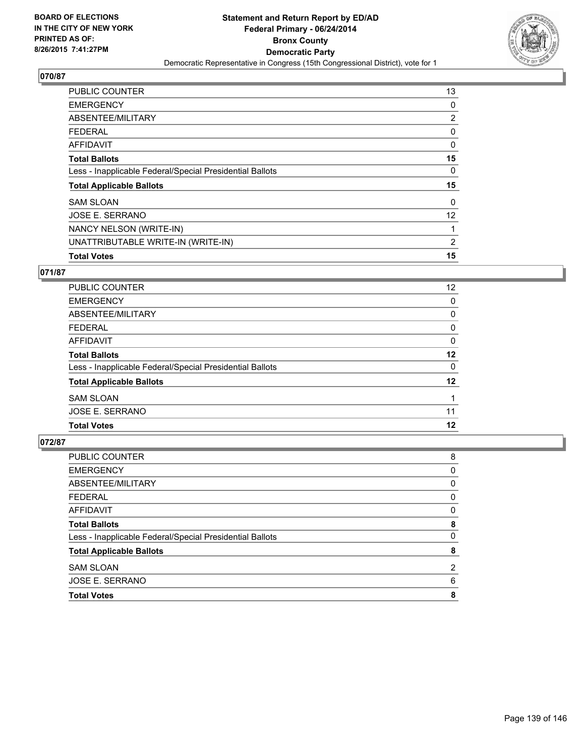## 070/87

| | |
|---|---|
| PUBLIC COUNTER | 13 |
| EMERGENCY | 0 |
| ABSENTEE/MILITARY | 2 |
| FEDERAL | 0 |
| AFFIDAVIT | 0 |
| **Total Ballots** | **15** |
| Less - Inapplicable Federal/Special Presidential Ballots | 0 |
| **Total Applicable Ballots** | **15** |
| SAM SLOAN | 0 |
| JOSE E. SERRANO | 12 |
| NANCY NELSON (WRITE-IN) | 1 |
| UNATTRIBUTABLE WRITE-IN (WRITE-IN) | 2 |
| **Total Votes** | **15** |

## 071/87

| | |
|---|---|
| PUBLIC COUNTER | 12 |
| EMERGENCY | 0 |
| ABSENTEE/MILITARY | 0 |
| FEDERAL | 0 |
| AFFIDAVIT | 0 |
| **Total Ballots** | **12** |
| Less - Inapplicable Federal/Special Presidential Ballots | 0 |
| **Total Applicable Ballots** | **12** |
| SAM SLOAN | 1 |
| JOSE E. SERRANO | 11 |
| **Total Votes** | **12** |

## 072/87

| | |
|---|---|
| PUBLIC COUNTER | 8 |
| EMERGENCY | 0 |
| ABSENTEE/MILITARY | 0 |
| FEDERAL | 0 |
| AFFIDAVIT | 0 |
| **Total Ballots** | **8** |
| Less - Inapplicable Federal/Special Presidential Ballots | 0 |
| **Total Applicable Ballots** | **8** |
| SAM SLOAN | 2 |
| JOSE E. SERRANO | 6 |
| **Total Votes** | **8** |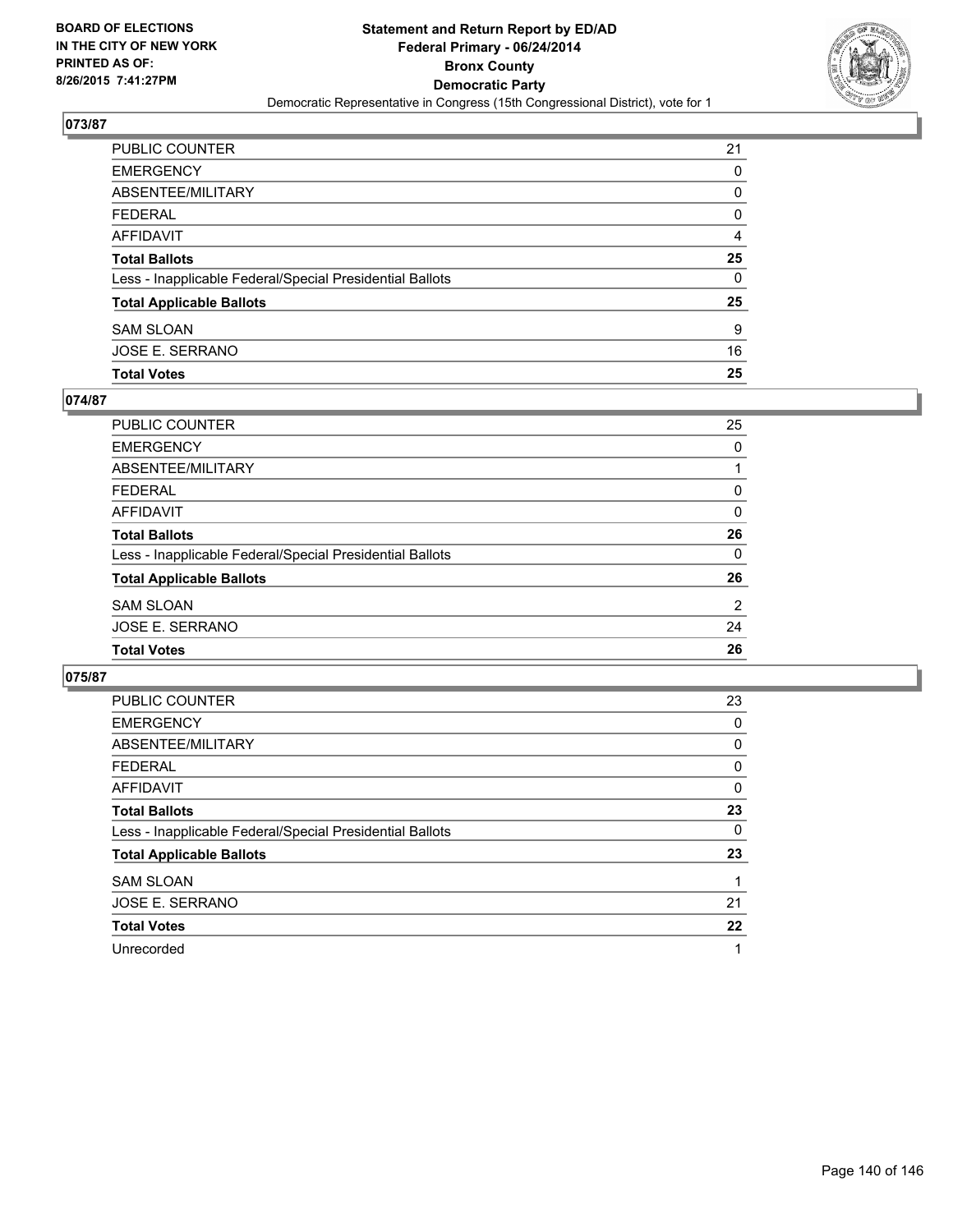BOARD OF ELECTIONS
IN THE CITY OF NEW YORK
PRINTED AS OF:
8/26/2015 7:41:27PM

**Statement and Return Report by ED/AD**
**Federal Primary - 06/24/2014**
**Bronx County**
**Democratic Party**
Democratic Representative in Congress (15th Congressional District), vote for 1

## 073/87

| | |
|---|---|
| PUBLIC COUNTER | 21 |
| EMERGENCY | 0 |
| ABSENTEE/MILITARY | 0 |
| FEDERAL | 0 |
| AFFIDAVIT | 4 |
| **Total Ballots** | **25** |
| Less - Inapplicable Federal/Special Presidential Ballots | 0 |
| **Total Applicable Ballots** | **25** |
| SAM SLOAN | 9 |
| JOSE E. SERRANO | 16 |
| **Total Votes** | **25** |

## 074/87

| | |
|---|---|
| PUBLIC COUNTER | 25 |
| EMERGENCY | 0 |
| ABSENTEE/MILITARY | 1 |
| FEDERAL | 0 |
| AFFIDAVIT | 0 |
| **Total Ballots** | **26** |
| Less - Inapplicable Federal/Special Presidential Ballots | 0 |
| **Total Applicable Ballots** | **26** |
| SAM SLOAN | 2 |
| JOSE E. SERRANO | 24 |
| **Total Votes** | **26** |

## 075/87

| | |
|---|---|
| PUBLIC COUNTER | 23 |
| EMERGENCY | 0 |
| ABSENTEE/MILITARY | 0 |
| FEDERAL | 0 |
| AFFIDAVIT | 0 |
| **Total Ballots** | **23** |
| Less - Inapplicable Federal/Special Presidential Ballots | 0 |
| **Total Applicable Ballots** | **23** |
| SAM SLOAN | 1 |
| JOSE E. SERRANO | 21 |
| **Total Votes** | **22** |
| Unrecorded | 1 |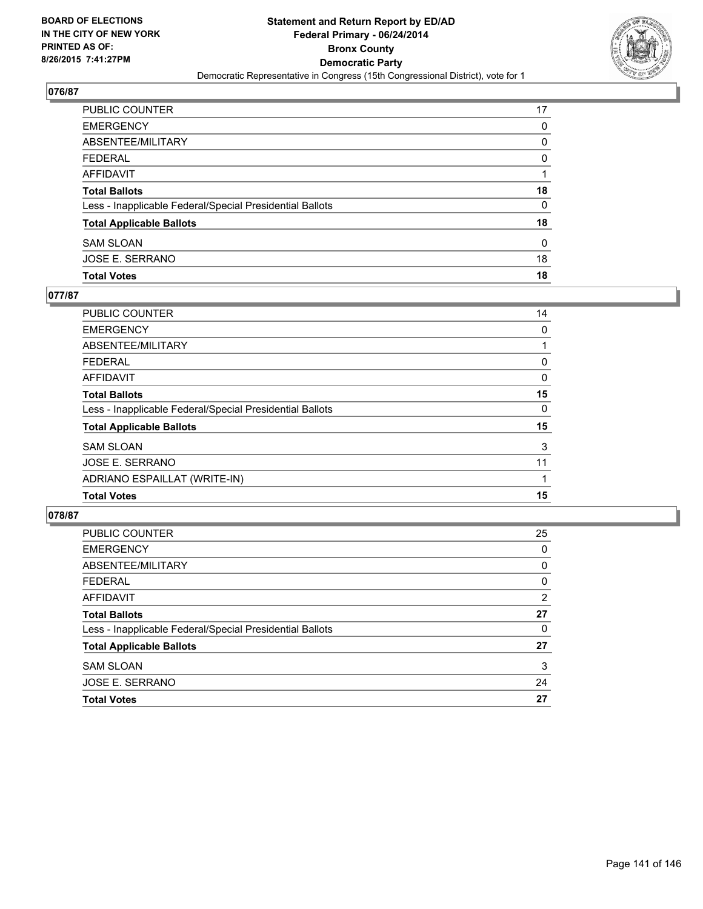BOARD OF ELECTIONS
IN THE CITY OF NEW YORK
PRINTED AS OF:
8/26/2015 7:41:27PM

# Statement and Return Report by ED/AD
## Federal Primary - 06/24/2014
## Bronx County
## Democratic Party
### Democratic Representative in Congress (15th Congressional District), vote for 1

### 076/87

| | |
|---|---|
| PUBLIC COUNTER | 17 |
| EMERGENCY | 0 |
| ABSENTEE/MILITARY | 0 |
| FEDERAL | 0 |
| AFFIDAVIT | 1 |
| **Total Ballots** | **18** |
| Less - Inapplicable Federal/Special Presidential Ballots | 0 |
| **Total Applicable Ballots** | **18** |
| SAM SLOAN | 0 |
| JOSE E. SERRANO | 18 |
| **Total Votes** | **18** |

### 077/87

| | |
|---|---|
| PUBLIC COUNTER | 14 |
| EMERGENCY | 0 |
| ABSENTEE/MILITARY | 1 |
| FEDERAL | 0 |
| AFFIDAVIT | 0 |
| **Total Ballots** | **15** |
| Less - Inapplicable Federal/Special Presidential Ballots | 0 |
| **Total Applicable Ballots** | **15** |
| SAM SLOAN | 3 |
| JOSE E. SERRANO | 11 |
| ADRIANO ESPAILLAT (WRITE-IN) | 1 |
| **Total Votes** | **15** |

### 078/87

| | |
|---|---|
| PUBLIC COUNTER | 25 |
| EMERGENCY | 0 |
| ABSENTEE/MILITARY | 0 |
| FEDERAL | 0 |
| AFFIDAVIT | 2 |
| **Total Ballots** | **27** |
| Less - Inapplicable Federal/Special Presidential Ballots | 0 |
| **Total Applicable Ballots** | **27** |
| SAM SLOAN | 3 |
| JOSE E. SERRANO | 24 |
| **Total Votes** | **27** |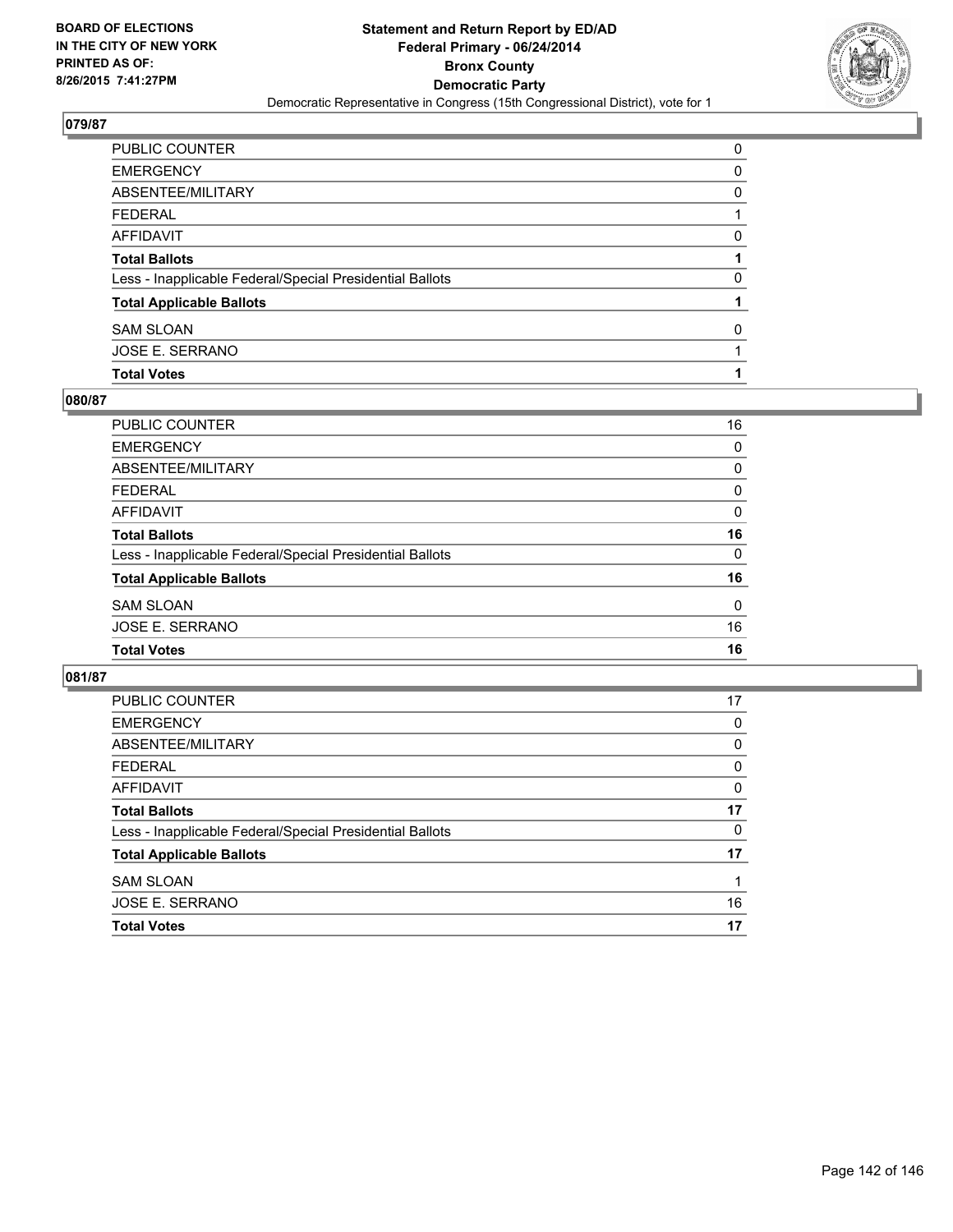**BOARD OF ELECTIONS IN THE CITY OF NEW YORK PRINTED AS OF: 8/26/2015 7:41:27PM**

# Statement and Return Report by ED/AD
## Federal Primary - 06/24/2014
## Bronx County
## Democratic Party
### Democratic Representative in Congress (15th Congressional District), vote for 1

### 079/87

| | |
|---|---|
| PUBLIC COUNTER | 0 |
| EMERGENCY | 0 |
| ABSENTEE/MILITARY | 0 |
| FEDERAL | 1 |
| AFFIDAVIT | 0 |
| **Total Ballots** | **1** |
| Less - Inapplicable Federal/Special Presidential Ballots | 0 |
| **Total Applicable Ballots** | **1** |
| SAM SLOAN | 0 |
| JOSE E. SERRANO | 1 |
| **Total Votes** | **1** |

### 080/87

| | |
|---|---|
| PUBLIC COUNTER | 16 |
| EMERGENCY | 0 |
| ABSENTEE/MILITARY | 0 |
| FEDERAL | 0 |
| AFFIDAVIT | 0 |
| **Total Ballots** | **16** |
| Less - Inapplicable Federal/Special Presidential Ballots | 0 |
| **Total Applicable Ballots** | **16** |
| SAM SLOAN | 0 |
| JOSE E. SERRANO | 16 |
| **Total Votes** | **16** |

### 081/87

| | |
|---|---|
| PUBLIC COUNTER | 17 |
| EMERGENCY | 0 |
| ABSENTEE/MILITARY | 0 |
| FEDERAL | 0 |
| AFFIDAVIT | 0 |
| **Total Ballots** | **17** |
| Less - Inapplicable Federal/Special Presidential Ballots | 0 |
| **Total Applicable Ballots** | **17** |
| SAM SLOAN | 1 |
| JOSE E. SERRANO | 16 |
| **Total Votes** | **17** |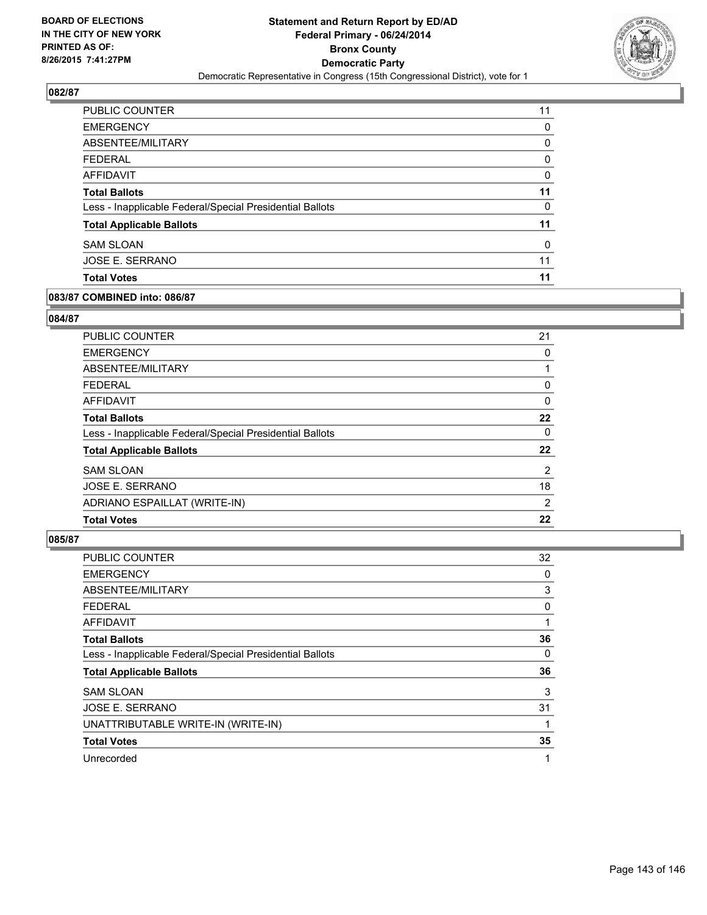**Statement and Return Report by ED/AD**
**Federal Primary - 06/24/2014**
**Bronx County**
**Democratic Party**
Democratic Representative in Congress (15th Congressional District), vote for 1

BOARD OF ELECTIONS
IN THE CITY OF NEW YORK
PRINTED AS OF:
8/26/2015 7:41:27PM

## 082/87

| | |
|---|---|
| PUBLIC COUNTER | 11 |
| EMERGENCY | 0 |
| ABSENTEE/MILITARY | 0 |
| FEDERAL | 0 |
| AFFIDAVIT | 0 |
| **Total Ballots** | **11** |
| Less - Inapplicable Federal/Special Presidential Ballots | 0 |
| **Total Applicable Ballots** | **11** |
| SAM SLOAN | 0 |
| JOSE E. SERRANO | 11 |
| **Total Votes** | **11** |

## 083/87 COMBINED into: 086/87

## 084/87

| | |
|---|---|
| PUBLIC COUNTER | 21 |
| EMERGENCY | 0 |
| ABSENTEE/MILITARY | 1 |
| FEDERAL | 0 |
| AFFIDAVIT | 0 |
| **Total Ballots** | **22** |
| Less - Inapplicable Federal/Special Presidential Ballots | 0 |
| **Total Applicable Ballots** | **22** |
| SAM SLOAN | 2 |
| JOSE E. SERRANO | 18 |
| ADRIANO ESPAILLAT (WRITE-IN) | 2 |
| **Total Votes** | **22** |

## 085/87

| | |
|---|---|
| PUBLIC COUNTER | 32 |
| EMERGENCY | 0 |
| ABSENTEE/MILITARY | 3 |
| FEDERAL | 0 |
| AFFIDAVIT | 1 |
| **Total Ballots** | **36** |
| Less - Inapplicable Federal/Special Presidential Ballots | 0 |
| **Total Applicable Ballots** | **36** |
| SAM SLOAN | 3 |
| JOSE E. SERRANO | 31 |
| UNATTRIBUTABLE WRITE-IN (WRITE-IN) | 1 |
| **Total Votes** | **35** |
| Unrecorded | 1 |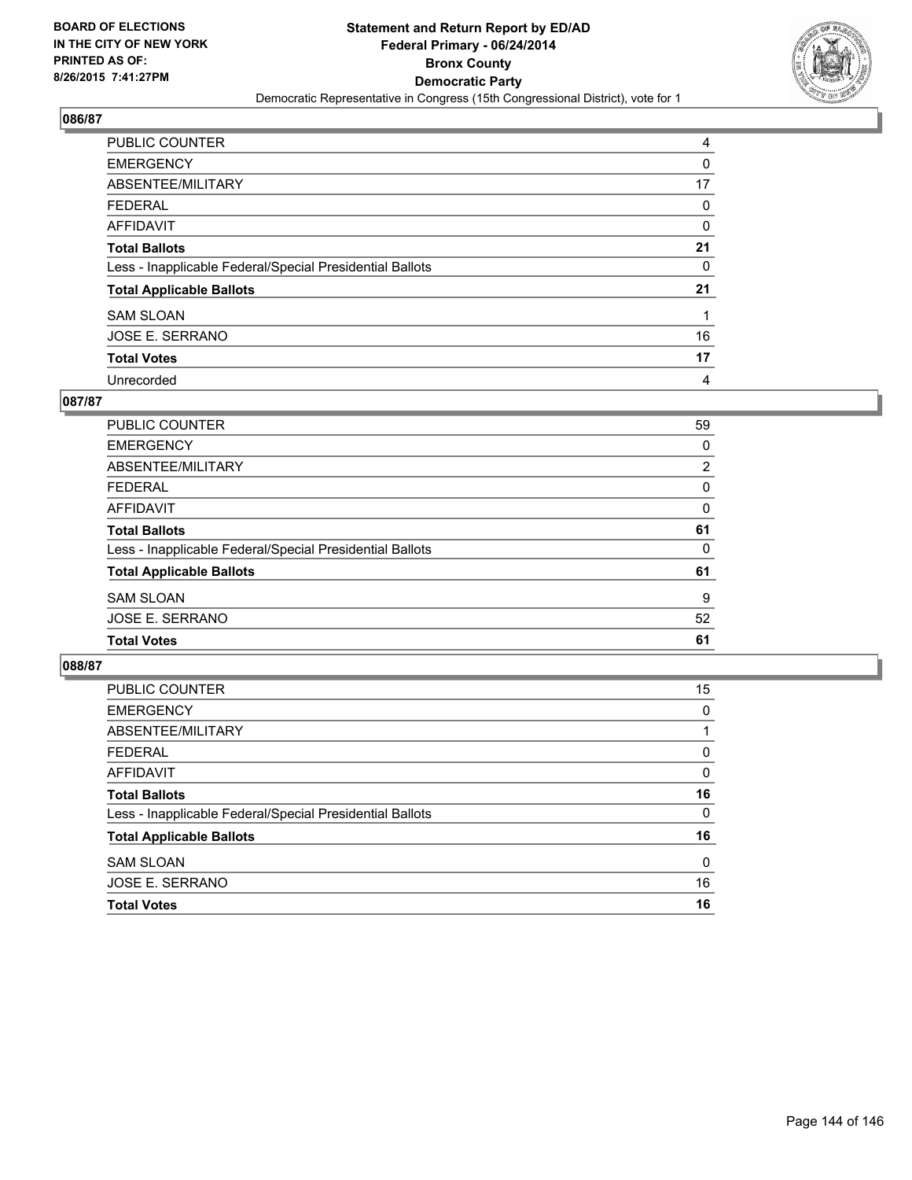**Statement and Return Report by ED/AD**
**Federal Primary - 06/24/2014**
**Bronx County**
**Democratic Party**
Democratic Representative in Congress (15th Congressional District), vote for 1

BOARD OF ELECTIONS
IN THE CITY OF NEW YORK
PRINTED AS OF:
8/26/2015 7:41:27PM

## 086/87

| | |
|---|---|
| PUBLIC COUNTER | 4 |
| EMERGENCY | 0 |
| ABSENTEE/MILITARY | 17 |
| FEDERAL | 0 |
| AFFIDAVIT | 0 |
| **Total Ballots** | **21** |
| Less - Inapplicable Federal/Special Presidential Ballots | 0 |
| **Total Applicable Ballots** | **21** |
| SAM SLOAN | 1 |
| JOSE E. SERRANO | 16 |
| **Total Votes** | **17** |
| Unrecorded | 4 |

## 087/87

| | |
|---|---|
| PUBLIC COUNTER | 59 |
| EMERGENCY | 0 |
| ABSENTEE/MILITARY | 2 |
| FEDERAL | 0 |
| AFFIDAVIT | 0 |
| **Total Ballots** | **61** |
| Less - Inapplicable Federal/Special Presidential Ballots | 0 |
| **Total Applicable Ballots** | **61** |
| SAM SLOAN | 9 |
| JOSE E. SERRANO | 52 |
| **Total Votes** | **61** |

## 088/87

| | |
|---|---|
| PUBLIC COUNTER | 15 |
| EMERGENCY | 0 |
| ABSENTEE/MILITARY | 1 |
| FEDERAL | 0 |
| AFFIDAVIT | 0 |
| **Total Ballots** | **16** |
| Less - Inapplicable Federal/Special Presidential Ballots | 0 |
| **Total Applicable Ballots** | **16** |
| SAM SLOAN | 0 |
| JOSE E. SERRANO | 16 |
| **Total Votes** | **16** |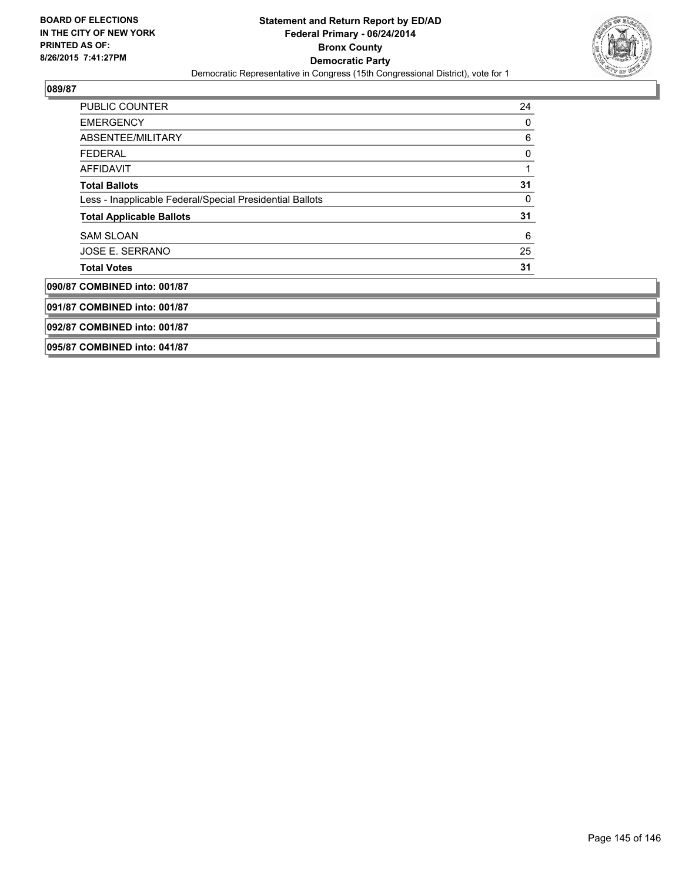## 089/87

| | |
|---|---|
| PUBLIC COUNTER | 24 |
| EMERGENCY | 0 |
| ABSENTEE/MILITARY | 6 |
| FEDERAL | 0 |
| AFFIDAVIT | 1 |
| **Total Ballots** | **31** |
| Less - Inapplicable Federal/Special Presidential Ballots | 0 |
| **Total Applicable Ballots** | **31** |
| SAM SLOAN | 6 |
| JOSE E. SERRANO | 25 |
| **Total Votes** | **31** |

**090/87 COMBINED into: 001/87**

**091/87 COMBINED into: 001/87**

**092/87 COMBINED into: 001/87**

**095/87 COMBINED into: 041/87**